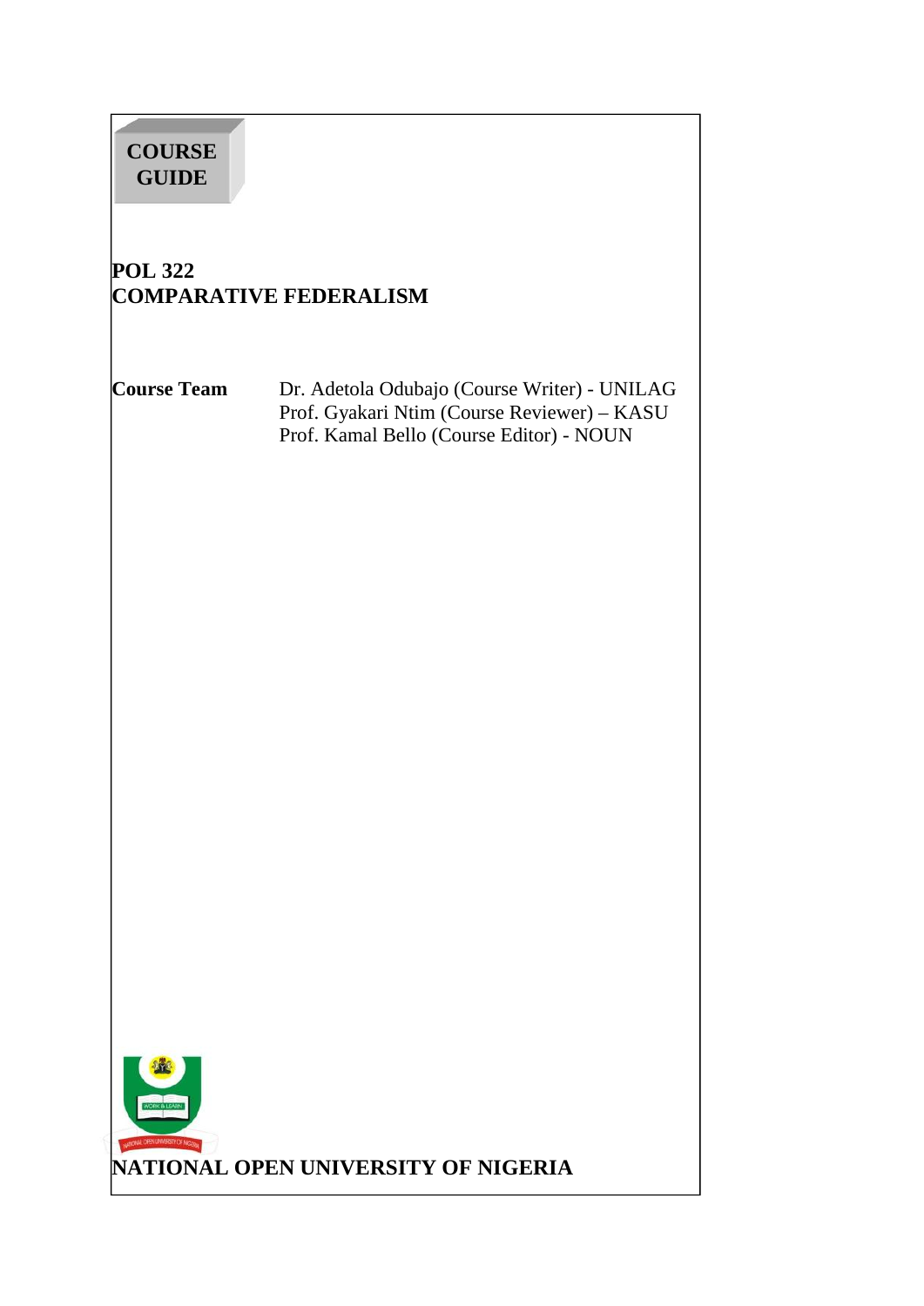**COURSE GUIDE**

# POL 322
# COMPARATIVE FEDERALISM

**Course Team**

Dr. Adetola Odubajo (Course Writer) - UNILAG
Prof. Gyakari Ntim (Course Reviewer) – KASU
Prof. Kamal Bello (Course Editor) - NOUN

**NATIONAL OPEN UNIVERSITY OF NIGERIA**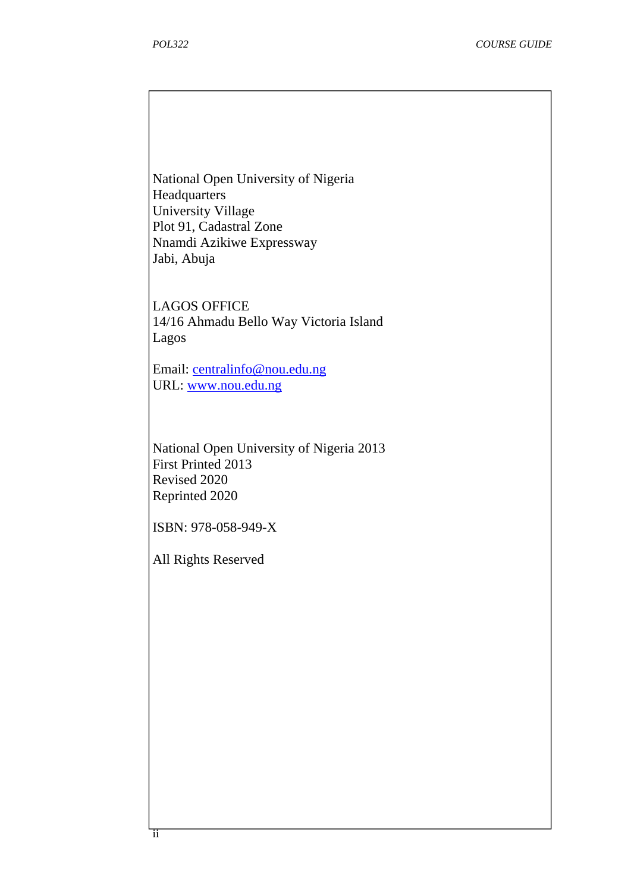National Open University of Nigeria
Headquarters
University Village
Plot 91, Cadastral Zone
Nnamdi Azikiwe Expressway
Jabi, Abuja

LAGOS OFFICE
14/16 Ahmadu Bello Way Victoria Island
Lagos

Email: centralinfo@nou.edu.ng
URL: www.nou.edu.ng

National Open University of Nigeria 2013
First Printed 2013
Revised 2020
Reprinted 2020

ISBN: 978-058-949-X

All Rights Reserved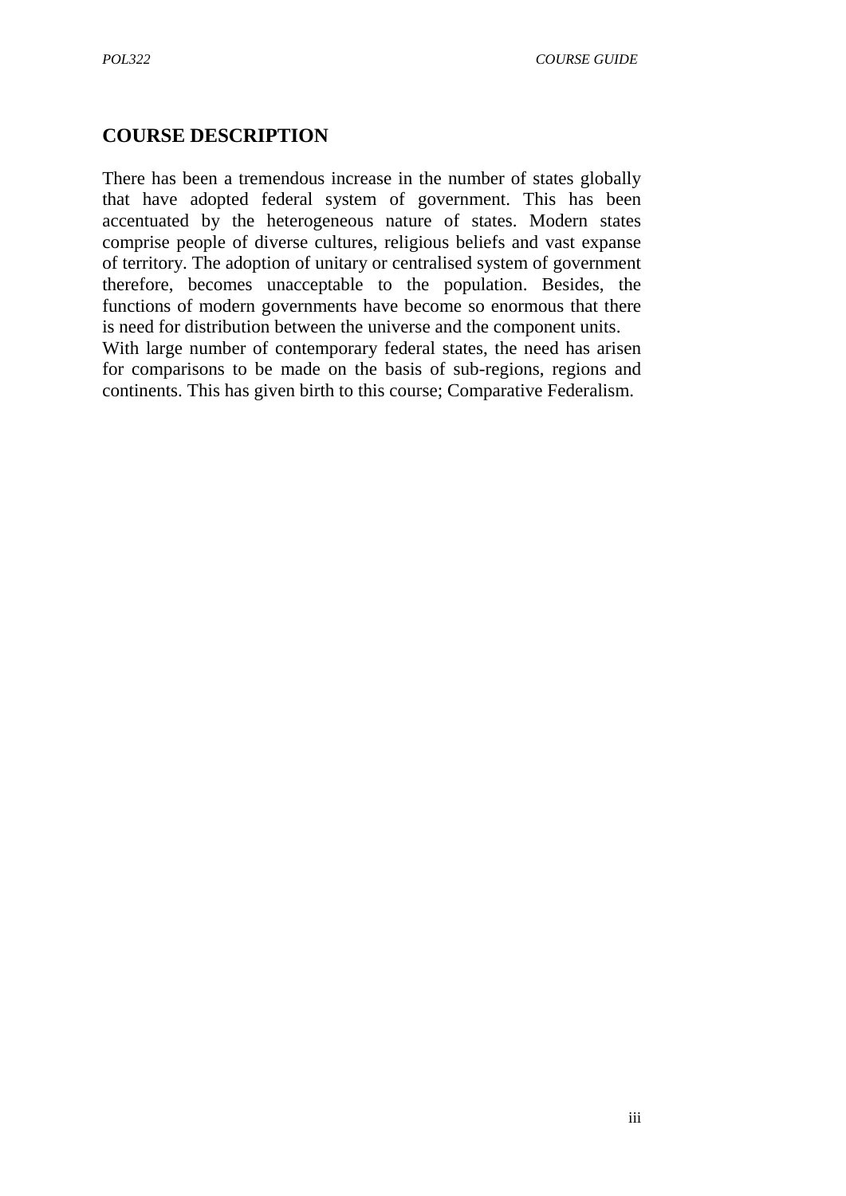## COURSE DESCRIPTION

There has been a tremendous increase in the number of states globally that have adopted federal system of government. This has been accentuated by the heterogeneous nature of states. Modern states comprise people of diverse cultures, religious beliefs and vast expanse of territory. The adoption of unitary or centralised system of government therefore, becomes unacceptable to the population. Besides, the functions of modern governments have become so enormous that there is need for distribution between the universe and the component units.
With large number of contemporary federal states, the need has arisen for comparisons to be made on the basis of sub-regions, regions and continents. This has given birth to this course; Comparative Federalism.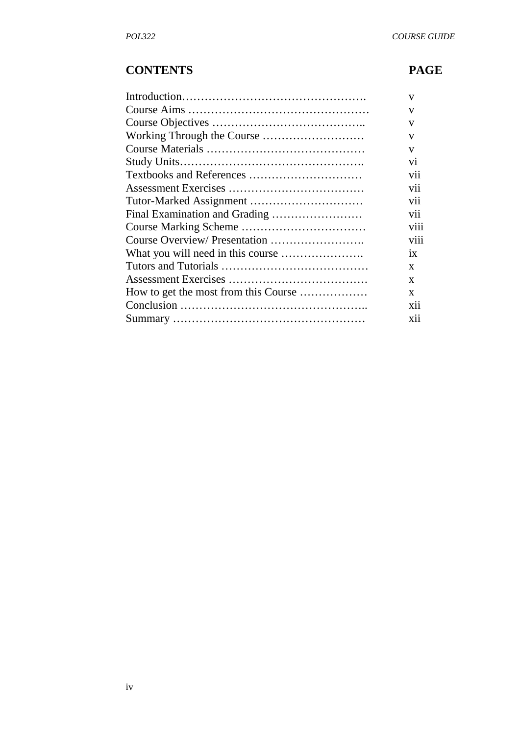| CONTENTS | PAGE |
|---|---|
| Introduction……………………………………………. | v |
| Course Aims ………………………………………… | v |
| Course Objectives ………………………………….. | v |
| Working Through the Course ……………………… | v |
| Course Materials …………………………………… | v |
| Study Units…………………………………………. | vi |
| Textbooks and References ………………………… | vii |
| Assessment Exercises ……………………………… | vii |
| Tutor-Marked Assignment ………………………… | vii |
| Final Examination and Grading …………………… | vii |
| Course Marking Scheme …………………………… | viii |
| Course Overview/ Presentation ……………………. | viii |
| What you will need in this course …………………. | ix |
| Tutors and Tutorials ………………………………… | x |
| Assessment Exercises ………………………………. | x |
| How to get the most from this Course ……………… | x |
| Conclusion ………………………………………….. | xii |
| Summary …………………………………………… | xii |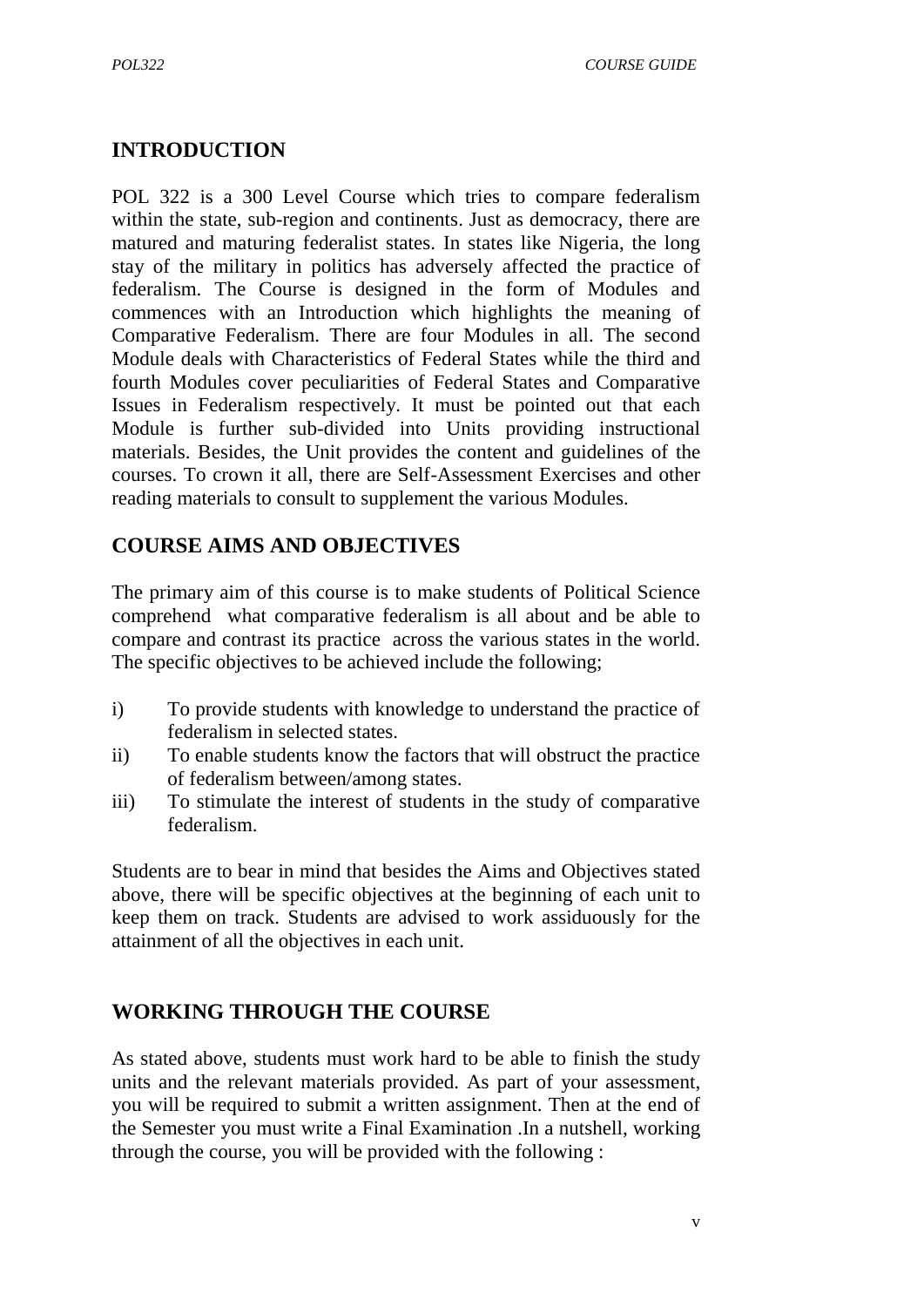## INTRODUCTION

POL 322 is a 300 Level Course which tries to compare federalism within the state, sub-region and continents. Just as democracy, there are matured and maturing federalist states. In states like Nigeria, the long stay of the military in politics has adversely affected the practice of federalism. The Course is designed in the form of Modules and commences with an Introduction which highlights the meaning of Comparative Federalism. There are four Modules in all. The second Module deals with Characteristics of Federal States while the third and fourth Modules cover peculiarities of Federal States and Comparative Issues in Federalism respectively. It must be pointed out that each Module is further sub-divided into Units providing instructional materials. Besides, the Unit provides the content and guidelines of the courses. To crown it all, there are Self-Assessment Exercises and other reading materials to consult to supplement the various Modules.

## COURSE AIMS AND OBJECTIVES

The primary aim of this course is to make students of Political Science comprehend what comparative federalism is all about and be able to compare and contrast its practice across the various states in the world. The specific objectives to be achieved include the following;

i) To provide students with knowledge to understand the practice of federalism in selected states.
ii) To enable students know the factors that will obstruct the practice of federalism between/among states.
iii) To stimulate the interest of students in the study of comparative federalism.

Students are to bear in mind that besides the Aims and Objectives stated above, there will be specific objectives at the beginning of each unit to keep them on track. Students are advised to work assiduously for the attainment of all the objectives in each unit.

## WORKING THROUGH THE COURSE

As stated above, students must work hard to be able to finish the study units and the relevant materials provided. As part of your assessment, you will be required to submit a written assignment. Then at the end of the Semester you must write a Final Examination .In a nutshell, working through the course, you will be provided with the following :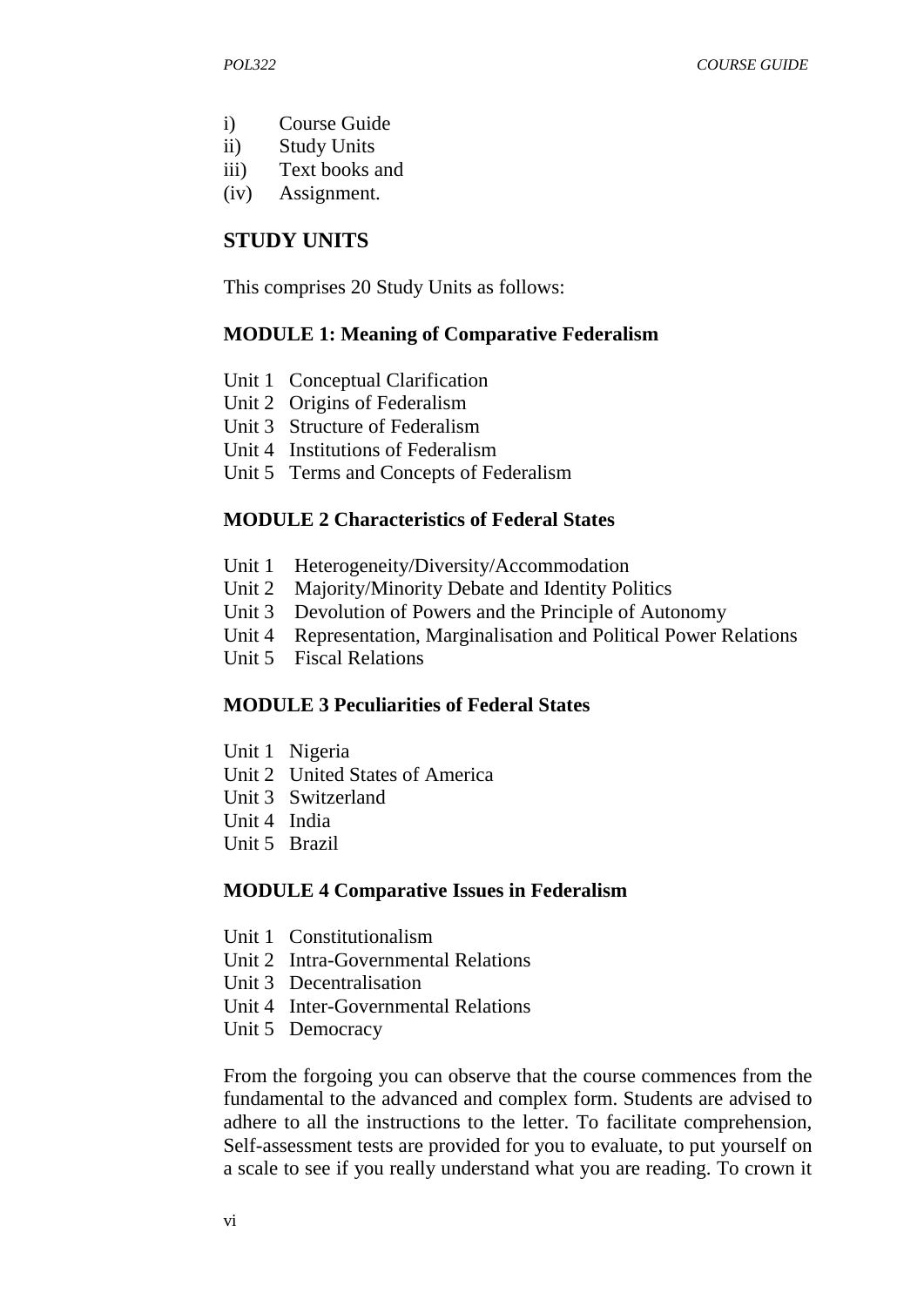i) Course Guide
ii) Study Units
iii) Text books and
(iv) Assignment.

## STUDY UNITS

This comprises 20 Study Units as follows:

### MODULE 1: Meaning of Comparative Federalism

Unit 1 Conceptual Clarification
Unit 2 Origins of Federalism
Unit 3 Structure of Federalism
Unit 4 Institutions of Federalism
Unit 5 Terms and Concepts of Federalism

### MODULE 2 Characteristics of Federal States

Unit 1 Heterogeneity/Diversity/Accommodation
Unit 2 Majority/Minority Debate and Identity Politics
Unit 3 Devolution of Powers and the Principle of Autonomy
Unit 4 Representation, Marginalisation and Political Power Relations
Unit 5 Fiscal Relations

### MODULE 3 Peculiarities of Federal States

Unit 1 Nigeria
Unit 2 United States of America
Unit 3 Switzerland
Unit 4 India
Unit 5 Brazil

### MODULE 4 Comparative Issues in Federalism

Unit 1 Constitutionalism
Unit 2 Intra-Governmental Relations
Unit 3 Decentralisation
Unit 4 Inter-Governmental Relations
Unit 5 Democracy

From the forgoing you can observe that the course commences from the fundamental to the advanced and complex form. Students are advised to adhere to all the instructions to the letter. To facilitate comprehension, Self-assessment tests are provided for you to evaluate, to put yourself on a scale to see if you really understand what you are reading. To crown it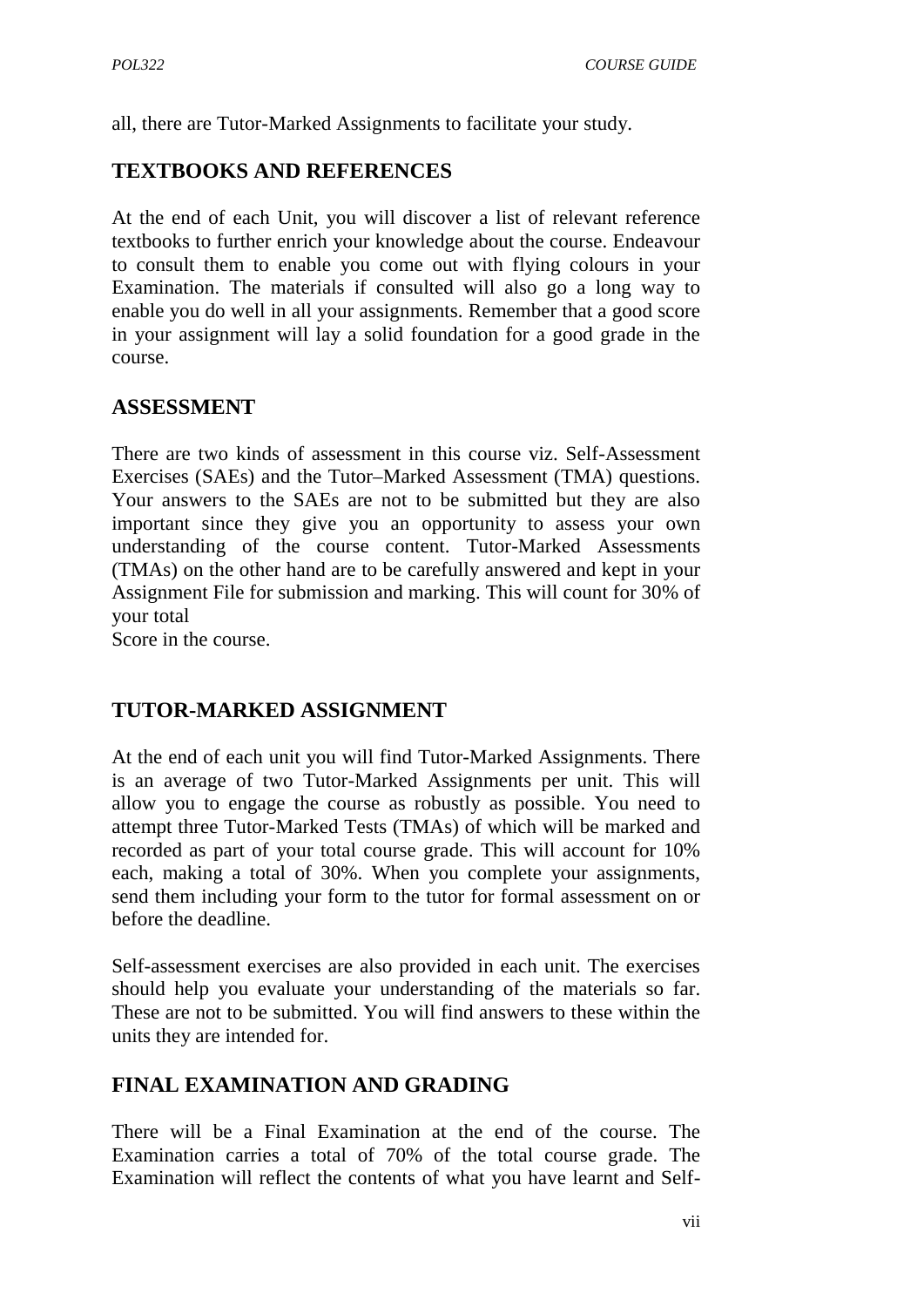all, there are Tutor-Marked Assignments to facilitate your study.

## TEXTBOOKS AND REFERENCES

At the end of each Unit, you will discover a list of relevant reference textbooks to further enrich your knowledge about the course. Endeavour to consult them to enable you come out with flying colours in your Examination. The materials if consulted will also go a long way to enable you do well in all your assignments. Remember that a good score in your assignment will lay a solid foundation for a good grade in the course.

## ASSESSMENT

There are two kinds of assessment in this course viz. Self-Assessment Exercises (SAEs) and the Tutor–Marked Assessment (TMA) questions. Your answers to the SAEs are not to be submitted but they are also important since they give you an opportunity to assess your own understanding of the course content. Tutor-Marked Assessments (TMAs) on the other hand are to be carefully answered and kept in your Assignment File for submission and marking. This will count for 30% of your total
Score in the course.

## TUTOR-MARKED ASSIGNMENT

At the end of each unit you will find Tutor-Marked Assignments. There is an average of two Tutor-Marked Assignments per unit. This will allow you to engage the course as robustly as possible. You need to attempt three Tutor-Marked Tests (TMAs) of which will be marked and recorded as part of your total course grade. This will account for 10% each, making a total of 30%. When you complete your assignments, send them including your form to the tutor for formal assessment on or before the deadline.

Self-assessment exercises are also provided in each unit. The exercises should help you evaluate your understanding of the materials so far. These are not to be submitted. You will find answers to these within the units they are intended for.

## FINAL EXAMINATION AND GRADING

There will be a Final Examination at the end of the course. The Examination carries a total of 70% of the total course grade. The Examination will reflect the contents of what you have learnt and Self-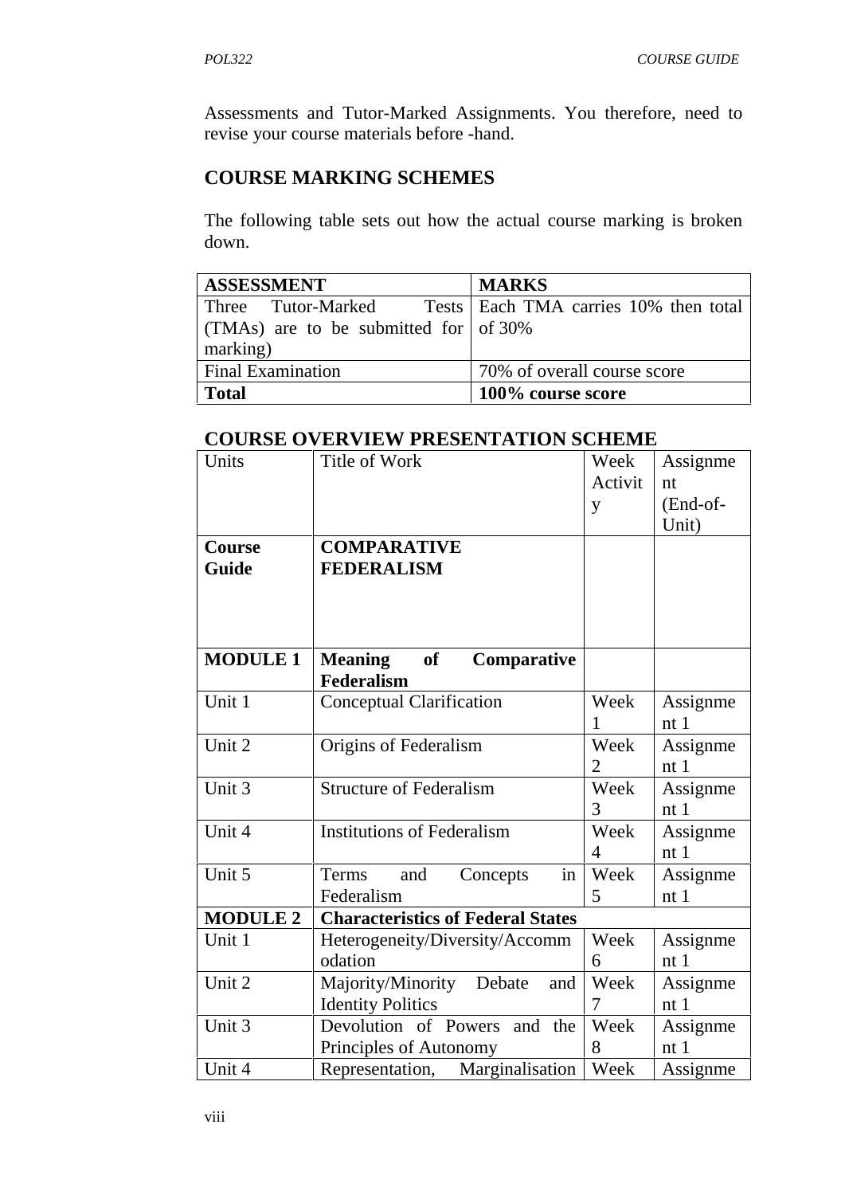Assessments and Tutor-Marked Assignments. You therefore, need to revise your course materials before -hand.

## COURSE MARKING SCHEMES

The following table sets out how the actual course marking is broken down.

| ASSESSMENT | MARKS |
|---|---|
| Three Tutor-Marked Tests (TMAs) are to be submitted for marking) | Each TMA carries 10% then total of 30% |
| Final Examination | 70% of overall course score |
| **Total** | **100% course score** |

## COURSE OVERVIEW PRESENTATION SCHEME

| Units | Title of Work | Week Activity | Assignment (End-of-Unit) |
|---|---|---|---|
| **Course Guide** | **COMPARATIVE FEDERALISM** | | |
| **MODULE 1** | **Meaning of Comparative Federalism** | | |
| Unit 1 | Conceptual Clarification | Week 1 | Assignment 1 |
| Unit 2 | Origins of Federalism | Week 2 | Assignment 1 |
| Unit 3 | Structure of Federalism | Week 3 | Assignment 1 |
| Unit 4 | Institutions of Federalism | Week 4 | Assignment 1 |
| Unit 5 | Terms and Concepts in Federalism | Week 5 | Assignment 1 |
| **MODULE 2** | **Characteristics of Federal States** | | |
| Unit 1 | Heterogeneity/Diversity/Accommodation | Week 6 | Assignment 1 |
| Unit 2 | Majority/Minority Debate and Identity Politics | Week 7 | Assignment 1 |
| Unit 3 | Devolution of Powers and the Principles of Autonomy | Week 8 | Assignment 1 |
| Unit 4 | Representation, Marginalisation | Week | Assignme |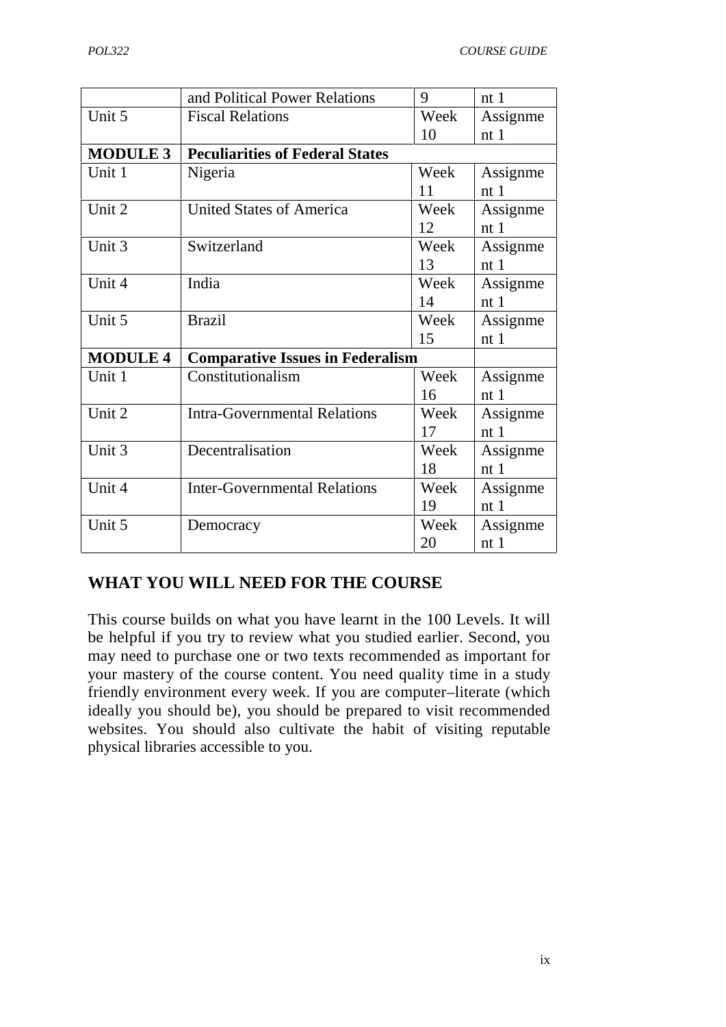| | | | |
|---|---|---|---|
| | and Political Power Relations | 9 | nt 1 |
| Unit 5 | Fiscal Relations | Week 10 | Assignment 1 |
| **MODULE 3** | **Peculiarities of Federal States** | | |
| Unit 1 | Nigeria | Week 11 | Assignment 1 |
| Unit 2 | United States of America | Week 12 | Assignment 1 |
| Unit 3 | Switzerland | Week 13 | Assignment 1 |
| Unit 4 | India | Week 14 | Assignment 1 |
| Unit 5 | Brazil | Week 15 | Assignment 1 |
| **MODULE 4** | **Comparative Issues in Federalism** | | |
| Unit 1 | Constitutionalism | Week 16 | Assignment 1 |
| Unit 2 | Intra-Governmental Relations | Week 17 | Assignment 1 |
| Unit 3 | Decentralisation | Week 18 | Assignment 1 |
| Unit 4 | Inter-Governmental Relations | Week 19 | Assignment 1 |
| Unit 5 | Democracy | Week 20 | Assignment 1 |

## WHAT YOU WILL NEED FOR THE COURSE

This course builds on what you have learnt in the 100 Levels. It will be helpful if you try to review what you studied earlier. Second, you may need to purchase one or two texts recommended as important for your mastery of the course content. You need quality time in a study friendly environment every week. If you are computer–literate (which ideally you should be), you should be prepared to visit recommended websites. You should also cultivate the habit of visiting reputable physical libraries accessible to you.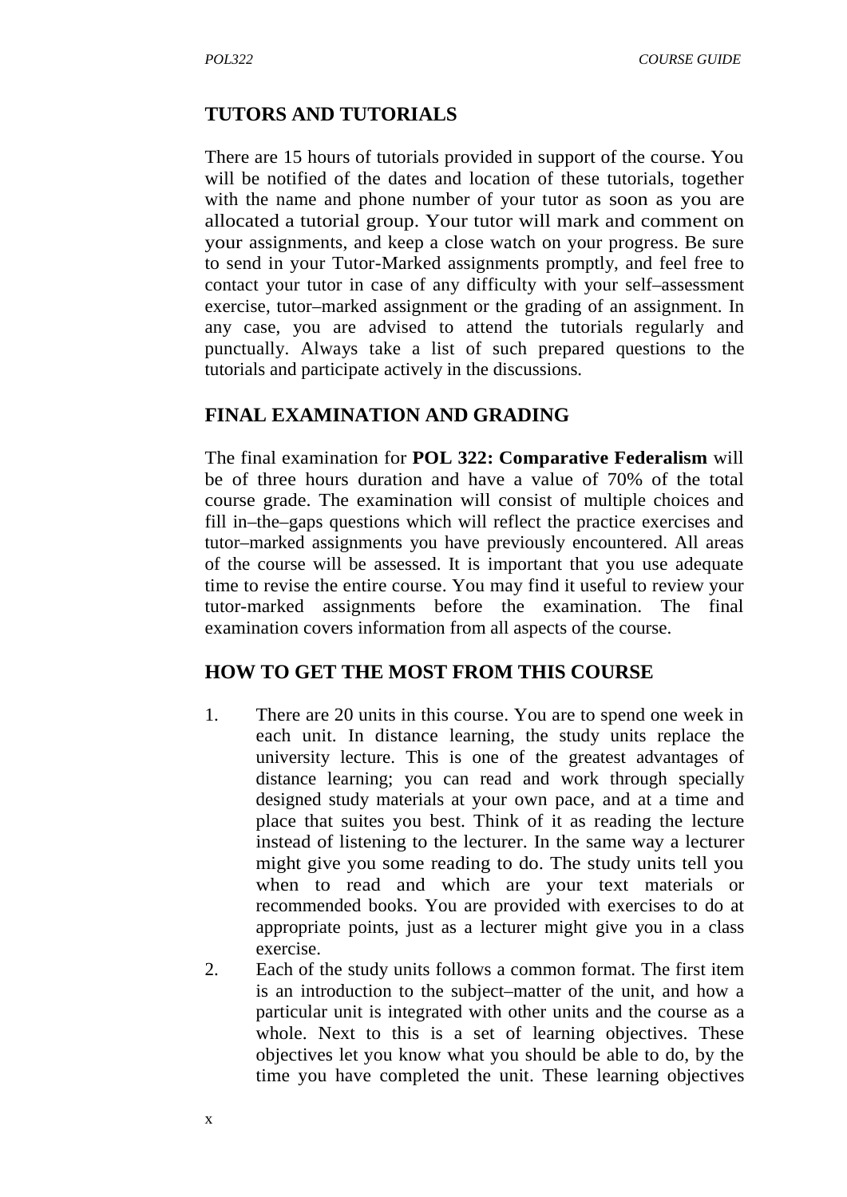## TUTORS AND TUTORIALS

There are 15 hours of tutorials provided in support of the course. You will be notified of the dates and location of these tutorials, together with the name and phone number of your tutor as soon as you are allocated a tutorial group. Your tutor will mark and comment on your assignments, and keep a close watch on your progress. Be sure to send in your Tutor-Marked assignments promptly, and feel free to contact your tutor in case of any difficulty with your self–assessment exercise, tutor–marked assignment or the grading of an assignment. In any case, you are advised to attend the tutorials regularly and punctually. Always take a list of such prepared questions to the tutorials and participate actively in the discussions.

## FINAL EXAMINATION AND GRADING

The final examination for **POL 322: Comparative Federalism** will be of three hours duration and have a value of 70% of the total course grade. The examination will consist of multiple choices and fill in–the–gaps questions which will reflect the practice exercises and tutor–marked assignments you have previously encountered. All areas of the course will be assessed. It is important that you use adequate time to revise the entire course. You may find it useful to review your tutor-marked assignments before the examination. The final examination covers information from all aspects of the course.

## HOW TO GET THE MOST FROM THIS COURSE

1. There are 20 units in this course. You are to spend one week in each unit. In distance learning, the study units replace the university lecture. This is one of the greatest advantages of distance learning; you can read and work through specially designed study materials at your own pace, and at a time and place that suites you best. Think of it as reading the lecture instead of listening to the lecturer. In the same way a lecturer might give you some reading to do. The study units tell you when to read and which are your text materials or recommended books. You are provided with exercises to do at appropriate points, just as a lecturer might give you in a class exercise.
2. Each of the study units follows a common format. The first item is an introduction to the subject–matter of the unit, and how a particular unit is integrated with other units and the course as a whole. Next to this is a set of learning objectives. These objectives let you know what you should be able to do, by the time you have completed the unit. These learning objectives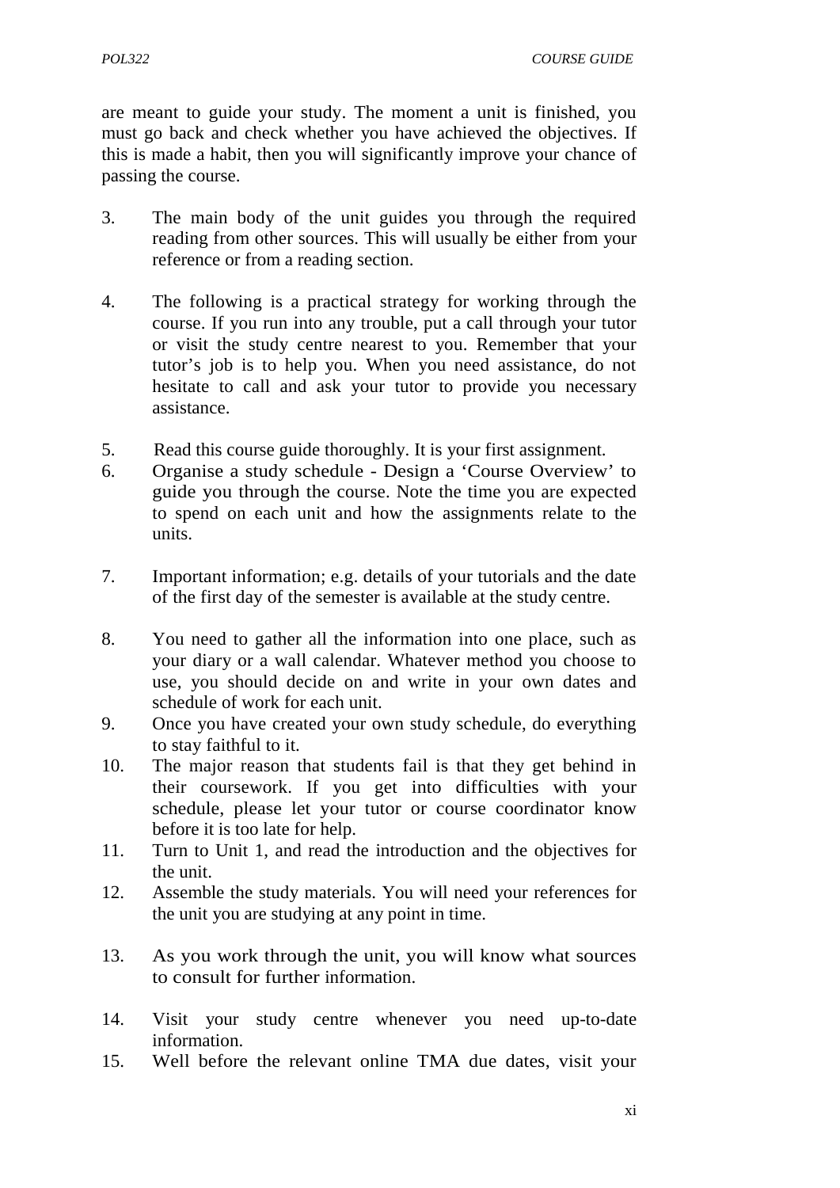are meant to guide your study. The moment a unit is finished, you must go back and check whether you have achieved the objectives. If this is made a habit, then you will significantly improve your chance of passing the course.

3. The main body of the unit guides you through the required reading from other sources. This will usually be either from your reference or from a reading section.

4. The following is a practical strategy for working through the course. If you run into any trouble, put a call through your tutor or visit the study centre nearest to you. Remember that your tutor's job is to help you. When you need assistance, do not hesitate to call and ask your tutor to provide you necessary assistance.

5. Read this course guide thoroughly. It is your first assignment.
6. Organise a study schedule - Design a 'Course Overview' to guide you through the course. Note the time you are expected to spend on each unit and how the assignments relate to the units.

7. Important information; e.g. details of your tutorials and the date of the first day of the semester is available at the study centre.

8. You need to gather all the information into one place, such as your diary or a wall calendar. Whatever method you choose to use, you should decide on and write in your own dates and schedule of work for each unit.
9. Once you have created your own study schedule, do everything to stay faithful to it.
10. The major reason that students fail is that they get behind in their coursework. If you get into difficulties with your schedule, please let your tutor or course coordinator know before it is too late for help.
11. Turn to Unit 1, and read the introduction and the objectives for the unit.
12. Assemble the study materials. You will need your references for the unit you are studying at any point in time.

13. As you work through the unit, you will know what sources to consult for further information.

14. Visit your study centre whenever you need up-to-date information.
15. Well before the relevant online TMA due dates, visit your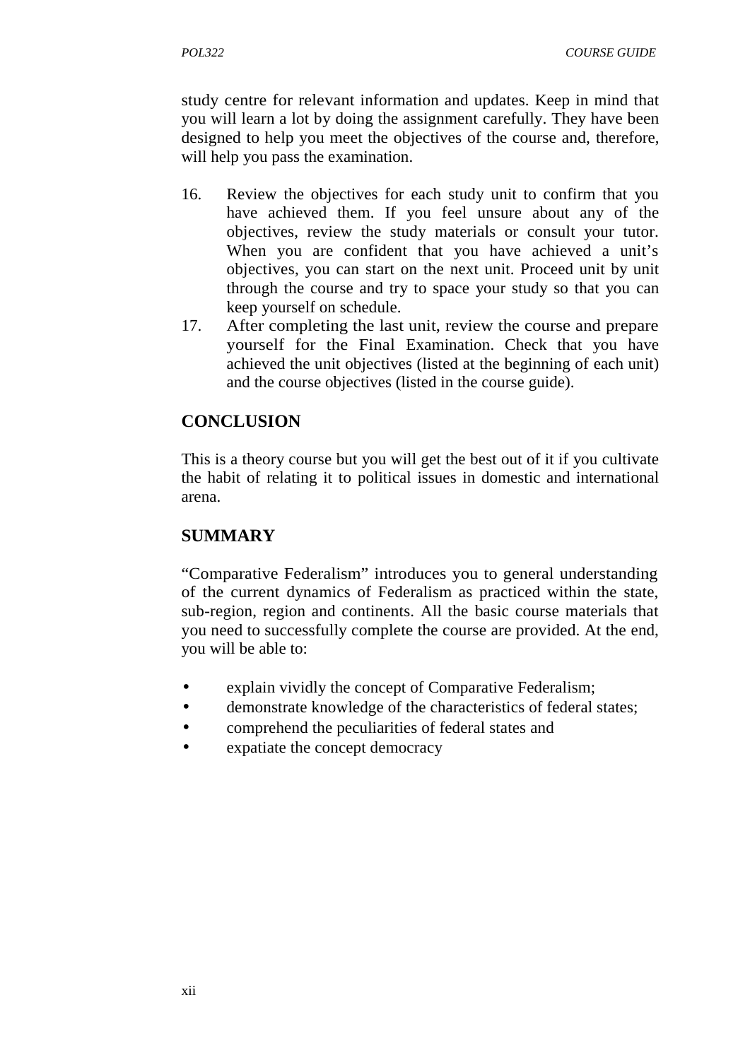study centre for relevant information and updates. Keep in mind that you will learn a lot by doing the assignment carefully. They have been designed to help you meet the objectives of the course and, therefore, will help you pass the examination.

16. Review the objectives for each study unit to confirm that you have achieved them. If you feel unsure about any of the objectives, review the study materials or consult your tutor. When you are confident that you have achieved a unit's objectives, you can start on the next unit. Proceed unit by unit through the course and try to space your study so that you can keep yourself on schedule.
17. After completing the last unit, review the course and prepare yourself for the Final Examination. Check that you have achieved the unit objectives (listed at the beginning of each unit) and the course objectives (listed in the course guide).

## CONCLUSION

This is a theory course but you will get the best out of it if you cultivate the habit of relating it to political issues in domestic and international arena.

## SUMMARY

"Comparative Federalism" introduces you to general understanding of the current dynamics of Federalism as practiced within the state, sub-region, region and continents. All the basic course materials that you need to successfully complete the course are provided. At the end, you will be able to:

- explain vividly the concept of Comparative Federalism;
- demonstrate knowledge of the characteristics of federal states;
- comprehend the peculiarities of federal states and
- expatiate the concept democracy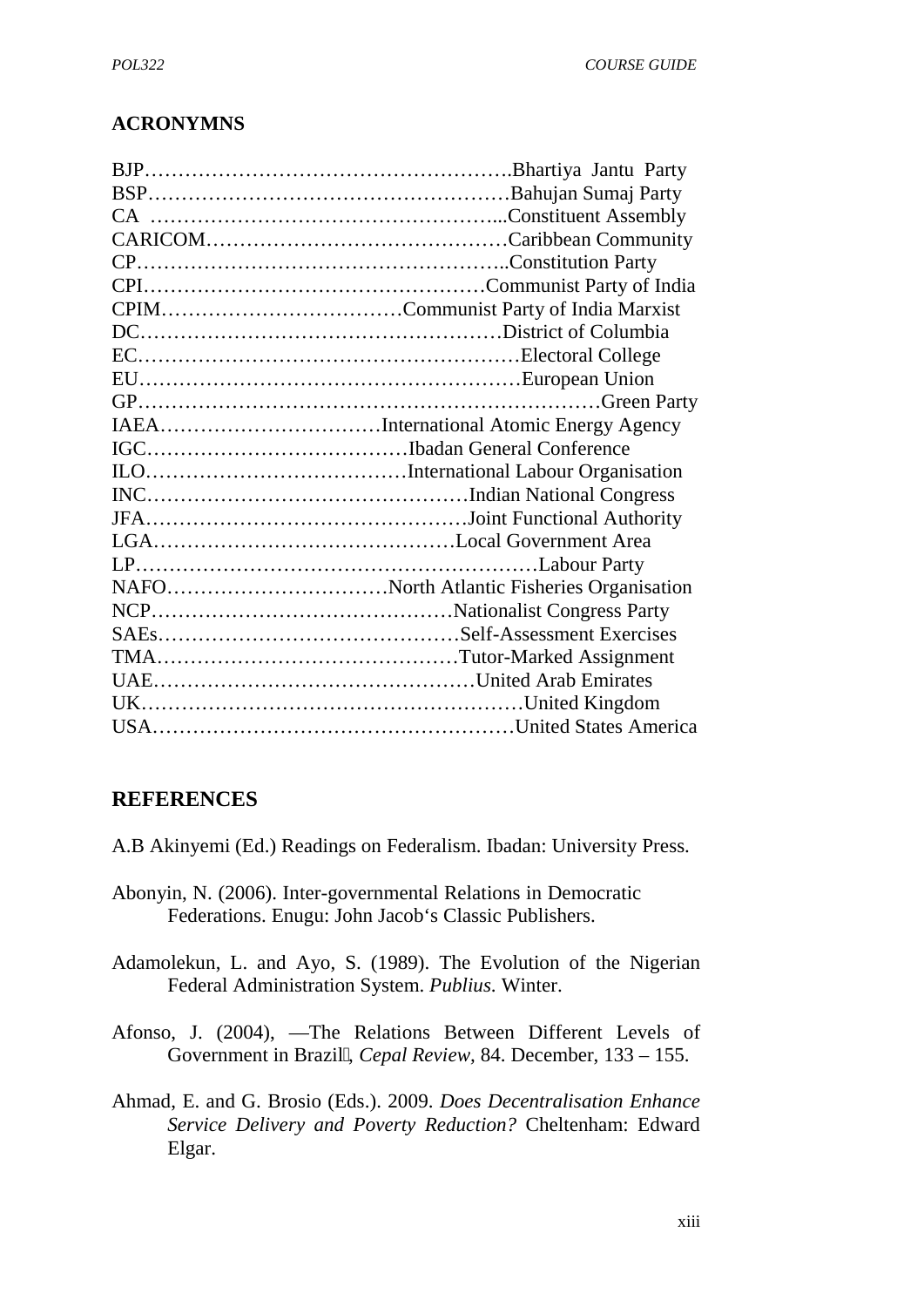## ACRONYMNS

BJP……………………………………………….Bhartiya Jantu Party
BSP………………………………………………Bahujan Sumaj Party
CA ……………………………………………...Constituent Assembly
CARICOM………………………………………Caribbean Community
CP……………………………………………..Constitution Party
CPI……………………………………………Communist Party of India
CPIM……………………………Communist Party of India Marxist
DC………………………………………………District of Columbia
EC…………………………………………………Electoral College
EU…………………………………………………European Union
GP……………………………………………………………Green Party
IAEA……………………………International Atomic Energy Agency
IGC…………………………………Ibadan General Conference
ILO…………………………………International Labour Organisation
INC…………………………………………Indian National Congress
JFA…………………………………………Joint Functional Authority
LGA………………………………………Local Government Area
LP……………………………………………………Labour Party
NAFO……………………………North Atlantic Fisheries Organisation
NCP………………………………………Nationalist Congress Party
SAEs………………………………………Self-Assessment Exercises
TMA………………………………………Tutor-Marked Assignment
UAE…………………………………………United Arab Emirates
UK…………………………………………………United Kingdom
USA………………………………………………United States America

## REFERENCES

A.B Akinyemi (Ed.) Readings on Federalism. Ibadan: University Press.

Abonyin, N. (2006). Inter-governmental Relations in Democratic Federations. Enugu: John Jacob's Classic Publishers.

Adamolekun, L. and Ayo, S. (1989). The Evolution of the Nigerian Federal Administration System. *Publius.* Winter.

Afonso, J. (2004), —The Relations Between Different Levels of Government in Brazil, *Cepal Review,* 84. December, 133 – 155.

Ahmad, E. and G. Brosio (Eds.). 2009. *Does Decentralisation Enhance Service Delivery and Poverty Reduction?* Cheltenham: Edward Elgar.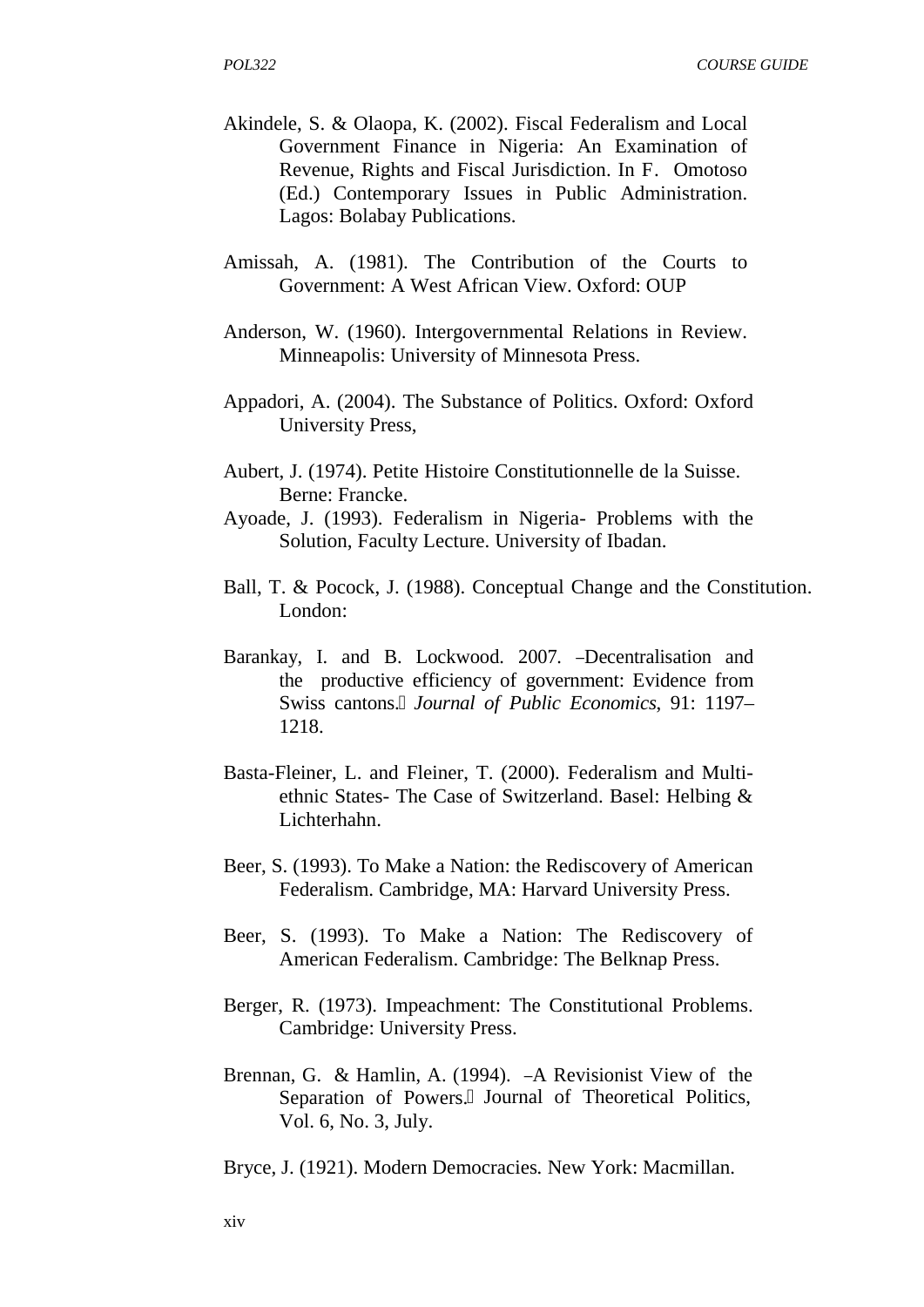Akindele, S. & Olaopa, K. (2002). Fiscal Federalism and Local Government Finance in Nigeria: An Examination of Revenue, Rights and Fiscal Jurisdiction. In F. Omotoso (Ed.) Contemporary Issues in Public Administration. Lagos: Bolabay Publications.

Amissah, A. (1981). The Contribution of the Courts to Government: A West African View. Oxford: OUP

Anderson, W. (1960). Intergovernmental Relations in Review. Minneapolis: University of Minnesota Press.

Appadori, A. (2004). The Substance of Politics. Oxford: Oxford University Press,

Aubert, J. (1974). Petite Histoire Constitutionnelle de la Suisse. Berne: Francke.

Ayoade, J. (1993). Federalism in Nigeria- Problems with the Solution, Faculty Lecture. University of Ibadan.

Ball, T. & Pocock, J. (1988). Conceptual Change and the Constitution. London:

Barankay, I. and B. Lockwood. 2007. –Decentralisation and the productive efficiency of government: Evidence from Swiss cantons. *Journal of Public Economics*, 91: 1197–1218.

Basta-Fleiner, L. and Fleiner, T. (2000). Federalism and Multi-ethnic States- The Case of Switzerland. Basel: Helbing & Lichterhahn.

Beer, S. (1993). To Make a Nation: the Rediscovery of American Federalism. Cambridge, MA: Harvard University Press.

Beer, S. (1993). To Make a Nation: The Rediscovery of American Federalism. Cambridge: The Belknap Press.

Berger, R. (1973). Impeachment: The Constitutional Problems. Cambridge: University Press.

Brennan, G. & Hamlin, A. (1994). –A Revisionist View of the Separation of Powers. Journal of Theoretical Politics, Vol. 6, No. 3, July.

Bryce, J. (1921). Modern Democracies. New York: Macmillan.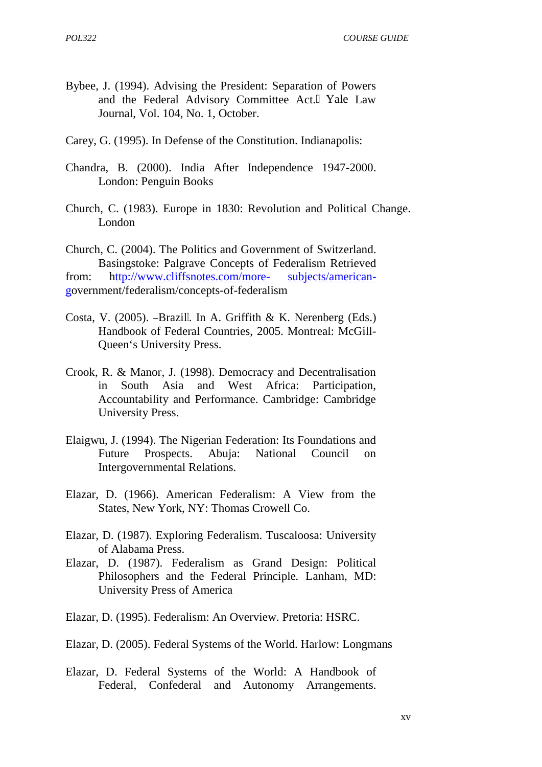Bybee, J. (1994). Advising the President: Separation of Powers and the Federal Advisory Committee Act. Yale Law Journal, Vol. 104, No. 1, October.

Carey, G. (1995). In Defense of the Constitution. Indianapolis:

Chandra, B. (2000). India After Independence 1947-2000. London: Penguin Books

Church, C. (1983). Europe in 1830: Revolution and Political Change. London

Church, C. (2004). The Politics and Government of Switzerland. Basingstoke: Palgrave Concepts of Federalism Retrieved from: http://www.cliffsnotes.com/more- subjects/american-government/federalism/concepts-of-federalism

Costa, V. (2005). –Brazil. In A. Griffith & K. Nerenberg (Eds.) Handbook of Federal Countries, 2005. Montreal: McGill-Queen's University Press.

Crook, R. & Manor, J. (1998). Democracy and Decentralisation in South Asia and West Africa: Participation, Accountability and Performance. Cambridge: Cambridge University Press.

Elaigwu, J. (1994). The Nigerian Federation: Its Foundations and Future Prospects. Abuja: National Council on Intergovernmental Relations.

Elazar, D. (1966). American Federalism: A View from the States, New York, NY: Thomas Crowell Co.

Elazar, D. (1987). Exploring Federalism. Tuscaloosa: University of Alabama Press.

Elazar, D. (1987). Federalism as Grand Design: Political Philosophers and the Federal Principle. Lanham, MD: University Press of America

Elazar, D. (1995). Federalism: An Overview. Pretoria: HSRC.

Elazar, D. (2005). Federal Systems of the World. Harlow: Longmans

Elazar, D. Federal Systems of the World: A Handbook of Federal, Confederal and Autonomy Arrangements.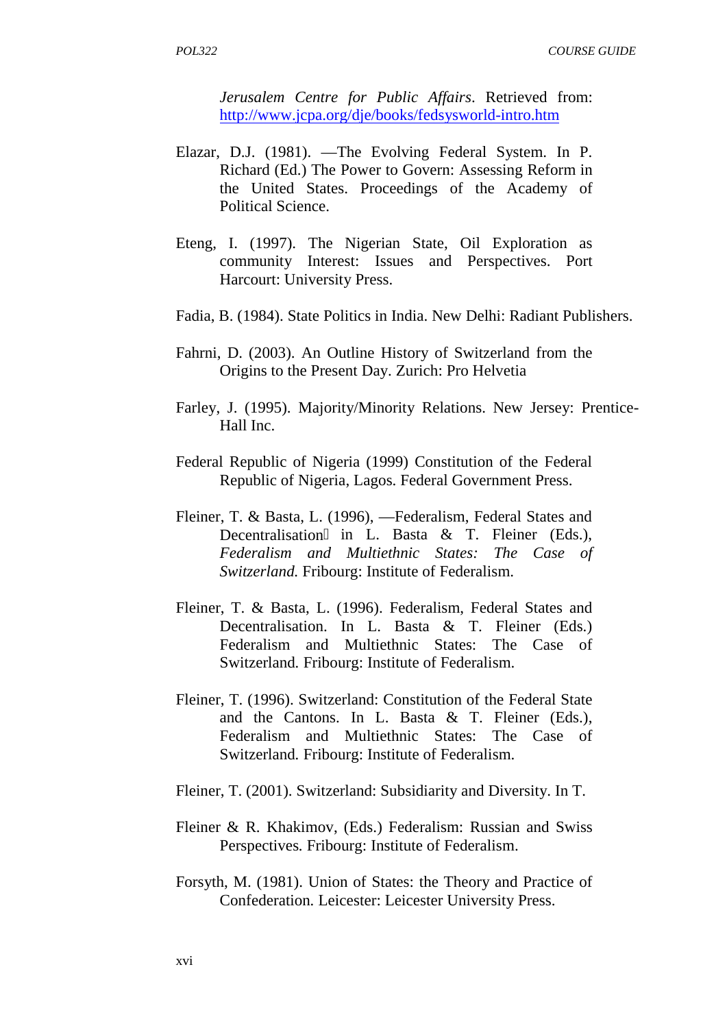*Jerusalem Centre for Public Affairs*. Retrieved from: http://www.jcpa.org/dje/books/fedsysworld-intro.htm

Elazar, D.J. (1981). ―The Evolving Federal System. In P. Richard (Ed.) The Power to Govern: Assessing Reform in the United States. Proceedings of the Academy of Political Science.

Eteng, I. (1997). The Nigerian State, Oil Exploration as community Interest: Issues and Perspectives. Port Harcourt: University Press.

Fadia, B. (1984). State Politics in India. New Delhi: Radiant Publishers.

Fahrni, D. (2003). An Outline History of Switzerland from the Origins to the Present Day. Zurich: Pro Helvetia

Farley, J. (1995). Majority/Minority Relations. New Jersey: Prentice-Hall Inc.

Federal Republic of Nigeria (1999) Constitution of the Federal Republic of Nigeria, Lagos. Federal Government Press.

Fleiner, T. & Basta, L. (1996), ―Federalism, Federal States and Decentralisation in L. Basta & T. Fleiner (Eds.), *Federalism and Multiethnic States: The Case of Switzerland.* Fribourg: Institute of Federalism.

Fleiner, T. & Basta, L. (1996). Federalism, Federal States and Decentralisation. In L. Basta & T. Fleiner (Eds.) Federalism and Multiethnic States: The Case of Switzerland. Fribourg: Institute of Federalism.

Fleiner, T. (1996). Switzerland: Constitution of the Federal State and the Cantons. In L. Basta & T. Fleiner (Eds.), Federalism and Multiethnic States: The Case of Switzerland. Fribourg: Institute of Federalism.

Fleiner, T. (2001). Switzerland: Subsidiarity and Diversity. In T.

Fleiner & R. Khakimov, (Eds.) Federalism: Russian and Swiss Perspectives. Fribourg: Institute of Federalism.

Forsyth, M. (1981). Union of States: the Theory and Practice of Confederation. Leicester: Leicester University Press.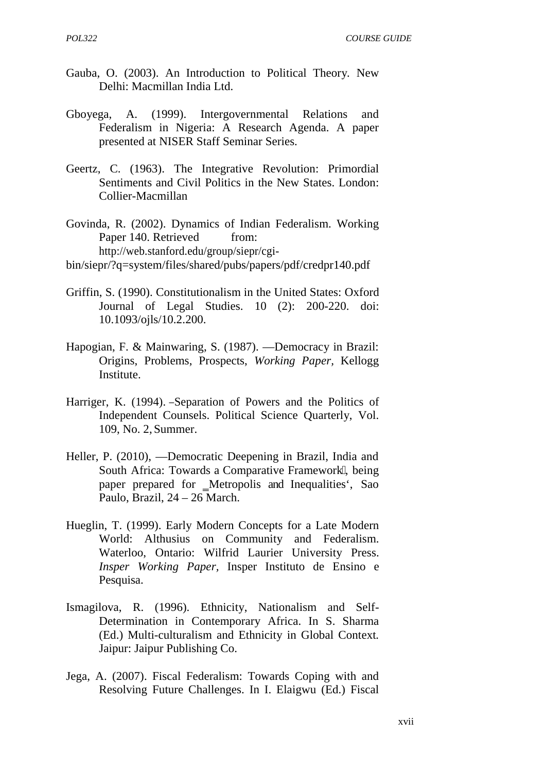Gauba, O. (2003). An Introduction to Political Theory. New Delhi: Macmillan India Ltd.

Gboyega, A. (1999). Intergovernmental Relations and Federalism in Nigeria: A Research Agenda. A paper presented at NISER Staff Seminar Series.

Geertz, C. (1963). The Integrative Revolution: Primordial Sentiments and Civil Politics in the New States. London: Collier-Macmillan

Govinda, R. (2002). Dynamics of Indian Federalism. Working Paper 140. Retrieved from: http://web.stanford.edu/group/siepr/cgi-bin/siepr/?q=system/files/shared/pubs/papers/pdf/credpr140.pdf

Griffin, S. (1990). Constitutionalism in the United States: Oxford Journal of Legal Studies. 10 (2): 200-220. doi: 10.1093/ojls/10.2.200.

Hapogian, F. & Mainwaring, S. (1987). ―Democracy in Brazil: Origins, Problems, Prospects, *Working Paper*, Kellogg Institute.

Harriger, K. (1994). ‗Separation of Powers and the Politics of Independent Counsels. Political Science Quarterly, Vol. 109, No. 2, Summer.

Heller, P. (2010), ―Democratic Deepening in Brazil, India and South Africa: Towards a Comparative Framework‖, being paper prepared for ‗Metropolis and Inequalities', Sao Paulo, Brazil, 24 – 26 March.

Hueglin, T. (1999). Early Modern Concepts for a Late Modern World: Althusius on Community and Federalism. Waterloo, Ontario: Wilfrid Laurier University Press. *Insper Working Paper*, Insper Instituto de Ensino e Pesquisa.

Ismagilova, R. (1996). Ethnicity, Nationalism and Self-Determination in Contemporary Africa. In S. Sharma (Ed.) Multi-culturalism and Ethnicity in Global Context. Jaipur: Jaipur Publishing Co.

Jega, A. (2007). Fiscal Federalism: Towards Coping with and Resolving Future Challenges. In I. Elaigwu (Ed.) Fiscal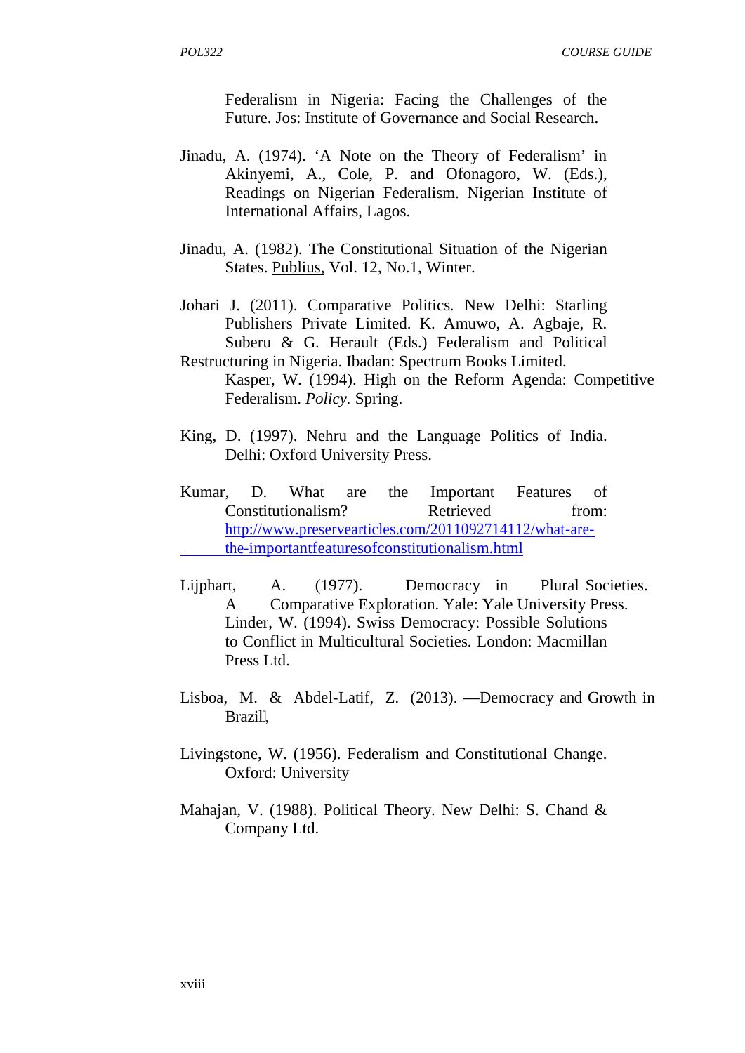Federalism in Nigeria: Facing the Challenges of the Future. Jos: Institute of Governance and Social Research.

Jinadu, A. (1974). 'A Note on the Theory of Federalism' in Akinyemi, A., Cole, P. and Ofonagoro, W. (Eds.), Readings on Nigerian Federalism. Nigerian Institute of International Affairs, Lagos.

Jinadu, A. (1982). The Constitutional Situation of the Nigerian States. Publius, Vol. 12, No.1, Winter.

Johari J. (2011). Comparative Politics. New Delhi: Starling Publishers Private Limited. K. Amuwo, A. Agbaje, R. Suberu & G. Herault (Eds.) Federalism and Political Restructuring in Nigeria. Ibadan: Spectrum Books Limited.

Kasper, W. (1994). High on the Reform Agenda: Competitive Federalism. *Policy.* Spring.

King, D. (1997). Nehru and the Language Politics of India. Delhi: Oxford University Press.

Kumar, D. What are the Important Features of Constitutionalism? Retrieved from: http://www.preservearticles.com/2011092714112/what-are-the-importantfeaturesofconstitutionalism.html

Lijphart, A. (1977). Democracy in Plural Societies. A Comparative Exploration. Yale: Yale University Press.

Linder, W. (1994). Swiss Democracy: Possible Solutions to Conflict in Multicultural Societies. London: Macmillan Press Ltd.

Lisboa, M. & Abdel-Latif, Z. (2013). ―Democracy and Growth in Brazil‖,

Livingstone, W. (1956). Federalism and Constitutional Change. Oxford: University

Mahajan, V. (1988). Political Theory. New Delhi: S. Chand & Company Ltd.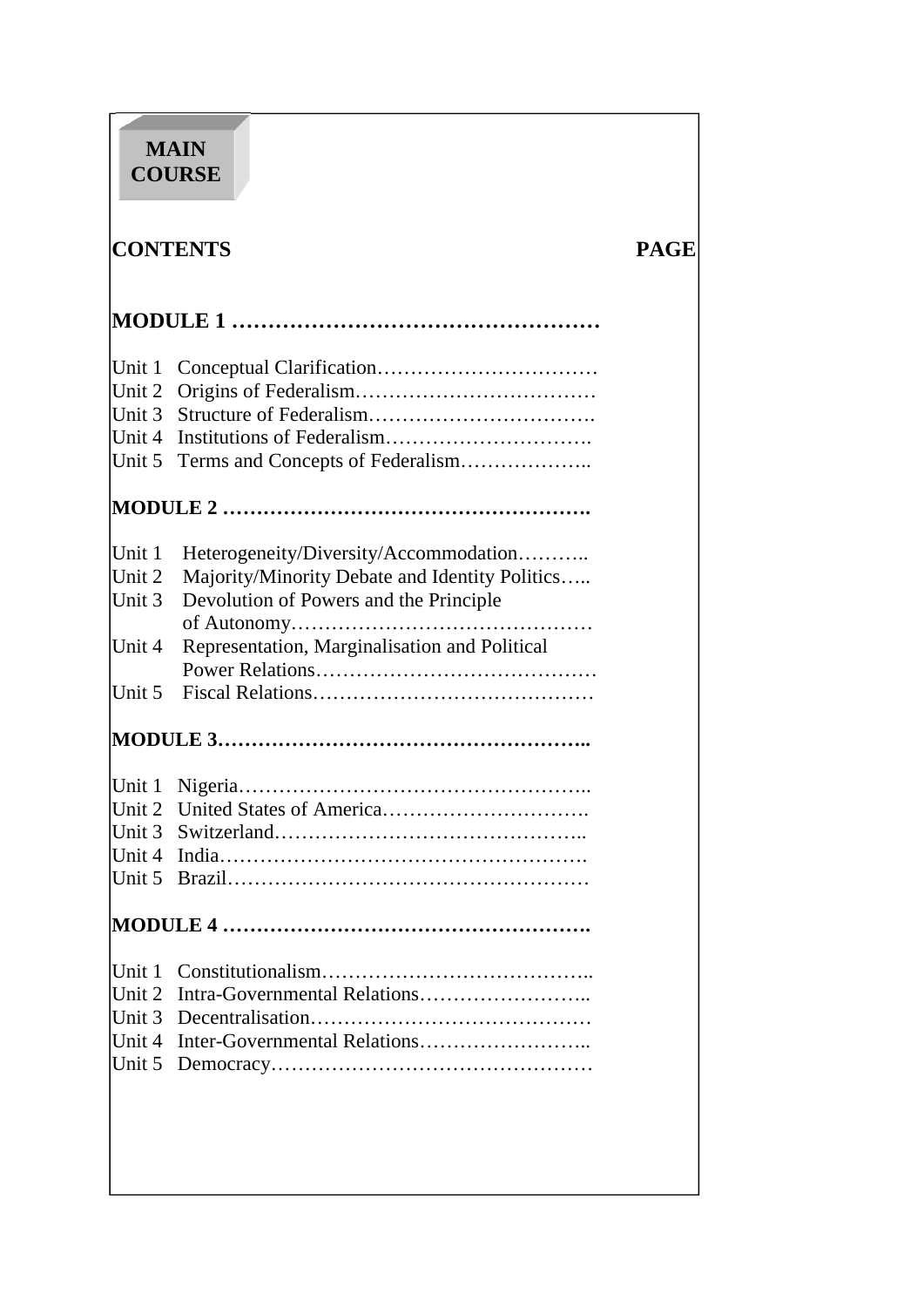**MAIN COURSE**

## CONTENTS PAGE

**MODULE 1 ……………………………………………**

Unit 1 Conceptual Clarification……………………………
Unit 2 Origins of Federalism………………………………
Unit 3 Structure of Federalism…………………………….
Unit 4 Institutions of Federalism………………………….
Unit 5 Terms and Concepts of Federalism………………..

**MODULE 2 ……………………………………………….**

Unit 1 Heterogeneity/Diversity/Accommodation………..
Unit 2 Majority/Minority Debate and Identity Politics…..
Unit 3 Devolution of Powers and the Principle of Autonomy………………………………………
Unit 4 Representation, Marginalisation and Political Power Relations……………………………………
Unit 5 Fiscal Relations……………………………………

**MODULE 3……………………………………………..**

Unit 1 Nigeria……………………………………………..
Unit 2 United States of America………………………….
Unit 3 Switzerland………………………………………..
Unit 4 India……………………………………………….
Unit 5 Brazil………………………………………………

**MODULE 4 ……………………………………………….**

Unit 1 Constitutionalism…………………………………..
Unit 2 Intra-Governmental Relations……………………..
Unit 3 Decentralisation……………………………………
Unit 4 Inter-Governmental Relations……………………..
Unit 5 Democracy…………………………………………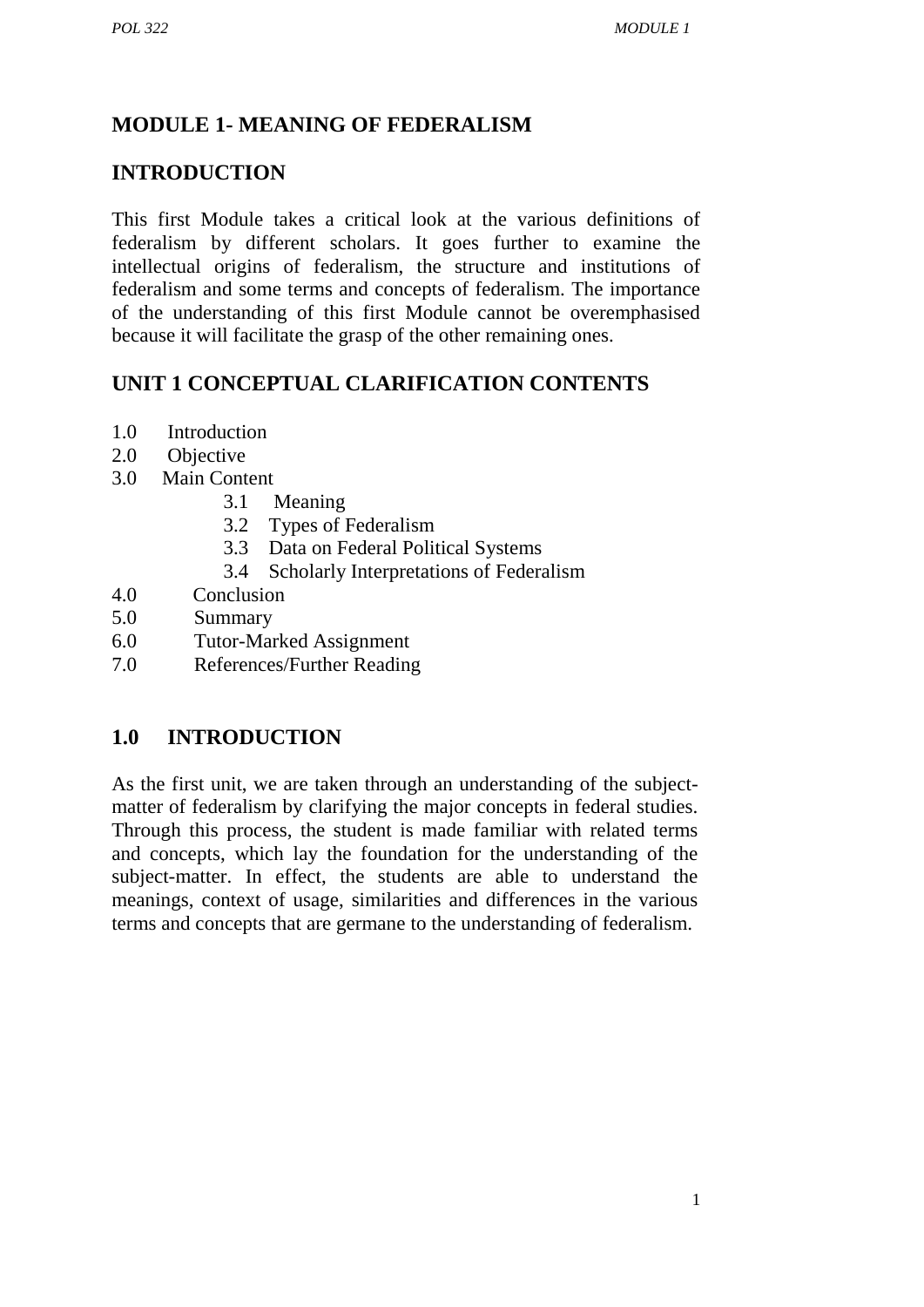# MODULE 1- MEANING OF FEDERALISM

## INTRODUCTION

This first Module takes a critical look at the various definitions of federalism by different scholars. It goes further to examine the intellectual origins of federalism, the structure and institutions of federalism and some terms and concepts of federalism. The importance of the understanding of this first Module cannot be overemphasised because it will facilitate the grasp of the other remaining ones.

## UNIT 1 CONCEPTUAL CLARIFICATION CONTENTS

1.0 Introduction
2.0 Objective
3.0 Main Content
  - 3.1 Meaning
  - 3.2 Types of Federalism
  - 3.3 Data on Federal Political Systems
  - 3.4 Scholarly Interpretations of Federalism

4.0 Conclusion
5.0 Summary
6.0 Tutor-Marked Assignment
7.0 References/Further Reading

## 1.0 INTRODUCTION

As the first unit, we are taken through an understanding of the subject-matter of federalism by clarifying the major concepts in federal studies. Through this process, the student is made familiar with related terms and concepts, which lay the foundation for the understanding of the subject-matter. In effect, the students are able to understand the meanings, context of usage, similarities and differences in the various terms and concepts that are germane to the understanding of federalism.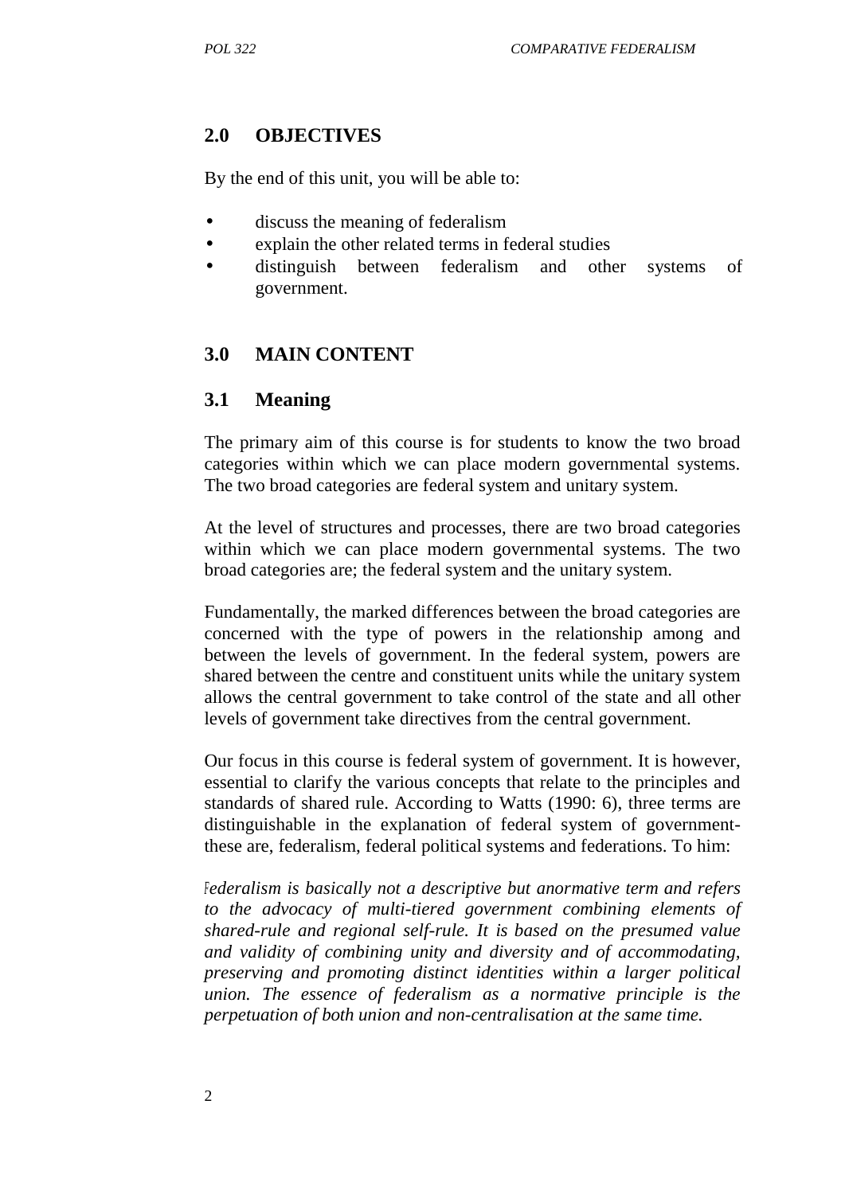## 2.0 OBJECTIVES

By the end of this unit, you will be able to:

- discuss the meaning of federalism
- explain the other related terms in federal studies
- distinguish between federalism and other systems of government.

## 3.0 MAIN CONTENT

### 3.1 Meaning

The primary aim of this course is for students to know the two broad categories within which we can place modern governmental systems. The two broad categories are federal system and unitary system.

At the level of structures and processes, there are two broad categories within which we can place modern governmental systems. The two broad categories are; the federal system and the unitary system.

Fundamentally, the marked differences between the broad categories are concerned with the type of powers in the relationship among and between the levels of government. In the federal system, powers are shared between the centre and constituent units while the unitary system allows the central government to take control of the state and all other levels of government take directives from the central government.

Our focus in this course is federal system of government. It is however, essential to clarify the various concepts that relate to the principles and standards of shared rule. According to Watts (1990: 6), three terms are distinguishable in the explanation of federal system of government- these are, federalism, federal political systems and federations. To him:

*Federalism is basically not a descriptive but anormative term and refers to the advocacy of multi-tiered government combining elements of shared-rule and regional self-rule. It is based on the presumed value and validity of combining unity and diversity and of accommodating, preserving and promoting distinct identities within a larger political union. The essence of federalism as a normative principle is the perpetuation of both union and non-centralisation at the same time.*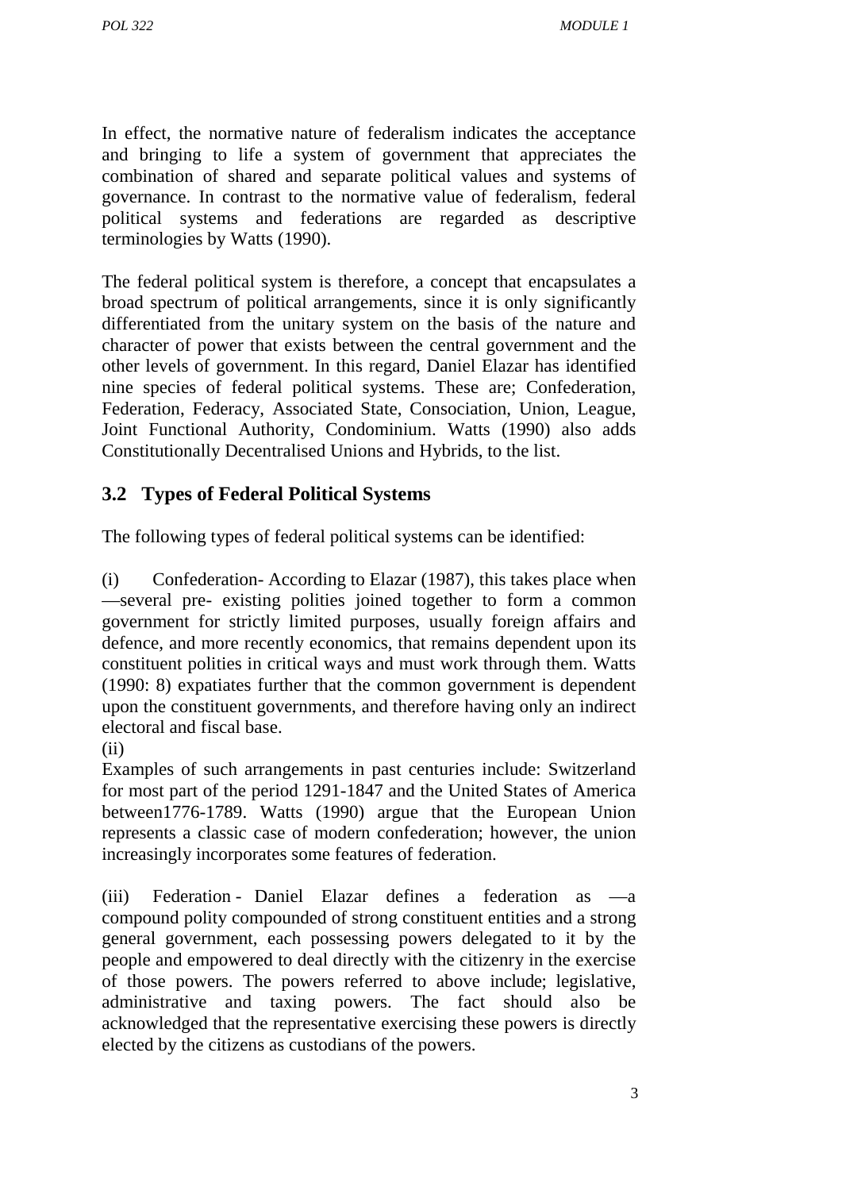In effect, the normative nature of federalism indicates the acceptance and bringing to life a system of government that appreciates the combination of shared and separate political values and systems of governance. In contrast to the normative value of federalism, federal political systems and federations are regarded as descriptive terminologies by Watts (1990).

The federal political system is therefore, a concept that encapsulates a broad spectrum of political arrangements, since it is only significantly differentiated from the unitary system on the basis of the nature and character of power that exists between the central government and the other levels of government. In this regard, Daniel Elazar has identified nine species of federal political systems. These are; Confederation, Federation, Federacy, Associated State, Consociation, Union, League, Joint Functional Authority, Condominium. Watts (1990) also adds Constitutionally Decentralised Unions and Hybrids, to the list.

## 3.2 Types of Federal Political Systems

The following types of federal political systems can be identified:

(i) Confederation- According to Elazar (1987), this takes place when ―several pre- existing polities joined together to form a common government for strictly limited purposes, usually foreign affairs and defence, and more recently economics, that remains dependent upon its constituent polities in critical ways and must work through them. Watts (1990: 8) expatiates further that the common government is dependent upon the constituent governments, and therefore having only an indirect electoral and fiscal base.

(ii)

Examples of such arrangements in past centuries include: Switzerland for most part of the period 1291-1847 and the United States of America between1776-1789. Watts (1990) argue that the European Union represents a classic case of modern confederation; however, the union increasingly incorporates some features of federation.

(iii) Federation - Daniel Elazar defines a federation as ―a compound polity compounded of strong constituent entities and a strong general government, each possessing powers delegated to it by the people and empowered to deal directly with the citizenry in the exercise of those powers. The powers referred to above include; legislative, administrative and taxing powers. The fact should also be acknowledged that the representative exercising these powers is directly elected by the citizens as custodians of the powers.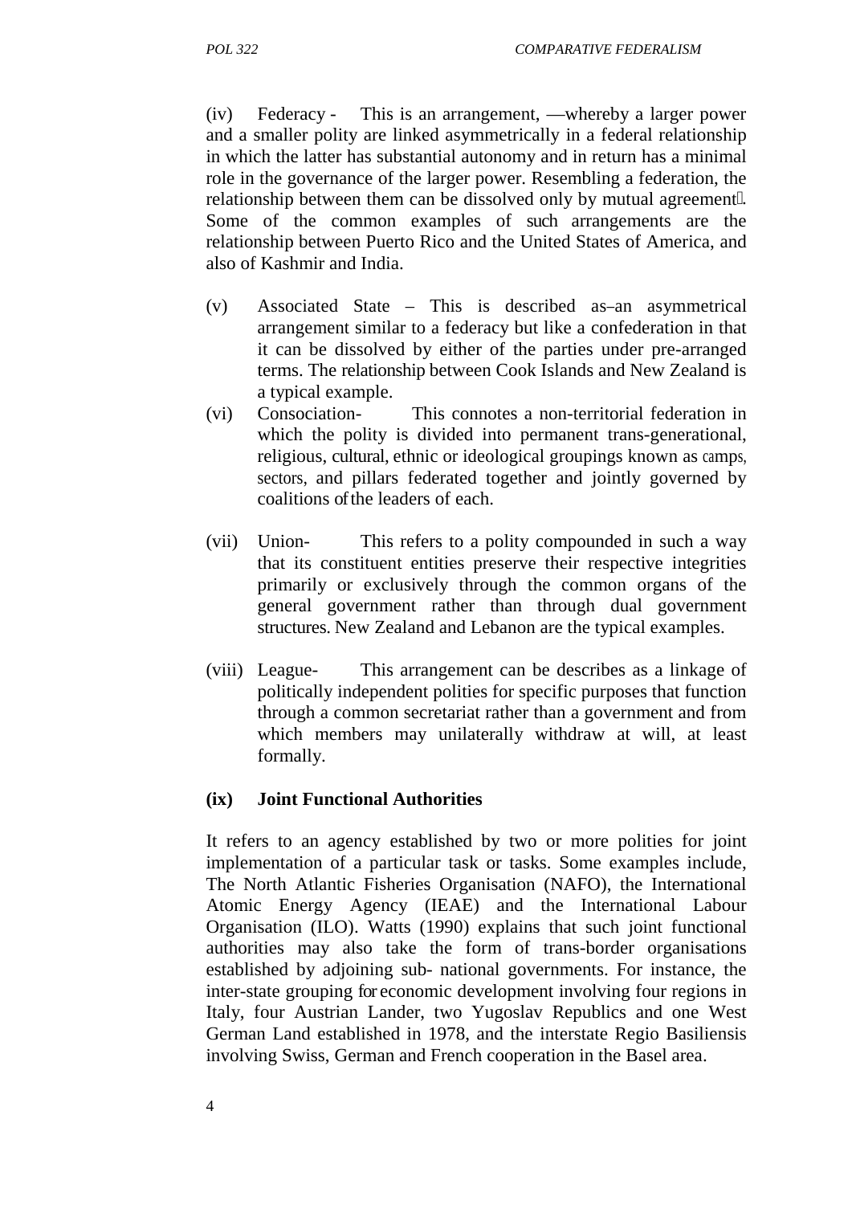(iv) Federacy - This is an arrangement, ―whereby a larger power and a smaller polity are linked asymmetrically in a federal relationship in which the latter has substantial autonomy and in return has a minimal role in the governance of the larger power. Resembling a federation, the relationship between them can be dissolved only by mutual agreement. Some of the common examples of such arrangements are the relationship between Puerto Rico and the United States of America, and also of Kashmir and India.

(v) Associated State – This is described as–an asymmetrical arrangement similar to a federacy but like a confederation in that it can be dissolved by either of the parties under pre-arranged terms. The relationship between Cook Islands and New Zealand is a typical example.

(vi) Consociation- This connotes a non-territorial federation in which the polity is divided into permanent trans-generational, religious, cultural, ethnic or ideological groupings known as camps, sectors, and pillars federated together and jointly governed by coalitions of the leaders of each.

(vii) Union- This refers to a polity compounded in such a way that its constituent entities preserve their respective integrities primarily or exclusively through the common organs of the general government rather than through dual government structures. New Zealand and Lebanon are the typical examples.

(viii) League- This arrangement can be describes as a linkage of politically independent polities for specific purposes that function through a common secretariat rather than a government and from which members may unilaterally withdraw at will, at least formally.

**(ix) Joint Functional Authorities**

It refers to an agency established by two or more polities for joint implementation of a particular task or tasks. Some examples include, The North Atlantic Fisheries Organisation (NAFO), the International Atomic Energy Agency (IEAE) and the International Labour Organisation (ILO). Watts (1990) explains that such joint functional authorities may also take the form of trans-border organisations established by adjoining sub- national governments. For instance, the inter-state grouping for economic development involving four regions in Italy, four Austrian Lander, two Yugoslav Republics and one West German Land established in 1978, and the interstate Regio Basiliensis involving Swiss, German and French cooperation in the Basel area.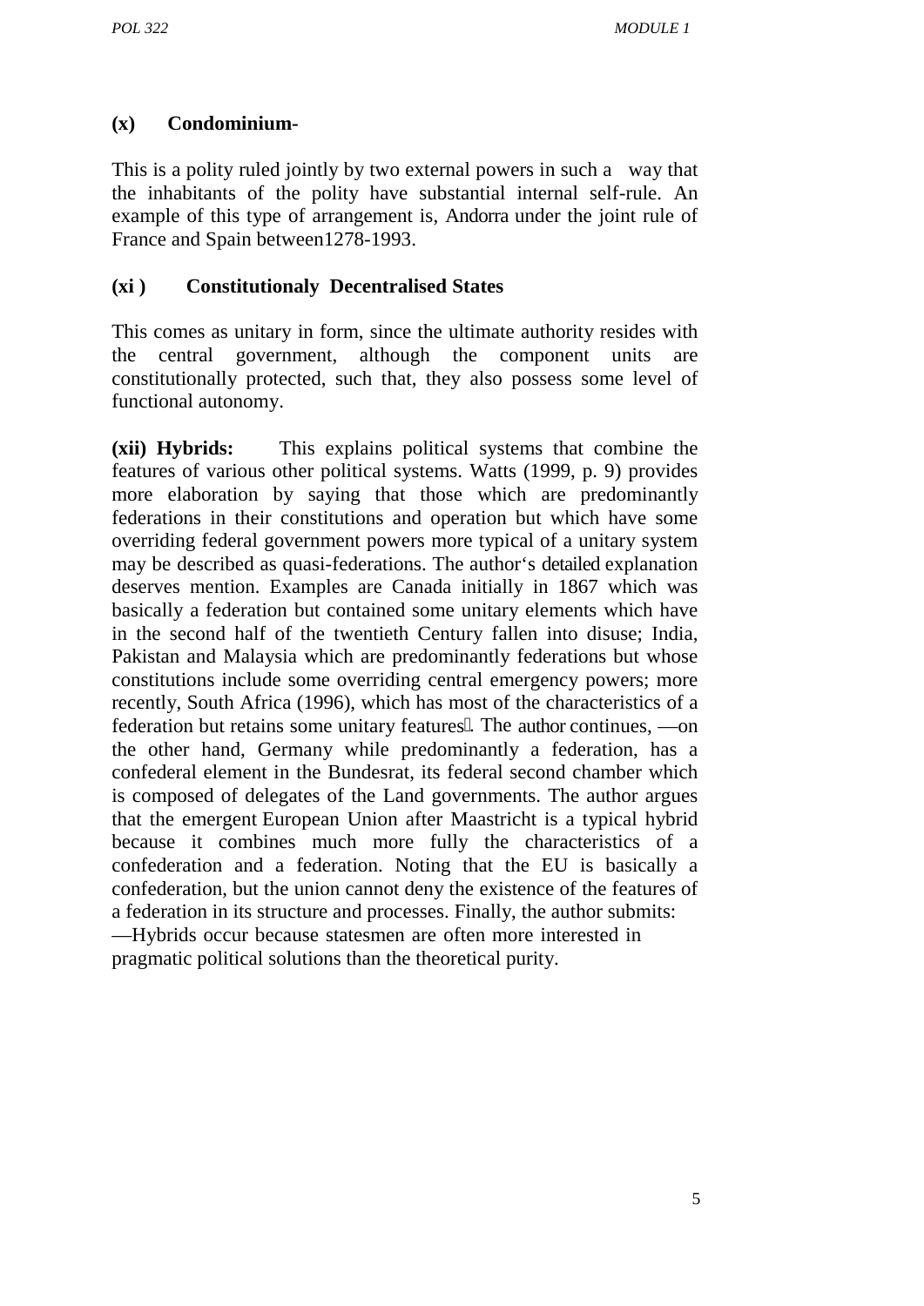**(x) Condominium-**

This is a polity ruled jointly by two external powers in such a way that the inhabitants of the polity have substantial internal self-rule. An example of this type of arrangement is, Andorra under the joint rule of France and Spain between1278-1993.

**(xi ) Constitutionaly Decentralised States**

This comes as unitary in form, since the ultimate authority resides with the central government, although the component units are constitutionally protected, such that, they also possess some level of functional autonomy.

**(xii) Hybrids:** This explains political systems that combine the features of various other political systems. Watts (1999, p. 9) provides more elaboration by saying that those which are predominantly federations in their constitutions and operation but which have some overriding federal government powers more typical of a unitary system may be described as quasi-federations. The author's detailed explanation deserves mention. Examples are Canada initially in 1867 which was basically a federation but contained some unitary elements which have in the second half of the twentieth Century fallen into disuse; India, Pakistan and Malaysia which are predominantly federations but whose constitutions include some overriding central emergency powers; more recently, South Africa (1996), which has most of the characteristics of a federation but retains some unitary features. The author continues, —on the other hand, Germany while predominantly a federation, has a confederal element in the Bundesrat, its federal second chamber which is composed of delegates of the Land governments. The author argues that the emergent European Union after Maastricht is a typical hybrid because it combines much more fully the characteristics of a confederation and a federation. Noting that the EU is basically a confederation, but the union cannot deny the existence of the features of a federation in its structure and processes. Finally, the author submits: —Hybrids occur because statesmen are often more interested in pragmatic political solutions than the theoretical purity.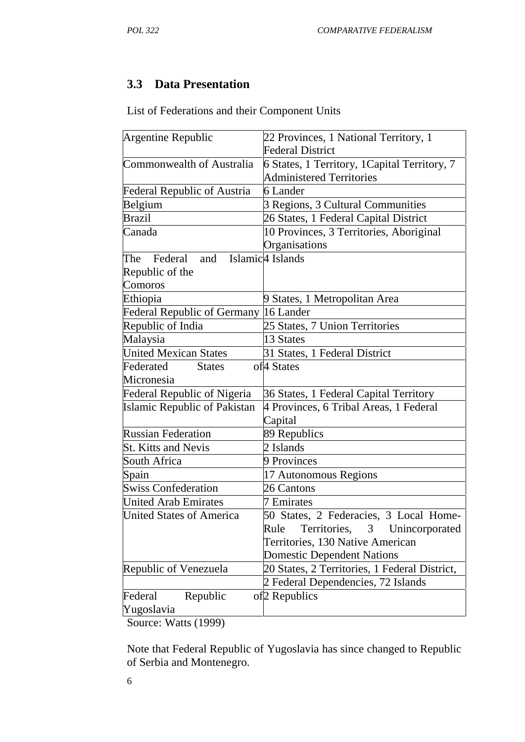## 3.3 Data Presentation

List of Federations and their Component Units

| | |
|---|---|
| Argentine Republic | 22 Provinces, 1 National Territory, 1 Federal District |
| Commonwealth of Australia | 6 States, 1 Territory, 1Capital Territory, 7 Administered Territories |
| Federal Republic of Austria | 6 Lander |
| Belgium | 3 Regions, 3 Cultural Communities |
| Brazil | 26 States, 1 Federal Capital District |
| Canada | 10 Provinces, 3 Territories, Aboriginal Organisations |
| The Federal and Islamic Republic of the Comoros | 4 Islands |
| Ethiopia | 9 States, 1 Metropolitan Area |
| Federal Republic of Germany | 16 Lander |
| Republic of India | 25 States, 7 Union Territories |
| Malaysia | 13 States |
| United Mexican States | 31 States, 1 Federal District |
| Federated States of Micronesia | 4 States |
| Federal Republic of Nigeria | 36 States, 1 Federal Capital Territory |
| Islamic Republic of Pakistan | 4 Provinces, 6 Tribal Areas, 1 Federal Capital |
| Russian Federation | 89 Republics |
| St. Kitts and Nevis | 2 Islands |
| South Africa | 9 Provinces |
| Spain | 17 Autonomous Regions |
| Swiss Confederation | 26 Cantons |
| United Arab Emirates | 7 Emirates |
| United States of America | 50 States, 2 Federacies, 3 Local Home-Rule Territories, 3 Unincorporated Territories, 130 Native American Domestic Dependent Nations |
| Republic of Venezuela | 20 States, 2 Territories, 1 Federal District, |
| | 2 Federal Dependencies, 72 Islands |
| Federal Republic of Yugoslavia | 2 Republics |

Source: Watts (1999)

Note that Federal Republic of Yugoslavia has since changed to Republic of Serbia and Montenegro.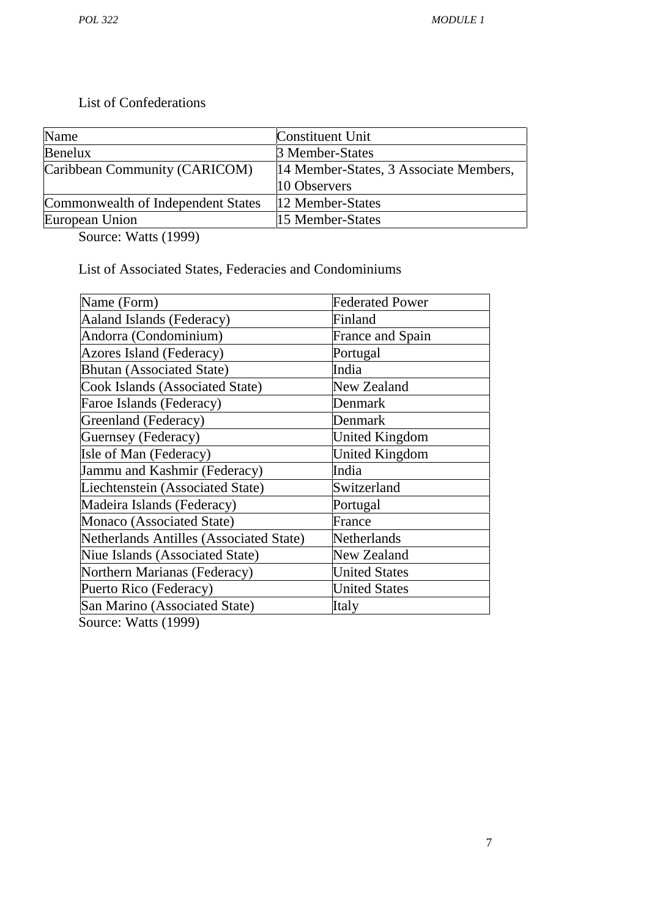List of Confederations

| Name | Constituent Unit |
|---|---|
| Benelux | 3 Member-States |
| Caribbean Community (CARICOM) | 14 Member-States, 3 Associate Members, 10 Observers |
| Commonwealth of Independent States | 12 Member-States |
| European Union | 15 Member-States |

Source: Watts (1999)

List of Associated States, Federacies and Condominiums

| Name (Form) | Federated Power |
|---|---|
| Aaland Islands (Federacy) | Finland |
| Andorra (Condominium) | France and Spain |
| Azores Island (Federacy) | Portugal |
| Bhutan (Associated State) | India |
| Cook Islands (Associated State) | New Zealand |
| Faroe Islands (Federacy) | Denmark |
| Greenland (Federacy) | Denmark |
| Guernsey (Federacy) | United Kingdom |
| Isle of Man (Federacy) | United Kingdom |
| Jammu and Kashmir (Federacy) | India |
| Liechtenstein (Associated State) | Switzerland |
| Madeira Islands (Federacy) | Portugal |
| Monaco (Associated State) | France |
| Netherlands Antilles (Associated State) | Netherlands |
| Niue Islands (Associated State) | New Zealand |
| Northern Marianas (Federacy) | United States |
| Puerto Rico (Federacy) | United States |
| San Marino (Associated State) | Italy |

Source: Watts (1999)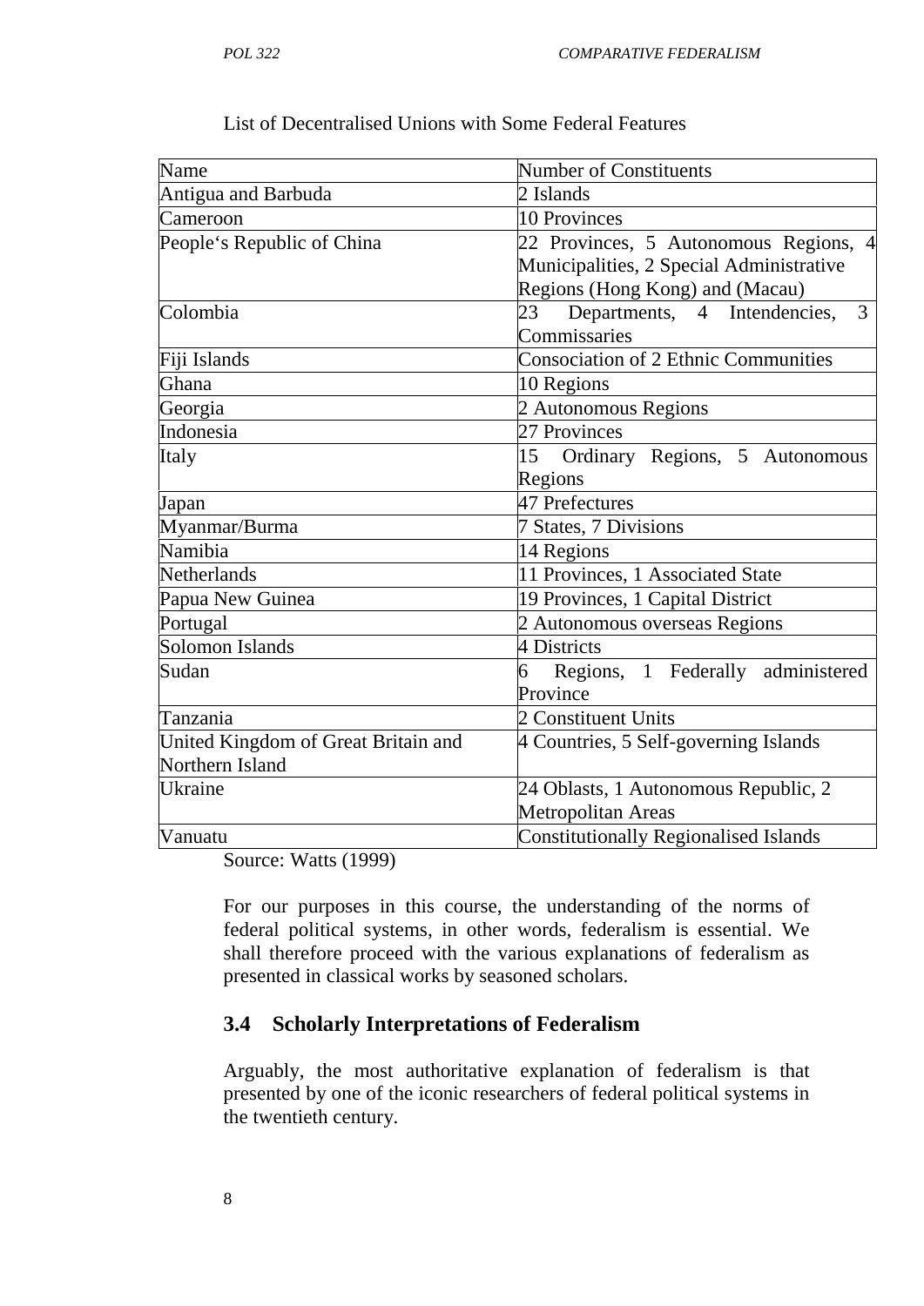List of Decentralised Unions with Some Federal Features

| Name | Number of Constituents |
|---|---|
| Antigua and Barbuda | 2 Islands |
| Cameroon | 10 Provinces |
| People's Republic of China | 22 Provinces, 5 Autonomous Regions, 4 Municipalities, 2 Special Administrative Regions (Hong Kong) and (Macau) |
| Colombia | 23 Departments, 4 Intendencies, 3 Commissaries |
| Fiji Islands | Consociation of 2 Ethnic Communities |
| Ghana | 10 Regions |
| Georgia | 2 Autonomous Regions |
| Indonesia | 27 Provinces |
| Italy | 15 Ordinary Regions, 5 Autonomous Regions |
| Japan | 47 Prefectures |
| Myanmar/Burma | 7 States, 7 Divisions |
| Namibia | 14 Regions |
| Netherlands | 11 Provinces, 1 Associated State |
| Papua New Guinea | 19 Provinces, 1 Capital District |
| Portugal | 2 Autonomous overseas Regions |
| Solomon Islands | 4 Districts |
| Sudan | 6 Regions, 1 Federally administered Province |
| Tanzania | 2 Constituent Units |
| United Kingdom of Great Britain and Northern Island | 4 Countries, 5 Self-governing Islands |
| Ukraine | 24 Oblasts, 1 Autonomous Republic, 2 Metropolitan Areas |
| Vanuatu | Constitutionally Regionalised Islands |

Source: Watts (1999)

For our purposes in this course, the understanding of the norms of federal political systems, in other words, federalism is essential. We shall therefore proceed with the various explanations of federalism as presented in classical works by seasoned scholars.

## 3.4 Scholarly Interpretations of Federalism

Arguably, the most authoritative explanation of federalism is that presented by one of the iconic researchers of federal political systems in the twentieth century.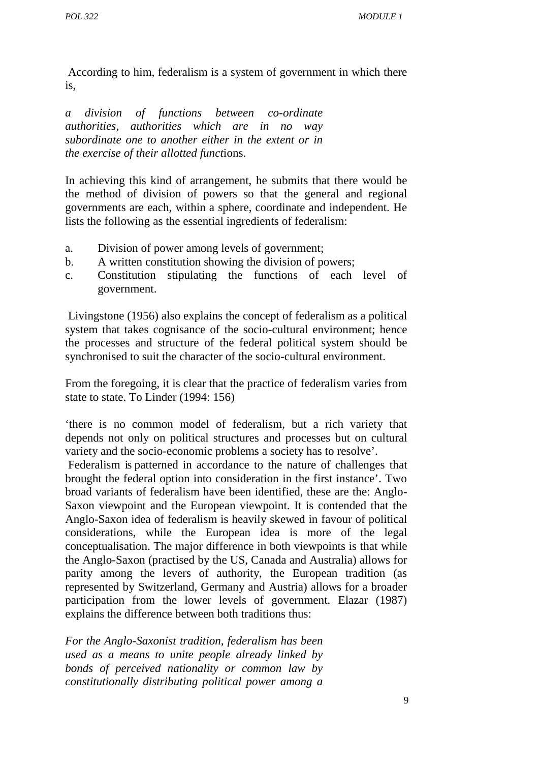According to him, federalism is a system of government in which there is,

> *a division of functions between co-ordinate authorities, authorities which are in no way subordinate one to another either in the extent or in the exercise of their allotted funct*ions.

In achieving this kind of arrangement, he submits that there would be the method of division of powers so that the general and regional governments are each, within a sphere, coordinate and independent. He lists the following as the essential ingredients of federalism:

a. Division of power among levels of government;
b. A written constitution showing the division of powers;
c. Constitution stipulating the functions of each level of government.

Livingstone (1956) also explains the concept of federalism as a political system that takes cognisance of the socio-cultural environment; hence the processes and structure of the federal political system should be synchronised to suit the character of the socio-cultural environment.

From the foregoing, it is clear that the practice of federalism varies from state to state. To Linder (1994: 156)

'there is no common model of federalism, but a rich variety that depends not only on political structures and processes but on cultural variety and the socio-economic problems a society has to resolve'.

Federalism is patterned in accordance to the nature of challenges that brought the federal option into consideration in the first instance'. Two broad variants of federalism have been identified, these are the: Anglo-Saxon viewpoint and the European viewpoint. It is contended that the Anglo-Saxon idea of federalism is heavily skewed in favour of political considerations, while the European idea is more of the legal conceptualisation. The major difference in both viewpoints is that while the Anglo-Saxon (practised by the US, Canada and Australia) allows for parity among the levers of authority, the European tradition (as represented by Switzerland, Germany and Austria) allows for a broader participation from the lower levels of government. Elazar (1987) explains the difference between both traditions thus:

> *For the Anglo-Saxonist tradition, federalism has been used as a means to unite people already linked by bonds of perceived nationality or common law by constitutionally distributing political power among a*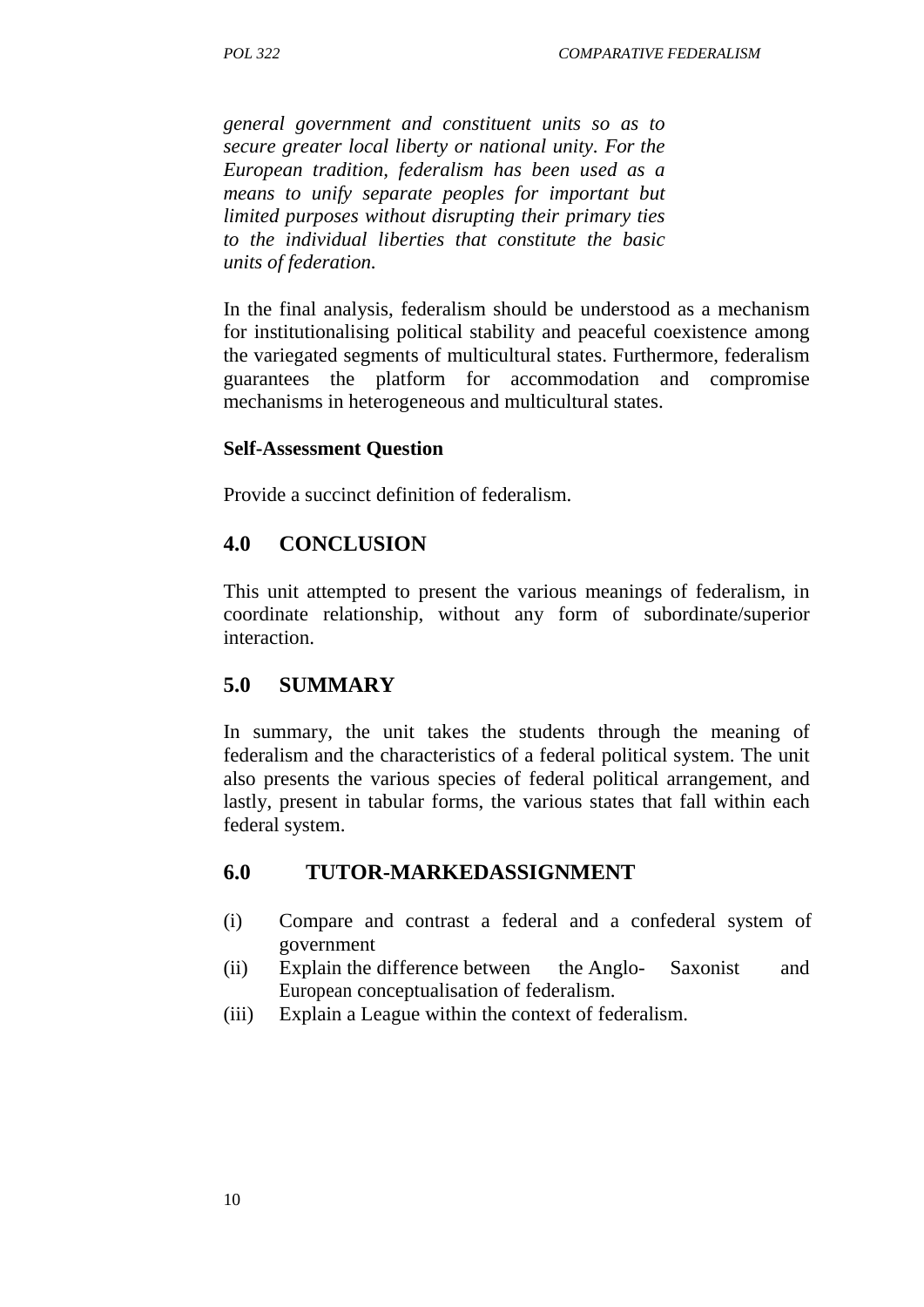*general government and constituent units so as to secure greater local liberty or national unity. For the European tradition, federalism has been used as a means to unify separate peoples for important but limited purposes without disrupting their primary ties to the individual liberties that constitute the basic units of federation.*

In the final analysis, federalism should be understood as a mechanism for institutionalising political stability and peaceful coexistence among the variegated segments of multicultural states. Furthermore, federalism guarantees the platform for accommodation and compromise mechanisms in heterogeneous and multicultural states.

**Self-Assessment Question**

Provide a succinct definition of federalism.

## 4.0 CONCLUSION

This unit attempted to present the various meanings of federalism, in coordinate relationship, without any form of subordinate/superior interaction.

## 5.0 SUMMARY

In summary, the unit takes the students through the meaning of federalism and the characteristics of a federal political system. The unit also presents the various species of federal political arrangement, and lastly, present in tabular forms, the various states that fall within each federal system.

## 6.0 TUTOR-MARKEDASSIGNMENT

(i) Compare and contrast a federal and a confederal system of government

(ii) Explain the difference between the Anglo- Saxonist and European conceptualisation of federalism.

(iii) Explain a League within the context of federalism.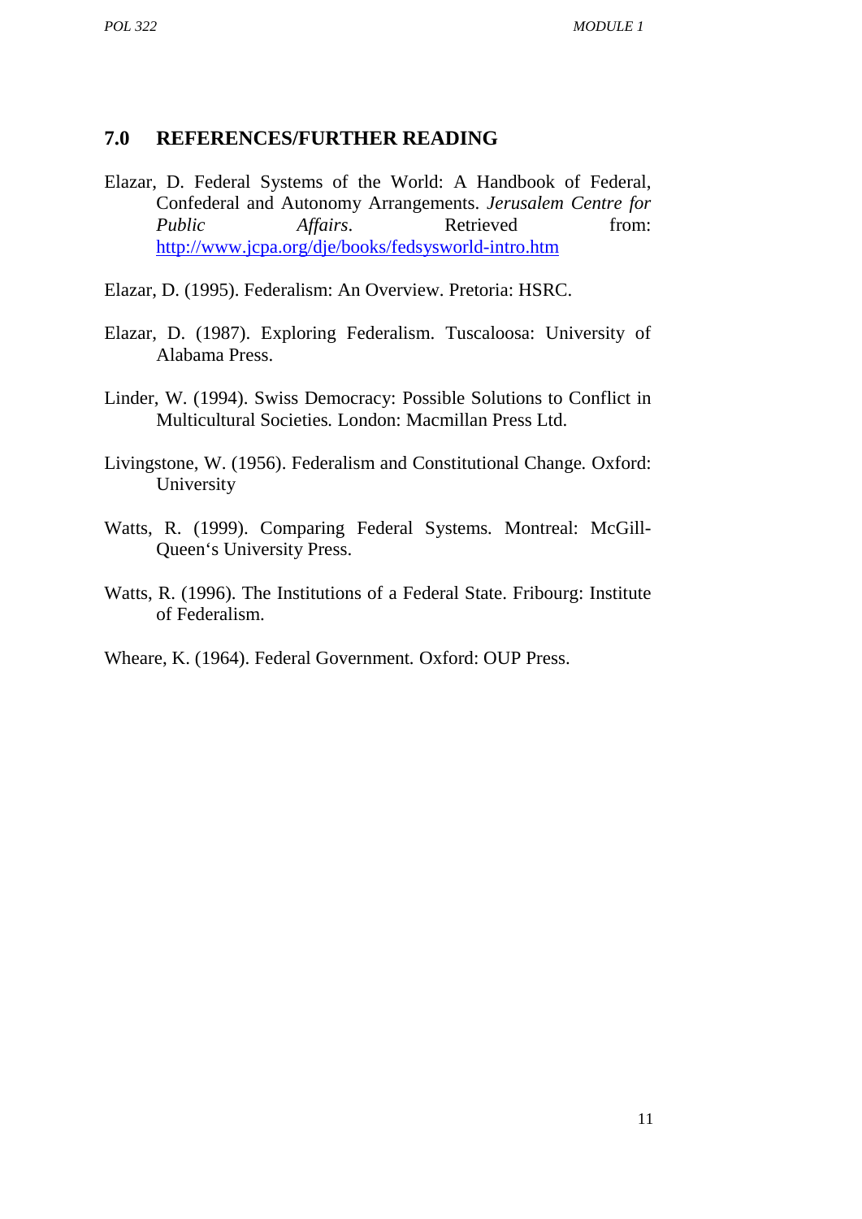## 7.0 REFERENCES/FURTHER READING

Elazar, D. Federal Systems of the World: A Handbook of Federal, Confederal and Autonomy Arrangements. *Jerusalem Centre for Public Affairs*. Retrieved from: http://www.jcpa.org/dje/books/fedsysworld-intro.htm

Elazar, D. (1995). Federalism: An Overview. Pretoria: HSRC.

Elazar, D. (1987). Exploring Federalism. Tuscaloosa: University of Alabama Press.

Linder, W. (1994). Swiss Democracy: Possible Solutions to Conflict in Multicultural Societies. London: Macmillan Press Ltd.

Livingstone, W. (1956). Federalism and Constitutional Change. Oxford: University

Watts, R. (1999). Comparing Federal Systems. Montreal: McGill-Queen's University Press.

Watts, R. (1996). The Institutions of a Federal State. Fribourg: Institute of Federalism.

Wheare, K. (1964). Federal Government. Oxford: OUP Press.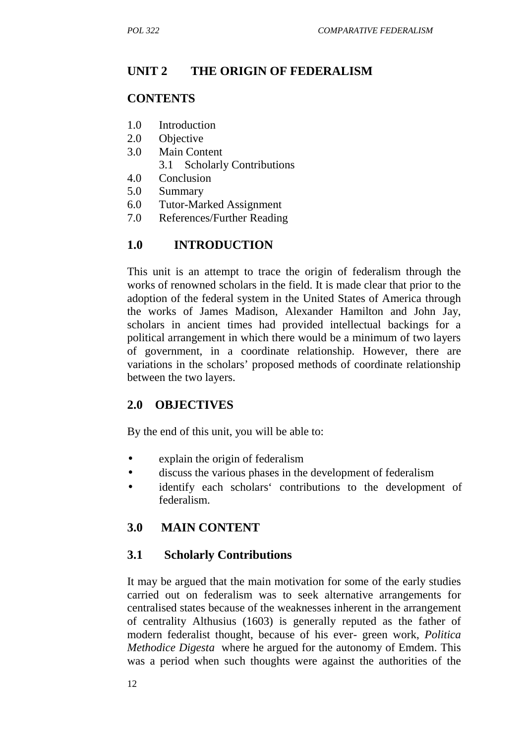# UNIT 2 THE ORIGIN OF FEDERALISM

## CONTENTS

1.0 Introduction
2.0 Objective
3.0 Main Content
    3.1 Scholarly Contributions
4.0 Conclusion
5.0 Summary
6.0 Tutor-Marked Assignment
7.0 References/Further Reading

## 1.0 INTRODUCTION

This unit is an attempt to trace the origin of federalism through the works of renowned scholars in the field. It is made clear that prior to the adoption of the federal system in the United States of America through the works of James Madison, Alexander Hamilton and John Jay, scholars in ancient times had provided intellectual backings for a political arrangement in which there would be a minimum of two layers of government, in a coordinate relationship. However, there are variations in the scholars' proposed methods of coordinate relationship between the two layers.

## 2.0 OBJECTIVES

By the end of this unit, you will be able to:

- explain the origin of federalism
- discuss the various phases in the development of federalism
- identify each scholars' contributions to the development of federalism.

## 3.0 MAIN CONTENT

### 3.1 Scholarly Contributions

It may be argued that the main motivation for some of the early studies carried out on federalism was to seek alternative arrangements for centralised states because of the weaknesses inherent in the arrangement of centrality Althusius (1603) is generally reputed as the father of modern federalist thought, because of his ever- green work, *Politica Methodice Digesta* where he argued for the autonomy of Emdem. This was a period when such thoughts were against the authorities of the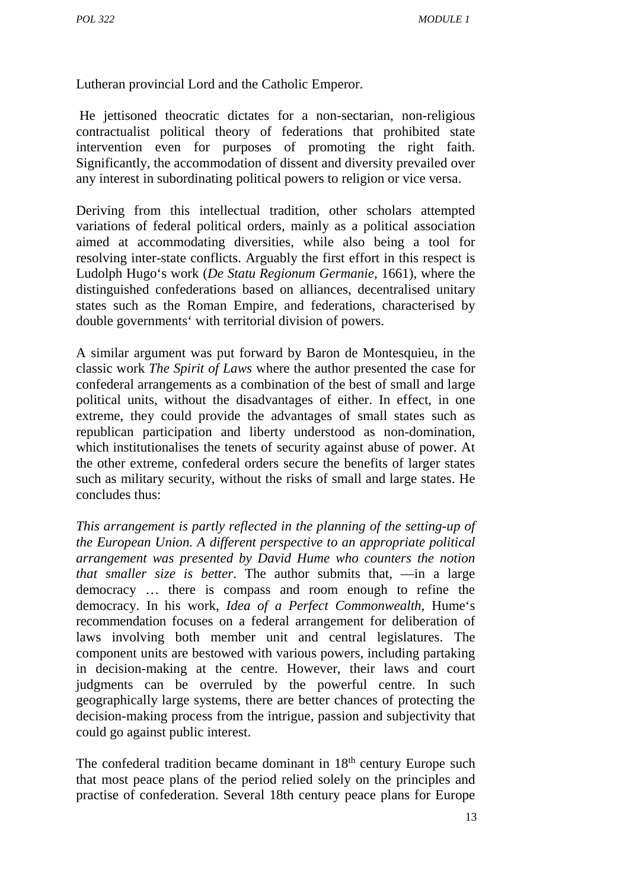Lutheran provincial Lord and the Catholic Emperor.

He jettisoned theocratic dictates for a non-sectarian, non-religious contractualist political theory of federations that prohibited state intervention even for purposes of promoting the right faith. Significantly, the accommodation of dissent and diversity prevailed over any interest in subordinating political powers to religion or vice versa.

Deriving from this intellectual tradition, other scholars attempted variations of federal political orders, mainly as a political association aimed at accommodating diversities, while also being a tool for resolving inter-state conflicts. Arguably the first effort in this respect is Ludolph Hugo‘s work (*De Statu Regionum Germanie*, 1661), where the distinguished confederations based on alliances, decentralised unitary states such as the Roman Empire, and federations, characterised by double governments‘ with territorial division of powers.

A similar argument was put forward by Baron de Montesquieu, in the classic work *The Spirit of Laws* where the author presented the case for confederal arrangements as a combination of the best of small and large political units, without the disadvantages of either. In effect, in one extreme, they could provide the advantages of small states such as republican participation and liberty understood as non-domination, which institutionalises the tenets of security against abuse of power. At the other extreme, confederal orders secure the benefits of larger states such as military security, without the risks of small and large states. He concludes thus:

*This arrangement is partly reflected in the planning of the setting-up of the European Union. A different perspective to an appropriate political arrangement was presented by David Hume who counters the notion that smaller size is better*. The author submits that, —in a large democracy … there is compass and room enough to refine the democracy. In his work, *Idea of a Perfect Commonwealth,* Hume‘s recommendation focuses on a federal arrangement for deliberation of laws involving both member unit and central legislatures. The component units are bestowed with various powers, including partaking in decision-making at the centre. However, their laws and court judgments can be overruled by the powerful centre. In such geographically large systems, there are better chances of protecting the decision-making process from the intrigue, passion and subjectivity that could go against public interest.

The confederal tradition became dominant in 18th century Europe such that most peace plans of the period relied solely on the principles and practise of confederation. Several 18th century peace plans for Europe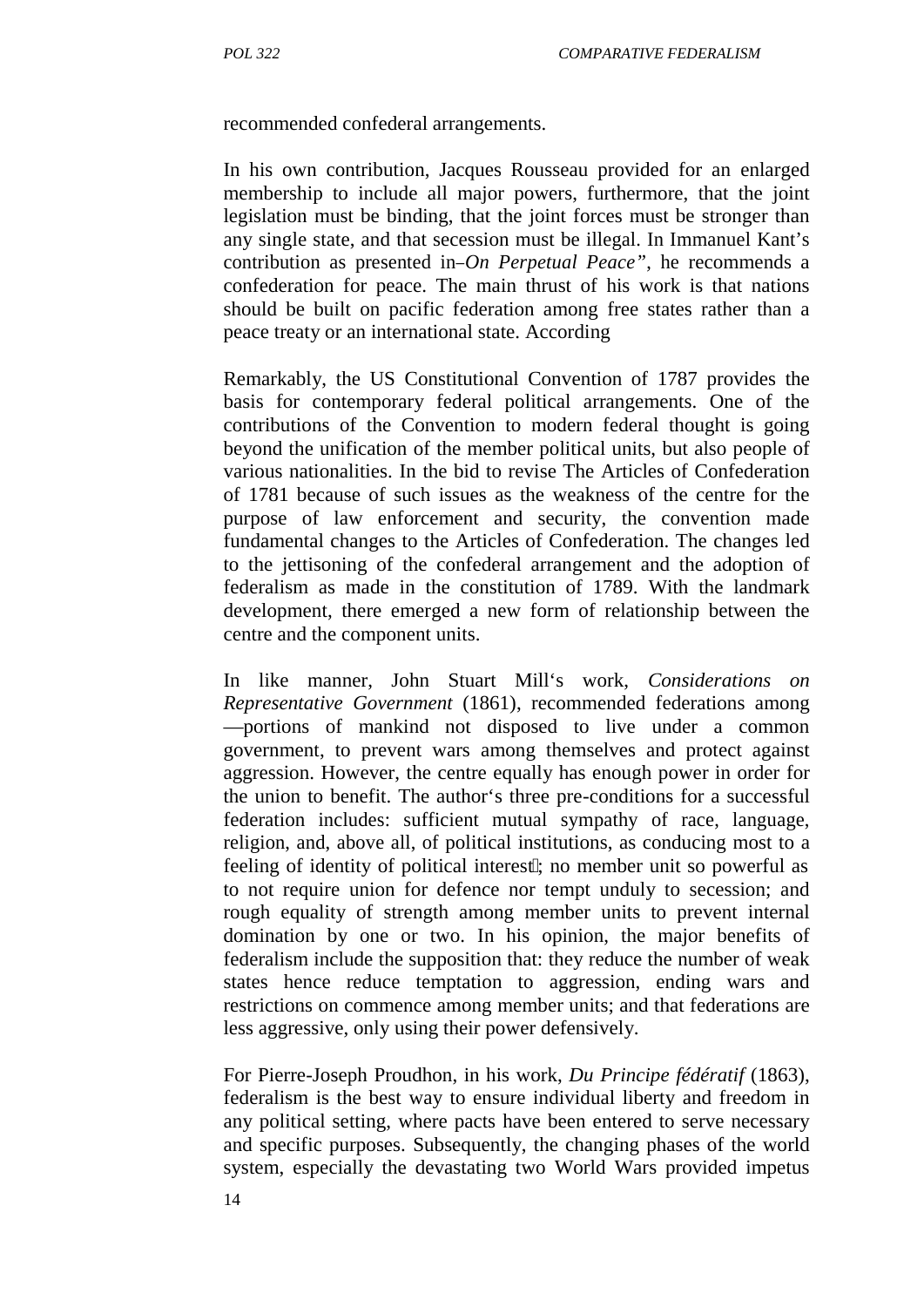recommended confederal arrangements.

In his own contribution, Jacques Rousseau provided for an enlarged membership to include all major powers, furthermore, that the joint legislation must be binding, that the joint forces must be stronger than any single state, and that secession must be illegal. In Immanuel Kant's contribution as presented in–*On Perpetual Peace"*, he recommends a confederation for peace. The main thrust of his work is that nations should be built on pacific federation among free states rather than a peace treaty or an international state. According

Remarkably, the US Constitutional Convention of 1787 provides the basis for contemporary federal political arrangements. One of the contributions of the Convention to modern federal thought is going beyond the unification of the member political units, but also people of various nationalities. In the bid to revise The Articles of Confederation of 1781 because of such issues as the weakness of the centre for the purpose of law enforcement and security, the convention made fundamental changes to the Articles of Confederation. The changes led to the jettisoning of the confederal arrangement and the adoption of federalism as made in the constitution of 1789. With the landmark development, there emerged a new form of relationship between the centre and the component units.

In like manner, John Stuart Mill's work, *Considerations on Representative Government* (1861), recommended federations among —portions of mankind not disposed to live under a common government, to prevent wars among themselves and protect against aggression. However, the centre equally has enough power in order for the union to benefit. The author's three pre-conditions for a successful federation includes: sufficient mutual sympathy of race, language, religion, and, above all, of political institutions, as conducing most to a feeling of identity of political interest; no member unit so powerful as to not require union for defence nor tempt unduly to secession; and rough equality of strength among member units to prevent internal domination by one or two. In his opinion, the major benefits of federalism include the supposition that: they reduce the number of weak states hence reduce temptation to aggression, ending wars and restrictions on commence among member units; and that federations are less aggressive, only using their power defensively.

For Pierre-Joseph Proudhon, in his work, *Du Principe fédératif* (1863), federalism is the best way to ensure individual liberty and freedom in any political setting, where pacts have been entered to serve necessary and specific purposes. Subsequently, the changing phases of the world system, especially the devastating two World Wars provided impetus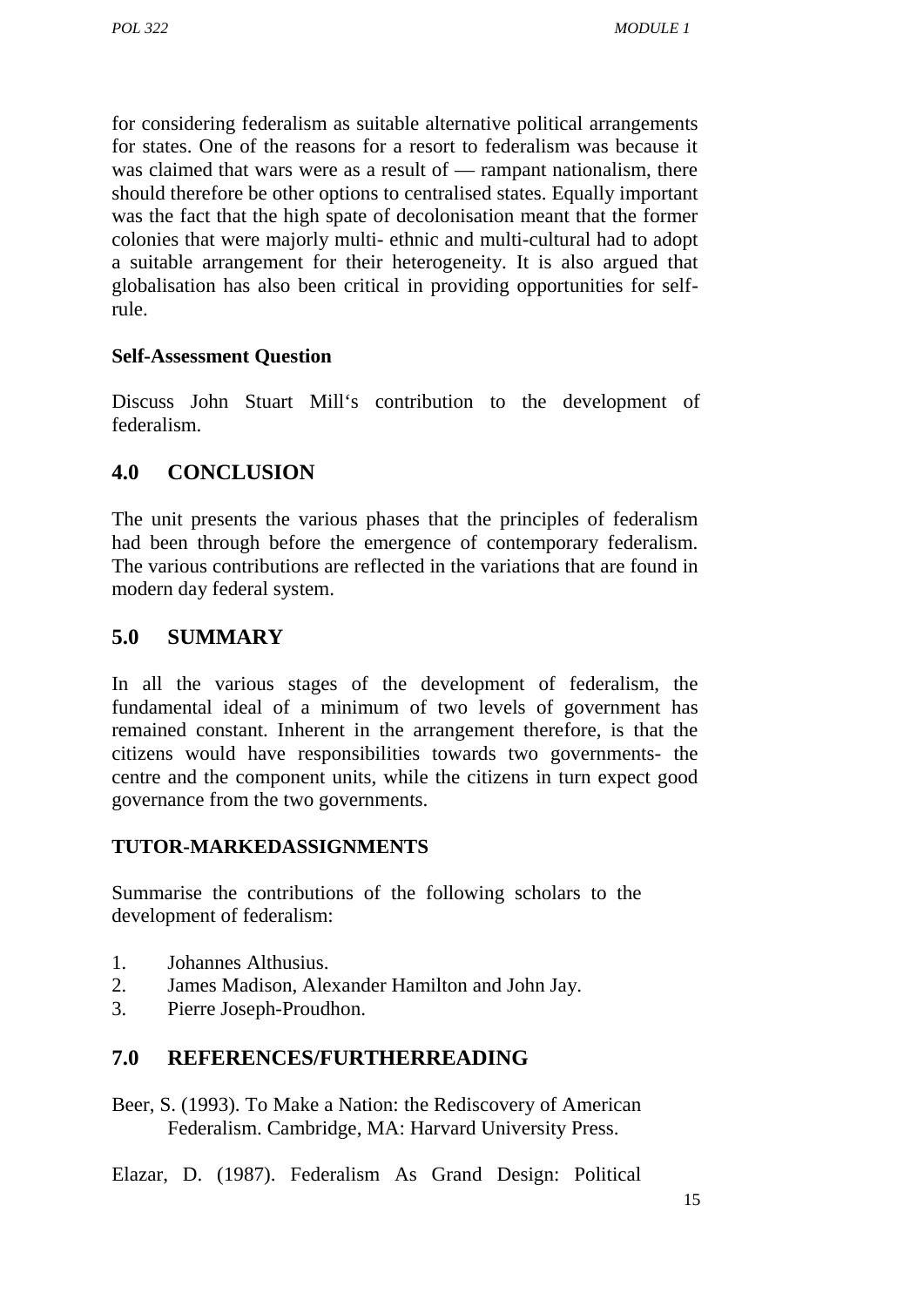for considering federalism as suitable alternative political arrangements for states. One of the reasons for a resort to federalism was because it was claimed that wars were as a result of — rampant nationalism, there should therefore be other options to centralised states. Equally important was the fact that the high spate of decolonisation meant that the former colonies that were majorly multi- ethnic and multi-cultural had to adopt a suitable arrangement for their heterogeneity. It is also argued that globalisation has also been critical in providing opportunities for self-rule.

**Self-Assessment Question**

Discuss John Stuart Mill's contribution to the development of federalism.

## 4.0 CONCLUSION

The unit presents the various phases that the principles of federalism had been through before the emergence of contemporary federalism. The various contributions are reflected in the variations that are found in modern day federal system.

## 5.0 SUMMARY

In all the various stages of the development of federalism, the fundamental ideal of a minimum of two levels of government has remained constant. Inherent in the arrangement therefore, is that the citizens would have responsibilities towards two governments- the centre and the component units, while the citizens in turn expect good governance from the two governments.

**TUTOR-MARKEDASSIGNMENTS**

Summarise the contributions of the following scholars to the development of federalism:

1. Johannes Althusius.
2. James Madison, Alexander Hamilton and John Jay.
3. Pierre Joseph-Proudhon.

## 7.0 REFERENCES/FURTHERREADING

Beer, S. (1993). To Make a Nation: the Rediscovery of American Federalism. Cambridge, MA: Harvard University Press.

Elazar, D. (1987). Federalism As Grand Design: Political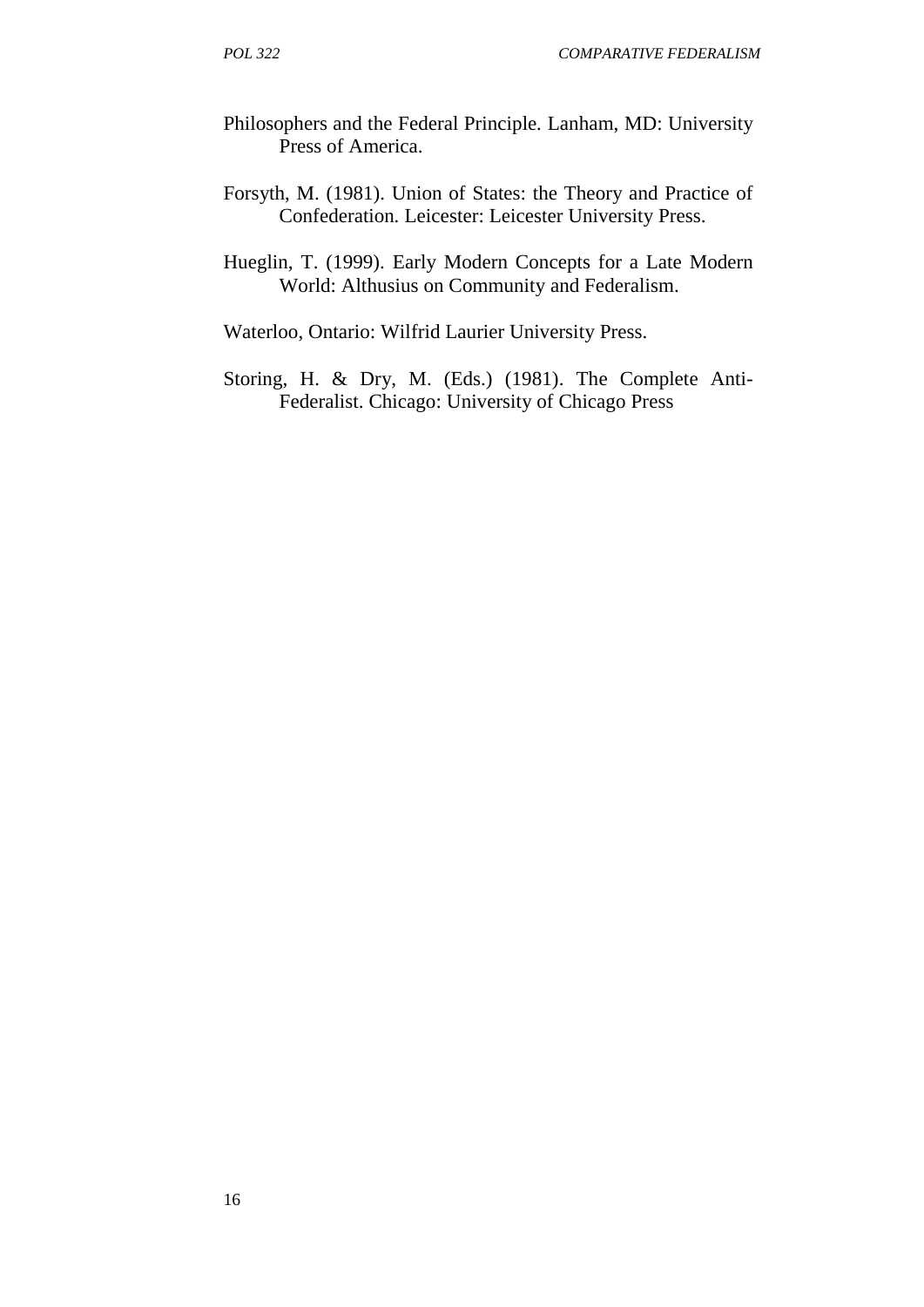Philosophers and the Federal Principle. Lanham, MD: University Press of America.

Forsyth, M. (1981). Union of States: the Theory and Practice of Confederation. Leicester: Leicester University Press.

Hueglin, T. (1999). Early Modern Concepts for a Late Modern World: Althusius on Community and Federalism.

Waterloo, Ontario: Wilfrid Laurier University Press.

Storing, H. & Dry, M. (Eds.) (1981). The Complete Anti-Federalist. Chicago: University of Chicago Press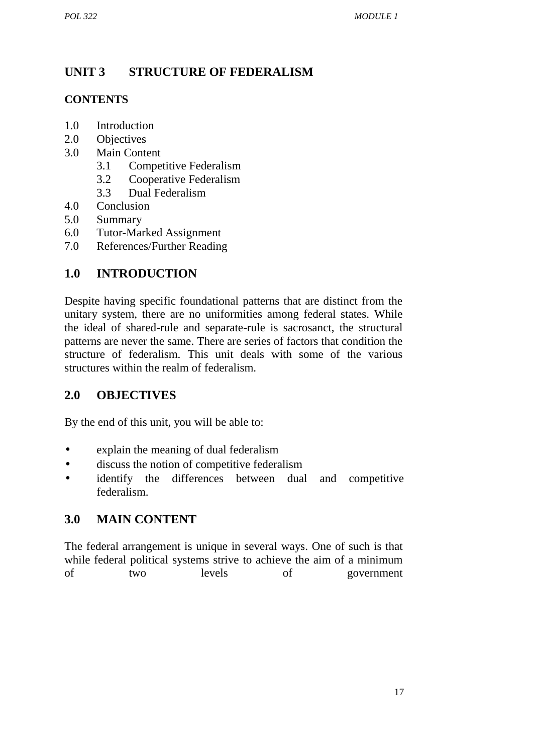# UNIT 3 STRUCTURE OF FEDERALISM

**CONTENTS**

1.0 Introduction
2.0 Objectives
3.0 Main Content
    3.1 Competitive Federalism
    3.2 Cooperative Federalism
    3.3 Dual Federalism
4.0 Conclusion
5.0 Summary
6.0 Tutor-Marked Assignment
7.0 References/Further Reading

## 1.0 INTRODUCTION

Despite having specific foundational patterns that are distinct from the unitary system, there are no uniformities among federal states. While the ideal of shared-rule and separate-rule is sacrosanct, the structural patterns are never the same. There are series of factors that condition the structure of federalism. This unit deals with some of the various structures within the realm of federalism.

## 2.0 OBJECTIVES

By the end of this unit, you will be able to:

- explain the meaning of dual federalism
- discuss the notion of competitive federalism
- identify the differences between dual and competitive federalism.

## 3.0 MAIN CONTENT

The federal arrangement is unique in several ways. One of such is that while federal political systems strive to achieve the aim of a minimum of two levels of government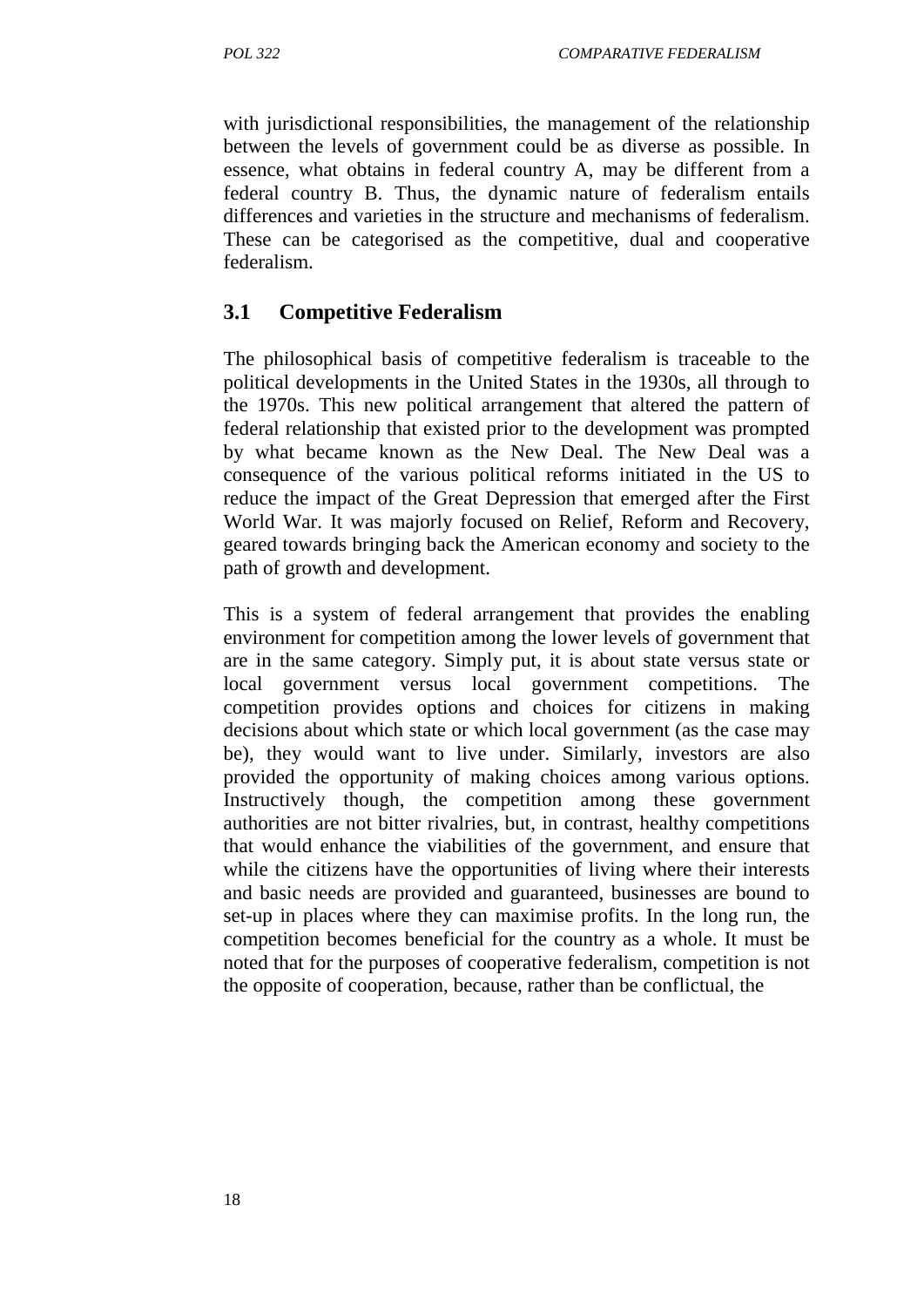with jurisdictional responsibilities, the management of the relationship between the levels of government could be as diverse as possible. In essence, what obtains in federal country A, may be different from a federal country B. Thus, the dynamic nature of federalism entails differences and varieties in the structure and mechanisms of federalism. These can be categorised as the competitive, dual and cooperative federalism.

## 3.1 Competitive Federalism

The philosophical basis of competitive federalism is traceable to the political developments in the United States in the 1930s, all through to the 1970s. This new political arrangement that altered the pattern of federal relationship that existed prior to the development was prompted by what became known as the New Deal. The New Deal was a consequence of the various political reforms initiated in the US to reduce the impact of the Great Depression that emerged after the First World War. It was majorly focused on Relief, Reform and Recovery, geared towards bringing back the American economy and society to the path of growth and development.

This is a system of federal arrangement that provides the enabling environment for competition among the lower levels of government that are in the same category. Simply put, it is about state versus state or local government versus local government competitions. The competition provides options and choices for citizens in making decisions about which state or which local government (as the case may be), they would want to live under. Similarly, investors are also provided the opportunity of making choices among various options. Instructively though, the competition among these government authorities are not bitter rivalries, but, in contrast, healthy competitions that would enhance the viabilities of the government, and ensure that while the citizens have the opportunities of living where their interests and basic needs are provided and guaranteed, businesses are bound to set-up in places where they can maximise profits. In the long run, the competition becomes beneficial for the country as a whole. It must be noted that for the purposes of cooperative federalism, competition is not the opposite of cooperation, because, rather than be conflictual, the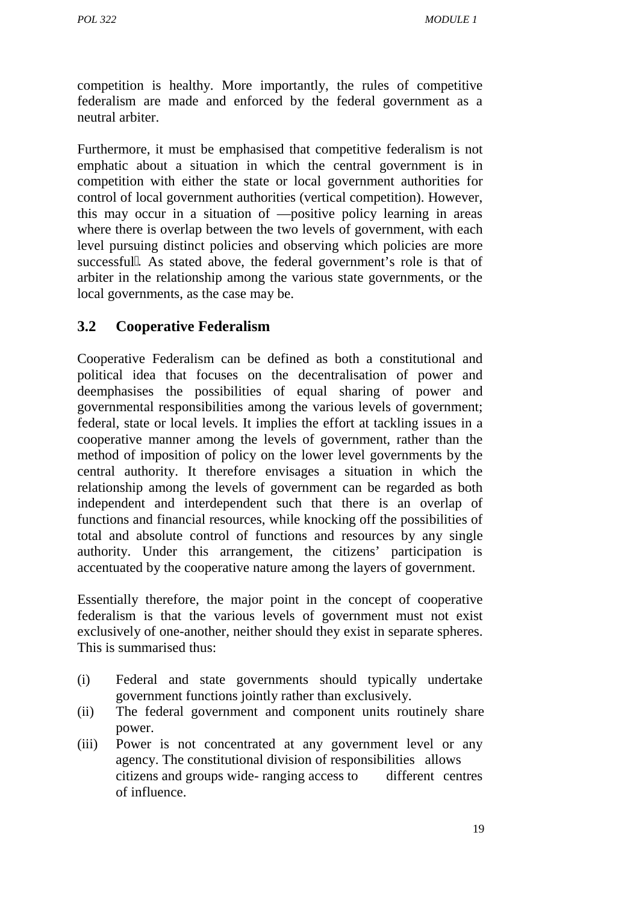competition is healthy. More importantly, the rules of competitive federalism are made and enforced by the federal government as a neutral arbiter.

Furthermore, it must be emphasised that competitive federalism is not emphatic about a situation in which the central government is in competition with either the state or local government authorities for control of local government authorities (vertical competition). However, this may occur in a situation of —positive policy learning in areas where there is overlap between the two levels of government, with each level pursuing distinct policies and observing which policies are more successful. As stated above, the federal government's role is that of arbiter in the relationship among the various state governments, or the local governments, as the case may be.

## 3.2 Cooperative Federalism

Cooperative Federalism can be defined as both a constitutional and political idea that focuses on the decentralisation of power and deemphasises the possibilities of equal sharing of power and governmental responsibilities among the various levels of government; federal, state or local levels. It implies the effort at tackling issues in a cooperative manner among the levels of government, rather than the method of imposition of policy on the lower level governments by the central authority. It therefore envisages a situation in which the relationship among the levels of government can be regarded as both independent and interdependent such that there is an overlap of functions and financial resources, while knocking off the possibilities of total and absolute control of functions and resources by any single authority. Under this arrangement, the citizens' participation is accentuated by the cooperative nature among the layers of government.

Essentially therefore, the major point in the concept of cooperative federalism is that the various levels of government must not exist exclusively of one-another, neither should they exist in separate spheres. This is summarised thus:

(i) Federal and state governments should typically undertake government functions jointly rather than exclusively.

(ii) The federal government and component units routinely share power.

(iii) Power is not concentrated at any government level or any agency. The constitutional division of responsibilities allows citizens and groups wide- ranging access to different centres of influence.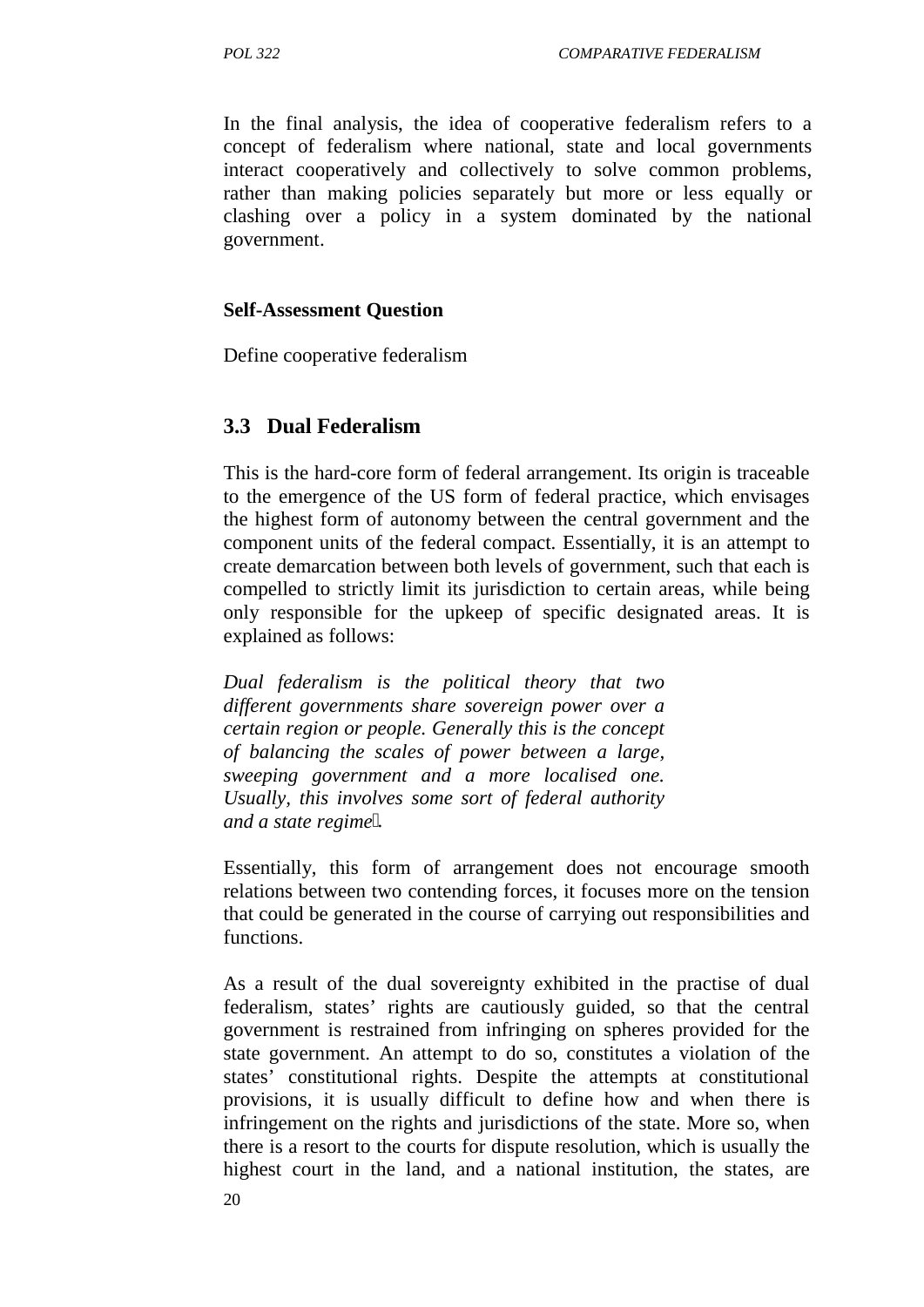In the final analysis, the idea of cooperative federalism refers to a concept of federalism where national, state and local governments interact cooperatively and collectively to solve common problems, rather than making policies separately but more or less equally or clashing over a policy in a system dominated by the national government.

**Self-Assessment Question**

Define cooperative federalism

## 3.3 Dual Federalism

This is the hard-core form of federal arrangement. Its origin is traceable to the emergence of the US form of federal practice, which envisages the highest form of autonomy between the central government and the component units of the federal compact. Essentially, it is an attempt to create demarcation between both levels of government, such that each is compelled to strictly limit its jurisdiction to certain areas, while being only responsible for the upkeep of specific designated areas. It is explained as follows:

*Dual federalism is the political theory that two different governments share sovereign power over a certain region or people. Generally this is the concept of balancing the scales of power between a large, sweeping government and a more localised one. Usually, this involves some sort of federal authority and a state regime.*

Essentially, this form of arrangement does not encourage smooth relations between two contending forces, it focuses more on the tension that could be generated in the course of carrying out responsibilities and functions.

As a result of the dual sovereignty exhibited in the practise of dual federalism, states' rights are cautiously guided, so that the central government is restrained from infringing on spheres provided for the state government. An attempt to do so, constitutes a violation of the states' constitutional rights. Despite the attempts at constitutional provisions, it is usually difficult to define how and when there is infringement on the rights and jurisdictions of the state. More so, when there is a resort to the courts for dispute resolution, which is usually the highest court in the land, and a national institution, the states, are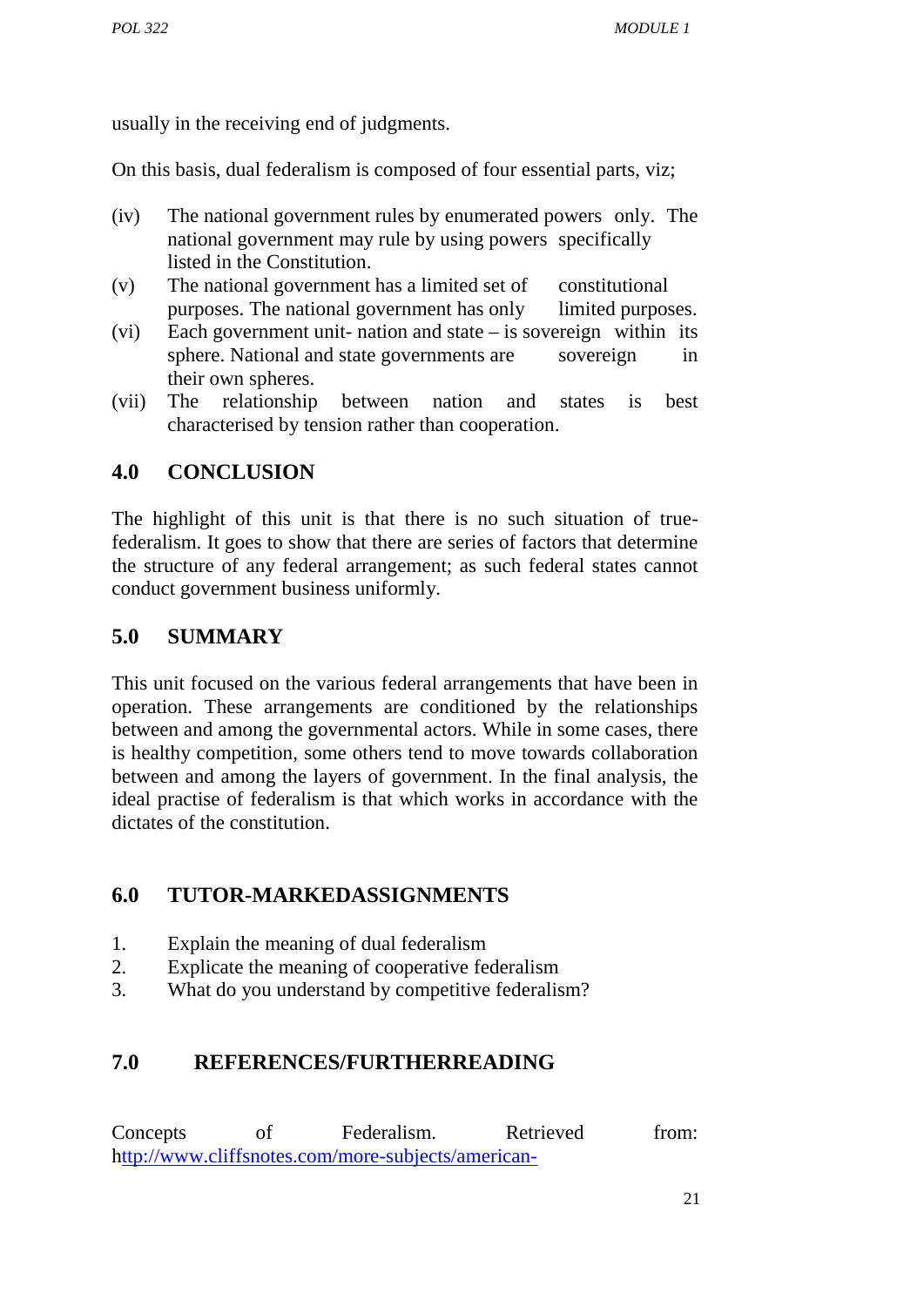usually in the receiving end of judgments.

On this basis, dual federalism is composed of four essential parts, viz;

(iv) The national government rules by enumerated powers only. The national government may rule by using powers specifically listed in the Constitution.

(v) The national government has a limited set of constitutional purposes. The national government has only limited purposes.

(vi) Each government unit- nation and state – is sovereign within its sphere. National and state governments are sovereign in their own spheres.

(vii) The relationship between nation and states is best characterised by tension rather than cooperation.

## 4.0 CONCLUSION

The highlight of this unit is that there is no such situation of true-federalism. It goes to show that there are series of factors that determine the structure of any federal arrangement; as such federal states cannot conduct government business uniformly.

## 5.0 SUMMARY

This unit focused on the various federal arrangements that have been in operation. These arrangements are conditioned by the relationships between and among the governmental actors. While in some cases, there is healthy competition, some others tend to move towards collaboration between and among the layers of government. In the final analysis, the ideal practise of federalism is that which works in accordance with the dictates of the constitution.

## 6.0 TUTOR-MARKEDASSIGNMENTS

1. Explain the meaning of dual federalism
2. Explicate the meaning of cooperative federalism
3. What do you understand by competitive federalism?

## 7.0 REFERENCES/FURTHERREADING

Concepts of Federalism. Retrieved from: hhttp://www.cliffsnotes.com/more-subjects/american-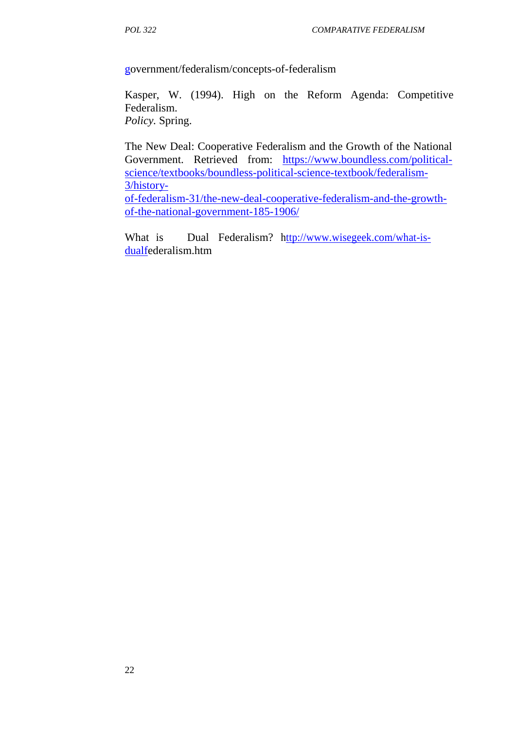government/federalism/concepts-of-federalism

Kasper, W. (1994). High on the Reform Agenda: Competitive Federalism.
*Policy.* Spring.

The New Deal: Cooperative Federalism and the Growth of the National Government. Retrieved from: https://www.boundless.com/political-science/textbooks/boundless-political-science-textbook/federalism-3/history-of-federalism-31/the-new-deal-cooperative-federalism-and-the-growth-of-the-national-government-185-1906/

What is Dual Federalism? http://www.wisegeek.com/what-is-dualfederalism.htm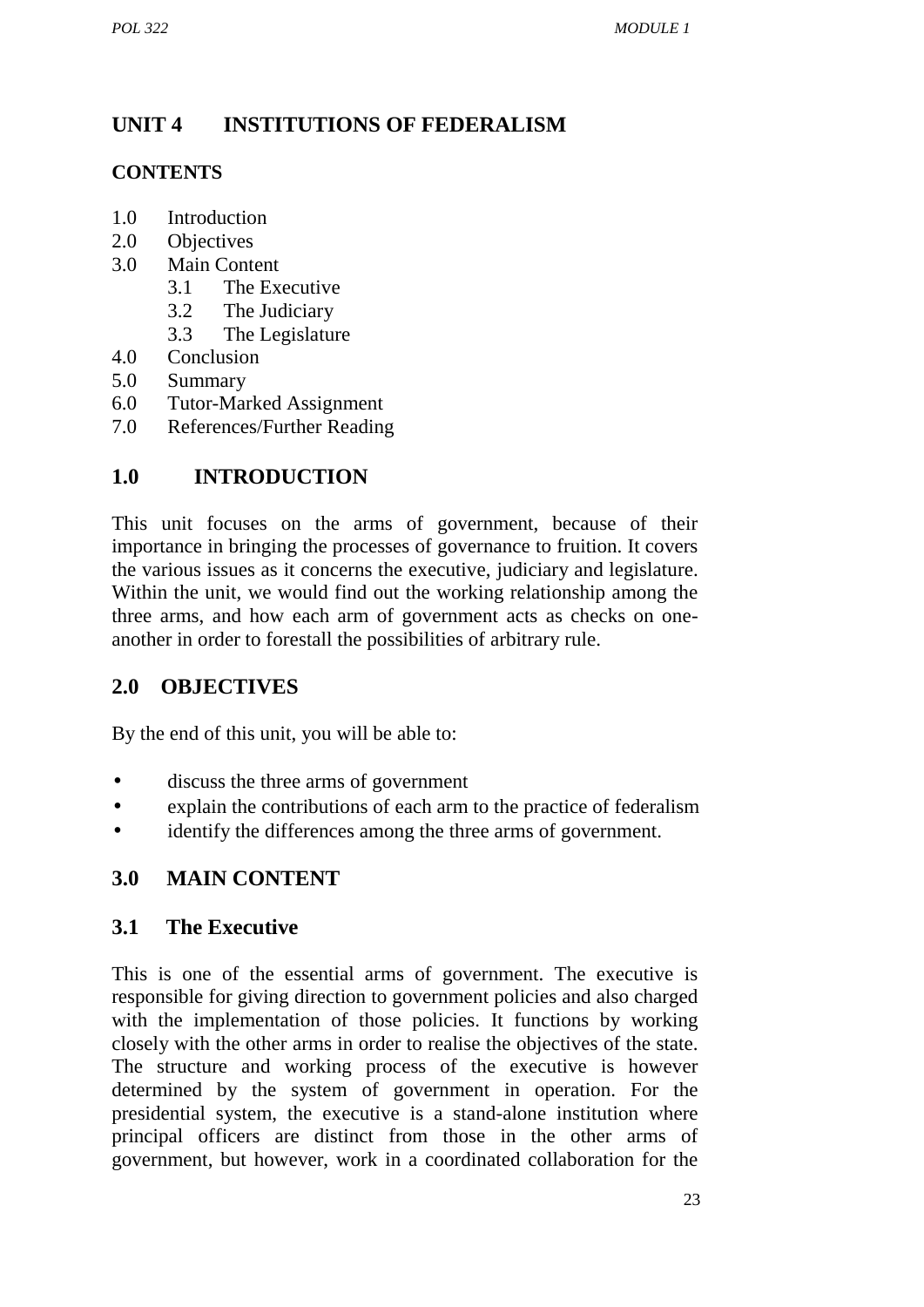## UNIT 4 INSTITUTIONS OF FEDERALISM

**CONTENTS**

- 1.0 Introduction
- 2.0 Objectives
- 3.0 Main Content
  - 3.1 The Executive
  - 3.2 The Judiciary
  - 3.3 The Legislature
- 4.0 Conclusion
- 5.0 Summary
- 6.0 Tutor-Marked Assignment
- 7.0 References/Further Reading

## 1.0 INTRODUCTION

This unit focuses on the arms of government, because of their importance in bringing the processes of governance to fruition. It covers the various issues as it concerns the executive, judiciary and legislature. Within the unit, we would find out the working relationship among the three arms, and how each arm of government acts as checks on one-another in order to forestall the possibilities of arbitrary rule.

## 2.0 OBJECTIVES

By the end of this unit, you will be able to:

- discuss the three arms of government
- explain the contributions of each arm to the practice of federalism
- identify the differences among the three arms of government.

## 3.0 MAIN CONTENT

### 3.1 The Executive

This is one of the essential arms of government. The executive is responsible for giving direction to government policies and also charged with the implementation of those policies. It functions by working closely with the other arms in order to realise the objectives of the state. The structure and working process of the executive is however determined by the system of government in operation. For the presidential system, the executive is a stand-alone institution where principal officers are distinct from those in the other arms of government, but however, work in a coordinated collaboration for the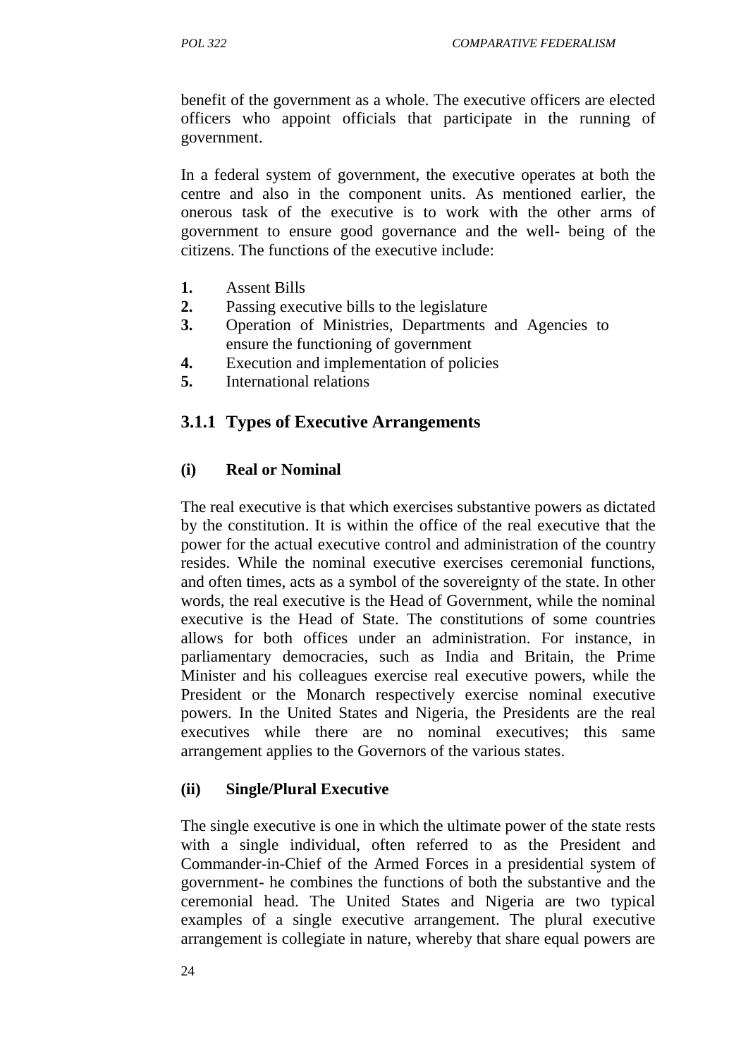benefit of the government as a whole. The executive officers are elected officers who appoint officials that participate in the running of government.

In a federal system of government, the executive operates at both the centre and also in the component units. As mentioned earlier, the onerous task of the executive is to work with the other arms of government to ensure good governance and the well- being of the citizens. The functions of the executive include:

1. Assent Bills
2. Passing executive bills to the legislature
3. Operation of Ministries, Departments and Agencies to ensure the functioning of government
4. Execution and implementation of policies
5. International relations

### 3.1.1 Types of Executive Arrangements

#### (i) Real or Nominal

The real executive is that which exercises substantive powers as dictated by the constitution. It is within the office of the real executive that the power for the actual executive control and administration of the country resides. While the nominal executive exercises ceremonial functions, and often times, acts as a symbol of the sovereignty of the state. In other words, the real executive is the Head of Government, while the nominal executive is the Head of State. The constitutions of some countries allows for both offices under an administration. For instance, in parliamentary democracies, such as India and Britain, the Prime Minister and his colleagues exercise real executive powers, while the President or the Monarch respectively exercise nominal executive powers. In the United States and Nigeria, the Presidents are the real executives while there are no nominal executives; this same arrangement applies to the Governors of the various states.

#### (ii) Single/Plural Executive

The single executive is one in which the ultimate power of the state rests with a single individual, often referred to as the President and Commander-in-Chief of the Armed Forces in a presidential system of government- he combines the functions of both the substantive and the ceremonial head. The United States and Nigeria are two typical examples of a single executive arrangement. The plural executive arrangement is collegiate in nature, whereby that share equal powers are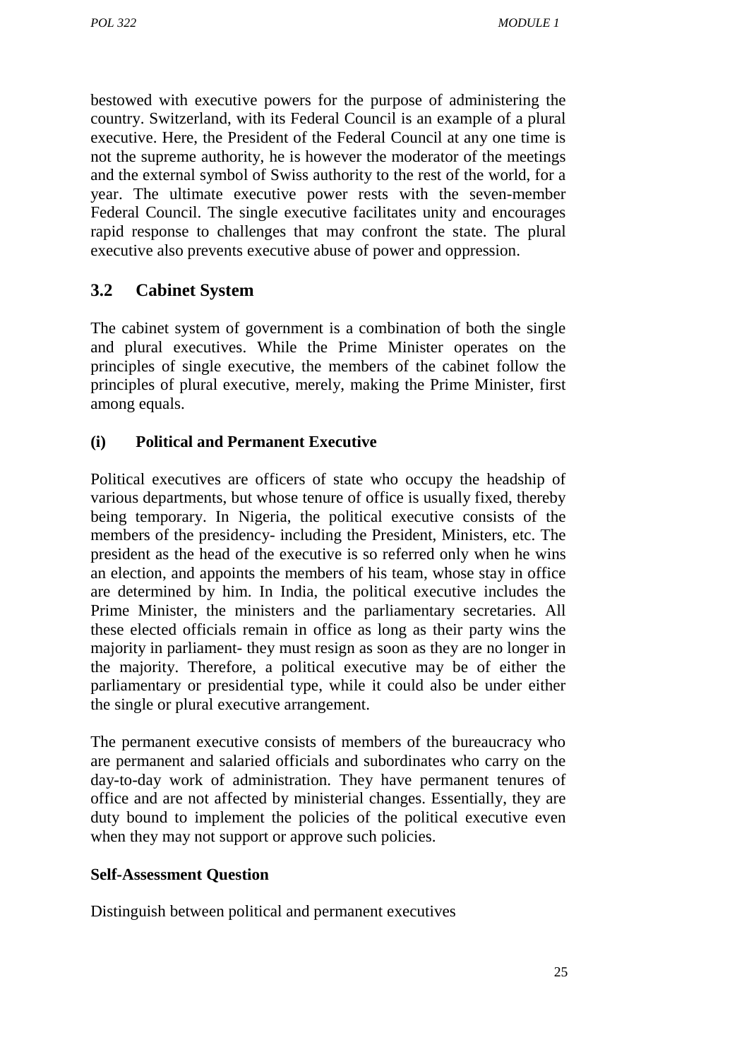bestowed with executive powers for the purpose of administering the country. Switzerland, with its Federal Council is an example of a plural executive. Here, the President of the Federal Council at any one time is not the supreme authority, he is however the moderator of the meetings and the external symbol of Swiss authority to the rest of the world, for a year. The ultimate executive power rests with the seven-member Federal Council. The single executive facilitates unity and encourages rapid response to challenges that may confront the state. The plural executive also prevents executive abuse of power and oppression.

## 3.2 Cabinet System

The cabinet system of government is a combination of both the single and plural executives. While the Prime Minister operates on the principles of single executive, the members of the cabinet follow the principles of plural executive, merely, making the Prime Minister, first among equals.

### (i) Political and Permanent Executive

Political executives are officers of state who occupy the headship of various departments, but whose tenure of office is usually fixed, thereby being temporary. In Nigeria, the political executive consists of the members of the presidency- including the President, Ministers, etc. The president as the head of the executive is so referred only when he wins an election, and appoints the members of his team, whose stay in office are determined by him. In India, the political executive includes the Prime Minister, the ministers and the parliamentary secretaries. All these elected officials remain in office as long as their party wins the majority in parliament- they must resign as soon as they are no longer in the majority. Therefore, a political executive may be of either the parliamentary or presidential type, while it could also be under either the single or plural executive arrangement.

The permanent executive consists of members of the bureaucracy who are permanent and salaried officials and subordinates who carry on the day-to-day work of administration. They have permanent tenures of office and are not affected by ministerial changes. Essentially, they are duty bound to implement the policies of the political executive even when they may not support or approve such policies.

**Self-Assessment Question**

Distinguish between political and permanent executives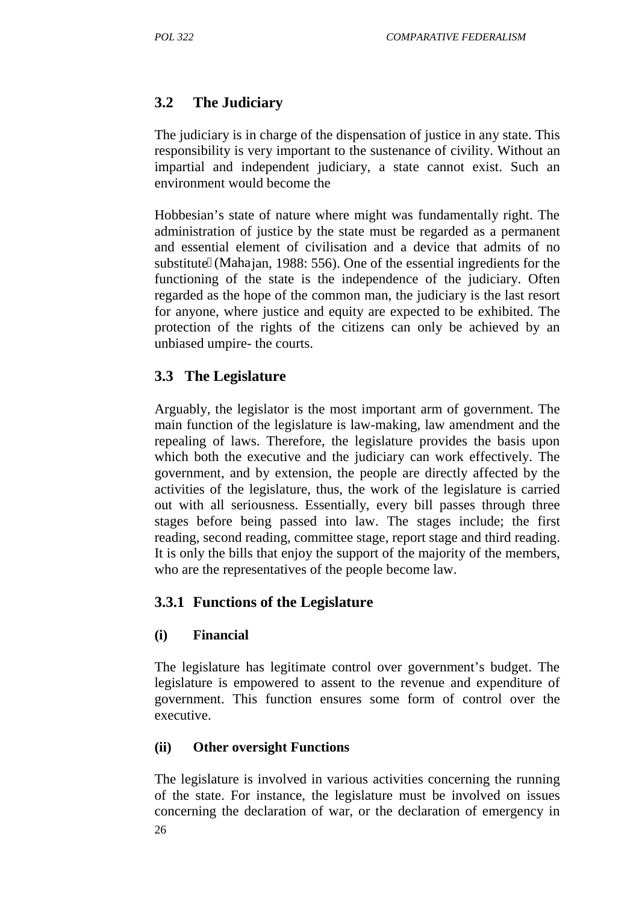## 3.2 The Judiciary

The judiciary is in charge of the dispensation of justice in any state. This responsibility is very important to the sustenance of civility. Without an impartial and independent judiciary, a state cannot exist. Such an environment would become the

Hobbesian's state of nature where might was fundamentally right. The administration of justice by the state must be regarded as a permanent and essential element of civilisation and a device that admits of no substitute (Mahajan, 1988: 556). One of the essential ingredients for the functioning of the state is the independence of the judiciary. Often regarded as the hope of the common man, the judiciary is the last resort for anyone, where justice and equity are expected to be exhibited. The protection of the rights of the citizens can only be achieved by an unbiased umpire- the courts.

## 3.3 The Legislature

Arguably, the legislator is the most important arm of government. The main function of the legislature is law-making, law amendment and the repealing of laws. Therefore, the legislature provides the basis upon which both the executive and the judiciary can work effectively. The government, and by extension, the people are directly affected by the activities of the legislature, thus, the work of the legislature is carried out with all seriousness. Essentially, every bill passes through three stages before being passed into law. The stages include; the first reading, second reading, committee stage, report stage and third reading. It is only the bills that enjoy the support of the majority of the members, who are the representatives of the people become law.

### 3.3.1 Functions of the Legislature

**(i) Financial**

The legislature has legitimate control over government's budget. The legislature is empowered to assent to the revenue and expenditure of government. This function ensures some form of control over the executive.

**(ii) Other oversight Functions**

The legislature is involved in various activities concerning the running of the state. For instance, the legislature must be involved on issues concerning the declaration of war, or the declaration of emergency in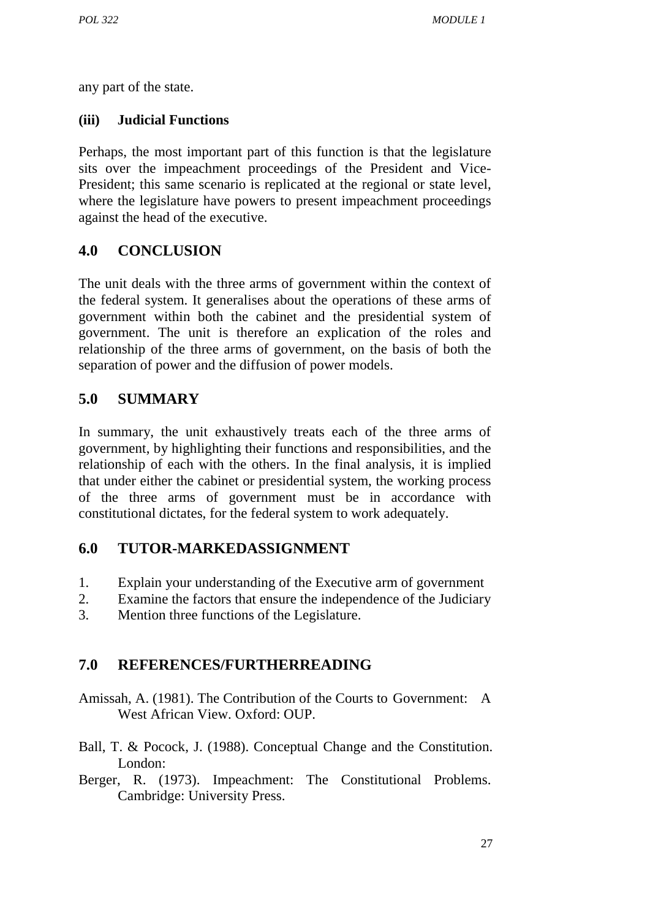any part of the state.

### (iii) Judicial Functions

Perhaps, the most important part of this function is that the legislature sits over the impeachment proceedings of the President and Vice-President; this same scenario is replicated at the regional or state level, where the legislature have powers to present impeachment proceedings against the head of the executive.

## 4.0 CONCLUSION

The unit deals with the three arms of government within the context of the federal system. It generalises about the operations of these arms of government within both the cabinet and the presidential system of government. The unit is therefore an explication of the roles and relationship of the three arms of government, on the basis of both the separation of power and the diffusion of power models.

## 5.0 SUMMARY

In summary, the unit exhaustively treats each of the three arms of government, by highlighting their functions and responsibilities, and the relationship of each with the others. In the final analysis, it is implied that under either the cabinet or presidential system, the working process of the three arms of government must be in accordance with constitutional dictates, for the federal system to work adequately.

## 6.0 TUTOR-MARKEDASSIGNMENT

1. Explain your understanding of the Executive arm of government
2. Examine the factors that ensure the independence of the Judiciary
3. Mention three functions of the Legislature.

## 7.0 REFERENCES/FURTHERREADING

Amissah, A. (1981). The Contribution of the Courts to Government: A West African View. Oxford: OUP.

Ball, T. & Pocock, J. (1988). Conceptual Change and the Constitution. London:

Berger, R. (1973). Impeachment: The Constitutional Problems. Cambridge: University Press.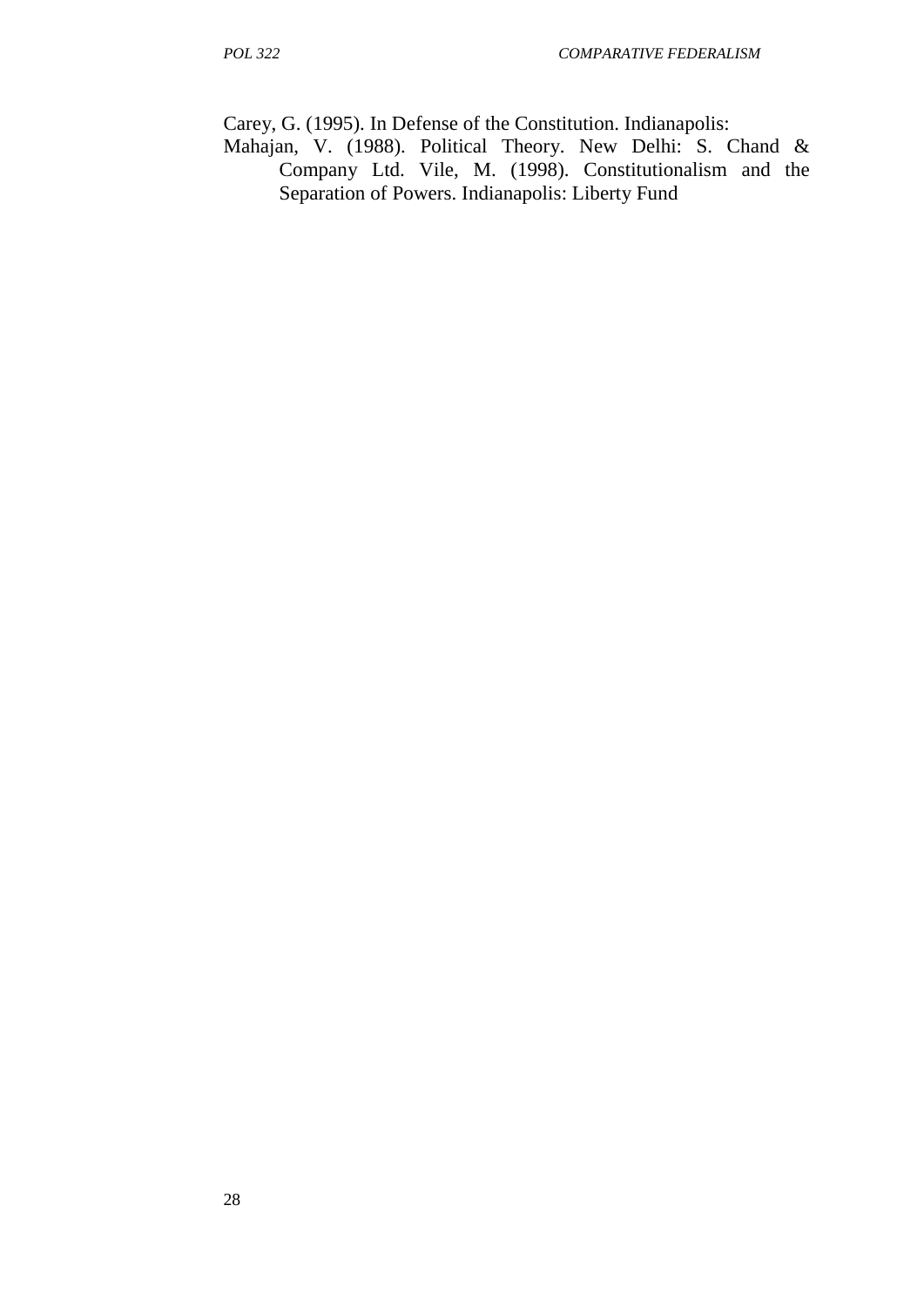Carey, G. (1995). In Defense of the Constitution. Indianapolis:

Mahajan, V. (1988). Political Theory. New Delhi: S. Chand & Company Ltd. Vile, M. (1998). Constitutionalism and the Separation of Powers. Indianapolis: Liberty Fund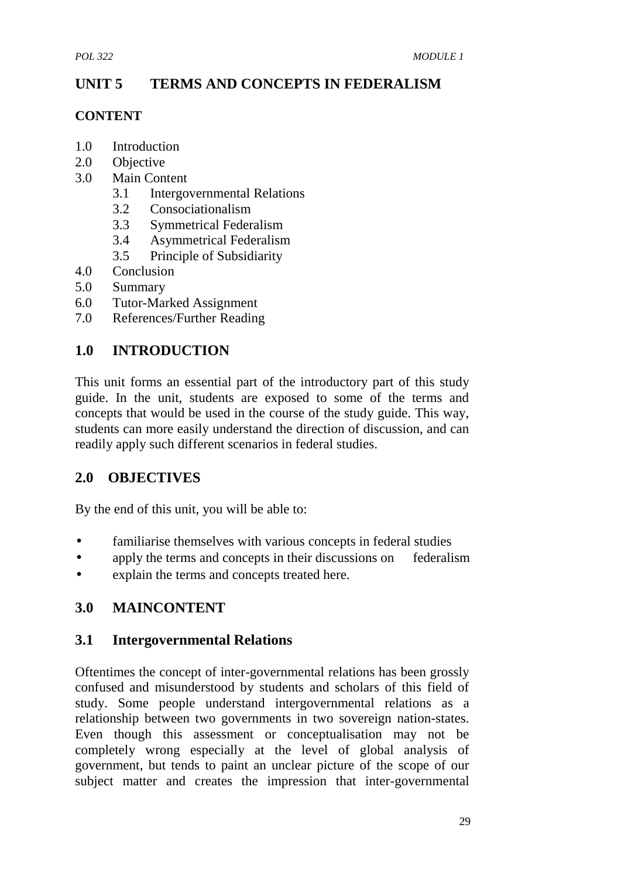# UNIT 5 TERMS AND CONCEPTS IN FEDERALISM

**CONTENT**

1.0 Introduction
2.0 Objective
3.0 Main Content
    3.1 Intergovernmental Relations
    3.2 Consociationalism
    3.3 Symmetrical Federalism
    3.4 Asymmetrical Federalism
    3.5 Principle of Subsidiarity
4.0 Conclusion
5.0 Summary
6.0 Tutor-Marked Assignment
7.0 References/Further Reading

## 1.0 INTRODUCTION

This unit forms an essential part of the introductory part of this study guide. In the unit, students are exposed to some of the terms and concepts that would be used in the course of the study guide. This way, students can more easily understand the direction of discussion, and can readily apply such different scenarios in federal studies.

## 2.0 OBJECTIVES

By the end of this unit, you will be able to:

- familiarise themselves with various concepts in federal studies
- apply the terms and concepts in their discussions on federalism
- explain the terms and concepts treated here.

## 3.0 MAINCONTENT

### 3.1 Intergovernmental Relations

Oftentimes the concept of inter-governmental relations has been grossly confused and misunderstood by students and scholars of this field of study. Some people understand intergovernmental relations as a relationship between two governments in two sovereign nation-states. Even though this assessment or conceptualisation may not be completely wrong especially at the level of global analysis of government, but tends to paint an unclear picture of the scope of our subject matter and creates the impression that inter-governmental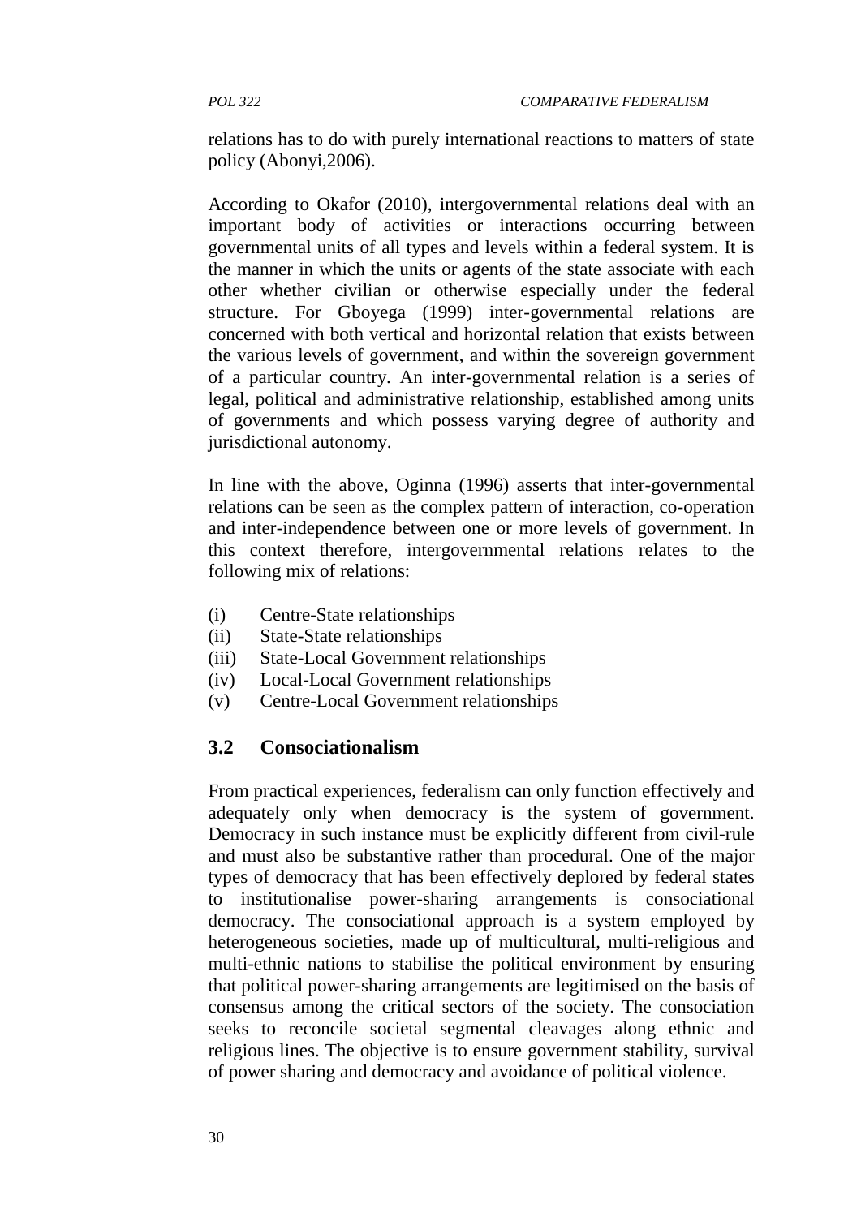relations has to do with purely international reactions to matters of state policy (Abonyi,2006).

According to Okafor (2010), intergovernmental relations deal with an important body of activities or interactions occurring between governmental units of all types and levels within a federal system. It is the manner in which the units or agents of the state associate with each other whether civilian or otherwise especially under the federal structure. For Gboyega (1999) inter-governmental relations are concerned with both vertical and horizontal relation that exists between the various levels of government, and within the sovereign government of a particular country. An inter-governmental relation is a series of legal, political and administrative relationship, established among units of governments and which possess varying degree of authority and jurisdictional autonomy.

In line with the above, Oginna (1996) asserts that inter-governmental relations can be seen as the complex pattern of interaction, co-operation and inter-independence between one or more levels of government. In this context therefore, intergovernmental relations relates to the following mix of relations:

(i) Centre-State relationships
(ii) State-State relationships
(iii) State-Local Government relationships
(iv) Local-Local Government relationships
(v) Centre-Local Government relationships

## 3.2 Consociationalism

From practical experiences, federalism can only function effectively and adequately only when democracy is the system of government. Democracy in such instance must be explicitly different from civil-rule and must also be substantive rather than procedural. One of the major types of democracy that has been effectively deplored by federal states to institutionalise power-sharing arrangements is consociational democracy. The consociational approach is a system employed by heterogeneous societies, made up of multicultural, multi-religious and multi-ethnic nations to stabilise the political environment by ensuring that political power-sharing arrangements are legitimised on the basis of consensus among the critical sectors of the society. The consociation seeks to reconcile societal segmental cleavages along ethnic and religious lines. The objective is to ensure government stability, survival of power sharing and democracy and avoidance of political violence.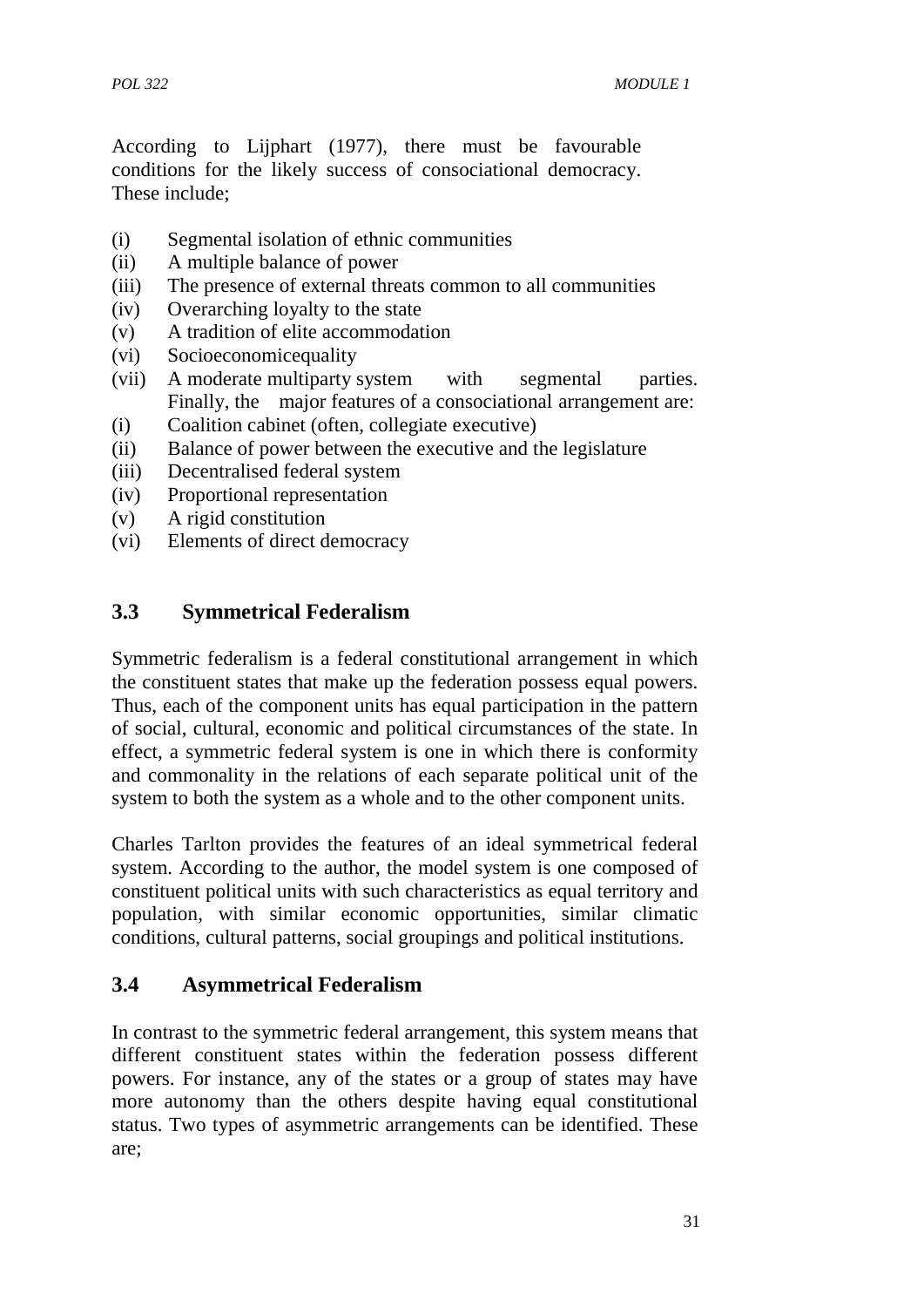According to Lijphart (1977), there must be favourable conditions for the likely success of consociational democracy. These include;

(i) Segmental isolation of ethnic communities
(ii) A multiple balance of power
(iii) The presence of external threats common to all communities
(iv) Overarching loyalty to the state
(v) A tradition of elite accommodation
(vi) Socioeconomicequality
(vii) A moderate multiparty system with segmental parties. Finally, the major features of a consociational arrangement are:

(i) Coalition cabinet (often, collegiate executive)
(ii) Balance of power between the executive and the legislature
(iii) Decentralised federal system
(iv) Proportional representation
(v) A rigid constitution
(vi) Elements of direct democracy

## 3.3 Symmetrical Federalism

Symmetric federalism is a federal constitutional arrangement in which the constituent states that make up the federation possess equal powers. Thus, each of the component units has equal participation in the pattern of social, cultural, economic and political circumstances of the state. In effect, a symmetric federal system is one in which there is conformity and commonality in the relations of each separate political unit of the system to both the system as a whole and to the other component units.

Charles Tarlton provides the features of an ideal symmetrical federal system. According to the author, the model system is one composed of constituent political units with such characteristics as equal territory and population, with similar economic opportunities, similar climatic conditions, cultural patterns, social groupings and political institutions.

## 3.4 Asymmetrical Federalism

In contrast to the symmetric federal arrangement, this system means that different constituent states within the federation possess different powers. For instance, any of the states or a group of states may have more autonomy than the others despite having equal constitutional status. Two types of asymmetric arrangements can be identified. These are;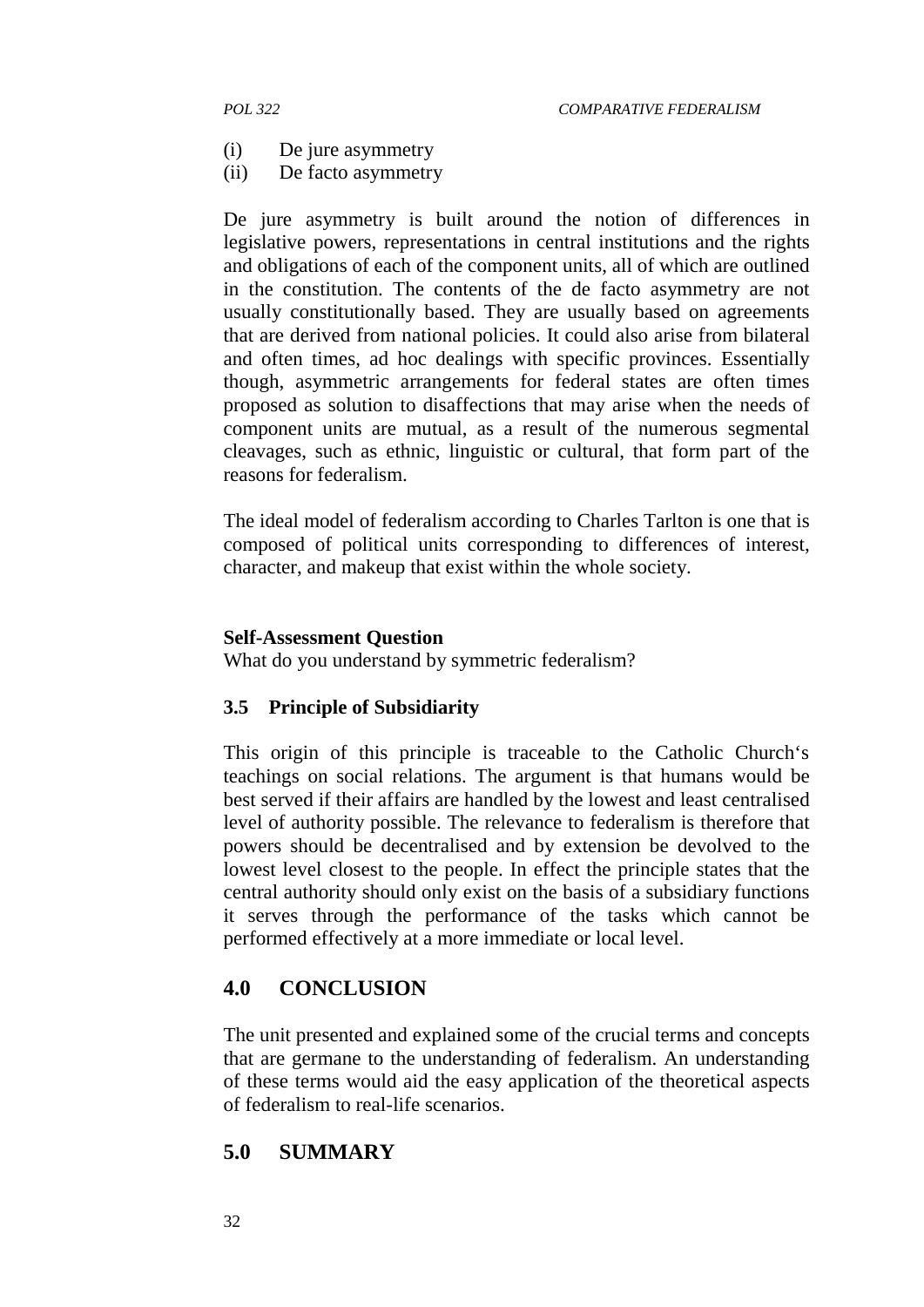(i) De jure asymmetry
(ii) De facto asymmetry

De jure asymmetry is built around the notion of differences in legislative powers, representations in central institutions and the rights and obligations of each of the component units, all of which are outlined in the constitution. The contents of the de facto asymmetry are not usually constitutionally based. They are usually based on agreements that are derived from national policies. It could also arise from bilateral and often times, ad hoc dealings with specific provinces. Essentially though, asymmetric arrangements for federal states are often times proposed as solution to disaffections that may arise when the needs of component units are mutual, as a result of the numerous segmental cleavages, such as ethnic, linguistic or cultural, that form part of the reasons for federalism.

The ideal model of federalism according to Charles Tarlton is one that is composed of political units corresponding to differences of interest, character, and makeup that exist within the whole society.

**Self-Assessment Question**
What do you understand by symmetric federalism?

### 3.5 Principle of Subsidiarity

This origin of this principle is traceable to the Catholic Church's teachings on social relations. The argument is that humans would be best served if their affairs are handled by the lowest and least centralised level of authority possible. The relevance to federalism is therefore that powers should be decentralised and by extension be devolved to the lowest level closest to the people. In effect the principle states that the central authority should only exist on the basis of a subsidiary functions it serves through the performance of the tasks which cannot be performed effectively at a more immediate or local level.

## 4.0 CONCLUSION

The unit presented and explained some of the crucial terms and concepts that are germane to the understanding of federalism. An understanding of these terms would aid the easy application of the theoretical aspects of federalism to real-life scenarios.

## 5.0 SUMMARY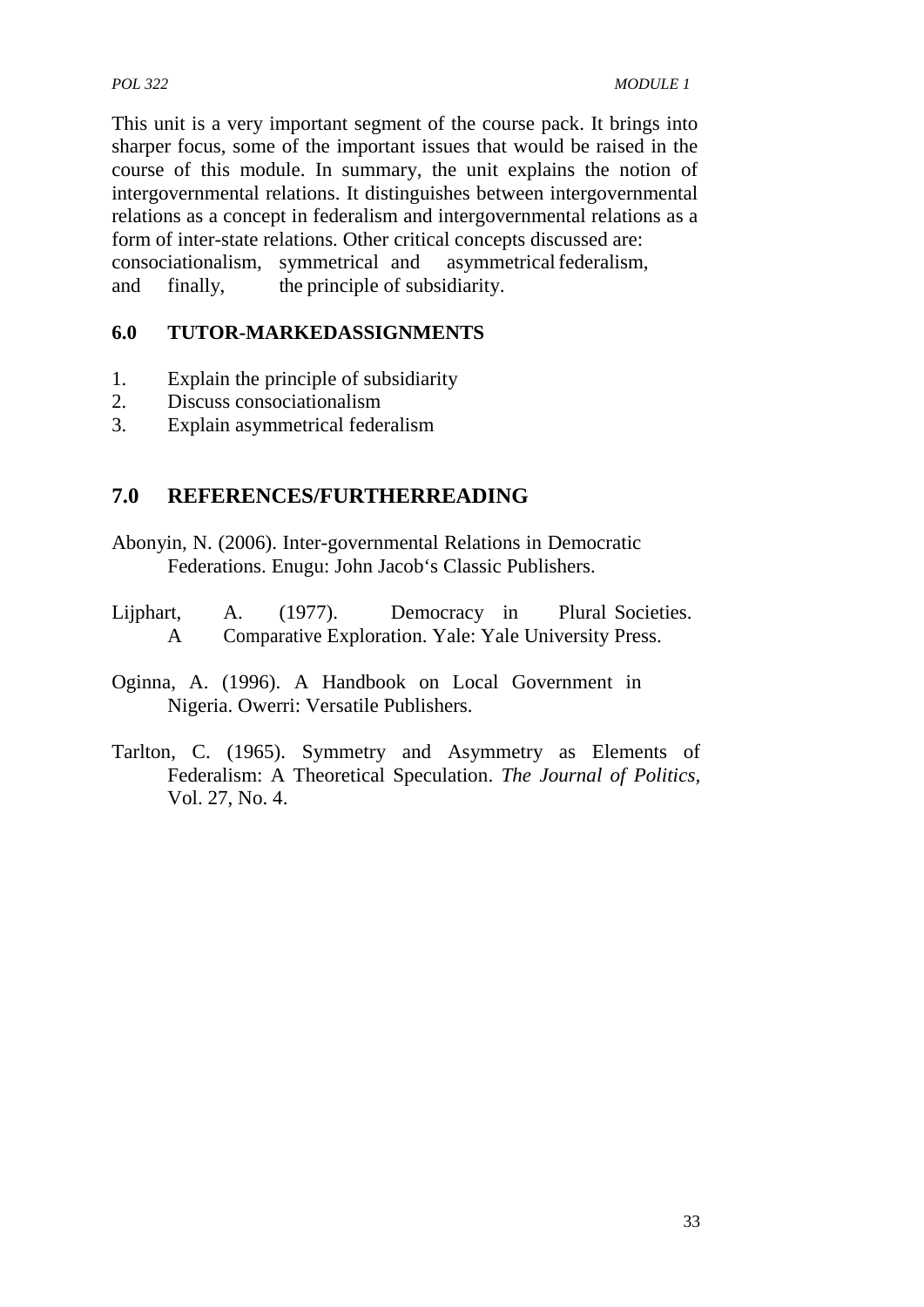This unit is a very important segment of the course pack. It brings into sharper focus, some of the important issues that would be raised in the course of this module. In summary, the unit explains the notion of intergovernmental relations. It distinguishes between intergovernmental relations as a concept in federalism and intergovernmental relations as a form of inter-state relations. Other critical concepts discussed are: consociationalism, symmetrical and asymmetrical federalism, and finally, the principle of subsidiarity.

## 6.0 TUTOR-MARKEDASSIGNMENTS

1. Explain the principle of subsidiarity
2. Discuss consociationalism
3. Explain asymmetrical federalism

## 7.0 REFERENCES/FURTHERREADING

Abonyin, N. (2006). Inter-governmental Relations in Democratic Federations. Enugu: John Jacob's Classic Publishers.

Lijphart, A. (1977). Democracy in Plural Societies. A Comparative Exploration. Yale: Yale University Press.

Oginna, A. (1996). A Handbook on Local Government in Nigeria. Owerri: Versatile Publishers.

Tarlton, C. (1965). Symmetry and Asymmetry as Elements of Federalism: A Theoretical Speculation. *The Journal of Politics*, Vol. 27, No. 4.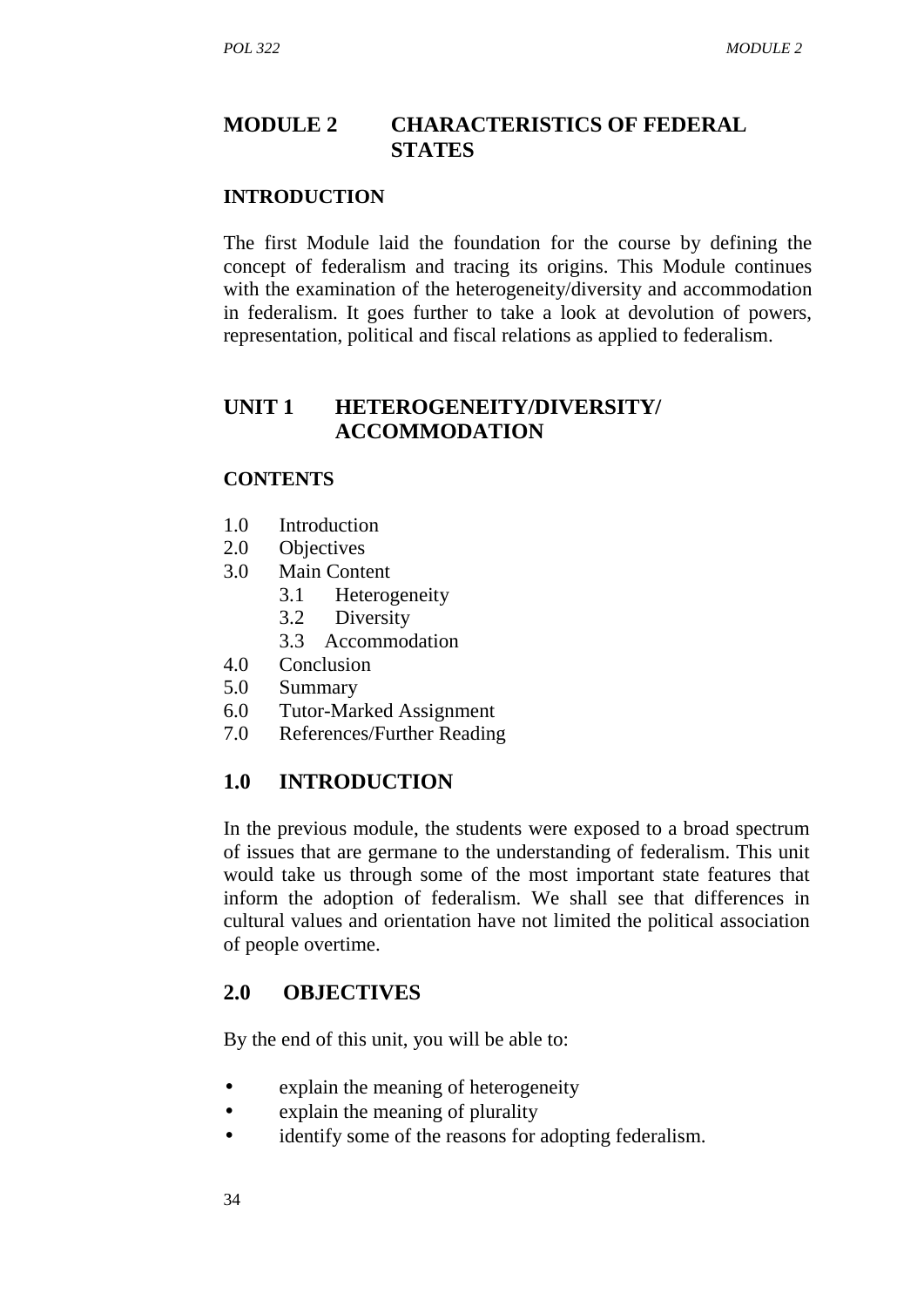# MODULE 2 CHARACTERISTICS OF FEDERAL STATES

## INTRODUCTION

The first Module laid the foundation for the course by defining the concept of federalism and tracing its origins. This Module continues with the examination of the heterogeneity/diversity and accommodation in federalism. It goes further to take a look at devolution of powers, representation, political and fiscal relations as applied to federalism.

## UNIT 1 HETEROGENEITY/DIVERSITY/ ACCOMMODATION

### CONTENTS

1.0 Introduction
2.0 Objectives
3.0 Main Content
  3.1 Heterogeneity
  3.2 Diversity
  3.3 Accommodation
4.0 Conclusion
5.0 Summary
6.0 Tutor-Marked Assignment
7.0 References/Further Reading

## 1.0 INTRODUCTION

In the previous module, the students were exposed to a broad spectrum of issues that are germane to the understanding of federalism. This unit would take us through some of the most important state features that inform the adoption of federalism. We shall see that differences in cultural values and orientation have not limited the political association of people overtime.

## 2.0 OBJECTIVES

By the end of this unit, you will be able to:

- explain the meaning of heterogeneity
- explain the meaning of plurality
- identify some of the reasons for adopting federalism.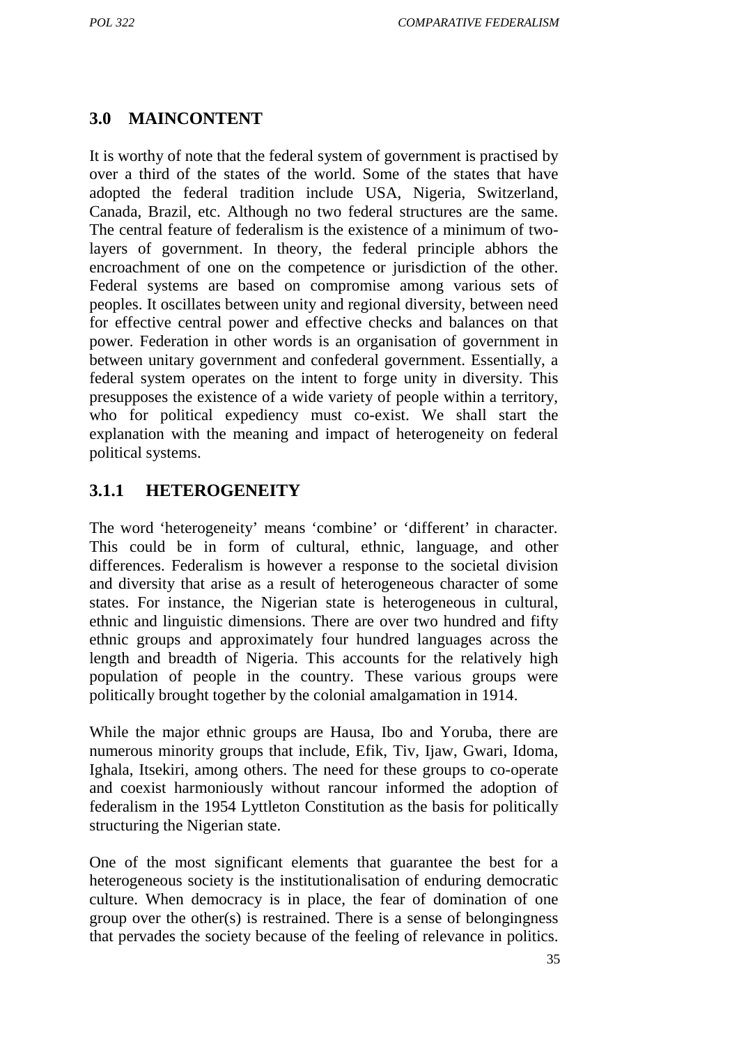## 3.0 MAINCONTENT

It is worthy of note that the federal system of government is practised by over a third of the states of the world. Some of the states that have adopted the federal tradition include USA, Nigeria, Switzerland, Canada, Brazil, etc. Although no two federal structures are the same. The central feature of federalism is the existence of a minimum of two-layers of government. In theory, the federal principle abhors the encroachment of one on the competence or jurisdiction of the other. Federal systems are based on compromise among various sets of peoples. It oscillates between unity and regional diversity, between need for effective central power and effective checks and balances on that power. Federation in other words is an organisation of government in between unitary government and confederal government. Essentially, a federal system operates on the intent to forge unity in diversity. This presupposes the existence of a wide variety of people within a territory, who for political expediency must co-exist. We shall start the explanation with the meaning and impact of heterogeneity on federal political systems.

### 3.1.1 HETEROGENEITY

The word 'heterogeneity' means 'combine' or 'different' in character. This could be in form of cultural, ethnic, language, and other differences. Federalism is however a response to the societal division and diversity that arise as a result of heterogeneous character of some states. For instance, the Nigerian state is heterogeneous in cultural, ethnic and linguistic dimensions. There are over two hundred and fifty ethnic groups and approximately four hundred languages across the length and breadth of Nigeria. This accounts for the relatively high population of people in the country. These various groups were politically brought together by the colonial amalgamation in 1914.

While the major ethnic groups are Hausa, Ibo and Yoruba, there are numerous minority groups that include, Efik, Tiv, Ijaw, Gwari, Idoma, Ighala, Itsekiri, among others. The need for these groups to co-operate and coexist harmoniously without rancour informed the adoption of federalism in the 1954 Lyttleton Constitution as the basis for politically structuring the Nigerian state.

One of the most significant elements that guarantee the best for a heterogeneous society is the institutionalisation of enduring democratic culture. When democracy is in place, the fear of domination of one group over the other(s) is restrained. There is a sense of belongingness that pervades the society because of the feeling of relevance in politics.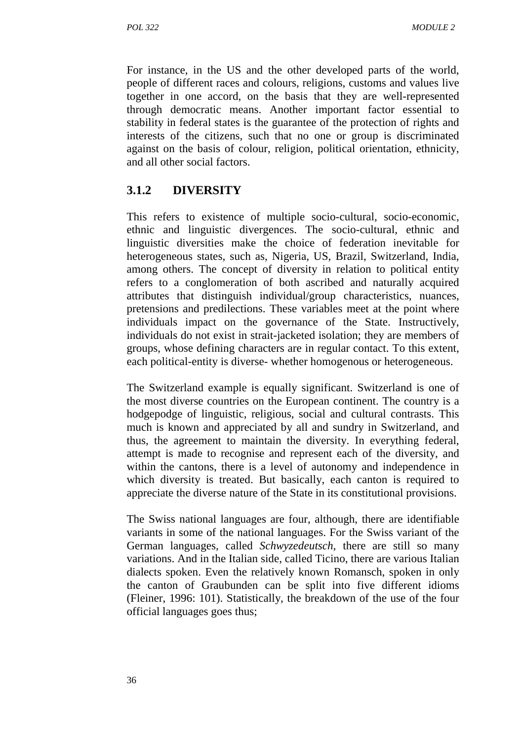For instance, in the US and the other developed parts of the world, people of different races and colours, religions, customs and values live together in one accord, on the basis that they are well-represented through democratic means. Another important factor essential to stability in federal states is the guarantee of the protection of rights and interests of the citizens, such that no one or group is discriminated against on the basis of colour, religion, political orientation, ethnicity, and all other social factors.

### 3.1.2 DIVERSITY

This refers to existence of multiple socio-cultural, socio-economic, ethnic and linguistic divergences. The socio-cultural, ethnic and linguistic diversities make the choice of federation inevitable for heterogeneous states, such as, Nigeria, US, Brazil, Switzerland, India, among others. The concept of diversity in relation to political entity refers to a conglomeration of both ascribed and naturally acquired attributes that distinguish individual/group characteristics, nuances, pretensions and predilections. These variables meet at the point where individuals impact on the governance of the State. Instructively, individuals do not exist in strait-jacketed isolation; they are members of groups, whose defining characters are in regular contact. To this extent, each political-entity is diverse- whether homogenous or heterogeneous.

The Switzerland example is equally significant. Switzerland is one of the most diverse countries on the European continent. The country is a hodgepodge of linguistic, religious, social and cultural contrasts. This much is known and appreciated by all and sundry in Switzerland, and thus, the agreement to maintain the diversity. In everything federal, attempt is made to recognise and represent each of the diversity, and within the cantons, there is a level of autonomy and independence in which diversity is treated. But basically, each canton is required to appreciate the diverse nature of the State in its constitutional provisions.

The Swiss national languages are four, although, there are identifiable variants in some of the national languages. For the Swiss variant of the German languages, called *Schwyzedeutsch*, there are still so many variations. And in the Italian side, called Ticino, there are various Italian dialects spoken. Even the relatively known Romansch, spoken in only the canton of Graubunden can be split into five different idioms (Fleiner, 1996: 101). Statistically, the breakdown of the use of the four official languages goes thus;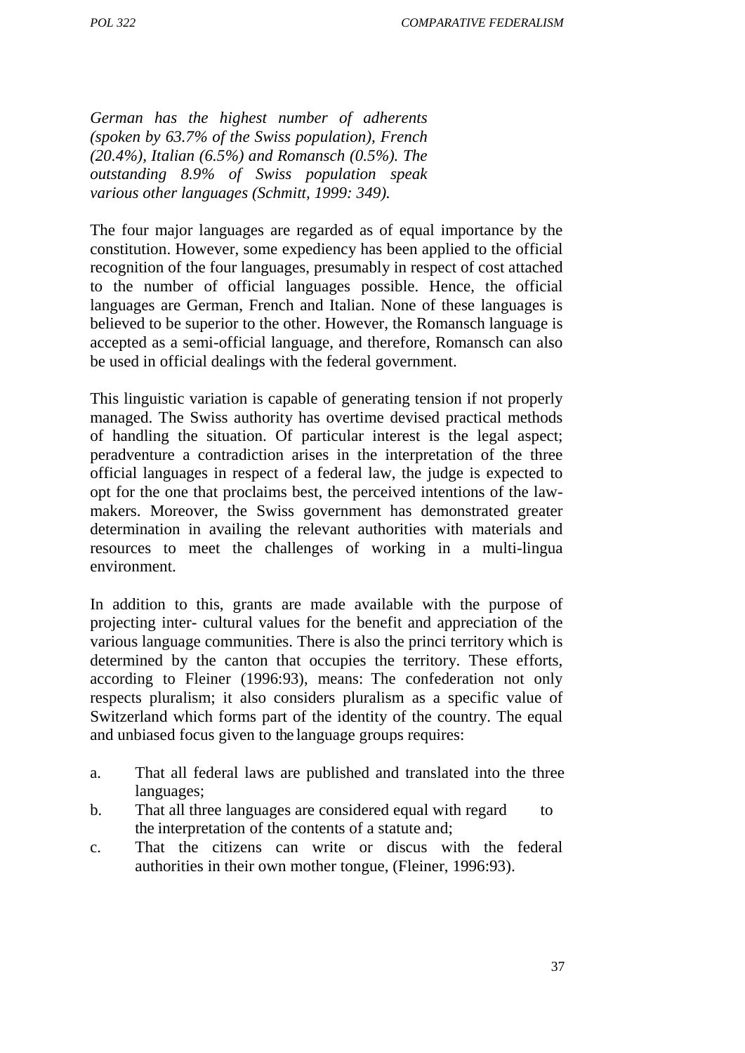*German has the highest number of adherents (spoken by 63.7% of the Swiss population), French (20.4%), Italian (6.5%) and Romansch (0.5%). The outstanding 8.9% of Swiss population speak various other languages (Schmitt, 1999: 349).*

The four major languages are regarded as of equal importance by the constitution. However, some expediency has been applied to the official recognition of the four languages, presumably in respect of cost attached to the number of official languages possible. Hence, the official languages are German, French and Italian. None of these languages is believed to be superior to the other. However, the Romansch language is accepted as a semi-official language, and therefore, Romansch can also be used in official dealings with the federal government.

This linguistic variation is capable of generating tension if not properly managed. The Swiss authority has overtime devised practical methods of handling the situation. Of particular interest is the legal aspect; peradventure a contradiction arises in the interpretation of the three official languages in respect of a federal law, the judge is expected to opt for the one that proclaims best, the perceived intentions of the law-makers. Moreover, the Swiss government has demonstrated greater determination in availing the relevant authorities with materials and resources to meet the challenges of working in a multi-lingua environment.

In addition to this, grants are made available with the purpose of projecting inter- cultural values for the benefit and appreciation of the various language communities. There is also the princi territory which is determined by the canton that occupies the territory. These efforts, according to Fleiner (1996:93), means: The confederation not only respects pluralism; it also considers pluralism as a specific value of Switzerland which forms part of the identity of the country. The equal and unbiased focus given to the language groups requires:

a. That all federal laws are published and translated into the three languages;
b. That all three languages are considered equal with regard to the interpretation of the contents of a statute and;
c. That the citizens can write or discus with the federal authorities in their own mother tongue, (Fleiner, 1996:93).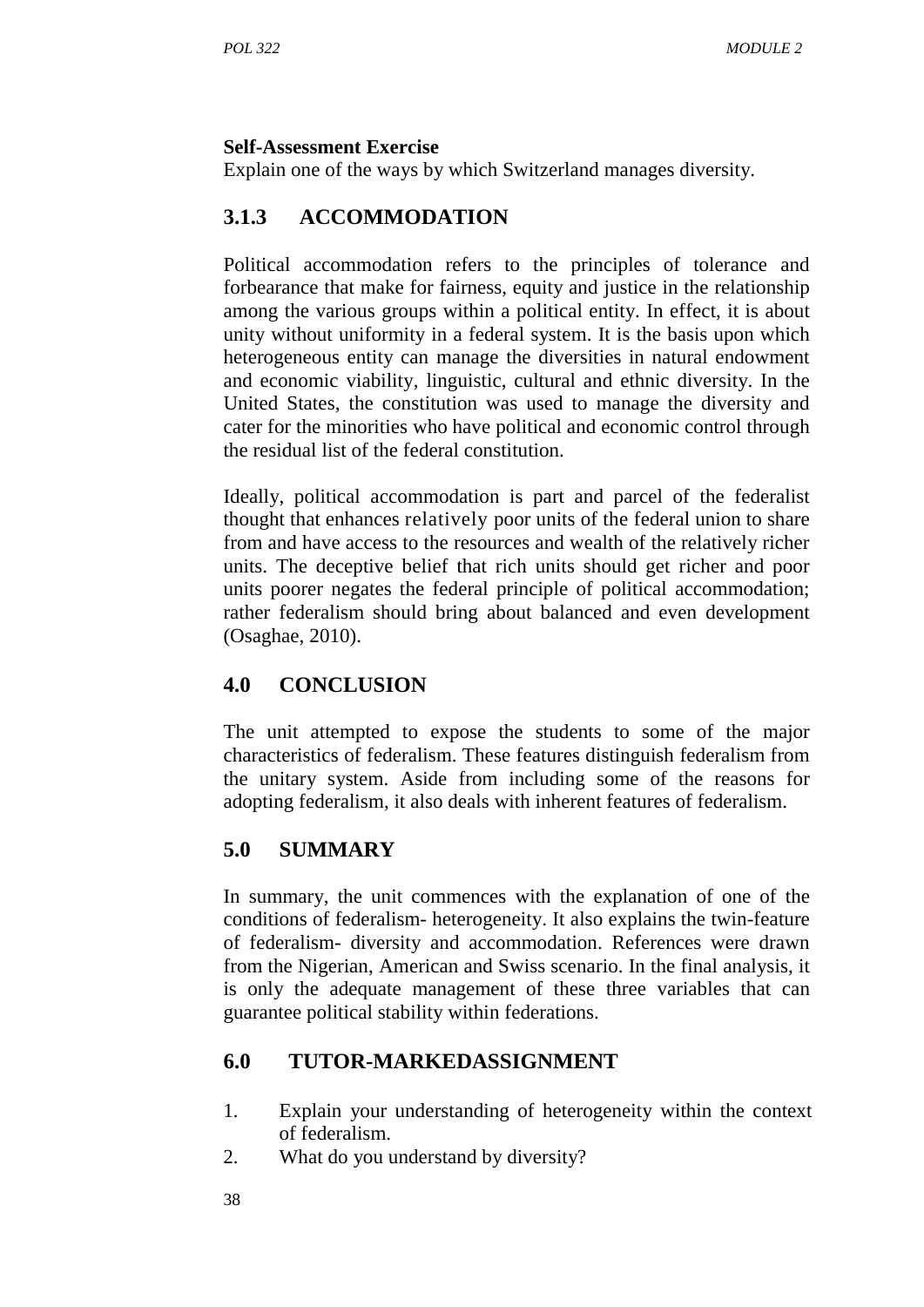**Self-Assessment Exercise**

Explain one of the ways by which Switzerland manages diversity.

### 3.1.3 ACCOMMODATION

Political accommodation refers to the principles of tolerance and forbearance that make for fairness, equity and justice in the relationship among the various groups within a political entity. In effect, it is about unity without uniformity in a federal system. It is the basis upon which heterogeneous entity can manage the diversities in natural endowment and economic viability, linguistic, cultural and ethnic diversity. In the United States, the constitution was used to manage the diversity and cater for the minorities who have political and economic control through the residual list of the federal constitution.

Ideally, political accommodation is part and parcel of the federalist thought that enhances relatively poor units of the federal union to share from and have access to the resources and wealth of the relatively richer units. The deceptive belief that rich units should get richer and poor units poorer negates the federal principle of political accommodation; rather federalism should bring about balanced and even development (Osaghae, 2010).

## 4.0 CONCLUSION

The unit attempted to expose the students to some of the major characteristics of federalism. These features distinguish federalism from the unitary system. Aside from including some of the reasons for adopting federalism, it also deals with inherent features of federalism.

## 5.0 SUMMARY

In summary, the unit commences with the explanation of one of the conditions of federalism- heterogeneity. It also explains the twin-feature of federalism- diversity and accommodation. References were drawn from the Nigerian, American and Swiss scenario. In the final analysis, it is only the adequate management of these three variables that can guarantee political stability within federations.

## 6.0 TUTOR-MARKEDASSIGNMENT

1. Explain your understanding of heterogeneity within the context of federalism.
2. What do you understand by diversity?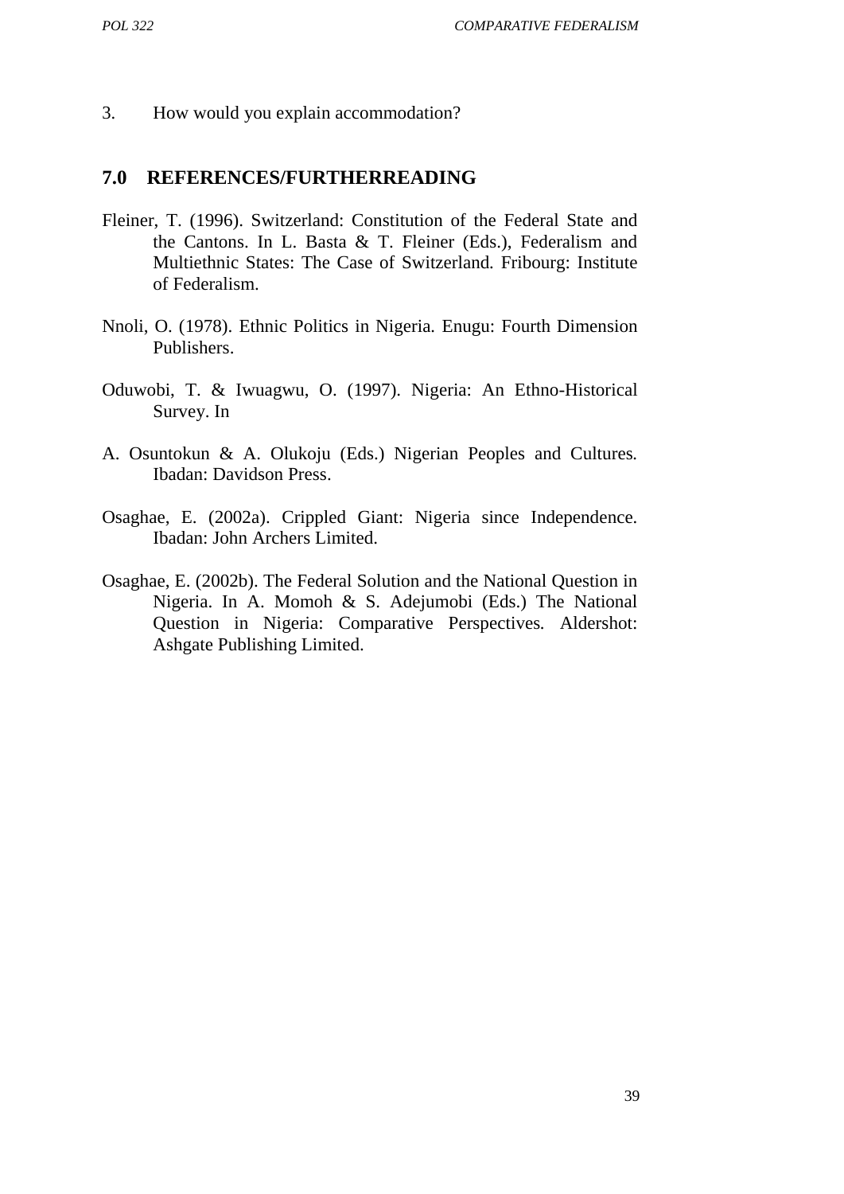3. How would you explain accommodation?

## 7.0 REFERENCES/FURTHERREADING

Fleiner, T. (1996). Switzerland: Constitution of the Federal State and the Cantons. In L. Basta & T. Fleiner (Eds.), Federalism and Multiethnic States: The Case of Switzerland. Fribourg: Institute of Federalism.

Nnoli, O. (1978). Ethnic Politics in Nigeria. Enugu: Fourth Dimension Publishers.

Oduwobi, T. & Iwuagwu, O. (1997). Nigeria: An Ethno-Historical Survey. In

A. Osuntokun & A. Olukoju (Eds.) Nigerian Peoples and Cultures. Ibadan: Davidson Press.

Osaghae, E. (2002a). Crippled Giant: Nigeria since Independence. Ibadan: John Archers Limited.

Osaghae, E. (2002b). The Federal Solution and the National Question in Nigeria. In A. Momoh & S. Adejumobi (Eds.) The National Question in Nigeria: Comparative Perspectives. Aldershot: Ashgate Publishing Limited.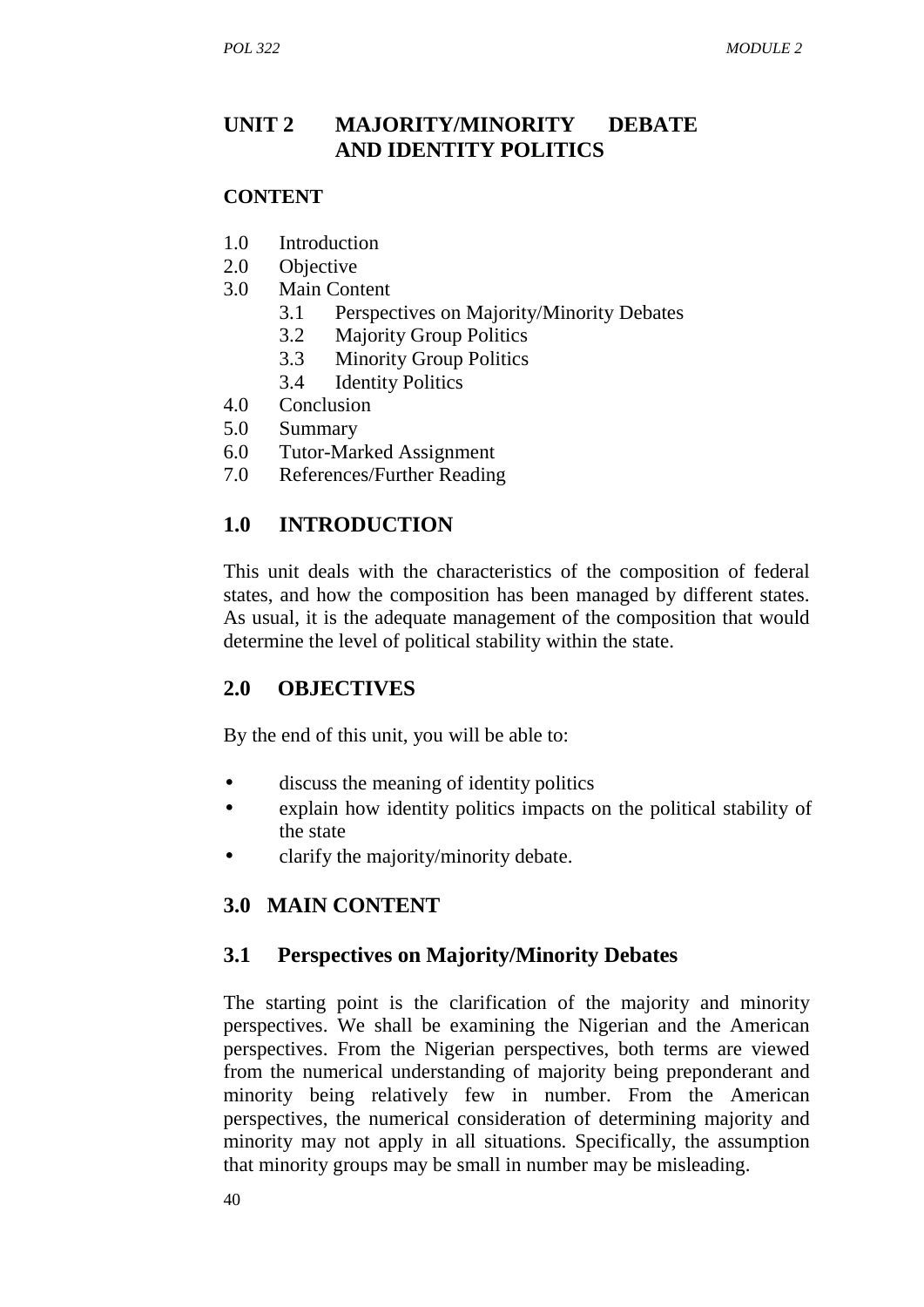## UNIT 2 MAJORITY/MINORITY DEBATE AND IDENTITY POLITICS

**CONTENT**

1.0 Introduction
2.0 Objective
3.0 Main Content
    3.1 Perspectives on Majority/Minority Debates
    3.2 Majority Group Politics
    3.3 Minority Group Politics
    3.4 Identity Politics
4.0 Conclusion
5.0 Summary
6.0 Tutor-Marked Assignment
7.0 References/Further Reading

## 1.0 INTRODUCTION

This unit deals with the characteristics of the composition of federal states, and how the composition has been managed by different states. As usual, it is the adequate management of the composition that would determine the level of political stability within the state.

## 2.0 OBJECTIVES

By the end of this unit, you will be able to:

- discuss the meaning of identity politics
- explain how identity politics impacts on the political stability of the state
- clarify the majority/minority debate.

## 3.0 MAIN CONTENT

### 3.1 Perspectives on Majority/Minority Debates

The starting point is the clarification of the majority and minority perspectives. We shall be examining the Nigerian and the American perspectives. From the Nigerian perspectives, both terms are viewed from the numerical understanding of majority being preponderant and minority being relatively few in number. From the American perspectives, the numerical consideration of determining majority and minority may not apply in all situations. Specifically, the assumption that minority groups may be small in number may be misleading.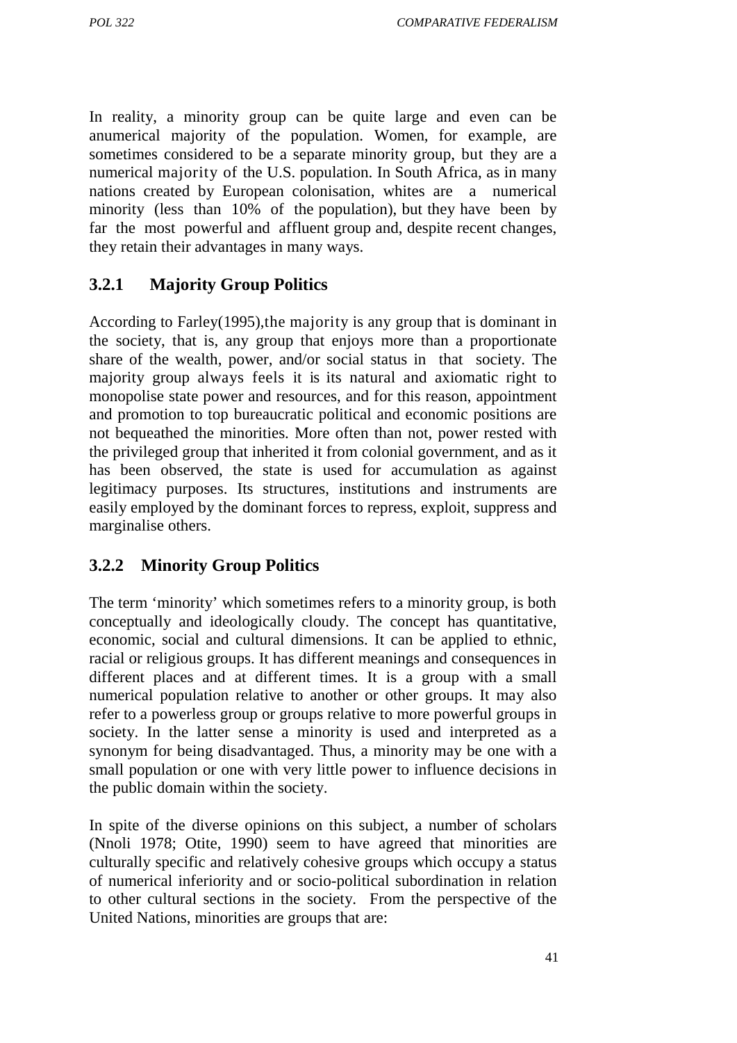In reality, a minority group can be quite large and even can be anumerical majority of the population. Women, for example, are sometimes considered to be a separate minority group, but they are a numerical majority of the U.S. population. In South Africa, as in many nations created by European colonisation, whites are a numerical minority (less than 10% of the population), but they have been by far the most powerful and affluent group and, despite recent changes, they retain their advantages in many ways.

### 3.2.1 Majority Group Politics

According to Farley(1995),the majority is any group that is dominant in the society, that is, any group that enjoys more than a proportionate share of the wealth, power, and/or social status in that society. The majority group always feels it is its natural and axiomatic right to monopolise state power and resources, and for this reason, appointment and promotion to top bureaucratic political and economic positions are not bequeathed the minorities. More often than not, power rested with the privileged group that inherited it from colonial government, and as it has been observed, the state is used for accumulation as against legitimacy purposes. Its structures, institutions and instruments are easily employed by the dominant forces to repress, exploit, suppress and marginalise others.

### 3.2.2 Minority Group Politics

The term 'minority' which sometimes refers to a minority group, is both conceptually and ideologically cloudy. The concept has quantitative, economic, social and cultural dimensions. It can be applied to ethnic, racial or religious groups. It has different meanings and consequences in different places and at different times. It is a group with a small numerical population relative to another or other groups. It may also refer to a powerless group or groups relative to more powerful groups in society. In the latter sense a minority is used and interpreted as a synonym for being disadvantaged. Thus, a minority may be one with a small population or one with very little power to influence decisions in the public domain within the society.

In spite of the diverse opinions on this subject, a number of scholars (Nnoli 1978; Otite, 1990) seem to have agreed that minorities are culturally specific and relatively cohesive groups which occupy a status of numerical inferiority and or socio-political subordination in relation to other cultural sections in the society. From the perspective of the United Nations, minorities are groups that are: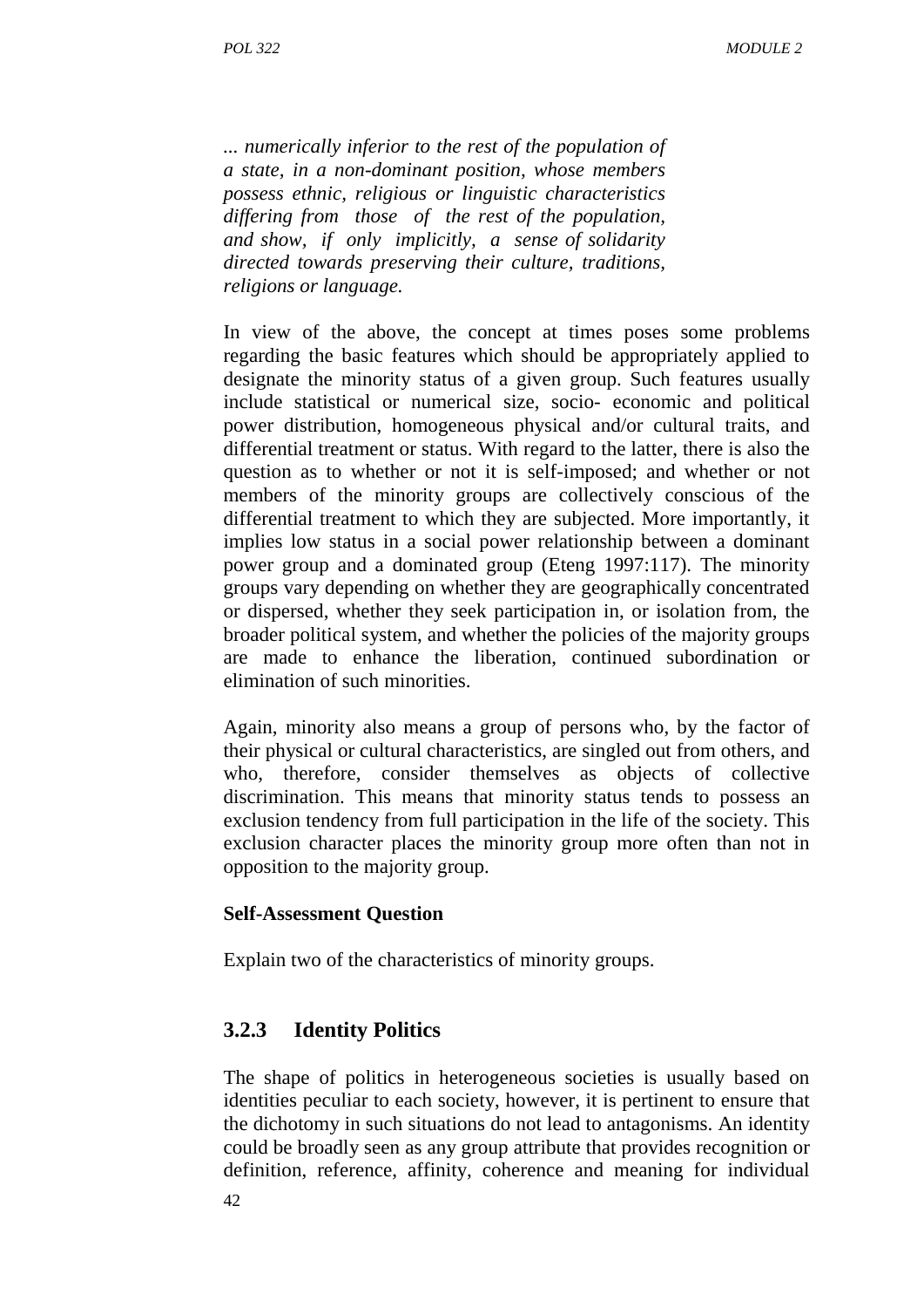*... numerically inferior to the rest of the population of a state, in a non-dominant position, whose members possess ethnic, religious or linguistic characteristics differing from those of the rest of the population, and show, if only implicitly, a sense of solidarity directed towards preserving their culture, traditions, religions or language.*

In view of the above, the concept at times poses some problems regarding the basic features which should be appropriately applied to designate the minority status of a given group. Such features usually include statistical or numerical size, socio- economic and political power distribution, homogeneous physical and/or cultural traits, and differential treatment or status. With regard to the latter, there is also the question as to whether or not it is self-imposed; and whether or not members of the minority groups are collectively conscious of the differential treatment to which they are subjected. More importantly, it implies low status in a social power relationship between a dominant power group and a dominated group (Eteng 1997:117). The minority groups vary depending on whether they are geographically concentrated or dispersed, whether they seek participation in, or isolation from, the broader political system, and whether the policies of the majority groups are made to enhance the liberation, continued subordination or elimination of such minorities.

Again, minority also means a group of persons who, by the factor of their physical or cultural characteristics, are singled out from others, and who, therefore, consider themselves as objects of collective discrimination. This means that minority status tends to possess an exclusion tendency from full participation in the life of the society. This exclusion character places the minority group more often than not in opposition to the majority group.

**Self-Assessment Question**

Explain two of the characteristics of minority groups.

### 3.2.3 Identity Politics

The shape of politics in heterogeneous societies is usually based on identities peculiar to each society, however, it is pertinent to ensure that the dichotomy in such situations do not lead to antagonisms. An identity could be broadly seen as any group attribute that provides recognition or definition, reference, affinity, coherence and meaning for individual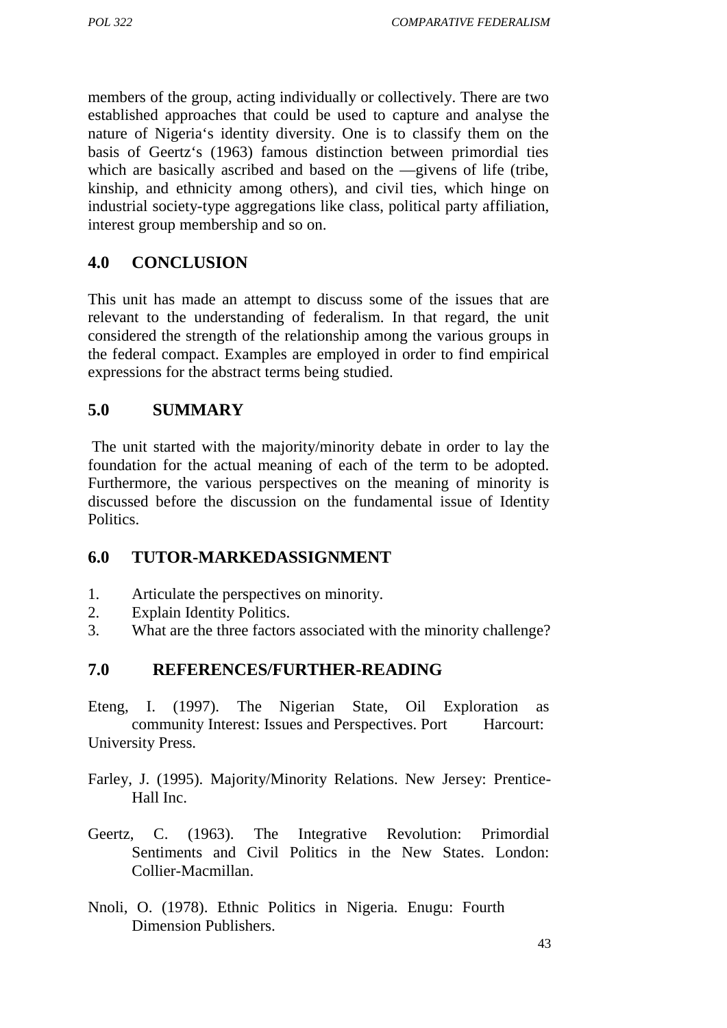members of the group, acting individually or collectively. There are two established approaches that could be used to capture and analyse the nature of Nigeria's identity diversity. One is to classify them on the basis of Geertz's (1963) famous distinction between primordial ties which are basically ascribed and based on the —givens of life (tribe, kinship, and ethnicity among others), and civil ties, which hinge on industrial society-type aggregations like class, political party affiliation, interest group membership and so on.

## 4.0 CONCLUSION

This unit has made an attempt to discuss some of the issues that are relevant to the understanding of federalism. In that regard, the unit considered the strength of the relationship among the various groups in the federal compact. Examples are employed in order to find empirical expressions for the abstract terms being studied.

## 5.0 SUMMARY

The unit started with the majority/minority debate in order to lay the foundation for the actual meaning of each of the term to be adopted. Furthermore, the various perspectives on the meaning of minority is discussed before the discussion on the fundamental issue of Identity Politics.

## 6.0 TUTOR-MARKEDASSIGNMENT

1. Articulate the perspectives on minority.
2. Explain Identity Politics.
3. What are the three factors associated with the minority challenge?

## 7.0 REFERENCES/FURTHER-READING

Eteng, I. (1997). The Nigerian State, Oil Exploration as community Interest: Issues and Perspectives. Port Harcourt: University Press.

Farley, J. (1995). Majority/Minority Relations. New Jersey: Prentice-Hall Inc.

Geertz, C. (1963). The Integrative Revolution: Primordial Sentiments and Civil Politics in the New States. London: Collier-Macmillan.

Nnoli, O. (1978). Ethnic Politics in Nigeria. Enugu: Fourth Dimension Publishers.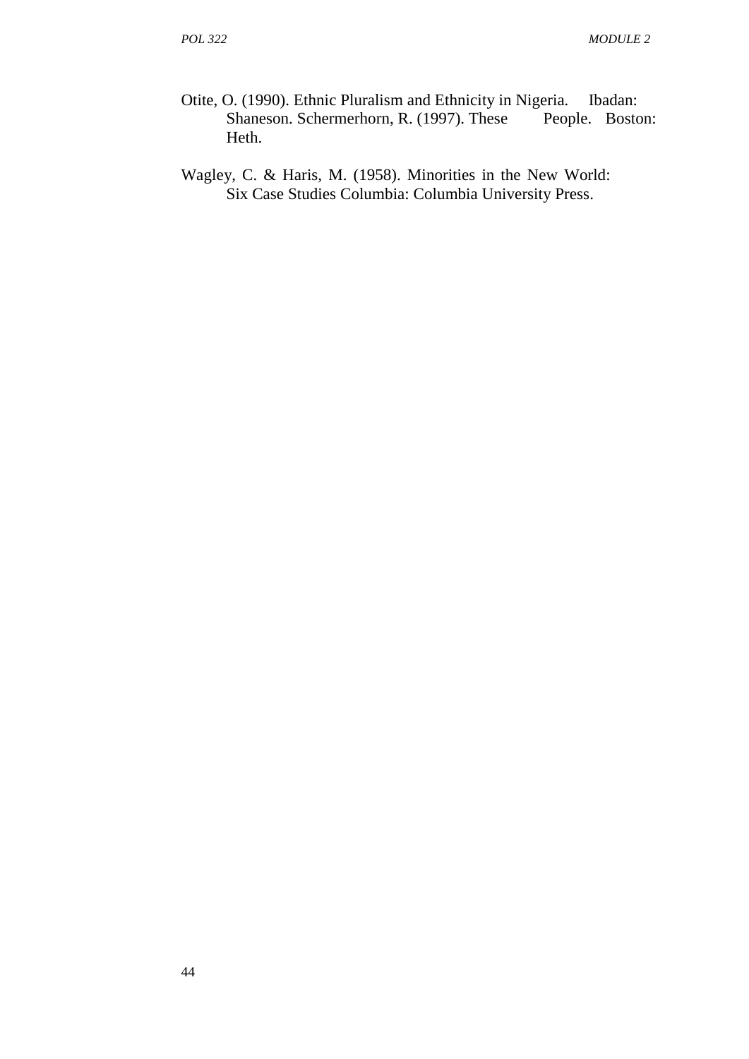Otite, O. (1990). Ethnic Pluralism and Ethnicity in Nigeria. Ibadan: Shaneson. Schermerhorn, R. (1997). These People. Boston: Heth.

Wagley, C. & Haris, M. (1958). Minorities in the New World: Six Case Studies Columbia: Columbia University Press.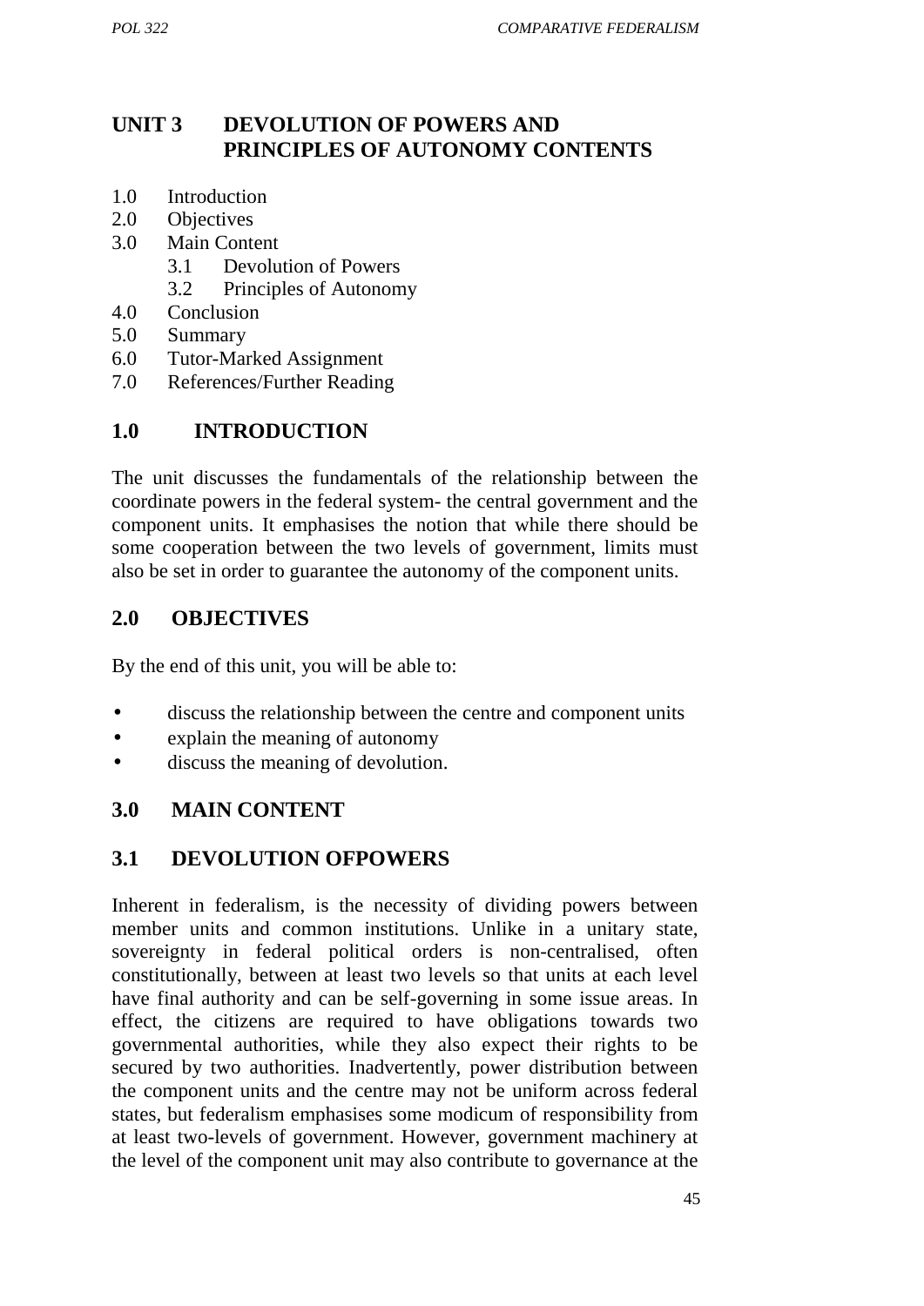# UNIT 3 DEVOLUTION OF POWERS AND PRINCIPLES OF AUTONOMY CONTENTS

1.0 Introduction
2.0 Objectives
3.0 Main Content
  3.1 Devolution of Powers
  3.2 Principles of Autonomy
4.0 Conclusion
5.0 Summary
6.0 Tutor-Marked Assignment
7.0 References/Further Reading

## 1.0 INTRODUCTION

The unit discusses the fundamentals of the relationship between the coordinate powers in the federal system- the central government and the component units. It emphasises the notion that while there should be some cooperation between the two levels of government, limits must also be set in order to guarantee the autonomy of the component units.

## 2.0 OBJECTIVES

By the end of this unit, you will be able to:

- discuss the relationship between the centre and component units
- explain the meaning of autonomy
- discuss the meaning of devolution.

## 3.0 MAIN CONTENT

### 3.1 DEVOLUTION OFPOWERS

Inherent in federalism, is the necessity of dividing powers between member units and common institutions. Unlike in a unitary state, sovereignty in federal political orders is non-centralised, often constitutionally, between at least two levels so that units at each level have final authority and can be self-governing in some issue areas. In effect, the citizens are required to have obligations towards two governmental authorities, while they also expect their rights to be secured by two authorities. Inadvertently, power distribution between the component units and the centre may not be uniform across federal states, but federalism emphasises some modicum of responsibility from at least two-levels of government. However, government machinery at the level of the component unit may also contribute to governance at the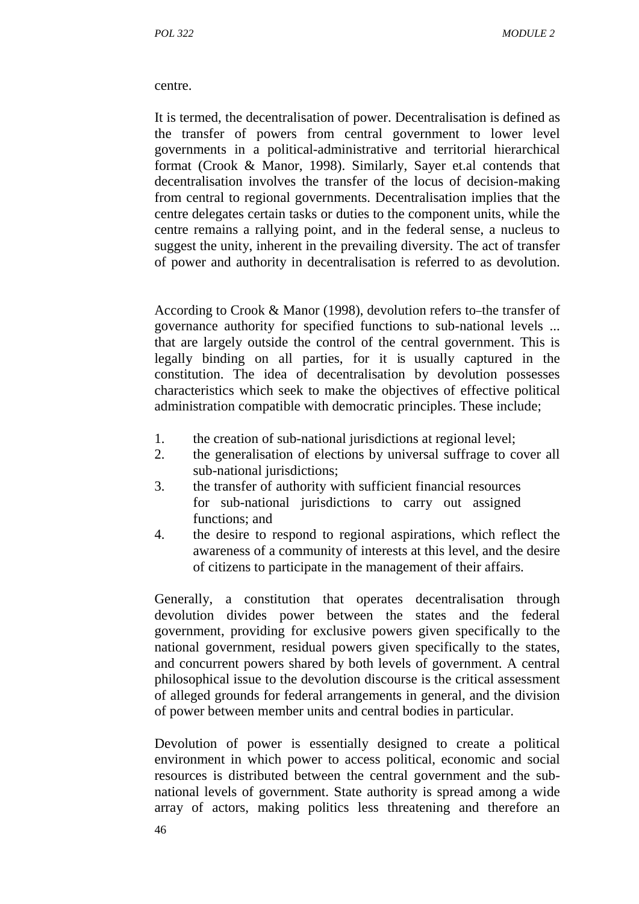centre.

It is termed, the decentralisation of power. Decentralisation is defined as the transfer of powers from central government to lower level governments in a political-administrative and territorial hierarchical format (Crook & Manor, 1998). Similarly, Sayer et.al contends that decentralisation involves the transfer of the locus of decision-making from central to regional governments. Decentralisation implies that the centre delegates certain tasks or duties to the component units, while the centre remains a rallying point, and in the federal sense, a nucleus to suggest the unity, inherent in the prevailing diversity. The act of transfer of power and authority in decentralisation is referred to as devolution.

According to Crook & Manor (1998), devolution refers to–the transfer of governance authority for specified functions to sub-national levels ... that are largely outside the control of the central government. This is legally binding on all parties, for it is usually captured in the constitution. The idea of decentralisation by devolution possesses characteristics which seek to make the objectives of effective political administration compatible with democratic principles. These include;

1. the creation of sub-national jurisdictions at regional level;
2. the generalisation of elections by universal suffrage to cover all sub-national jurisdictions;
3. the transfer of authority with sufficient financial resources for sub-national jurisdictions to carry out assigned functions; and
4. the desire to respond to regional aspirations, which reflect the awareness of a community of interests at this level, and the desire of citizens to participate in the management of their affairs.

Generally, a constitution that operates decentralisation through devolution divides power between the states and the federal government, providing for exclusive powers given specifically to the national government, residual powers given specifically to the states, and concurrent powers shared by both levels of government. A central philosophical issue to the devolution discourse is the critical assessment of alleged grounds for federal arrangements in general, and the division of power between member units and central bodies in particular.

Devolution of power is essentially designed to create a political environment in which power to access political, economic and social resources is distributed between the central government and the sub-national levels of government. State authority is spread among a wide array of actors, making politics less threatening and therefore an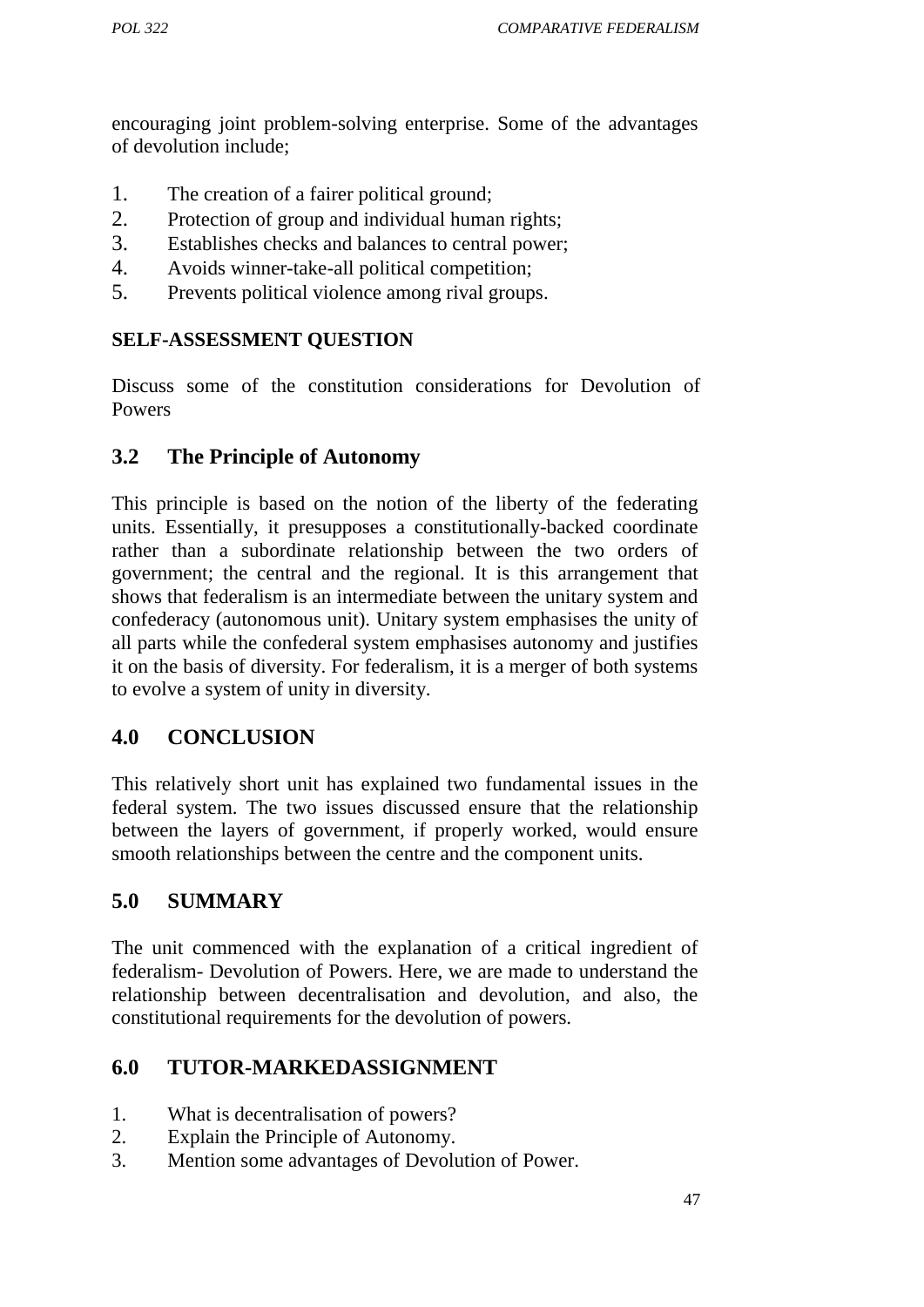encouraging joint problem-solving enterprise. Some of the advantages of devolution include;

1. The creation of a fairer political ground;
2. Protection of group and individual human rights;
3. Establishes checks and balances to central power;
4. Avoids winner-take-all political competition;
5. Prevents political violence among rival groups.

**SELF-ASSESSMENT QUESTION**

Discuss some of the constitution considerations for Devolution of Powers

## 3.2 The Principle of Autonomy

This principle is based on the notion of the liberty of the federating units. Essentially, it presupposes a constitutionally-backed coordinate rather than a subordinate relationship between the two orders of government; the central and the regional. It is this arrangement that shows that federalism is an intermediate between the unitary system and confederacy (autonomous unit). Unitary system emphasises the unity of all parts while the confederal system emphasises autonomy and justifies it on the basis of diversity. For federalism, it is a merger of both systems to evolve a system of unity in diversity.

## 4.0 CONCLUSION

This relatively short unit has explained two fundamental issues in the federal system. The two issues discussed ensure that the relationship between the layers of government, if properly worked, would ensure smooth relationships between the centre and the component units.

## 5.0 SUMMARY

The unit commenced with the explanation of a critical ingredient of federalism- Devolution of Powers. Here, we are made to understand the relationship between decentralisation and devolution, and also, the constitutional requirements for the devolution of powers.

## 6.0 TUTOR-MARKEDASSIGNMENT

1. What is decentralisation of powers?
2. Explain the Principle of Autonomy.
3. Mention some advantages of Devolution of Power.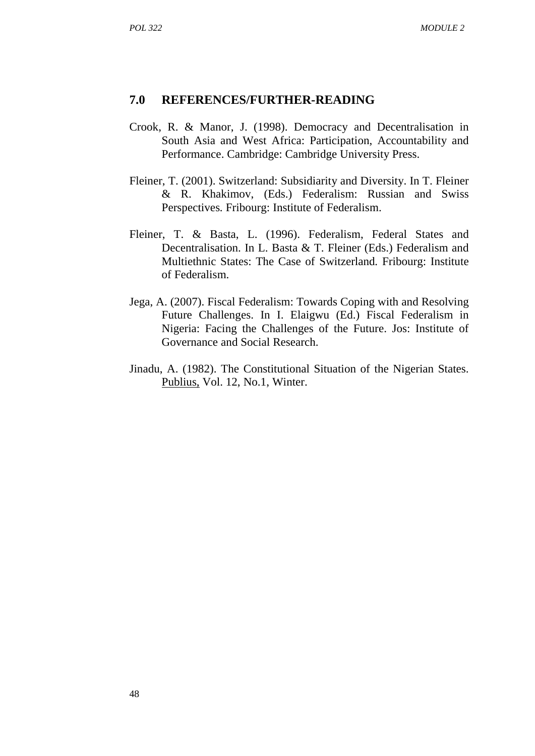## 7.0 REFERENCES/FURTHER-READING

Crook, R. & Manor, J. (1998). Democracy and Decentralisation in South Asia and West Africa: Participation, Accountability and Performance. Cambridge: Cambridge University Press.

Fleiner, T. (2001). Switzerland: Subsidiarity and Diversity. In T. Fleiner & R. Khakimov, (Eds.) Federalism: Russian and Swiss Perspectives. Fribourg: Institute of Federalism.

Fleiner, T. & Basta, L. (1996). Federalism, Federal States and Decentralisation. In L. Basta & T. Fleiner (Eds.) Federalism and Multiethnic States: The Case of Switzerland. Fribourg: Institute of Federalism.

Jega, A. (2007). Fiscal Federalism: Towards Coping with and Resolving Future Challenges. In I. Elaigwu (Ed.) Fiscal Federalism in Nigeria: Facing the Challenges of the Future. Jos: Institute of Governance and Social Research.

Jinadu, A. (1982). The Constitutional Situation of the Nigerian States. Publius, Vol. 12, No.1, Winter.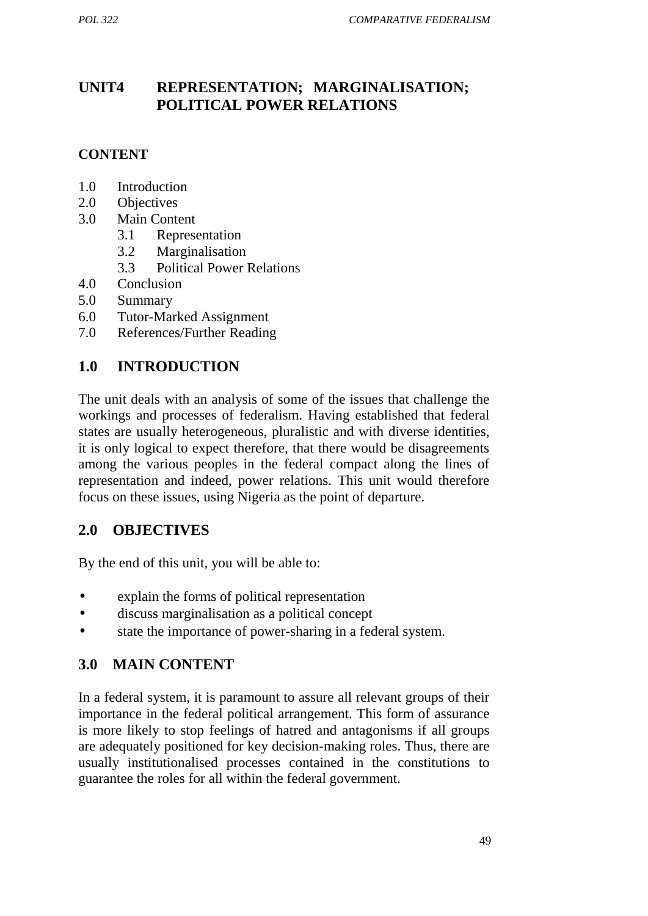# UNIT4 REPRESENTATION; MARGINALISATION; POLITICAL POWER RELATIONS

**CONTENT**

1.0 Introduction
2.0 Objectives
3.0 Main Content
  3.1 Representation
  3.2 Marginalisation
  3.3 Political Power Relations
4.0 Conclusion
5.0 Summary
6.0 Tutor-Marked Assignment
7.0 References/Further Reading

## 1.0 INTRODUCTION

The unit deals with an analysis of some of the issues that challenge the workings and processes of federalism. Having established that federal states are usually heterogeneous, pluralistic and with diverse identities, it is only logical to expect therefore, that there would be disagreements among the various peoples in the federal compact along the lines of representation and indeed, power relations. This unit would therefore focus on these issues, using Nigeria as the point of departure.

## 2.0 OBJECTIVES

By the end of this unit, you will be able to:

- explain the forms of political representation
- discuss marginalisation as a political concept
- state the importance of power-sharing in a federal system.

## 3.0 MAIN CONTENT

In a federal system, it is paramount to assure all relevant groups of their importance in the federal political arrangement. This form of assurance is more likely to stop feelings of hatred and antagonisms if all groups are adequately positioned for key decision-making roles. Thus, there are usually institutionalised processes contained in the constitutions to guarantee the roles for all within the federal government.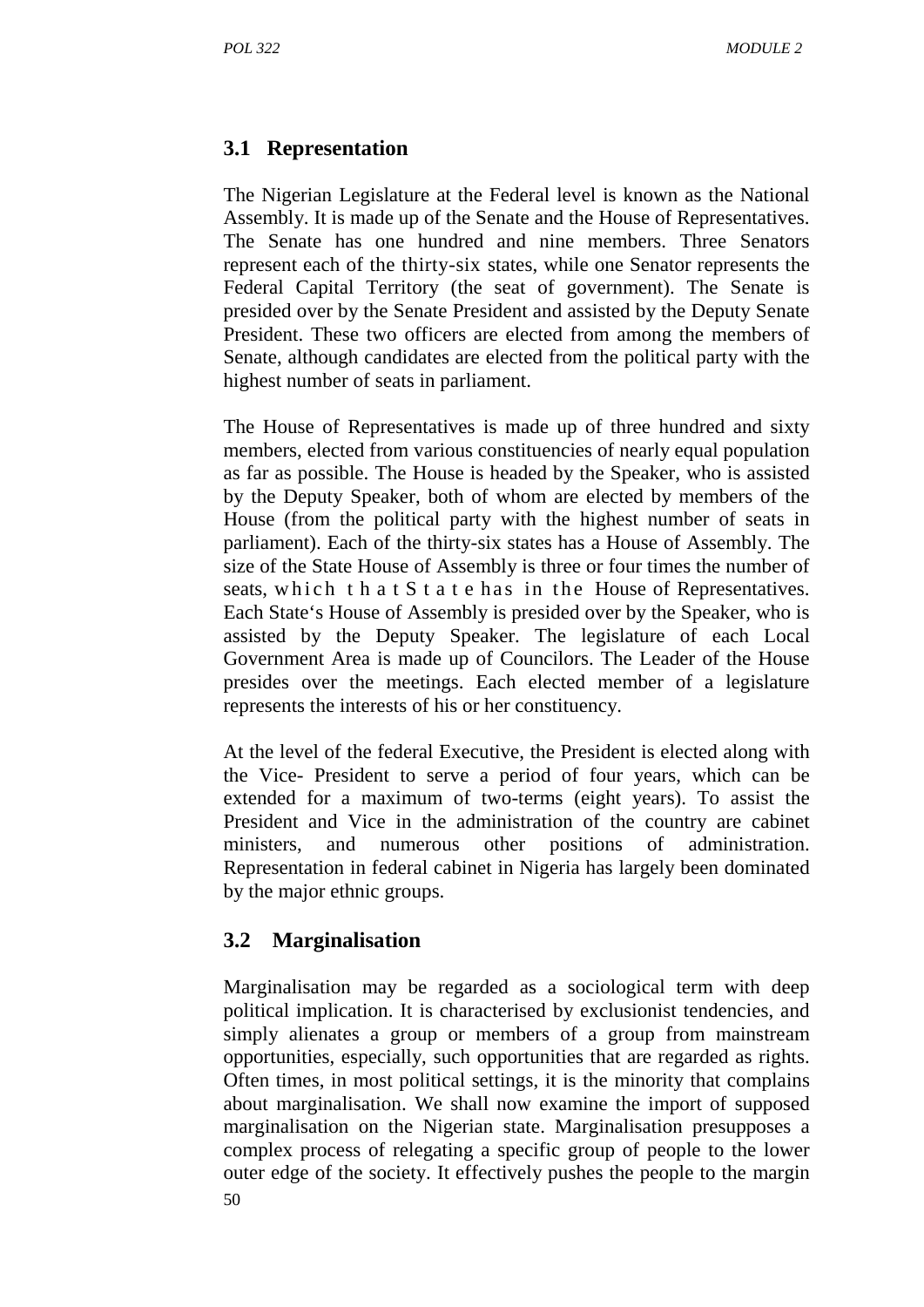## 3.1 Representation

The Nigerian Legislature at the Federal level is known as the National Assembly. It is made up of the Senate and the House of Representatives. The Senate has one hundred and nine members. Three Senators represent each of the thirty-six states, while one Senator represents the Federal Capital Territory (the seat of government). The Senate is presided over by the Senate President and assisted by the Deputy Senate President. These two officers are elected from among the members of Senate, although candidates are elected from the political party with the highest number of seats in parliament.

The House of Representatives is made up of three hundred and sixty members, elected from various constituencies of nearly equal population as far as possible. The House is headed by the Speaker, who is assisted by the Deputy Speaker, both of whom are elected by members of the House (from the political party with the highest number of seats in parliament). Each of the thirty-six states has a House of Assembly. The size of the State House of Assembly is three or four times the number of seats, which that State has in the House of Representatives. Each State's House of Assembly is presided over by the Speaker, who is assisted by the Deputy Speaker. The legislature of each Local Government Area is made up of Councilors. The Leader of the House presides over the meetings. Each elected member of a legislature represents the interests of his or her constituency.

At the level of the federal Executive, the President is elected along with the Vice- President to serve a period of four years, which can be extended for a maximum of two-terms (eight years). To assist the President and Vice in the administration of the country are cabinet ministers, and numerous other positions of administration. Representation in federal cabinet in Nigeria has largely been dominated by the major ethnic groups.

## 3.2 Marginalisation

Marginalisation may be regarded as a sociological term with deep political implication. It is characterised by exclusionist tendencies, and simply alienates a group or members of a group from mainstream opportunities, especially, such opportunities that are regarded as rights. Often times, in most political settings, it is the minority that complains about marginalisation. We shall now examine the import of supposed marginalisation on the Nigerian state. Marginalisation presupposes a complex process of relegating a specific group of people to the lower outer edge of the society. It effectively pushes the people to the margin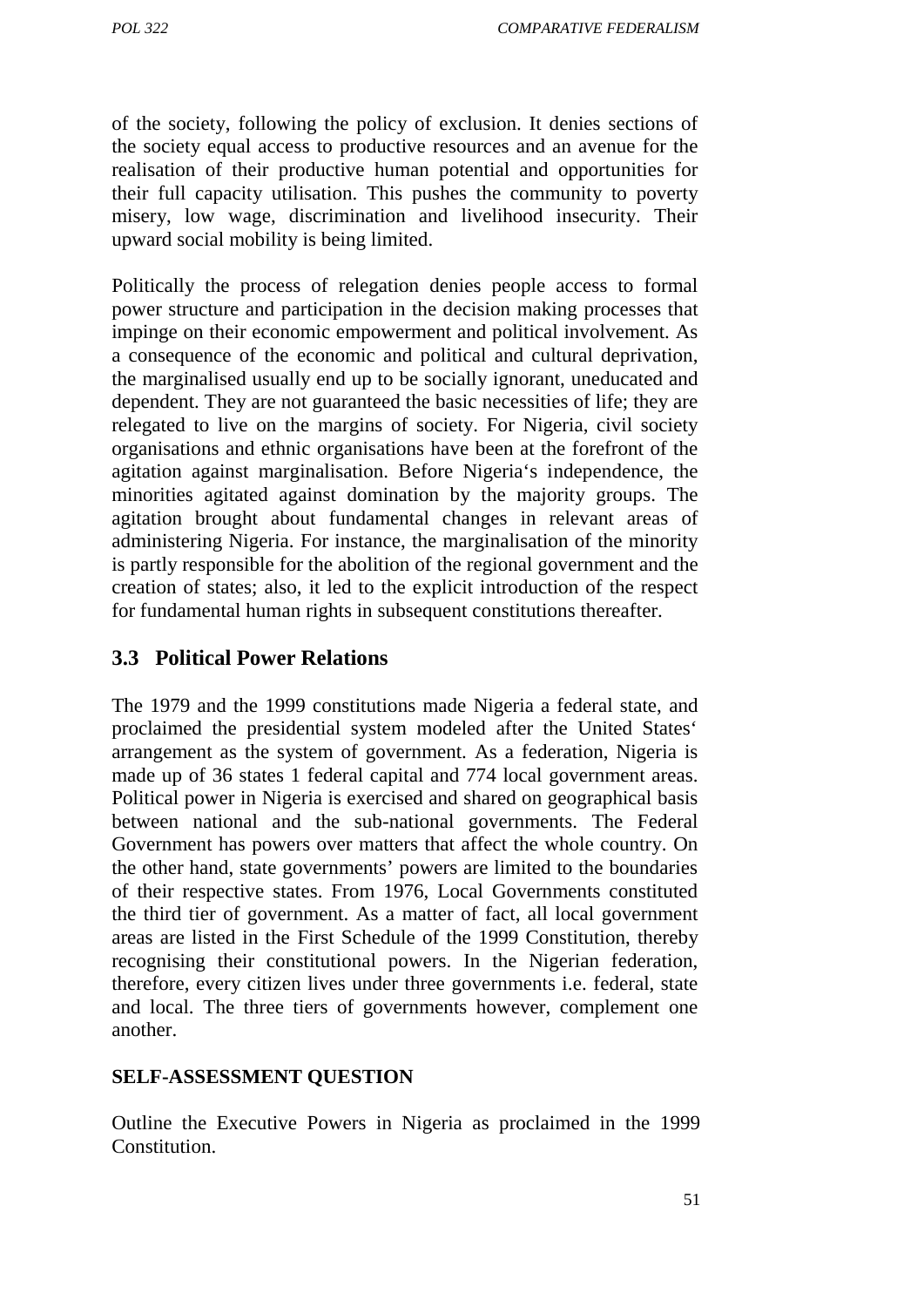of the society, following the policy of exclusion. It denies sections of the society equal access to productive resources and an avenue for the realisation of their productive human potential and opportunities for their full capacity utilisation. This pushes the community to poverty misery, low wage, discrimination and livelihood insecurity. Their upward social mobility is being limited.

Politically the process of relegation denies people access to formal power structure and participation in the decision making processes that impinge on their economic empowerment and political involvement. As a consequence of the economic and political and cultural deprivation, the marginalised usually end up to be socially ignorant, uneducated and dependent. They are not guaranteed the basic necessities of life; they are relegated to live on the margins of society. For Nigeria, civil society organisations and ethnic organisations have been at the forefront of the agitation against marginalisation. Before Nigeria's independence, the minorities agitated against domination by the majority groups. The agitation brought about fundamental changes in relevant areas of administering Nigeria. For instance, the marginalisation of the minority is partly responsible for the abolition of the regional government and the creation of states; also, it led to the explicit introduction of the respect for fundamental human rights in subsequent constitutions thereafter.

## 3.3 Political Power Relations

The 1979 and the 1999 constitutions made Nigeria a federal state, and proclaimed the presidential system modeled after the United States' arrangement as the system of government. As a federation, Nigeria is made up of 36 states 1 federal capital and 774 local government areas. Political power in Nigeria is exercised and shared on geographical basis between national and the sub-national governments. The Federal Government has powers over matters that affect the whole country. On the other hand, state governments' powers are limited to the boundaries of their respective states. From 1976, Local Governments constituted the third tier of government. As a matter of fact, all local government areas are listed in the First Schedule of the 1999 Constitution, thereby recognising their constitutional powers. In the Nigerian federation, therefore, every citizen lives under three governments i.e. federal, state and local. The three tiers of governments however, complement one another.

**SELF-ASSESSMENT QUESTION**

Outline the Executive Powers in Nigeria as proclaimed in the 1999 Constitution.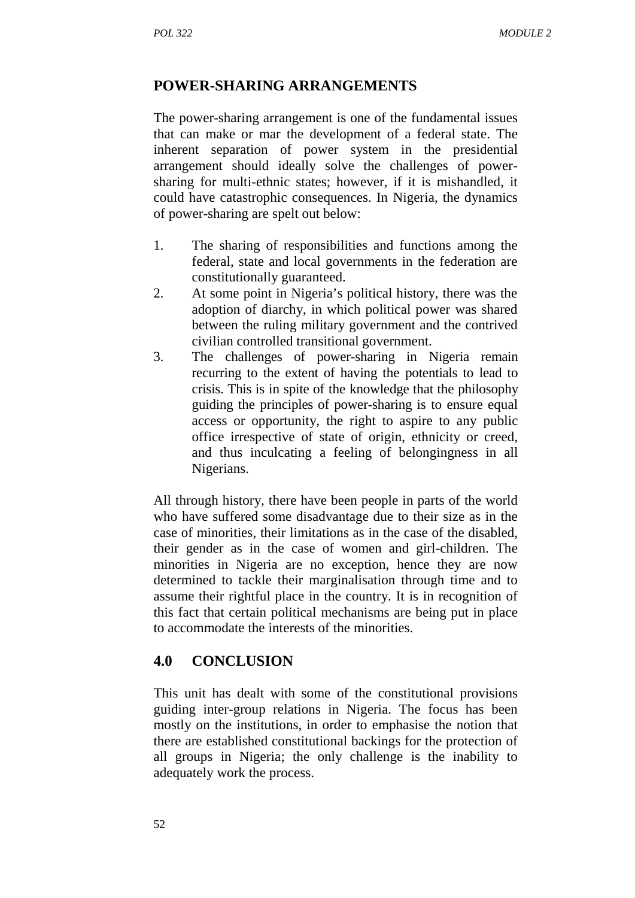## POWER-SHARING ARRANGEMENTS

The power-sharing arrangement is one of the fundamental issues that can make or mar the development of a federal state. The inherent separation of power system in the presidential arrangement should ideally solve the challenges of power-sharing for multi-ethnic states; however, if it is mishandled, it could have catastrophic consequences. In Nigeria, the dynamics of power-sharing are spelt out below:

1. The sharing of responsibilities and functions among the federal, state and local governments in the federation are constitutionally guaranteed.
2. At some point in Nigeria's political history, there was the adoption of diarchy, in which political power was shared between the ruling military government and the contrived civilian controlled transitional government.
3. The challenges of power-sharing in Nigeria remain recurring to the extent of having the potentials to lead to crisis. This is in spite of the knowledge that the philosophy guiding the principles of power-sharing is to ensure equal access or opportunity, the right to aspire to any public office irrespective of state of origin, ethnicity or creed, and thus inculcating a feeling of belongingness in all Nigerians.

All through history, there have been people in parts of the world who have suffered some disadvantage due to their size as in the case of minorities, their limitations as in the case of the disabled, their gender as in the case of women and girl-children. The minorities in Nigeria are no exception, hence they are now determined to tackle their marginalisation through time and to assume their rightful place in the country. It is in recognition of this fact that certain political mechanisms are being put in place to accommodate the interests of the minorities.

## 4.0 CONCLUSION

This unit has dealt with some of the constitutional provisions guiding inter-group relations in Nigeria. The focus has been mostly on the institutions, in order to emphasise the notion that there are established constitutional backings for the protection of all groups in Nigeria; the only challenge is the inability to adequately work the process.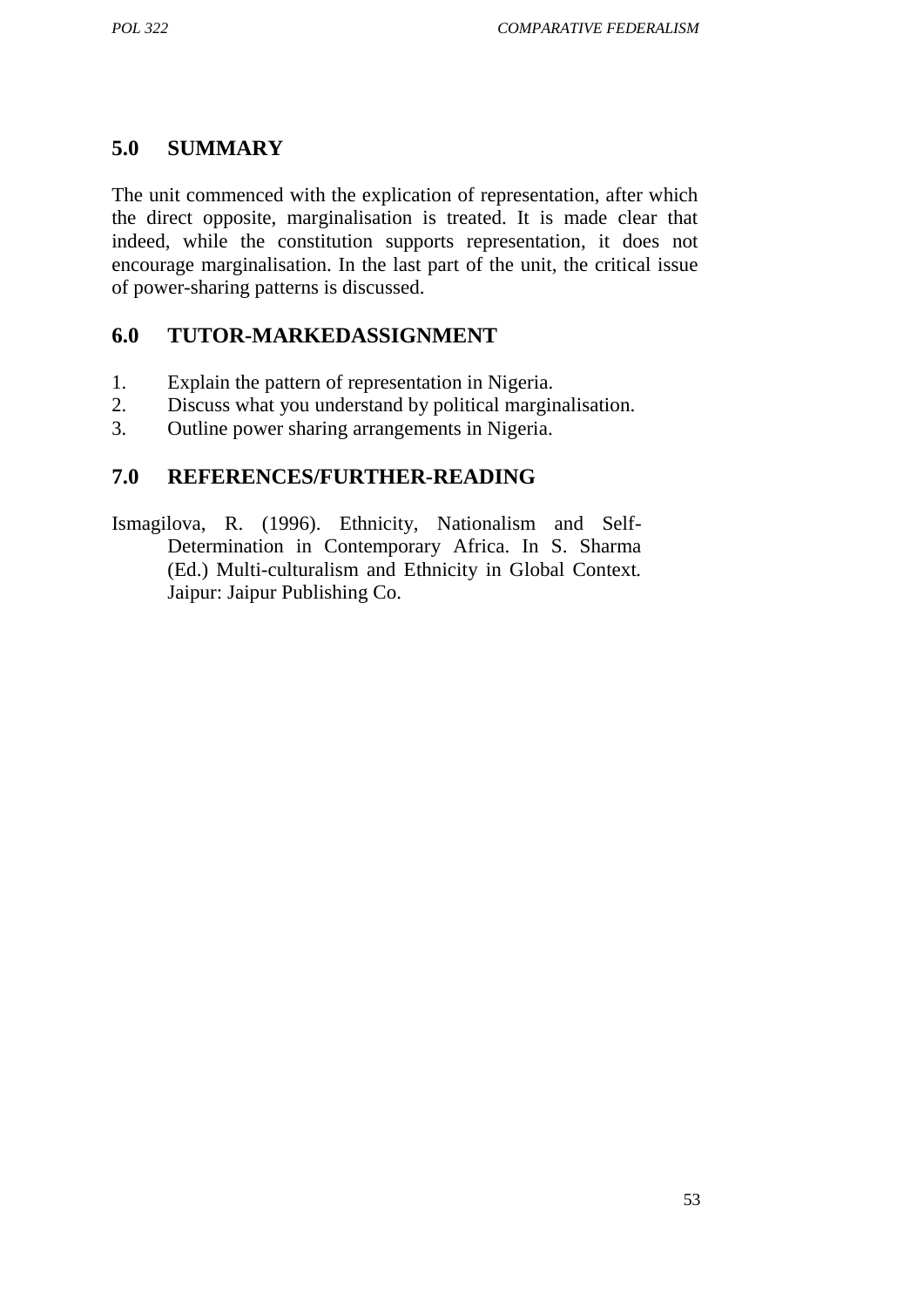## 5.0 SUMMARY

The unit commenced with the explication of representation, after which the direct opposite, marginalisation is treated. It is made clear that indeed, while the constitution supports representation, it does not encourage marginalisation. In the last part of the unit, the critical issue of power-sharing patterns is discussed.

## 6.0 TUTOR-MARKEDASSIGNMENT

1. Explain the pattern of representation in Nigeria.
2. Discuss what you understand by political marginalisation.
3. Outline power sharing arrangements in Nigeria.

## 7.0 REFERENCES/FURTHER-READING

Ismagilova, R. (1996). Ethnicity, Nationalism and Self-Determination in Contemporary Africa. In S. Sharma (Ed.) Multi-culturalism and Ethnicity in Global Context. Jaipur: Jaipur Publishing Co.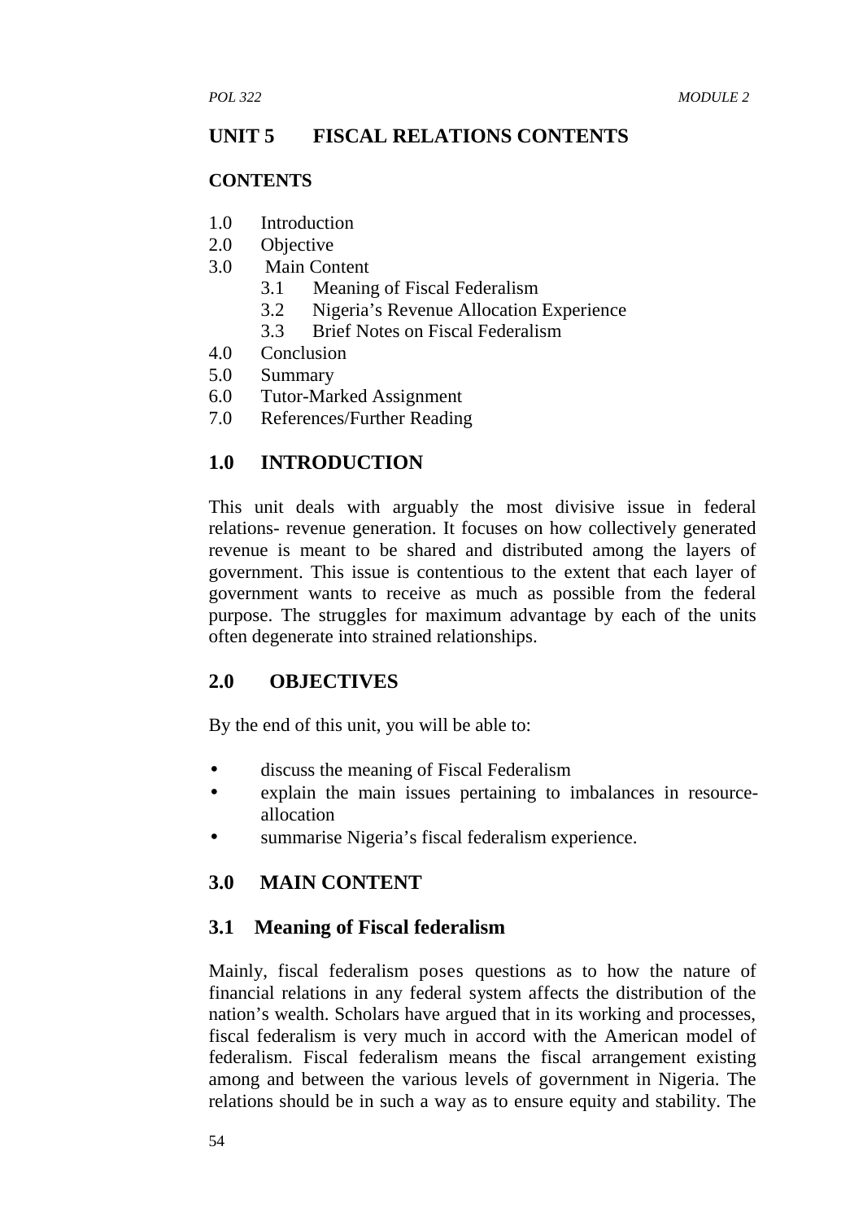## UNIT 5 FISCAL RELATIONS CONTENTS

### CONTENTS

1.0 Introduction
2.0 Objective
3.0 Main Content
   3.1 Meaning of Fiscal Federalism
   3.2 Nigeria's Revenue Allocation Experience
   3.3 Brief Notes on Fiscal Federalism
4.0 Conclusion
5.0 Summary
6.0 Tutor-Marked Assignment
7.0 References/Further Reading

## 1.0 INTRODUCTION

This unit deals with arguably the most divisive issue in federal relations- revenue generation. It focuses on how collectively generated revenue is meant to be shared and distributed among the layers of government. This issue is contentious to the extent that each layer of government wants to receive as much as possible from the federal purpose. The struggles for maximum advantage by each of the units often degenerate into strained relationships.

## 2.0 OBJECTIVES

By the end of this unit, you will be able to:

- discuss the meaning of Fiscal Federalism
- explain the main issues pertaining to imbalances in resource-allocation
- summarise Nigeria's fiscal federalism experience.

## 3.0 MAIN CONTENT

### 3.1 Meaning of Fiscal federalism

Mainly, fiscal federalism poses questions as to how the nature of financial relations in any federal system affects the distribution of the nation's wealth. Scholars have argued that in its working and processes, fiscal federalism is very much in accord with the American model of federalism. Fiscal federalism means the fiscal arrangement existing among and between the various levels of government in Nigeria. The relations should be in such a way as to ensure equity and stability. The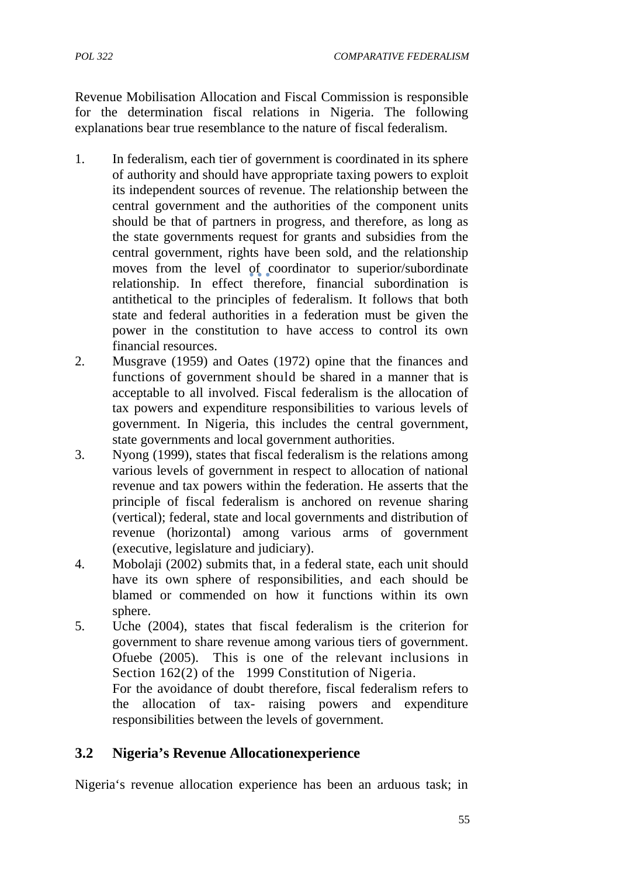Revenue Mobilisation Allocation and Fiscal Commission is responsible for the determination fiscal relations in Nigeria. The following explanations bear true resemblance to the nature of fiscal federalism.

1. In federalism, each tier of government is coordinated in its sphere of authority and should have appropriate taxing powers to exploit its independent sources of revenue. The relationship between the central government and the authorities of the component units should be that of partners in progress, and therefore, as long as the state governments request for grants and subsidies from the central government, rights have been sold, and the relationship moves from the level of coordinator to superior/subordinate relationship. In effect therefore, financial subordination is antithetical to the principles of federalism. It follows that both state and federal authorities in a federation must be given the power in the constitution to have access to control its own financial resources.
2. Musgrave (1959) and Oates (1972) opine that the finances and functions of government should be shared in a manner that is acceptable to all involved. Fiscal federalism is the allocation of tax powers and expenditure responsibilities to various levels of government. In Nigeria, this includes the central government, state governments and local government authorities.
3. Nyong (1999), states that fiscal federalism is the relations among various levels of government in respect to allocation of national revenue and tax powers within the federation. He asserts that the principle of fiscal federalism is anchored on revenue sharing (vertical); federal, state and local governments and distribution of revenue (horizontal) among various arms of government (executive, legislature and judiciary).
4. Mobolaji (2002) submits that, in a federal state, each unit should have its own sphere of responsibilities, and each should be blamed or commended on how it functions within its own sphere.
5. Uche (2004), states that fiscal federalism is the criterion for government to share revenue among various tiers of government. Ofuebe (2005). This is one of the relevant inclusions in Section 162(2) of the 1999 Constitution of Nigeria.

   For the avoidance of doubt therefore, fiscal federalism refers to the allocation of tax- raising powers and expenditure responsibilities between the levels of government.

## 3.2 Nigeria's Revenue Allocationexperience

Nigeria's revenue allocation experience has been an arduous task; in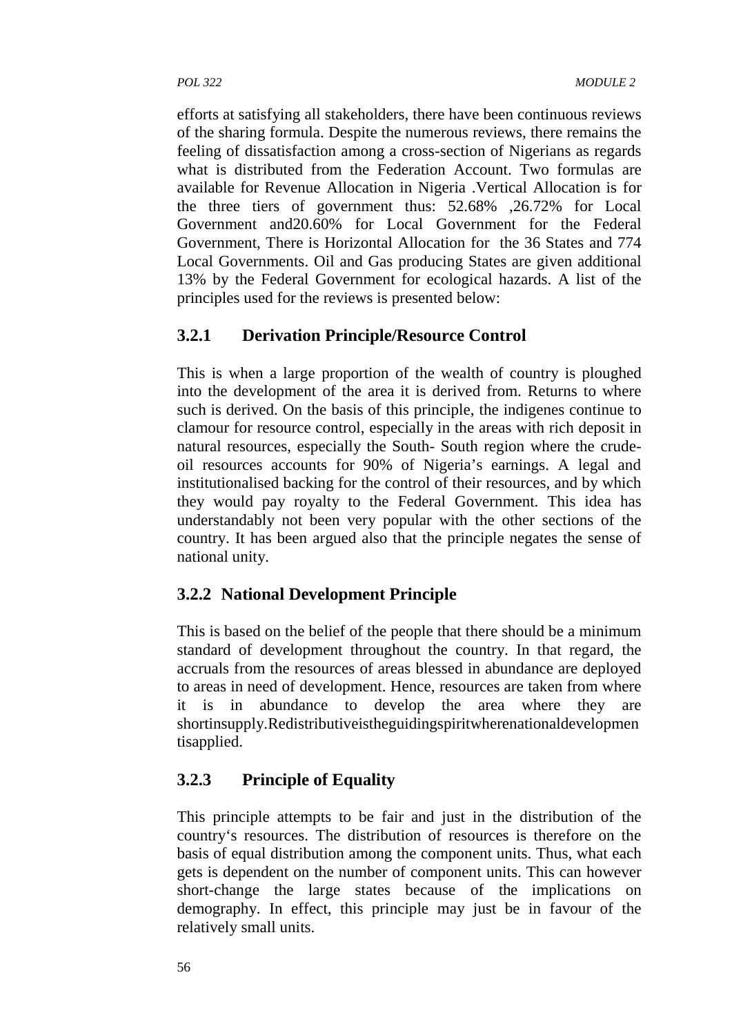efforts at satisfying all stakeholders, there have been continuous reviews of the sharing formula. Despite the numerous reviews, there remains the feeling of dissatisfaction among a cross-section of Nigerians as regards what is distributed from the Federation Account. Two formulas are available for Revenue Allocation in Nigeria .Vertical Allocation is for the three tiers of government thus: 52.68% ,26.72% for Local Government and20.60% for Local Government for the Federal Government, There is Horizontal Allocation for the 36 States and 774 Local Governments. Oil and Gas producing States are given additional 13% by the Federal Government for ecological hazards. A list of the principles used for the reviews is presented below:

### 3.2.1 Derivation Principle/Resource Control

This is when a large proportion of the wealth of country is ploughed into the development of the area it is derived from. Returns to where such is derived. On the basis of this principle, the indigenes continue to clamour for resource control, especially in the areas with rich deposit in natural resources, especially the South- South region where the crude-oil resources accounts for 90% of Nigeria's earnings. A legal and institutionalised backing for the control of their resources, and by which they would pay royalty to the Federal Government. This idea has understandably not been very popular with the other sections of the country. It has been argued also that the principle negates the sense of national unity.

### 3.2.2 National Development Principle

This is based on the belief of the people that there should be a minimum standard of development throughout the country. In that regard, the accruals from the resources of areas blessed in abundance are deployed to areas in need of development. Hence, resources are taken from where it is in abundance to develop the area where they are shortinsupply.Redistributiveistheguidingspiritwherenationaldevelopmen tisapplied.

### 3.2.3 Principle of Equality

This principle attempts to be fair and just in the distribution of the country's resources. The distribution of resources is therefore on the basis of equal distribution among the component units. Thus, what each gets is dependent on the number of component units. This can however short-change the large states because of the implications on demography. In effect, this principle may just be in favour of the relatively small units.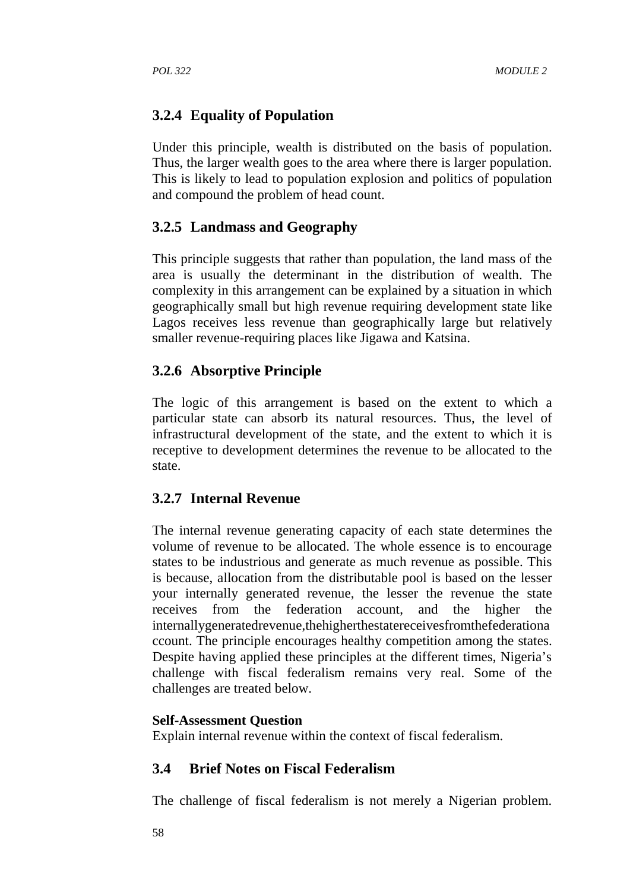### 3.2.4 Equality of Population

Under this principle, wealth is distributed on the basis of population. Thus, the larger wealth goes to the area where there is larger population. This is likely to lead to population explosion and politics of population and compound the problem of head count.

### 3.2.5 Landmass and Geography

This principle suggests that rather than population, the land mass of the area is usually the determinant in the distribution of wealth. The complexity in this arrangement can be explained by a situation in which geographically small but high revenue requiring development state like Lagos receives less revenue than geographically large but relatively smaller revenue-requiring places like Jigawa and Katsina.

### 3.2.6 Absorptive Principle

The logic of this arrangement is based on the extent to which a particular state can absorb its natural resources. Thus, the level of infrastructural development of the state, and the extent to which it is receptive to development determines the revenue to be allocated to the state.

### 3.2.7 Internal Revenue

The internal revenue generating capacity of each state determines the volume of revenue to be allocated. The whole essence is to encourage states to be industrious and generate as much revenue as possible. This is because, allocation from the distributable pool is based on the lesser your internally generated revenue, the lesser the revenue the state receives from the federation account, and the higher the internallygeneratedrevenue,thehigherthestatereceivesfromthefederationaccount. The principle encourages healthy competition among the states. Despite having applied these principles at the different times, Nigeria's challenge with fiscal federalism remains very real. Some of the challenges are treated below.

**Self-Assessment Question**
Explain internal revenue within the context of fiscal federalism.

## 3.4 Brief Notes on Fiscal Federalism

The challenge of fiscal federalism is not merely a Nigerian problem.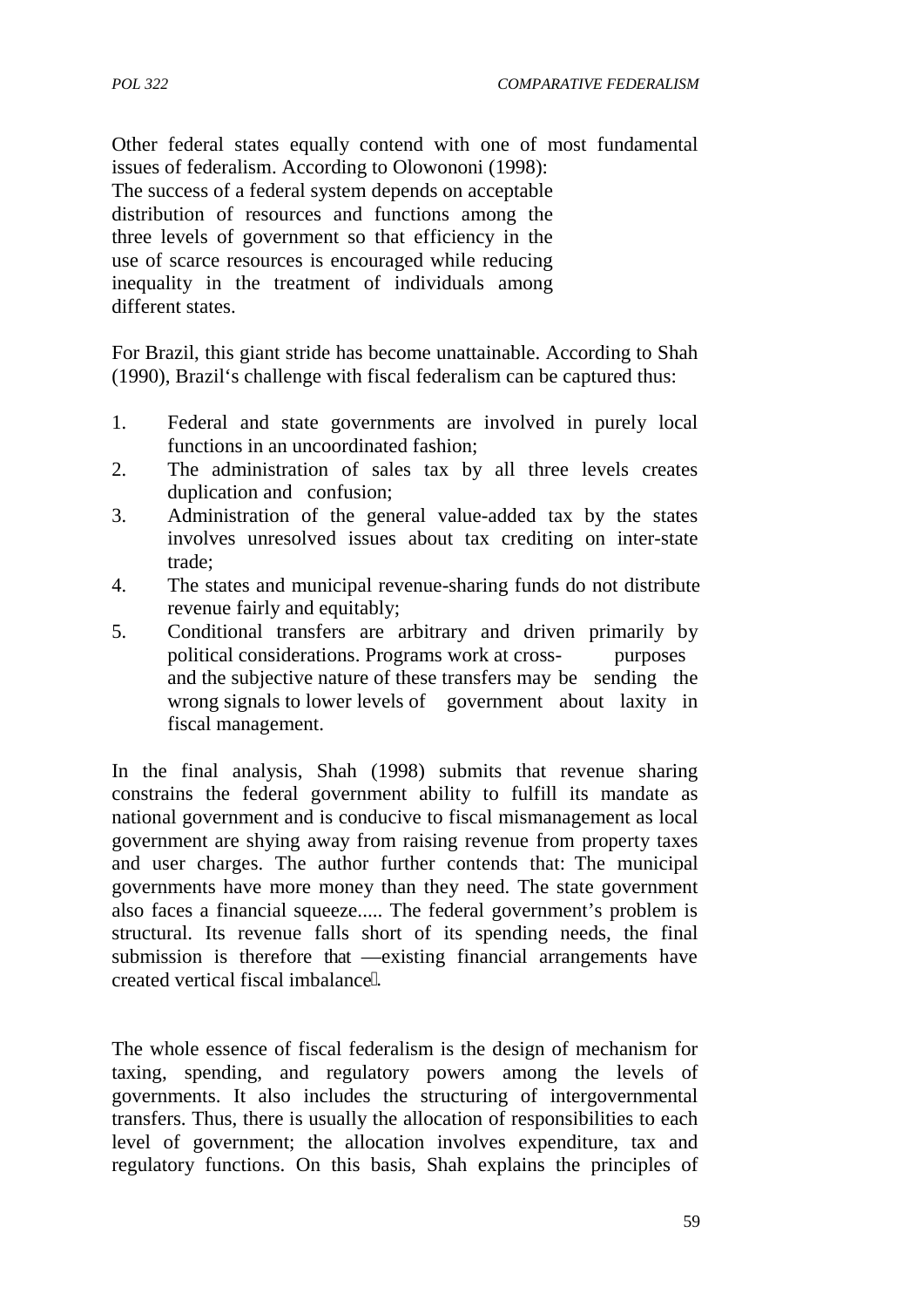Other federal states equally contend with one of most fundamental issues of federalism. According to Olowononi (1998):

> The success of a federal system depends on acceptable distribution of resources and functions among the three levels of government so that efficiency in the use of scarce resources is encouraged while reducing inequality in the treatment of individuals among different states.

For Brazil, this giant stride has become unattainable. According to Shah (1990), Brazil's challenge with fiscal federalism can be captured thus:

1. Federal and state governments are involved in purely local functions in an uncoordinated fashion;
2. The administration of sales tax by all three levels creates duplication and confusion;
3. Administration of the general value-added tax by the states involves unresolved issues about tax crediting on inter-state trade;
4. The states and municipal revenue-sharing funds do not distribute revenue fairly and equitably;
5. Conditional transfers are arbitrary and driven primarily by political considerations. Programs work at cross- purposes and the subjective nature of these transfers may be sending the wrong signals to lower levels of government about laxity in fiscal management.

In the final analysis, Shah (1998) submits that revenue sharing constrains the federal government ability to fulfill its mandate as national government and is conducive to fiscal mismanagement as local government are shying away from raising revenue from property taxes and user charges. The author further contends that: The municipal governments have more money than they need. The state government also faces a financial squeeze..... The federal government's problem is structural. Its revenue falls short of its spending needs, the final submission is therefore that ―existing financial arrangements have created vertical fiscal imbalance‖.

The whole essence of fiscal federalism is the design of mechanism for taxing, spending, and regulatory powers among the levels of governments. It also includes the structuring of intergovernmental transfers. Thus, there is usually the allocation of responsibilities to each level of government; the allocation involves expenditure, tax and regulatory functions. On this basis, Shah explains the principles of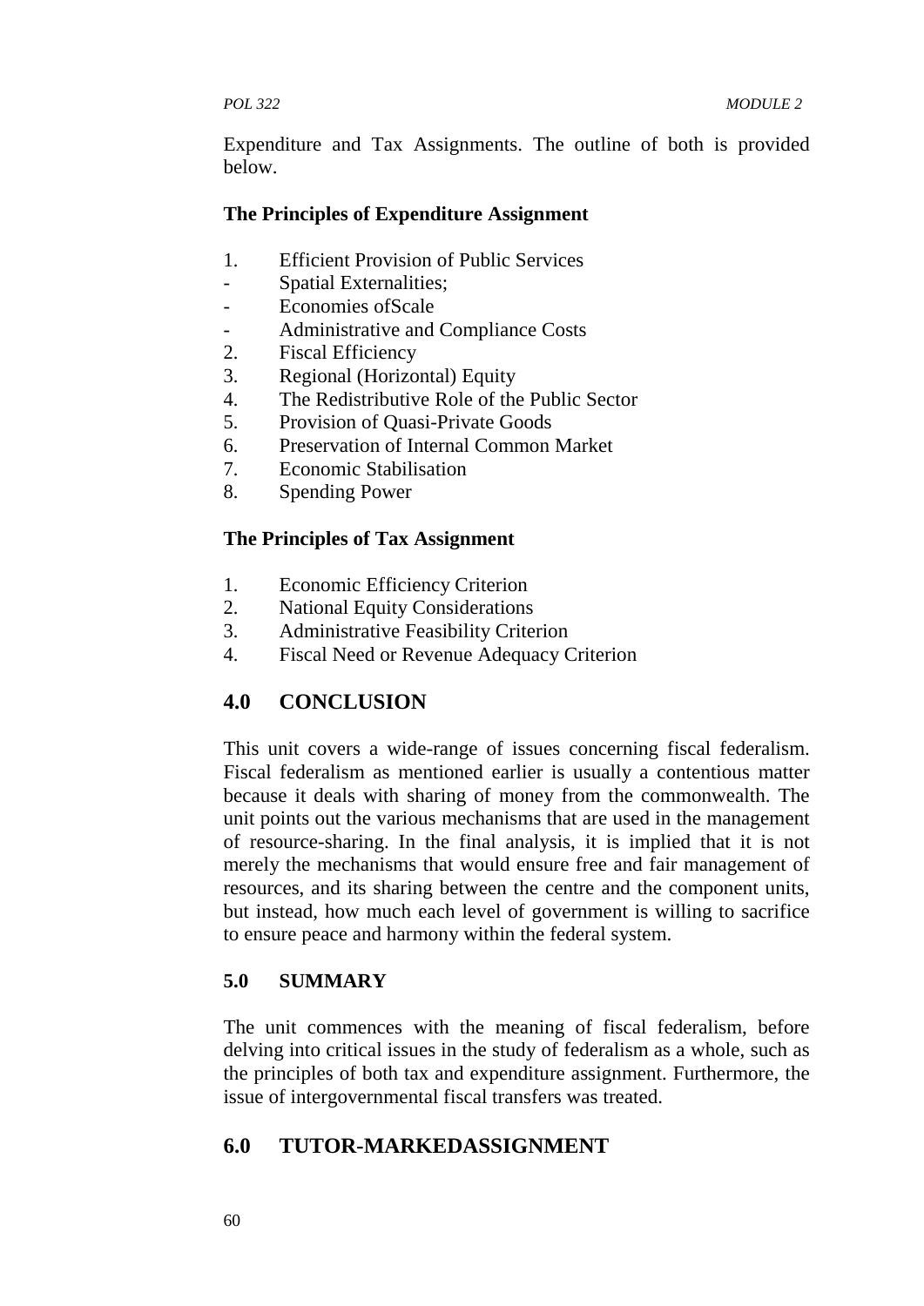Expenditure and Tax Assignments. The outline of both is provided below.

**The Principles of Expenditure Assignment**

1. Efficient Provision of Public Services
   - Spatial Externalities;
   - Economies ofScale
   - Administrative and Compliance Costs
2. Fiscal Efficiency
3. Regional (Horizontal) Equity
4. The Redistributive Role of the Public Sector
5. Provision of Quasi-Private Goods
6. Preservation of Internal Common Market
7. Economic Stabilisation
8. Spending Power

**The Principles of Tax Assignment**

1. Economic Efficiency Criterion
2. National Equity Considerations
3. Administrative Feasibility Criterion
4. Fiscal Need or Revenue Adequacy Criterion

## 4.0 CONCLUSION

This unit covers a wide-range of issues concerning fiscal federalism. Fiscal federalism as mentioned earlier is usually a contentious matter because it deals with sharing of money from the commonwealth. The unit points out the various mechanisms that are used in the management of resource-sharing. In the final analysis, it is implied that it is not merely the mechanisms that would ensure free and fair management of resources, and its sharing between the centre and the component units, but instead, how much each level of government is willing to sacrifice to ensure peace and harmony within the federal system.

### 5.0 SUMMARY

The unit commences with the meaning of fiscal federalism, before delving into critical issues in the study of federalism as a whole, such as the principles of both tax and expenditure assignment. Furthermore, the issue of intergovernmental fiscal transfers was treated.

## 6.0 TUTOR-MARKEDASSIGNMENT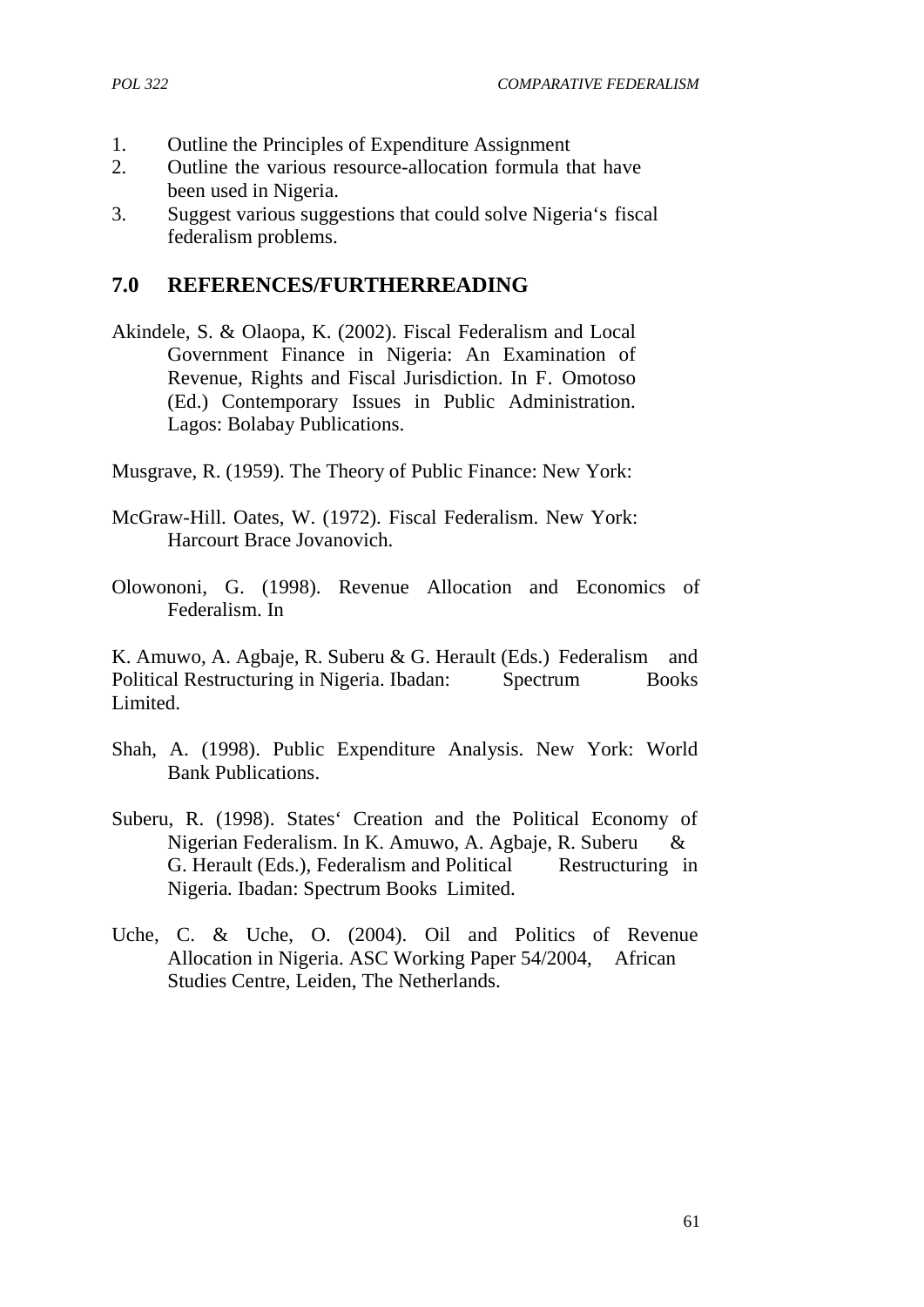1. Outline the Principles of Expenditure Assignment
2. Outline the various resource-allocation formula that have been used in Nigeria.
3. Suggest various suggestions that could solve Nigeria‘s fiscal federalism problems.

## 7.0 REFERENCES/FURTHERREADING

Akindele, S. & Olaopa, K. (2002). Fiscal Federalism and Local Government Finance in Nigeria: An Examination of Revenue, Rights and Fiscal Jurisdiction. In F. Omotoso (Ed.) Contemporary Issues in Public Administration. Lagos: Bolabay Publications.

Musgrave, R. (1959). The Theory of Public Finance: New York:

McGraw-Hill. Oates, W. (1972). Fiscal Federalism. New York: Harcourt Brace Jovanovich.

Olowononi, G. (1998). Revenue Allocation and Economics of Federalism. In

K. Amuwo, A. Agbaje, R. Suberu & G. Herault (Eds.) Federalism and Political Restructuring in Nigeria. Ibadan: Spectrum Books Limited.

Shah, A. (1998). Public Expenditure Analysis. New York: World Bank Publications.

Suberu, R. (1998). States‘ Creation and the Political Economy of Nigerian Federalism. In K. Amuwo, A. Agbaje, R. Suberu & G. Herault (Eds.), Federalism and Political Restructuring in Nigeria. Ibadan: Spectrum Books Limited.

Uche, C. & Uche, O. (2004). Oil and Politics of Revenue Allocation in Nigeria. ASC Working Paper 54/2004, African Studies Centre, Leiden, The Netherlands.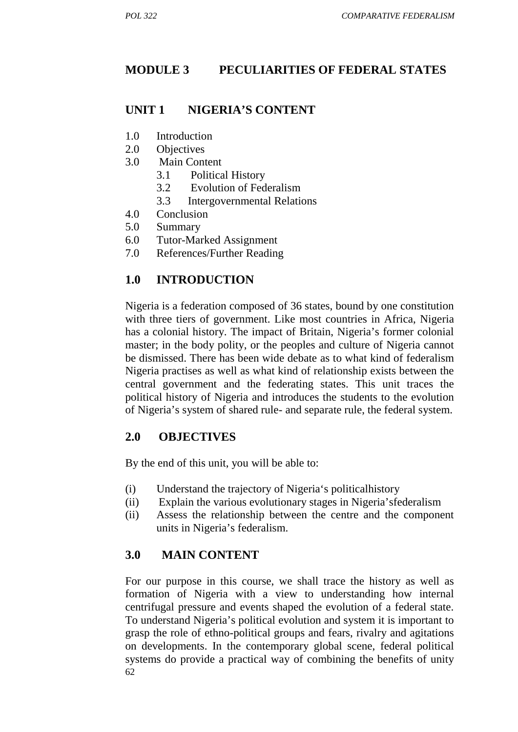# MODULE 3 PECULIARITIES OF FEDERAL STATES

## UNIT 1 NIGERIA'S CONTENT

1.0 Introduction
2.0 Objectives
3.0 Main Content
  3.1 Political History
  3.2 Evolution of Federalism
  3.3 Intergovernmental Relations
4.0 Conclusion
5.0 Summary
6.0 Tutor-Marked Assignment
7.0 References/Further Reading

## 1.0 INTRODUCTION

Nigeria is a federation composed of 36 states, bound by one constitution with three tiers of government. Like most countries in Africa, Nigeria has a colonial history. The impact of Britain, Nigeria's former colonial master; in the body polity, or the peoples and culture of Nigeria cannot be dismissed. There has been wide debate as to what kind of federalism Nigeria practises as well as what kind of relationship exists between the central government and the federating states. This unit traces the political history of Nigeria and introduces the students to the evolution of Nigeria's system of shared rule- and separate rule, the federal system.

## 2.0 OBJECTIVES

By the end of this unit, you will be able to:

(i) Understand the trajectory of Nigeria's politicalhistory
(ii) Explain the various evolutionary stages in Nigeria'sfederalism
(ii) Assess the relationship between the centre and the component units in Nigeria's federalism.

## 3.0 MAIN CONTENT

For our purpose in this course, we shall trace the history as well as formation of Nigeria with a view to understanding how internal centrifugal pressure and events shaped the evolution of a federal state. To understand Nigeria's political evolution and system it is important to grasp the role of ethno-political groups and fears, rivalry and agitations on developments. In the contemporary global scene, federal political systems do provide a practical way of combining the benefits of unity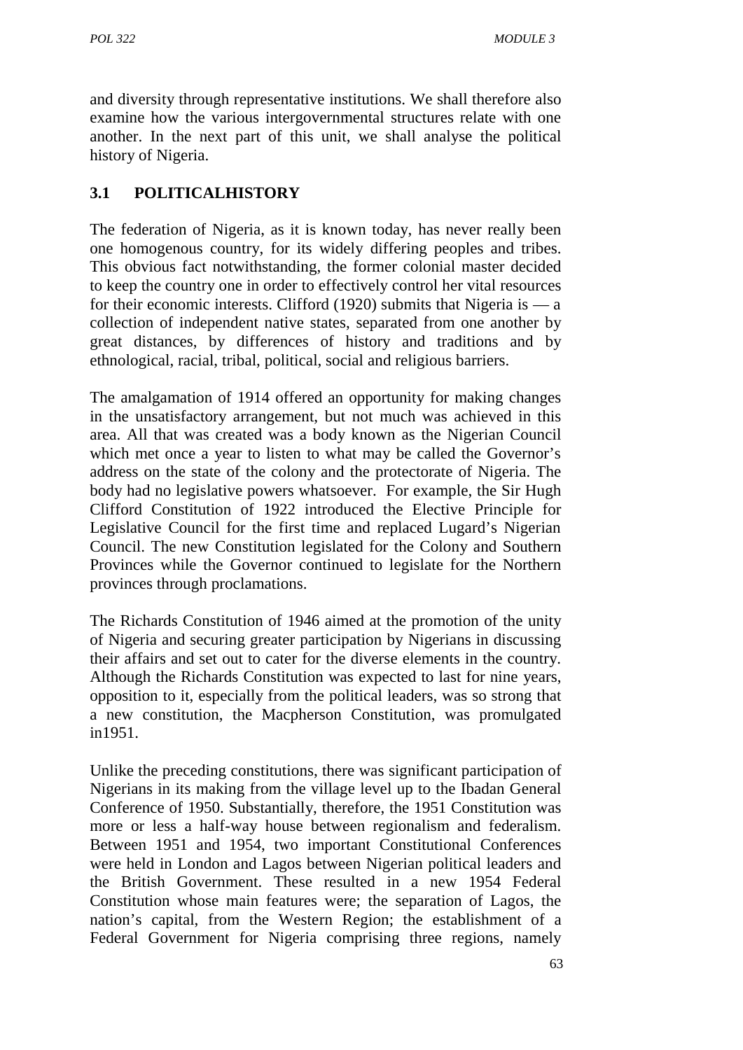and diversity through representative institutions. We shall therefore also examine how the various intergovernmental structures relate with one another. In the next part of this unit, we shall analyse the political history of Nigeria.

## 3.1 POLITICALHISTORY

The federation of Nigeria, as it is known today, has never really been one homogenous country, for its widely differing peoples and tribes. This obvious fact notwithstanding, the former colonial master decided to keep the country one in order to effectively control her vital resources for their economic interests. Clifford (1920) submits that Nigeria is — a collection of independent native states, separated from one another by great distances, by differences of history and traditions and by ethnological, racial, tribal, political, social and religious barriers.

The amalgamation of 1914 offered an opportunity for making changes in the unsatisfactory arrangement, but not much was achieved in this area. All that was created was a body known as the Nigerian Council which met once a year to listen to what may be called the Governor's address on the state of the colony and the protectorate of Nigeria. The body had no legislative powers whatsoever. For example, the Sir Hugh Clifford Constitution of 1922 introduced the Elective Principle for Legislative Council for the first time and replaced Lugard's Nigerian Council. The new Constitution legislated for the Colony and Southern Provinces while the Governor continued to legislate for the Northern provinces through proclamations.

The Richards Constitution of 1946 aimed at the promotion of the unity of Nigeria and securing greater participation by Nigerians in discussing their affairs and set out to cater for the diverse elements in the country. Although the Richards Constitution was expected to last for nine years, opposition to it, especially from the political leaders, was so strong that a new constitution, the Macpherson Constitution, was promulgated in1951.

Unlike the preceding constitutions, there was significant participation of Nigerians in its making from the village level up to the Ibadan General Conference of 1950. Substantially, therefore, the 1951 Constitution was more or less a half-way house between regionalism and federalism. Between 1951 and 1954, two important Constitutional Conferences were held in London and Lagos between Nigerian political leaders and the British Government. These resulted in a new 1954 Federal Constitution whose main features were; the separation of Lagos, the nation's capital, from the Western Region; the establishment of a Federal Government for Nigeria comprising three regions, namely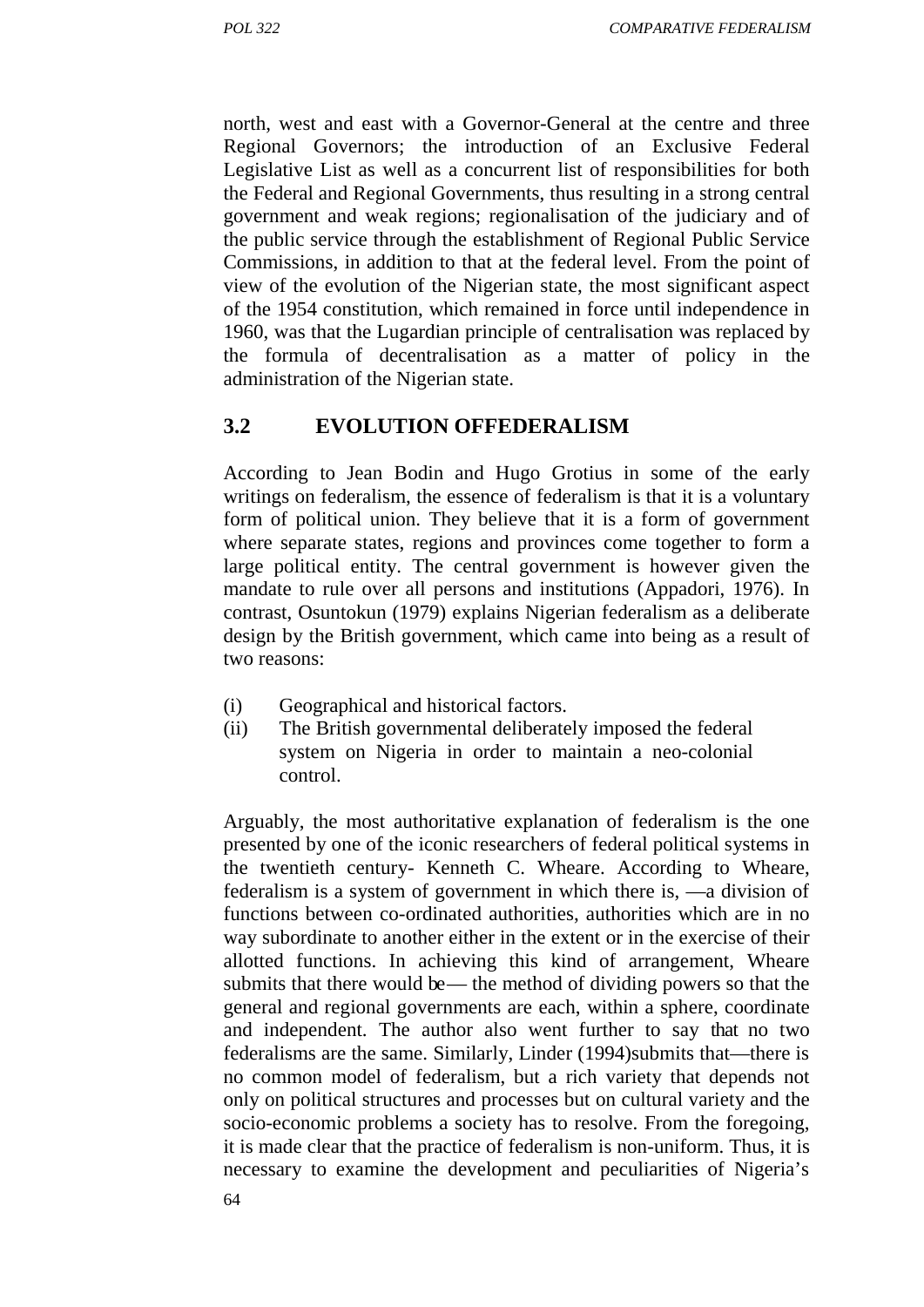north, west and east with a Governor-General at the centre and three Regional Governors; the introduction of an Exclusive Federal Legislative List as well as a concurrent list of responsibilities for both the Federal and Regional Governments, thus resulting in a strong central government and weak regions; regionalisation of the judiciary and of the public service through the establishment of Regional Public Service Commissions, in addition to that at the federal level. From the point of view of the evolution of the Nigerian state, the most significant aspect of the 1954 constitution, which remained in force until independence in 1960, was that the Lugardian principle of centralisation was replaced by the formula of decentralisation as a matter of policy in the administration of the Nigerian state.

## 3.2 EVOLUTION OFFEDERALISM

According to Jean Bodin and Hugo Grotius in some of the early writings on federalism, the essence of federalism is that it is a voluntary form of political union. They believe that it is a form of government where separate states, regions and provinces come together to form a large political entity. The central government is however given the mandate to rule over all persons and institutions (Appadori, 1976). In contrast, Osuntokun (1979) explains Nigerian federalism as a deliberate design by the British government, which came into being as a result of two reasons:

(i) Geographical and historical factors.
(ii) The British governmental deliberately imposed the federal system on Nigeria in order to maintain a neo-colonial control.

Arguably, the most authoritative explanation of federalism is the one presented by one of the iconic researchers of federal political systems in the twentieth century- Kenneth C. Wheare. According to Wheare, federalism is a system of government in which there is, ―a division of functions between co-ordinated authorities, authorities which are in no way subordinate to another either in the extent or in the exercise of their allotted functions. In achieving this kind of arrangement, Wheare submits that there would be― the method of dividing powers so that the general and regional governments are each, within a sphere, coordinate and independent. The author also went further to say that no two federalisms are the same. Similarly, Linder (1994)submits that―there is no common model of federalism, but a rich variety that depends not only on political structures and processes but on cultural variety and the socio-economic problems a society has to resolve. From the foregoing, it is made clear that the practice of federalism is non-uniform. Thus, it is necessary to examine the development and peculiarities of Nigeria's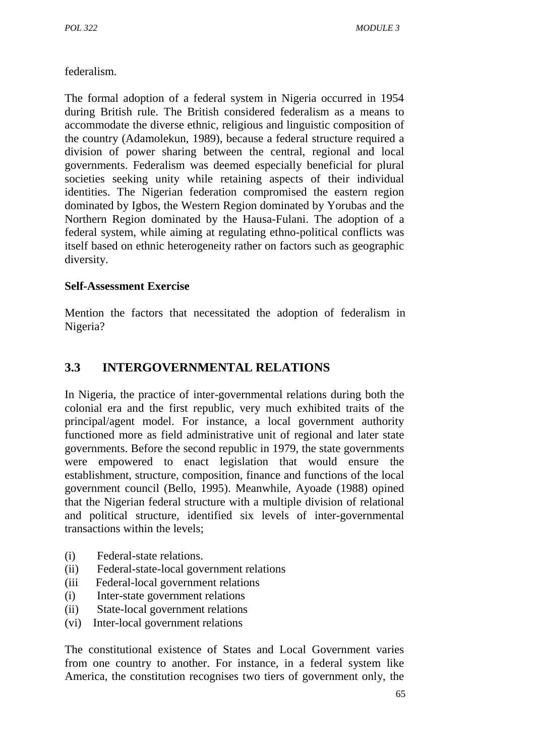federalism.

The formal adoption of a federal system in Nigeria occurred in 1954 during British rule. The British considered federalism as a means to accommodate the diverse ethnic, religious and linguistic composition of the country (Adamolekun, 1989), because a federal structure required a division of power sharing between the central, regional and local governments. Federalism was deemed especially beneficial for plural societies seeking unity while retaining aspects of their individual identities. The Nigerian federation compromised the eastern region dominated by Igbos, the Western Region dominated by Yorubas and the Northern Region dominated by the Hausa-Fulani. The adoption of a federal system, while aiming at regulating ethno-political conflicts was itself based on ethnic heterogeneity rather on factors such as geographic diversity.

**Self-Assessment Exercise**

Mention the factors that necessitated the adoption of federalism in Nigeria?

## 3.3 INTERGOVERNMENTAL RELATIONS

In Nigeria, the practice of inter-governmental relations during both the colonial era and the first republic, very much exhibited traits of the principal/agent model. For instance, a local government authority functioned more as field administrative unit of regional and later state governments. Before the second republic in 1979, the state governments were empowered to enact legislation that would ensure the establishment, structure, composition, finance and functions of the local government council (Bello, 1995). Meanwhile, Ayoade (1988) opined that the Nigerian federal structure with a multiple division of relational and political structure, identified six levels of inter-governmental transactions within the levels;

(i) Federal-state relations.
(ii) Federal-state-local government relations
(iii Federal-local government relations
(i) Inter-state government relations
(ii) State-local government relations
(vi) Inter-local government relations

The constitutional existence of States and Local Government varies from one country to another. For instance, in a federal system like America, the constitution recognises two tiers of government only, the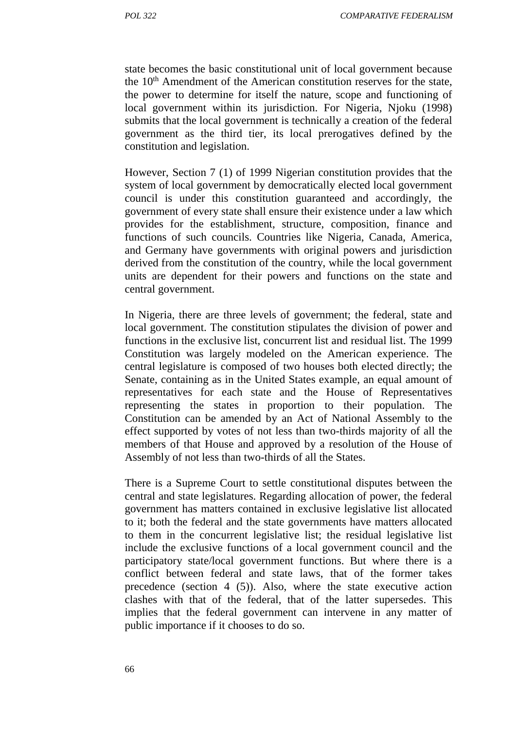state becomes the basic constitutional unit of local government because the 10th Amendment of the American constitution reserves for the state, the power to determine for itself the nature, scope and functioning of local government within its jurisdiction. For Nigeria, Njoku (1998) submits that the local government is technically a creation of the federal government as the third tier, its local prerogatives defined by the constitution and legislation.

However, Section 7 (1) of 1999 Nigerian constitution provides that the system of local government by democratically elected local government council is under this constitution guaranteed and accordingly, the government of every state shall ensure their existence under a law which provides for the establishment, structure, composition, finance and functions of such councils. Countries like Nigeria, Canada, America, and Germany have governments with original powers and jurisdiction derived from the constitution of the country, while the local government units are dependent for their powers and functions on the state and central government.

In Nigeria, there are three levels of government; the federal, state and local government. The constitution stipulates the division of power and functions in the exclusive list, concurrent list and residual list. The 1999 Constitution was largely modeled on the American experience. The central legislature is composed of two houses both elected directly; the Senate, containing as in the United States example, an equal amount of representatives for each state and the House of Representatives representing the states in proportion to their population. The Constitution can be amended by an Act of National Assembly to the effect supported by votes of not less than two-thirds majority of all the members of that House and approved by a resolution of the House of Assembly of not less than two-thirds of all the States.

There is a Supreme Court to settle constitutional disputes between the central and state legislatures. Regarding allocation of power, the federal government has matters contained in exclusive legislative list allocated to it; both the federal and the state governments have matters allocated to them in the concurrent legislative list; the residual legislative list include the exclusive functions of a local government council and the participatory state/local government functions. But where there is a conflict between federal and state laws, that of the former takes precedence (section 4 (5)). Also, where the state executive action clashes with that of the federal, that of the latter supersedes. This implies that the federal government can intervene in any matter of public importance if it chooses to do so.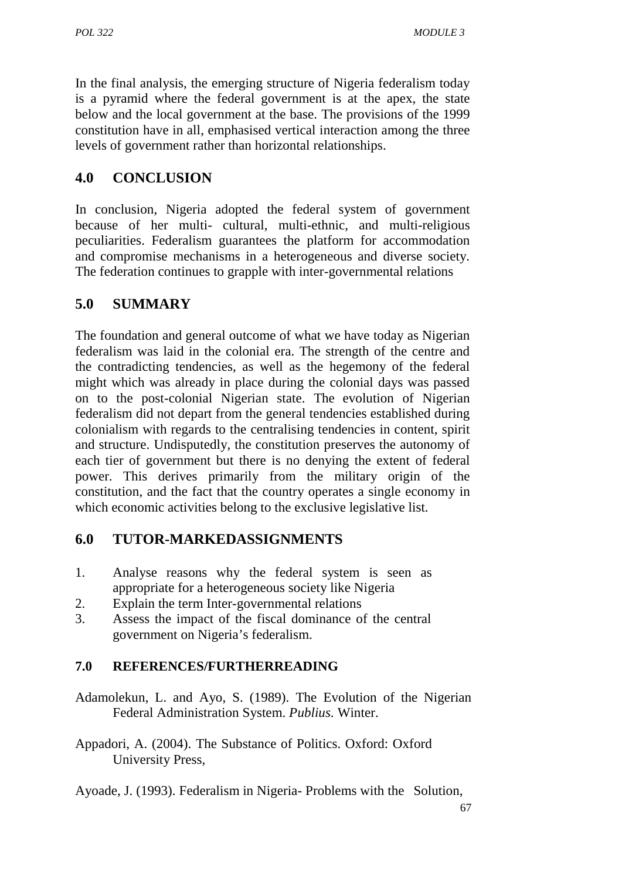In the final analysis, the emerging structure of Nigeria federalism today is a pyramid where the federal government is at the apex, the state below and the local government at the base. The provisions of the 1999 constitution have in all, emphasised vertical interaction among the three levels of government rather than horizontal relationships.

## 4.0 CONCLUSION

In conclusion, Nigeria adopted the federal system of government because of her multi- cultural, multi-ethnic, and multi-religious peculiarities. Federalism guarantees the platform for accommodation and compromise mechanisms in a heterogeneous and diverse society. The federation continues to grapple with inter-governmental relations

## 5.0 SUMMARY

The foundation and general outcome of what we have today as Nigerian federalism was laid in the colonial era. The strength of the centre and the contradicting tendencies, as well as the hegemony of the federal might which was already in place during the colonial days was passed on to the post-colonial Nigerian state. The evolution of Nigerian federalism did not depart from the general tendencies established during colonialism with regards to the centralising tendencies in content, spirit and structure. Undisputedly, the constitution preserves the autonomy of each tier of government but there is no denying the extent of federal power. This derives primarily from the military origin of the constitution, and the fact that the country operates a single economy in which economic activities belong to the exclusive legislative list.

## 6.0 TUTOR-MARKEDASSIGNMENTS

1. Analyse reasons why the federal system is seen as appropriate for a heterogeneous society like Nigeria
2. Explain the term Inter-governmental relations
3. Assess the impact of the fiscal dominance of the central government on Nigeria's federalism.

### 7.0 REFERENCES/FURTHERREADING

Adamolekun, L. and Ayo, S. (1989). The Evolution of the Nigerian Federal Administration System. *Publius.* Winter.

Appadori, A. (2004). The Substance of Politics. Oxford: Oxford University Press,

Ayoade, J. (1993). Federalism in Nigeria- Problems with the Solution,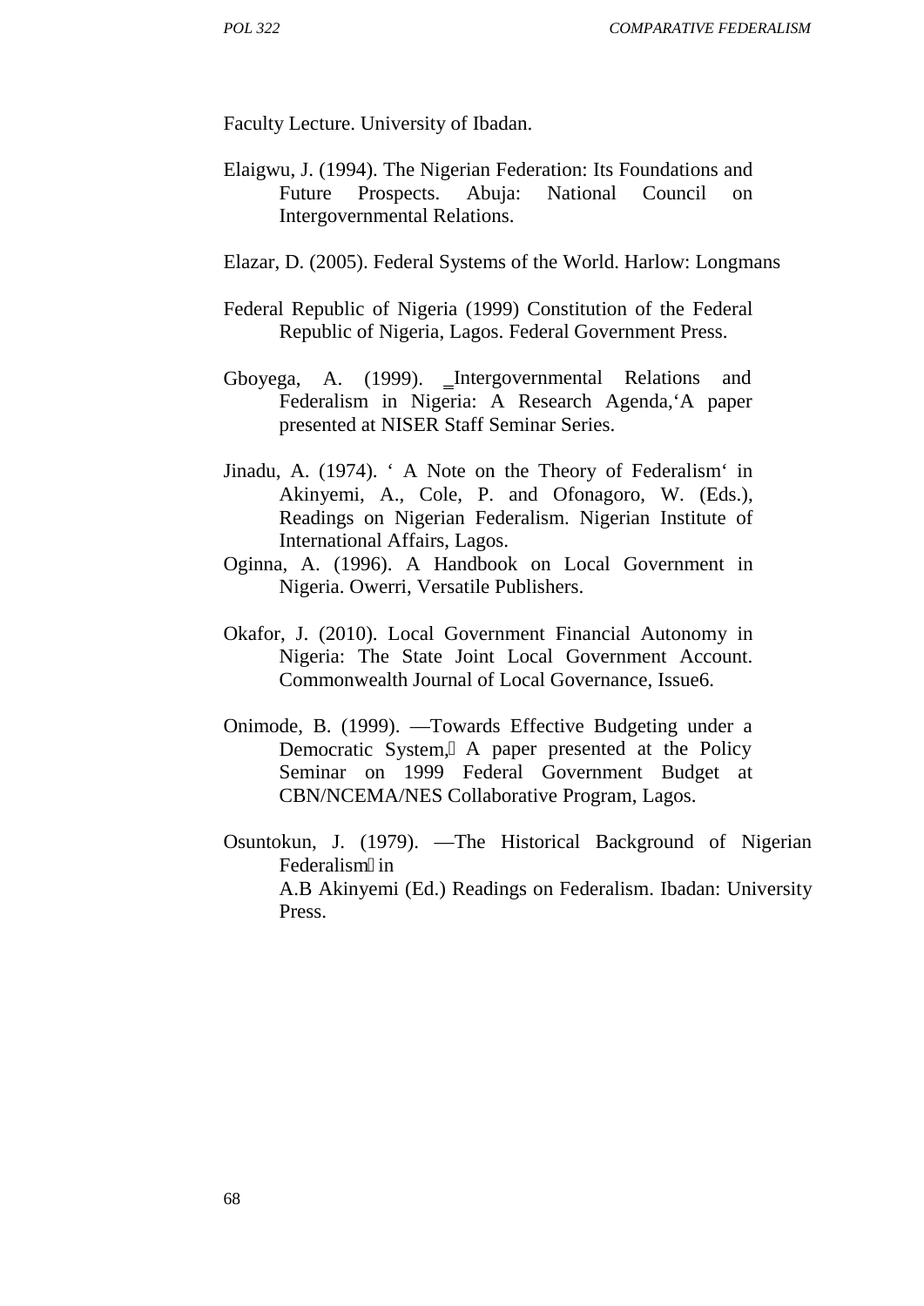Faculty Lecture. University of Ibadan.

Elaigwu, J. (1994). The Nigerian Federation: Its Foundations and Future Prospects. Abuja: National Council on Intergovernmental Relations.

Elazar, D. (2005). Federal Systems of the World. Harlow: Longmans

Federal Republic of Nigeria (1999) Constitution of the Federal Republic of Nigeria, Lagos. Federal Government Press.

Gboyega, A. (1999). ‗Intergovernmental Relations and Federalism in Nigeria: A Research Agenda,'A paper presented at NISER Staff Seminar Series.

Jinadu, A. (1974). ' A Note on the Theory of Federalism' in Akinyemi, A., Cole, P. and Ofonagoro, W. (Eds.), Readings on Nigerian Federalism. Nigerian Institute of International Affairs, Lagos.

Oginna, A. (1996). A Handbook on Local Government in Nigeria. Owerri, Versatile Publishers.

Okafor, J. (2010). Local Government Financial Autonomy in Nigeria: The State Joint Local Government Account. Commonwealth Journal of Local Governance, Issue6.

Onimode, B. (1999). ―Towards Effective Budgeting under a Democratic System,‖ A paper presented at the Policy Seminar on 1999 Federal Government Budget at CBN/NCEMA/NES Collaborative Program, Lagos.

Osuntokun, J. (1979). ―The Historical Background of Nigerian Federalism‖ in A.B Akinyemi (Ed.) Readings on Federalism. Ibadan: University Press.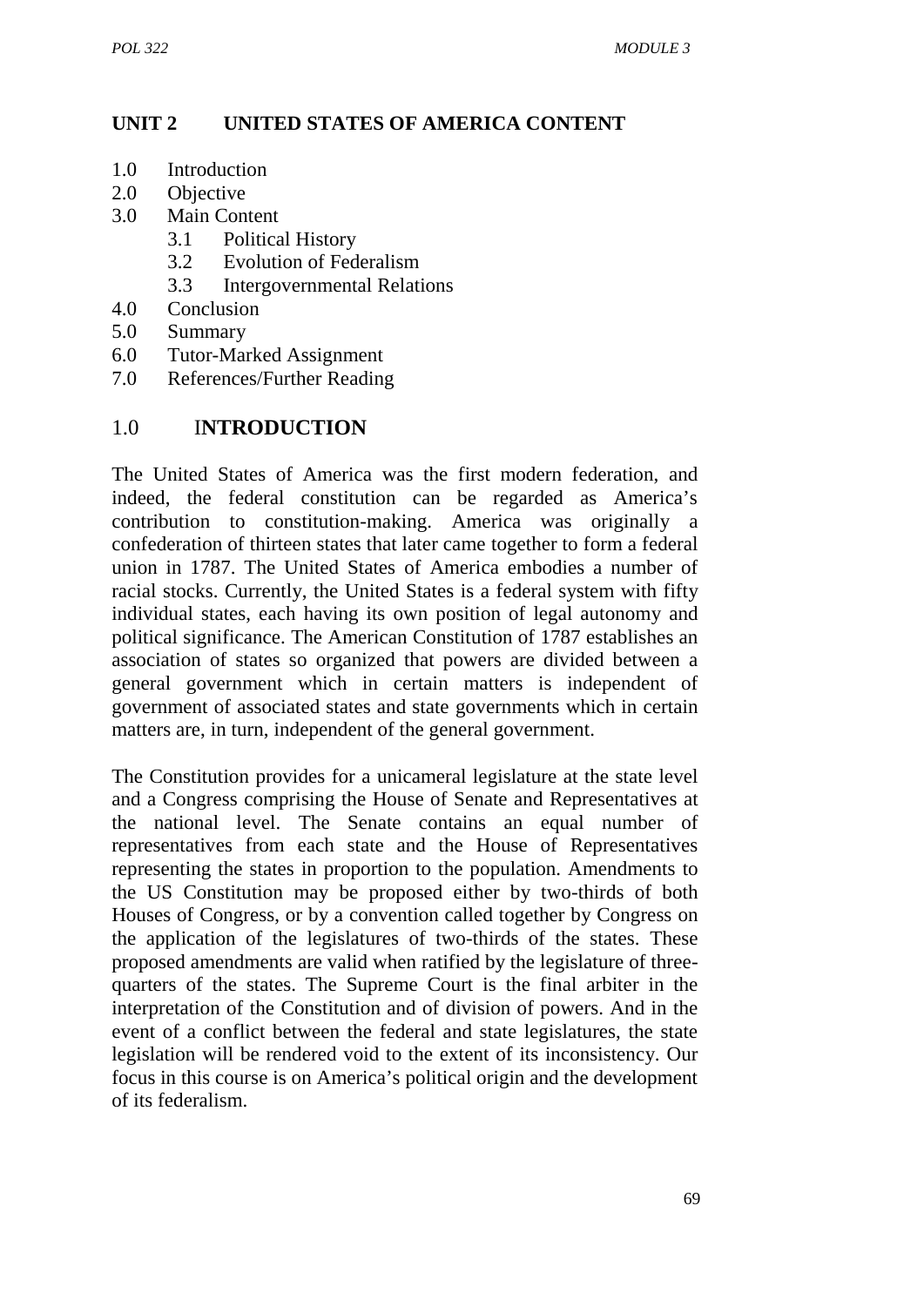## UNIT 2 UNITED STATES OF AMERICA CONTENT

1.0 Introduction
2.0 Objective
3.0 Main Content
    3.1 Political History
    3.2 Evolution of Federalism
    3.3 Intergovernmental Relations
4.0 Conclusion
5.0 Summary
6.0 Tutor-Marked Assignment
7.0 References/Further Reading

## 1.0 INTRODUCTION

The United States of America was the first modern federation, and indeed, the federal constitution can be regarded as America's contribution to constitution-making. America was originally a confederation of thirteen states that later came together to form a federal union in 1787. The United States of America embodies a number of racial stocks. Currently, the United States is a federal system with fifty individual states, each having its own position of legal autonomy and political significance. The American Constitution of 1787 establishes an association of states so organized that powers are divided between a general government which in certain matters is independent of government of associated states and state governments which in certain matters are, in turn, independent of the general government.

The Constitution provides for a unicameral legislature at the state level and a Congress comprising the House of Senate and Representatives at the national level. The Senate contains an equal number of representatives from each state and the House of Representatives representing the states in proportion to the population. Amendments to the US Constitution may be proposed either by two-thirds of both Houses of Congress, or by a convention called together by Congress on the application of the legislatures of two-thirds of the states. These proposed amendments are valid when ratified by the legislature of three-quarters of the states. The Supreme Court is the final arbiter in the interpretation of the Constitution and of division of powers. And in the event of a conflict between the federal and state legislatures, the state legislation will be rendered void to the extent of its inconsistency. Our focus in this course is on America's political origin and the development of its federalism.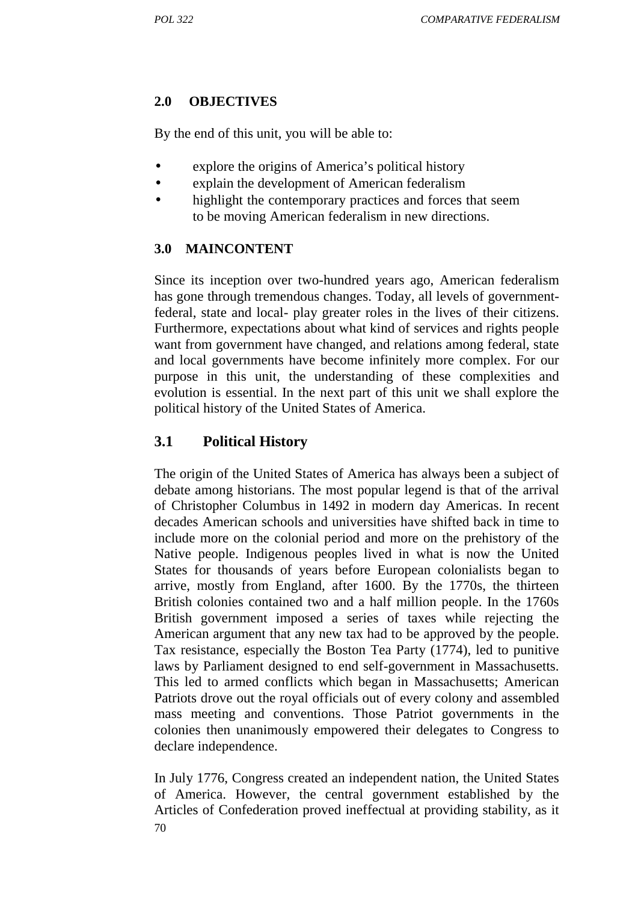## 2.0 OBJECTIVES

By the end of this unit, you will be able to:

- explore the origins of America's political history
- explain the development of American federalism
- highlight the contemporary practices and forces that seem to be moving American federalism in new directions.

## 3.0 MAINCONTENT

Since its inception over two-hundred years ago, American federalism has gone through tremendous changes. Today, all levels of government- federal, state and local- play greater roles in the lives of their citizens. Furthermore, expectations about what kind of services and rights people want from government have changed, and relations among federal, state and local governments have become infinitely more complex. For our purpose in this unit, the understanding of these complexities and evolution is essential. In the next part of this unit we shall explore the political history of the United States of America.

### 3.1 Political History

The origin of the United States of America has always been a subject of debate among historians. The most popular legend is that of the arrival of Christopher Columbus in 1492 in modern day Americas. In recent decades American schools and universities have shifted back in time to include more on the colonial period and more on the prehistory of the Native people. Indigenous peoples lived in what is now the United States for thousands of years before European colonialists began to arrive, mostly from England, after 1600. By the 1770s, the thirteen British colonies contained two and a half million people. In the 1760s British government imposed a series of taxes while rejecting the American argument that any new tax had to be approved by the people. Tax resistance, especially the Boston Tea Party (1774), led to punitive laws by Parliament designed to end self-government in Massachusetts. This led to armed conflicts which began in Massachusetts; American Patriots drove out the royal officials out of every colony and assembled mass meeting and conventions. Those Patriot governments in the colonies then unanimously empowered their delegates to Congress to declare independence.

In July 1776, Congress created an independent nation, the United States of America. However, the central government established by the Articles of Confederation proved ineffectual at providing stability, as it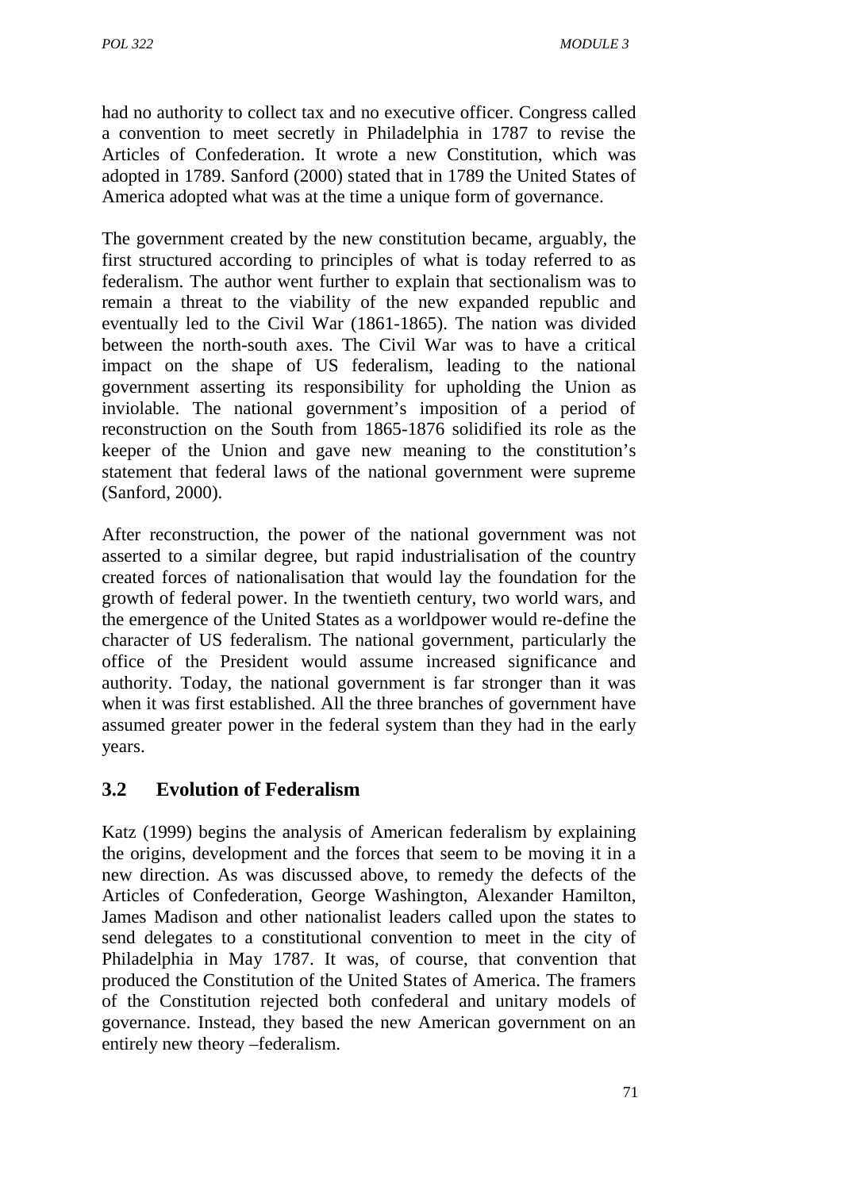had no authority to collect tax and no executive officer. Congress called a convention to meet secretly in Philadelphia in 1787 to revise the Articles of Confederation. It wrote a new Constitution, which was adopted in 1789. Sanford (2000) stated that in 1789 the United States of America adopted what was at the time a unique form of governance.

The government created by the new constitution became, arguably, the first structured according to principles of what is today referred to as federalism. The author went further to explain that sectionalism was to remain a threat to the viability of the new expanded republic and eventually led to the Civil War (1861-1865). The nation was divided between the north-south axes. The Civil War was to have a critical impact on the shape of US federalism, leading to the national government asserting its responsibility for upholding the Union as inviolable. The national government's imposition of a period of reconstruction on the South from 1865-1876 solidified its role as the keeper of the Union and gave new meaning to the constitution's statement that federal laws of the national government were supreme (Sanford, 2000).

After reconstruction, the power of the national government was not asserted to a similar degree, but rapid industrialisation of the country created forces of nationalisation that would lay the foundation for the growth of federal power. In the twentieth century, two world wars, and the emergence of the United States as a worldpower would re-define the character of US federalism. The national government, particularly the office of the President would assume increased significance and authority. Today, the national government is far stronger than it was when it was first established. All the three branches of government have assumed greater power in the federal system than they had in the early years.

## 3.2 Evolution of Federalism

Katz (1999) begins the analysis of American federalism by explaining the origins, development and the forces that seem to be moving it in a new direction. As was discussed above, to remedy the defects of the Articles of Confederation, George Washington, Alexander Hamilton, James Madison and other nationalist leaders called upon the states to send delegates to a constitutional convention to meet in the city of Philadelphia in May 1787. It was, of course, that convention that produced the Constitution of the United States of America. The framers of the Constitution rejected both confederal and unitary models of governance. Instead, they based the new American government on an entirely new theory –federalism.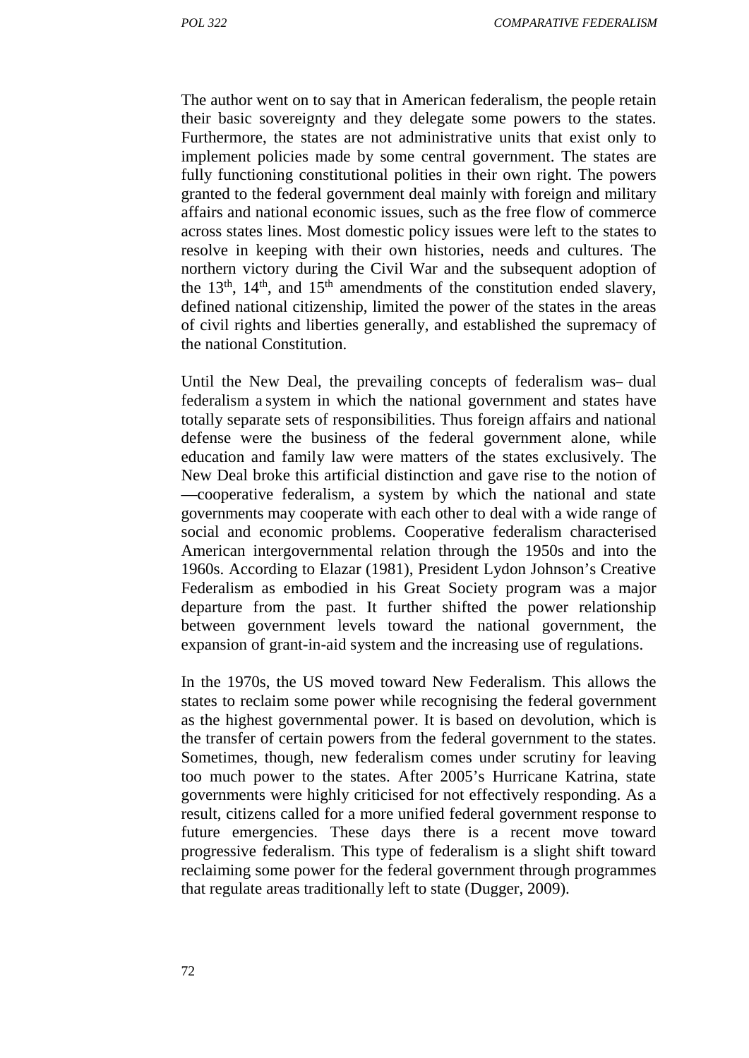The author went on to say that in American federalism, the people retain their basic sovereignty and they delegate some powers to the states. Furthermore, the states are not administrative units that exist only to implement policies made by some central government. The states are fully functioning constitutional polities in their own right. The powers granted to the federal government deal mainly with foreign and military affairs and national economic issues, such as the free flow of commerce across states lines. Most domestic policy issues were left to the states to resolve in keeping with their own histories, needs and cultures. The northern victory during the Civil War and the subsequent adoption of the 13th, 14th, and 15th amendments of the constitution ended slavery, defined national citizenship, limited the power of the states in the areas of civil rights and liberties generally, and established the supremacy of the national Constitution.

Until the New Deal, the prevailing concepts of federalism was– dual federalism a system in which the national government and states have totally separate sets of responsibilities. Thus foreign affairs and national defense were the business of the federal government alone, while education and family law were matters of the states exclusively. The New Deal broke this artificial distinction and gave rise to the notion of —cooperative federalism, a system by which the national and state governments may cooperate with each other to deal with a wide range of social and economic problems. Cooperative federalism characterised American intergovernmental relation through the 1950s and into the 1960s. According to Elazar (1981), President Lydon Johnson's Creative Federalism as embodied in his Great Society program was a major departure from the past. It further shifted the power relationship between government levels toward the national government, the expansion of grant-in-aid system and the increasing use of regulations.

In the 1970s, the US moved toward New Federalism. This allows the states to reclaim some power while recognising the federal government as the highest governmental power. It is based on devolution, which is the transfer of certain powers from the federal government to the states. Sometimes, though, new federalism comes under scrutiny for leaving too much power to the states. After 2005's Hurricane Katrina, state governments were highly criticised for not effectively responding. As a result, citizens called for a more unified federal government response to future emergencies. These days there is a recent move toward progressive federalism. This type of federalism is a slight shift toward reclaiming some power for the federal government through programmes that regulate areas traditionally left to state (Dugger, 2009).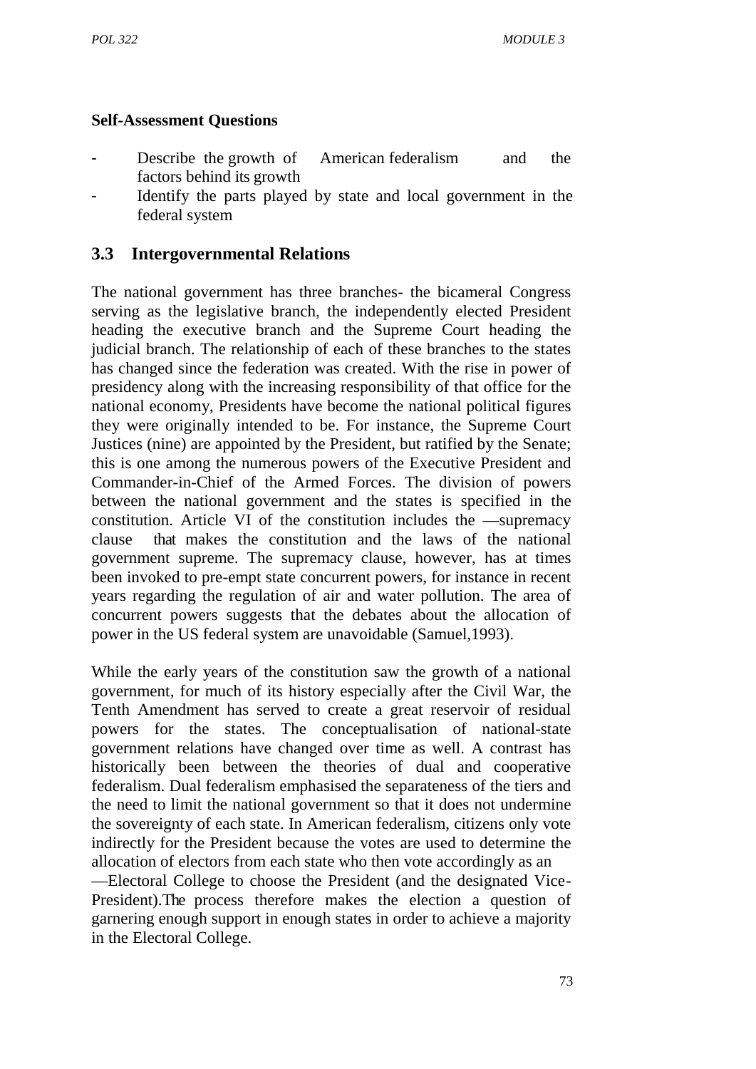**Self-Assessment Questions**

- Describe the growth of American federalism and the factors behind its growth
- Identify the parts played by state and local government in the federal system

## 3.3 Intergovernmental Relations

The national government has three branches- the bicameral Congress serving as the legislative branch, the independently elected President heading the executive branch and the Supreme Court heading the judicial branch. The relationship of each of these branches to the states has changed since the federation was created. With the rise in power of presidency along with the increasing responsibility of that office for the national economy, Presidents have become the national political figures they were originally intended to be. For instance, the Supreme Court Justices (nine) are appointed by the President, but ratified by the Senate; this is one among the numerous powers of the Executive President and Commander-in-Chief of the Armed Forces. The division of powers between the national government and the states is specified in the constitution. Article VI of the constitution includes the —supremacy clause that makes the constitution and the laws of the national government supreme. The supremacy clause, however, has at times been invoked to pre-empt state concurrent powers, for instance in recent years regarding the regulation of air and water pollution. The area of concurrent powers suggests that the debates about the allocation of power in the US federal system are unavoidable (Samuel,1993).

While the early years of the constitution saw the growth of a national government, for much of its history especially after the Civil War, the Tenth Amendment has served to create a great reservoir of residual powers for the states. The conceptualisation of national-state government relations have changed over time as well. A contrast has historically been between the theories of dual and cooperative federalism. Dual federalism emphasised the separateness of the tiers and the need to limit the national government so that it does not undermine the sovereignty of each state. In American federalism, citizens only vote indirectly for the President because the votes are used to determine the allocation of electors from each state who then vote accordingly as an —Electoral College to choose the President (and the designated Vice-President).The process therefore makes the election a question of garnering enough support in enough states in order to achieve a majority in the Electoral College.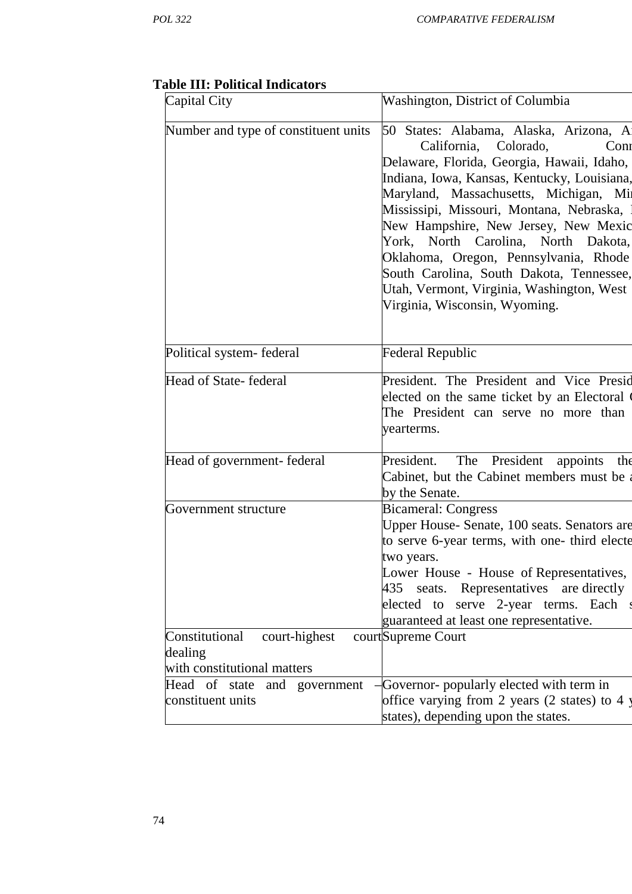**Table III: Political Indicators**

| | |
|---|---|
| Capital City | Washington, District of Columbia |
| Number and type of constituent units | 50 States: Alabama, Alaska, Arizona, A California, Colorado, Conn Delaware, Florida, Georgia, Hawaii, Idaho, Indiana, Iowa, Kansas, Kentucky, Louisiana, Maryland, Massachusetts, Michigan, Mi Mississipi, Missouri, Montana, Nebraska, New Hampshire, New Jersey, New Mexic York, North Carolina, North Dakota, Oklahoma, Oregon, Pennsylvania, Rhode South Carolina, South Dakota, Tennessee, Utah, Vermont, Virginia, Washington, West Virginia, Wisconsin, Wyoming. |
| Political system- federal | Federal Republic |
| Head of State- federal | President. The President and Vice Presid elected on the same ticket by an Electoral The President can serve no more than yearterms. |
| Head of government- federal | President. The President appoints the Cabinet, but the Cabinet members must be by the Senate. |
| Government structure | Bicameral: Congress<br>Upper House- Senate, 100 seats. Senators are to serve 6-year terms, with one- third electe two years.<br>Lower House - House of Representatives, 435 seats. Representatives are directly elected to serve 2-year terms. Each guaranteed at least one representative. |
| Constitutional court-highest court dealing with constitutional matters | Supreme Court |
| Head of state and government – constituent units | Governor- popularly elected with term in office varying from 2 years (2 states) to 4 states), depending upon the states. |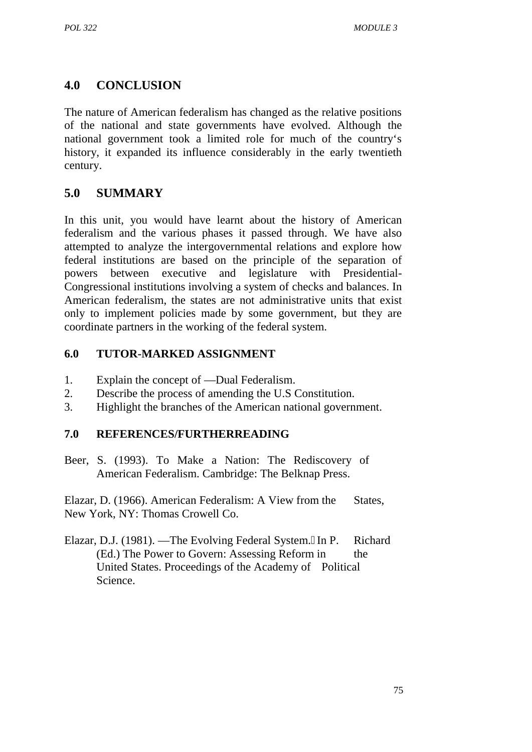## 4.0 CONCLUSION

The nature of American federalism has changed as the relative positions of the national and state governments have evolved. Although the national government took a limited role for much of the country‗s history, it expanded its influence considerably in the early twentieth century.

## 5.0 SUMMARY

In this unit, you would have learnt about the history of American federalism and the various phases it passed through. We have also attempted to analyze the intergovernmental relations and explore how federal institutions are based on the principle of the separation of powers between executive and legislature with Presidential-Congressional institutions involving a system of checks and balances. In American federalism, the states are not administrative units that exist only to implement policies made by some government, but they are coordinate partners in the working of the federal system.

## 6.0 TUTOR-MARKED ASSIGNMENT

1. Explain the concept of ―Dual Federalism.
2. Describe the process of amending the U.S Constitution.
3. Highlight the branches of the American national government.

## 7.0 REFERENCES/FURTHERREADING

Beer, S. (1993). To Make a Nation: The Rediscovery of American Federalism. Cambridge: The Belknap Press.

Elazar, D. (1966). American Federalism: A View from the States, New York, NY: Thomas Crowell Co.

Elazar, D.J. (1981). ―The Evolving Federal System.‖ In P. Richard (Ed.) The Power to Govern: Assessing Reform in the United States. Proceedings of the Academy of Political Science.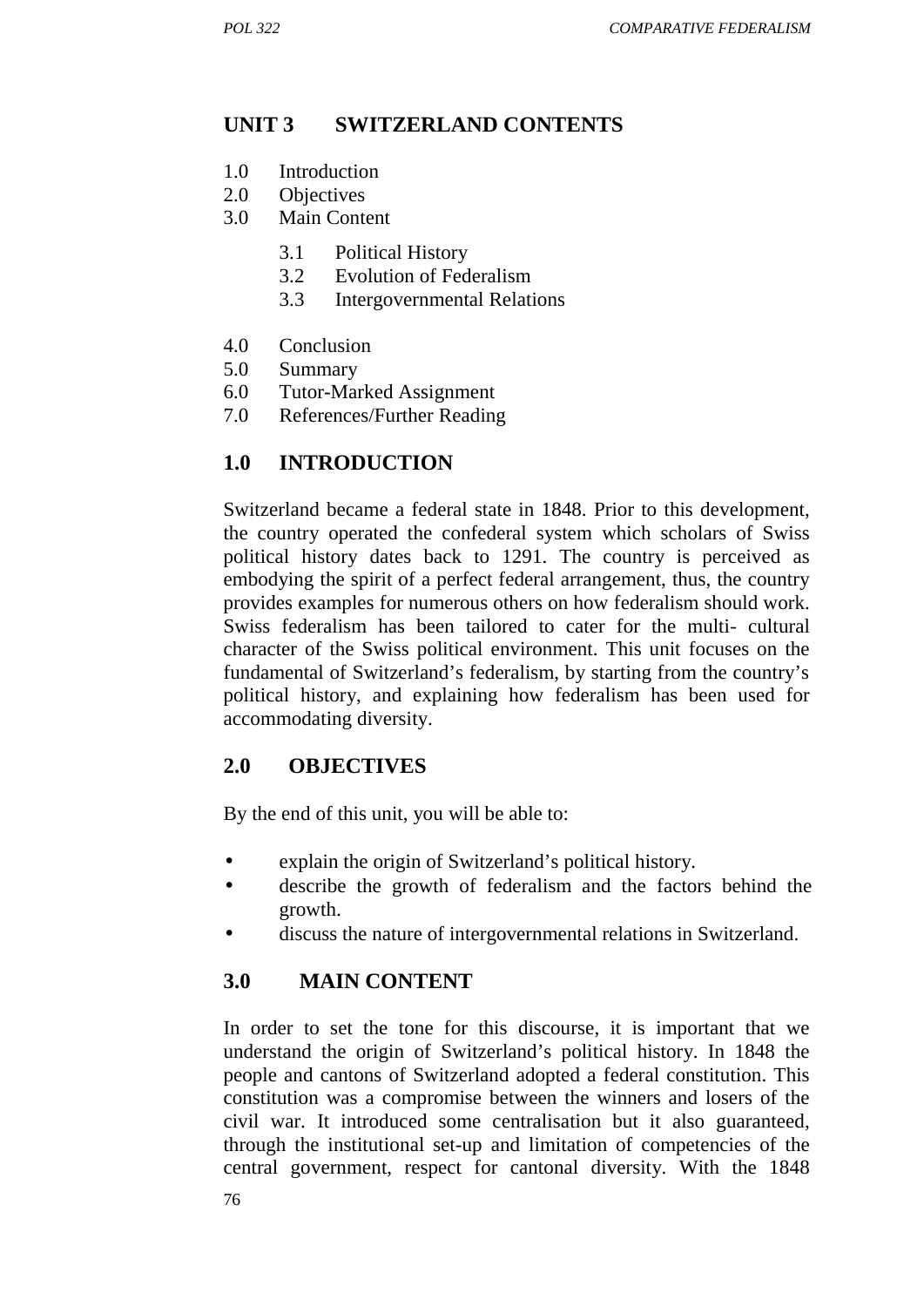## UNIT 3 SWITZERLAND CONTENTS

1.0 Introduction
2.0 Objectives
3.0 Main Content
   3.1 Political History
   3.2 Evolution of Federalism
   3.3 Intergovernmental Relations
4.0 Conclusion
5.0 Summary
6.0 Tutor-Marked Assignment
7.0 References/Further Reading

## 1.0 INTRODUCTION

Switzerland became a federal state in 1848. Prior to this development, the country operated the confederal system which scholars of Swiss political history dates back to 1291. The country is perceived as embodying the spirit of a perfect federal arrangement, thus, the country provides examples for numerous others on how federalism should work. Swiss federalism has been tailored to cater for the multi- cultural character of the Swiss political environment. This unit focuses on the fundamental of Switzerland's federalism, by starting from the country's political history, and explaining how federalism has been used for accommodating diversity.

## 2.0 OBJECTIVES

By the end of this unit, you will be able to:

- explain the origin of Switzerland's political history.
- describe the growth of federalism and the factors behind the growth.
- discuss the nature of intergovernmental relations in Switzerland.

## 3.0 MAIN CONTENT

In order to set the tone for this discourse, it is important that we understand the origin of Switzerland's political history. In 1848 the people and cantons of Switzerland adopted a federal constitution. This constitution was a compromise between the winners and losers of the civil war. It introduced some centralisation but it also guaranteed, through the institutional set-up and limitation of competencies of the central government, respect for cantonal diversity. With the 1848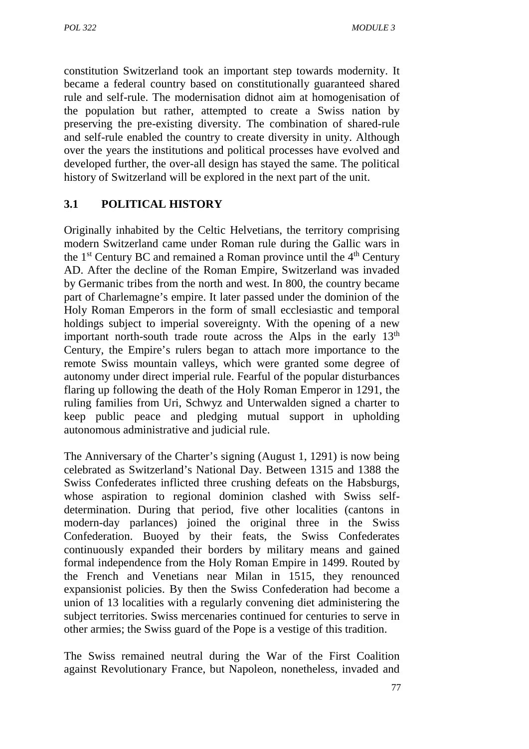constitution Switzerland took an important step towards modernity. It became a federal country based on constitutionally guaranteed shared rule and self-rule. The modernisation didnot aim at homogenisation of the population but rather, attempted to create a Swiss nation by preserving the pre-existing diversity. The combination of shared-rule and self-rule enabled the country to create diversity in unity. Although over the years the institutions and political processes have evolved and developed further, the over-all design has stayed the same. The political history of Switzerland will be explored in the next part of the unit.

## 3.1 POLITICAL HISTORY

Originally inhabited by the Celtic Helvetians, the territory comprising modern Switzerland came under Roman rule during the Gallic wars in the 1st Century BC and remained a Roman province until the 4th Century AD. After the decline of the Roman Empire, Switzerland was invaded by Germanic tribes from the north and west. In 800, the country became part of Charlemagne's empire. It later passed under the dominion of the Holy Roman Emperors in the form of small ecclesiastic and temporal holdings subject to imperial sovereignty. With the opening of a new important north-south trade route across the Alps in the early 13th Century, the Empire's rulers began to attach more importance to the remote Swiss mountain valleys, which were granted some degree of autonomy under direct imperial rule. Fearful of the popular disturbances flaring up following the death of the Holy Roman Emperor in 1291, the ruling families from Uri, Schwyz and Unterwalden signed a charter to keep public peace and pledging mutual support in upholding autonomous administrative and judicial rule.

The Anniversary of the Charter's signing (August 1, 1291) is now being celebrated as Switzerland's National Day. Between 1315 and 1388 the Swiss Confederates inflicted three crushing defeats on the Habsburgs, whose aspiration to regional dominion clashed with Swiss self-determination. During that period, five other localities (cantons in modern-day parlances) joined the original three in the Swiss Confederation. Buoyed by their feats, the Swiss Confederates continuously expanded their borders by military means and gained formal independence from the Holy Roman Empire in 1499. Routed by the French and Venetians near Milan in 1515, they renounced expansionist policies. By then the Swiss Confederation had become a union of 13 localities with a regularly convening diet administering the subject territories. Swiss mercenaries continued for centuries to serve in other armies; the Swiss guard of the Pope is a vestige of this tradition.

The Swiss remained neutral during the War of the First Coalition against Revolutionary France, but Napoleon, nonetheless, invaded and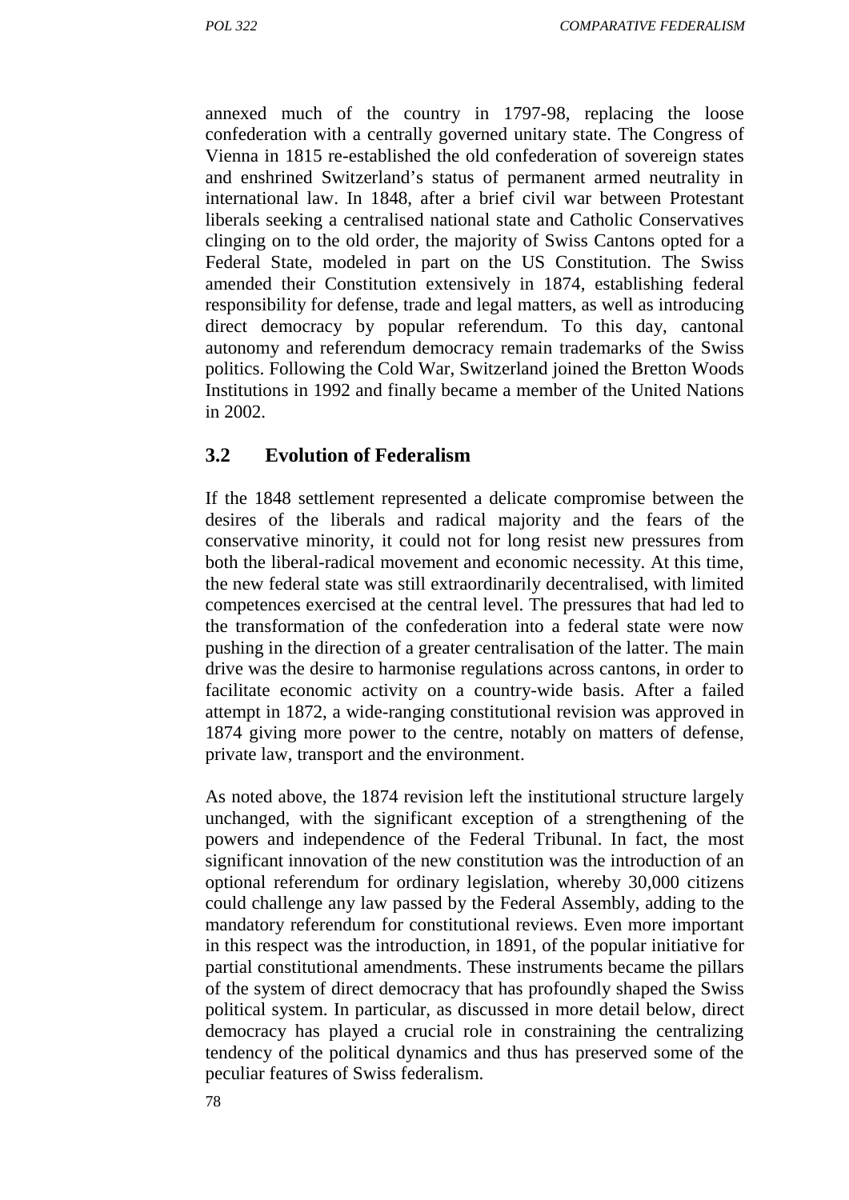annexed much of the country in 1797-98, replacing the loose confederation with a centrally governed unitary state. The Congress of Vienna in 1815 re-established the old confederation of sovereign states and enshrined Switzerland's status of permanent armed neutrality in international law. In 1848, after a brief civil war between Protestant liberals seeking a centralised national state and Catholic Conservatives clinging on to the old order, the majority of Swiss Cantons opted for a Federal State, modeled in part on the US Constitution. The Swiss amended their Constitution extensively in 1874, establishing federal responsibility for defense, trade and legal matters, as well as introducing direct democracy by popular referendum. To this day, cantonal autonomy and referendum democracy remain trademarks of the Swiss politics. Following the Cold War, Switzerland joined the Bretton Woods Institutions in 1992 and finally became a member of the United Nations in 2002.

## 3.2 Evolution of Federalism

If the 1848 settlement represented a delicate compromise between the desires of the liberals and radical majority and the fears of the conservative minority, it could not for long resist new pressures from both the liberal-radical movement and economic necessity. At this time, the new federal state was still extraordinarily decentralised, with limited competences exercised at the central level. The pressures that had led to the transformation of the confederation into a federal state were now pushing in the direction of a greater centralisation of the latter. The main drive was the desire to harmonise regulations across cantons, in order to facilitate economic activity on a country-wide basis. After a failed attempt in 1872, a wide-ranging constitutional revision was approved in 1874 giving more power to the centre, notably on matters of defense, private law, transport and the environment.

As noted above, the 1874 revision left the institutional structure largely unchanged, with the significant exception of a strengthening of the powers and independence of the Federal Tribunal. In fact, the most significant innovation of the new constitution was the introduction of an optional referendum for ordinary legislation, whereby 30,000 citizens could challenge any law passed by the Federal Assembly, adding to the mandatory referendum for constitutional reviews. Even more important in this respect was the introduction, in 1891, of the popular initiative for partial constitutional amendments. These instruments became the pillars of the system of direct democracy that has profoundly shaped the Swiss political system. In particular, as discussed in more detail below, direct democracy has played a crucial role in constraining the centralizing tendency of the political dynamics and thus has preserved some of the peculiar features of Swiss federalism.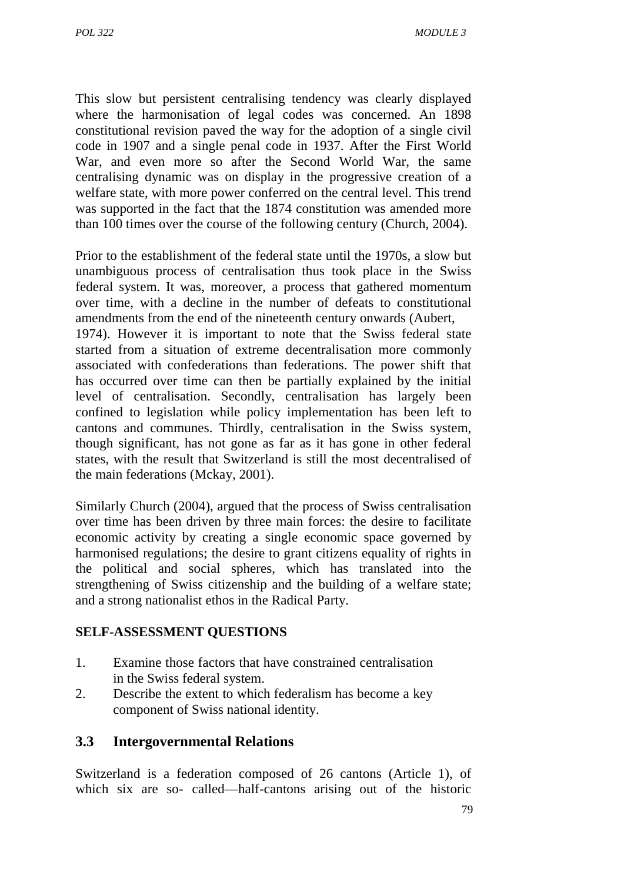This slow but persistent centralising tendency was clearly displayed where the harmonisation of legal codes was concerned. An 1898 constitutional revision paved the way for the adoption of a single civil code in 1907 and a single penal code in 1937. After the First World War, and even more so after the Second World War, the same centralising dynamic was on display in the progressive creation of a welfare state, with more power conferred on the central level. This trend was supported in the fact that the 1874 constitution was amended more than 100 times over the course of the following century (Church, 2004).

Prior to the establishment of the federal state until the 1970s, a slow but unambiguous process of centralisation thus took place in the Swiss federal system. It was, moreover, a process that gathered momentum over time, with a decline in the number of defeats to constitutional amendments from the end of the nineteenth century onwards (Aubert, 1974). However it is important to note that the Swiss federal state started from a situation of extreme decentralisation more commonly associated with confederations than federations. The power shift that has occurred over time can then be partially explained by the initial level of centralisation. Secondly, centralisation has largely been confined to legislation while policy implementation has been left to cantons and communes. Thirdly, centralisation in the Swiss system, though significant, has not gone as far as it has gone in other federal states, with the result that Switzerland is still the most decentralised of the main federations (Mckay, 2001).

Similarly Church (2004), argued that the process of Swiss centralisation over time has been driven by three main forces: the desire to facilitate economic activity by creating a single economic space governed by harmonised regulations; the desire to grant citizens equality of rights in the political and social spheres, which has translated into the strengthening of Swiss citizenship and the building of a welfare state; and a strong nationalist ethos in the Radical Party.

**SELF-ASSESSMENT QUESTIONS**

1. Examine those factors that have constrained centralisation in the Swiss federal system.
2. Describe the extent to which federalism has become a key component of Swiss national identity.

## 3.3 Intergovernmental Relations

Switzerland is a federation composed of 26 cantons (Article 1), of which six are so- called—half-cantons arising out of the historic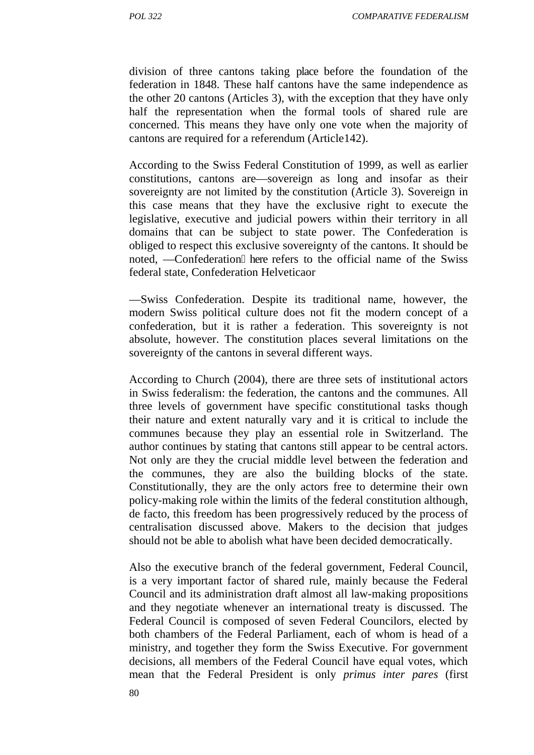division of three cantons taking place before the foundation of the federation in 1848. These half cantons have the same independence as the other 20 cantons (Articles 3), with the exception that they have only half the representation when the formal tools of shared rule are concerned. This means they have only one vote when the majority of cantons are required for a referendum (Article142).

According to the Swiss Federal Constitution of 1999, as well as earlier constitutions, cantons are—sovereign as long and insofar as their sovereignty are not limited by the constitution (Article 3). Sovereign in this case means that they have the exclusive right to execute the legislative, executive and judicial powers within their territory in all domains that can be subject to state power. The Confederation is obliged to respect this exclusive sovereignty of the cantons. It should be noted, —Confederation here refers to the official name of the Swiss federal state, Confederation Helveticaor

—Swiss Confederation. Despite its traditional name, however, the modern Swiss political culture does not fit the modern concept of a confederation, but it is rather a federation. This sovereignty is not absolute, however. The constitution places several limitations on the sovereignty of the cantons in several different ways.

According to Church (2004), there are three sets of institutional actors in Swiss federalism: the federation, the cantons and the communes. All three levels of government have specific constitutional tasks though their nature and extent naturally vary and it is critical to include the communes because they play an essential role in Switzerland. The author continues by stating that cantons still appear to be central actors. Not only are they the crucial middle level between the federation and the communes, they are also the building blocks of the state. Constitutionally, they are the only actors free to determine their own policy-making role within the limits of the federal constitution although, de facto, this freedom has been progressively reduced by the process of centralisation discussed above. Makers to the decision that judges should not be able to abolish what have been decided democratically.

Also the executive branch of the federal government, Federal Council, is a very important factor of shared rule, mainly because the Federal Council and its administration draft almost all law-making propositions and they negotiate whenever an international treaty is discussed. The Federal Council is composed of seven Federal Councilors, elected by both chambers of the Federal Parliament, each of whom is head of a ministry, and together they form the Swiss Executive. For government decisions, all members of the Federal Council have equal votes, which mean that the Federal President is only *primus inter pares* (first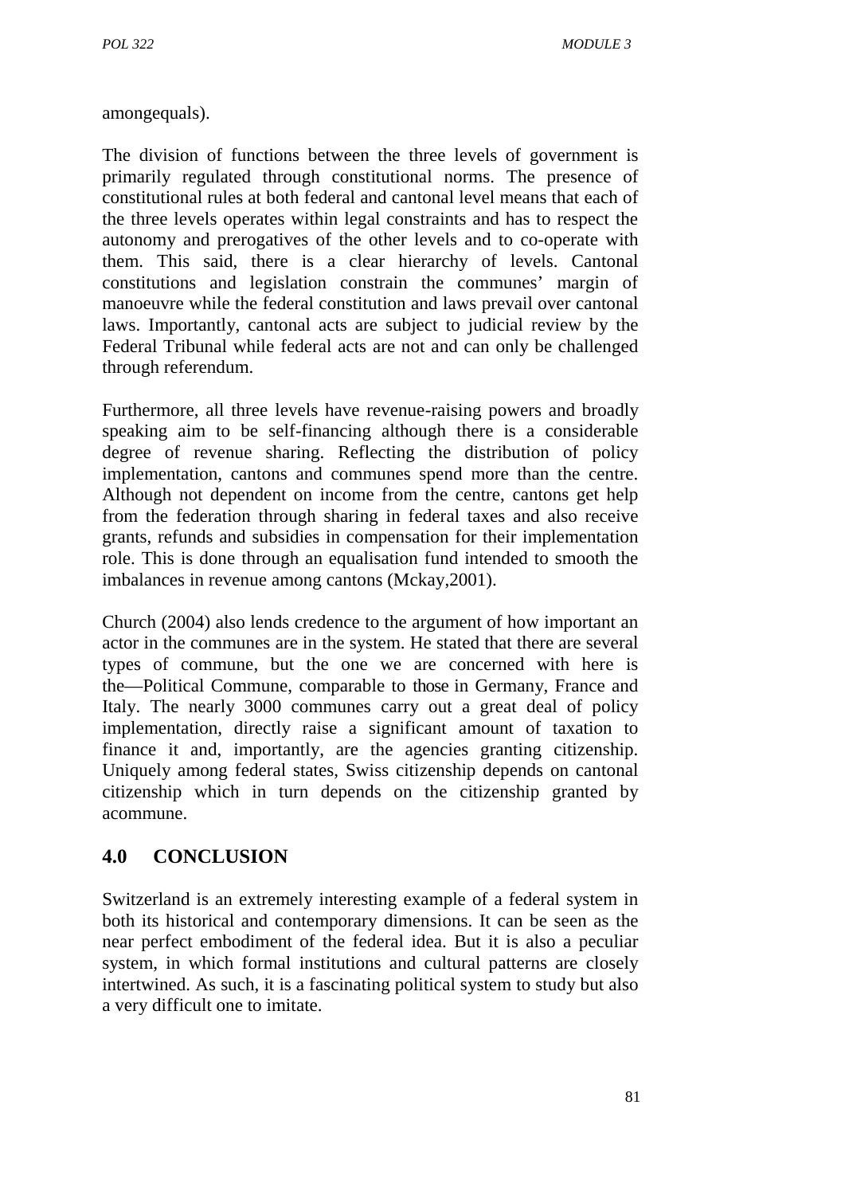amongequals).

The division of functions between the three levels of government is primarily regulated through constitutional norms. The presence of constitutional rules at both federal and cantonal level means that each of the three levels operates within legal constraints and has to respect the autonomy and prerogatives of the other levels and to co-operate with them. This said, there is a clear hierarchy of levels. Cantonal constitutions and legislation constrain the communes' margin of manoeuvre while the federal constitution and laws prevail over cantonal laws. Importantly, cantonal acts are subject to judicial review by the Federal Tribunal while federal acts are not and can only be challenged through referendum.

Furthermore, all three levels have revenue-raising powers and broadly speaking aim to be self-financing although there is a considerable degree of revenue sharing. Reflecting the distribution of policy implementation, cantons and communes spend more than the centre. Although not dependent on income from the centre, cantons get help from the federation through sharing in federal taxes and also receive grants, refunds and subsidies in compensation for their implementation role. This is done through an equalisation fund intended to smooth the imbalances in revenue among cantons (Mckay,2001).

Church (2004) also lends credence to the argument of how important an actor in the communes are in the system. He stated that there are several types of commune, but the one we are concerned with here is the—Political Commune, comparable to those in Germany, France and Italy. The nearly 3000 communes carry out a great deal of policy implementation, directly raise a significant amount of taxation to finance it and, importantly, are the agencies granting citizenship. Uniquely among federal states, Swiss citizenship depends on cantonal citizenship which in turn depends on the citizenship granted by acommune.

## 4.0 CONCLUSION

Switzerland is an extremely interesting example of a federal system in both its historical and contemporary dimensions. It can be seen as the near perfect embodiment of the federal idea. But it is also a peculiar system, in which formal institutions and cultural patterns are closely intertwined. As such, it is a fascinating political system to study but also a very difficult one to imitate.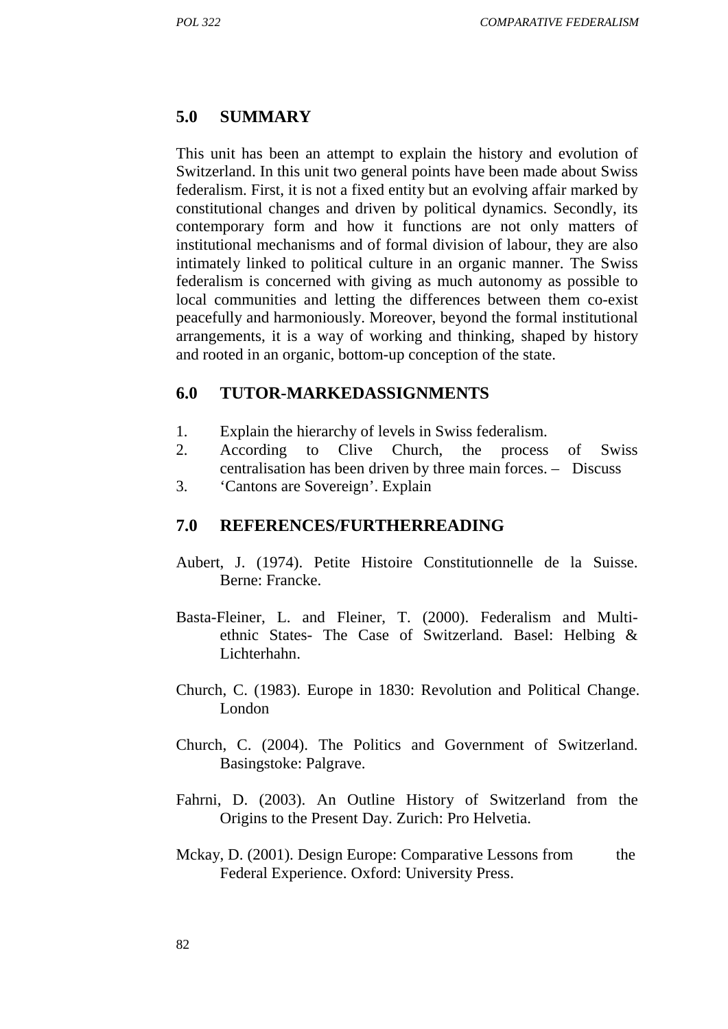## 5.0 SUMMARY

This unit has been an attempt to explain the history and evolution of Switzerland. In this unit two general points have been made about Swiss federalism. First, it is not a fixed entity but an evolving affair marked by constitutional changes and driven by political dynamics. Secondly, its contemporary form and how it functions are not only matters of institutional mechanisms and of formal division of labour, they are also intimately linked to political culture in an organic manner. The Swiss federalism is concerned with giving as much autonomy as possible to local communities and letting the differences between them co-exist peacefully and harmoniously. Moreover, beyond the formal institutional arrangements, it is a way of working and thinking, shaped by history and rooted in an organic, bottom-up conception of the state.

## 6.0 TUTOR-MARKEDASSIGNMENTS

1. Explain the hierarchy of levels in Swiss federalism.
2. According to Clive Church, the process of Swiss centralisation has been driven by three main forces. – Discuss
3. 'Cantons are Sovereign'. Explain

## 7.0 REFERENCES/FURTHERREADING

Aubert, J. (1974). Petite Histoire Constitutionnelle de la Suisse. Berne: Francke.

Basta-Fleiner, L. and Fleiner, T. (2000). Federalism and Multi-ethnic States- The Case of Switzerland. Basel: Helbing & Lichterhahn.

Church, C. (1983). Europe in 1830: Revolution and Political Change. London

Church, C. (2004). The Politics and Government of Switzerland. Basingstoke: Palgrave.

Fahrni, D. (2003). An Outline History of Switzerland from the Origins to the Present Day. Zurich: Pro Helvetia.

Mckay, D. (2001). Design Europe: Comparative Lessons from the Federal Experience. Oxford: University Press.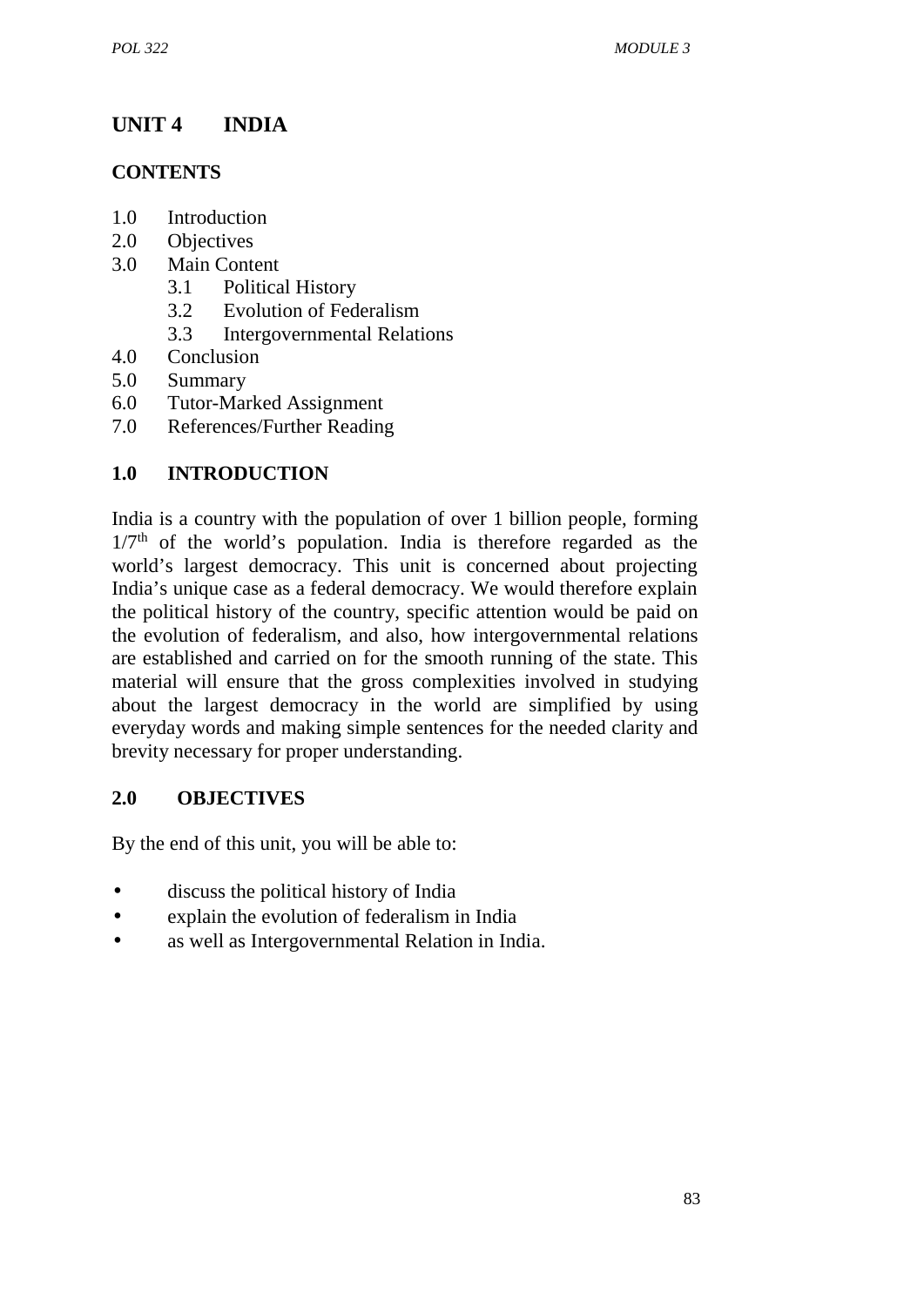# UNIT 4 INDIA

## CONTENTS

1.0 Introduction
2.0 Objectives
3.0 Main Content
  3.1 Political History
  3.2 Evolution of Federalism
  3.3 Intergovernmental Relations
4.0 Conclusion
5.0 Summary
6.0 Tutor-Marked Assignment
7.0 References/Further Reading

## 1.0 INTRODUCTION

India is a country with the population of over 1 billion people, forming $1/7^{th}$ of the world's population. India is therefore regarded as the world's largest democracy. This unit is concerned about projecting India's unique case as a federal democracy. We would therefore explain the political history of the country, specific attention would be paid on the evolution of federalism, and also, how intergovernmental relations are established and carried on for the smooth running of the state. This material will ensure that the gross complexities involved in studying about the largest democracy in the world are simplified by using everyday words and making simple sentences for the needed clarity and brevity necessary for proper understanding.

## 2.0 OBJECTIVES

By the end of this unit, you will be able to:

- discuss the political history of India
- explain the evolution of federalism in India
- as well as Intergovernmental Relation in India.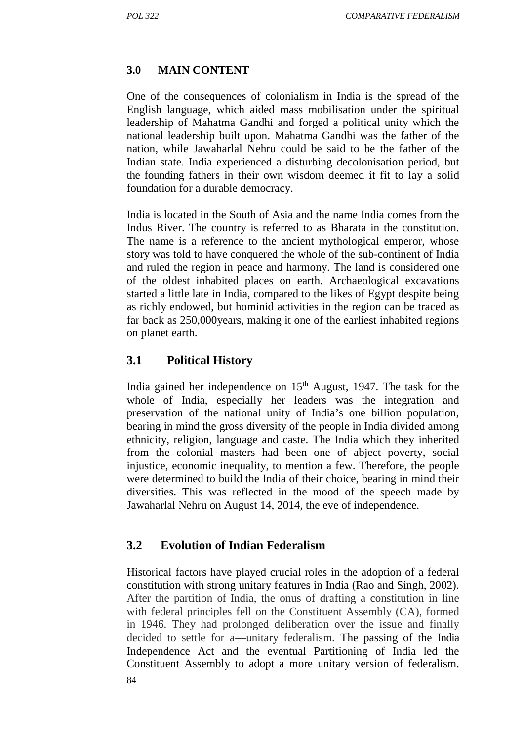### 3.0 MAIN CONTENT

One of the consequences of colonialism in India is the spread of the English language, which aided mass mobilisation under the spiritual leadership of Mahatma Gandhi and forged a political unity which the national leadership built upon. Mahatma Gandhi was the father of the nation, while Jawaharlal Nehru could be said to be the father of the Indian state. India experienced a disturbing decolonisation period, but the founding fathers in their own wisdom deemed it fit to lay a solid foundation for a durable democracy.

India is located in the South of Asia and the name India comes from the Indus River. The country is referred to as Bharata in the constitution. The name is a reference to the ancient mythological emperor, whose story was told to have conquered the whole of the sub-continent of India and ruled the region in peace and harmony. The land is considered one of the oldest inhabited places on earth. Archaeological excavations started a little late in India, compared to the likes of Egypt despite being as richly endowed, but hominid activities in the region can be traced as far back as 250,000years, making it one of the earliest inhabited regions on planet earth.

### 3.1 Political History

India gained her independence on 15th August, 1947. The task for the whole of India, especially her leaders was the integration and preservation of the national unity of India's one billion population, bearing in mind the gross diversity of the people in India divided among ethnicity, religion, language and caste. The India which they inherited from the colonial masters had been one of abject poverty, social injustice, economic inequality, to mention a few. Therefore, the people were determined to build the India of their choice, bearing in mind their diversities. This was reflected in the mood of the speech made by Jawaharlal Nehru on August 14, 2014, the eve of independence.

### 3.2 Evolution of Indian Federalism

Historical factors have played crucial roles in the adoption of a federal constitution with strong unitary features in India (Rao and Singh, 2002). After the partition of India, the onus of drafting a constitution in line with federal principles fell on the Constituent Assembly (CA), formed in 1946. They had prolonged deliberation over the issue and finally decided to settle for a—unitary federalism. The passing of the India Independence Act and the eventual Partitioning of India led the Constituent Assembly to adopt a more unitary version of federalism.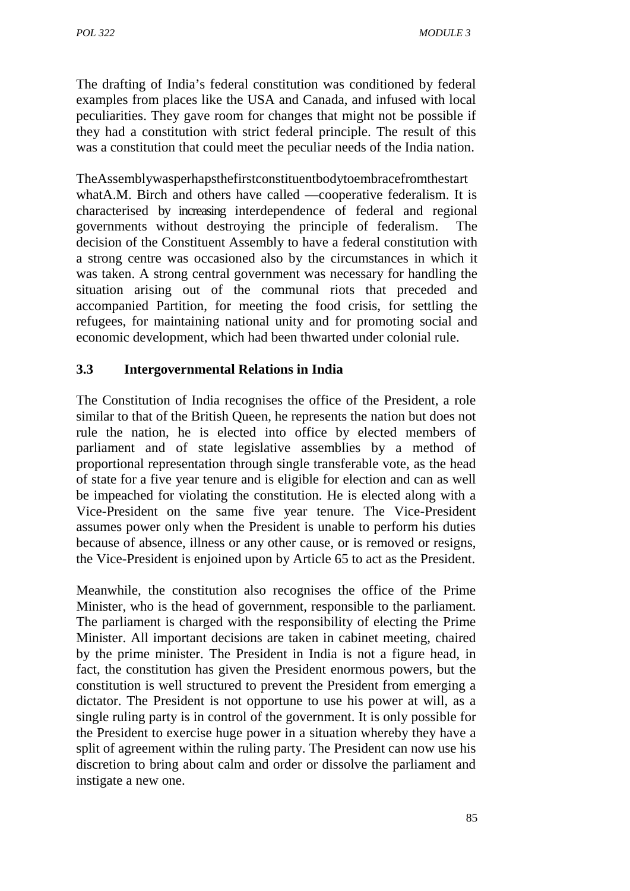The drafting of India's federal constitution was conditioned by federal examples from places like the USA and Canada, and infused with local peculiarities. They gave room for changes that might not be possible if they had a constitution with strict federal principle. The result of this was a constitution that could meet the peculiar needs of the India nation.

TheAssemblywasperhapsthefirstconstituentbodytoembracefromthestart whatA.M. Birch and others have called —cooperative federalism. It is characterised by increasing interdependence of federal and regional governments without destroying the principle of federalism. The decision of the Constituent Assembly to have a federal constitution with a strong centre was occasioned also by the circumstances in which it was taken. A strong central government was necessary for handling the situation arising out of the communal riots that preceded and accompanied Partition, for meeting the food crisis, for settling the refugees, for maintaining national unity and for promoting social and economic development, which had been thwarted under colonial rule.

### 3.3 Intergovernmental Relations in India

The Constitution of India recognises the office of the President, a role similar to that of the British Queen, he represents the nation but does not rule the nation, he is elected into office by elected members of parliament and of state legislative assemblies by a method of proportional representation through single transferable vote, as the head of state for a five year tenure and is eligible for election and can as well be impeached for violating the constitution. He is elected along with a Vice-President on the same five year tenure. The Vice-President assumes power only when the President is unable to perform his duties because of absence, illness or any other cause, or is removed or resigns, the Vice-President is enjoined upon by Article 65 to act as the President.

Meanwhile, the constitution also recognises the office of the Prime Minister, who is the head of government, responsible to the parliament. The parliament is charged with the responsibility of electing the Prime Minister. All important decisions are taken in cabinet meeting, chaired by the prime minister. The President in India is not a figure head, in fact, the constitution has given the President enormous powers, but the constitution is well structured to prevent the President from emerging a dictator. The President is not opportune to use his power at will, as a single ruling party is in control of the government. It is only possible for the President to exercise huge power in a situation whereby they have a split of agreement within the ruling party. The President can now use his discretion to bring about calm and order or dissolve the parliament and instigate a new one.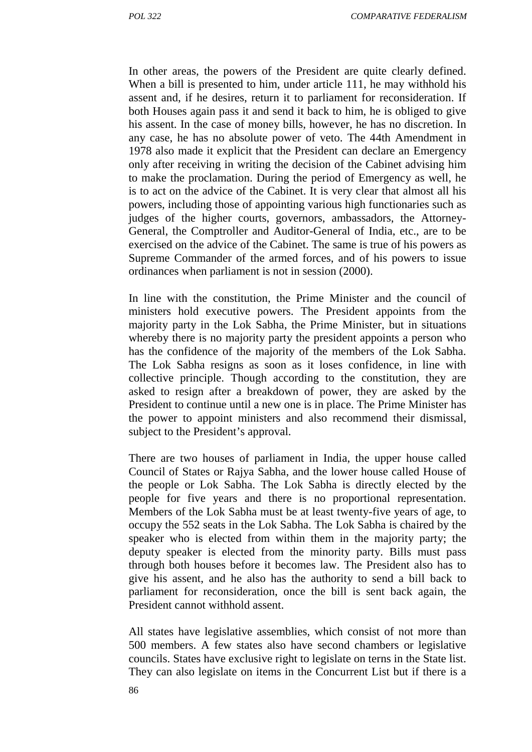In other areas, the powers of the President are quite clearly defined. When a bill is presented to him, under article 111, he may withhold his assent and, if he desires, return it to parliament for reconsideration. If both Houses again pass it and send it back to him, he is obliged to give his assent. In the case of money bills, however, he has no discretion. In any case, he has no absolute power of veto. The 44th Amendment in 1978 also made it explicit that the President can declare an Emergency only after receiving in writing the decision of the Cabinet advising him to make the proclamation. During the period of Emergency as well, he is to act on the advice of the Cabinet. It is very clear that almost all his powers, including those of appointing various high functionaries such as judges of the higher courts, governors, ambassadors, the Attorney-General, the Comptroller and Auditor-General of India, etc., are to be exercised on the advice of the Cabinet. The same is true of his powers as Supreme Commander of the armed forces, and of his powers to issue ordinances when parliament is not in session (2000).

In line with the constitution, the Prime Minister and the council of ministers hold executive powers. The President appoints from the majority party in the Lok Sabha, the Prime Minister, but in situations whereby there is no majority party the president appoints a person who has the confidence of the majority of the members of the Lok Sabha. The Lok Sabha resigns as soon as it loses confidence, in line with collective principle. Though according to the constitution, they are asked to resign after a breakdown of power, they are asked by the President to continue until a new one is in place. The Prime Minister has the power to appoint ministers and also recommend their dismissal, subject to the President's approval.

There are two houses of parliament in India, the upper house called Council of States or Rajya Sabha, and the lower house called House of the people or Lok Sabha. The Lok Sabha is directly elected by the people for five years and there is no proportional representation. Members of the Lok Sabha must be at least twenty-five years of age, to occupy the 552 seats in the Lok Sabha. The Lok Sabha is chaired by the speaker who is elected from within them in the majority party; the deputy speaker is elected from the minority party. Bills must pass through both houses before it becomes law. The President also has to give his assent, and he also has the authority to send a bill back to parliament for reconsideration, once the bill is sent back again, the President cannot withhold assent.

All states have legislative assemblies, which consist of not more than 500 members. A few states also have second chambers or legislative councils. States have exclusive right to legislate on terns in the State list. They can also legislate on items in the Concurrent List but if there is a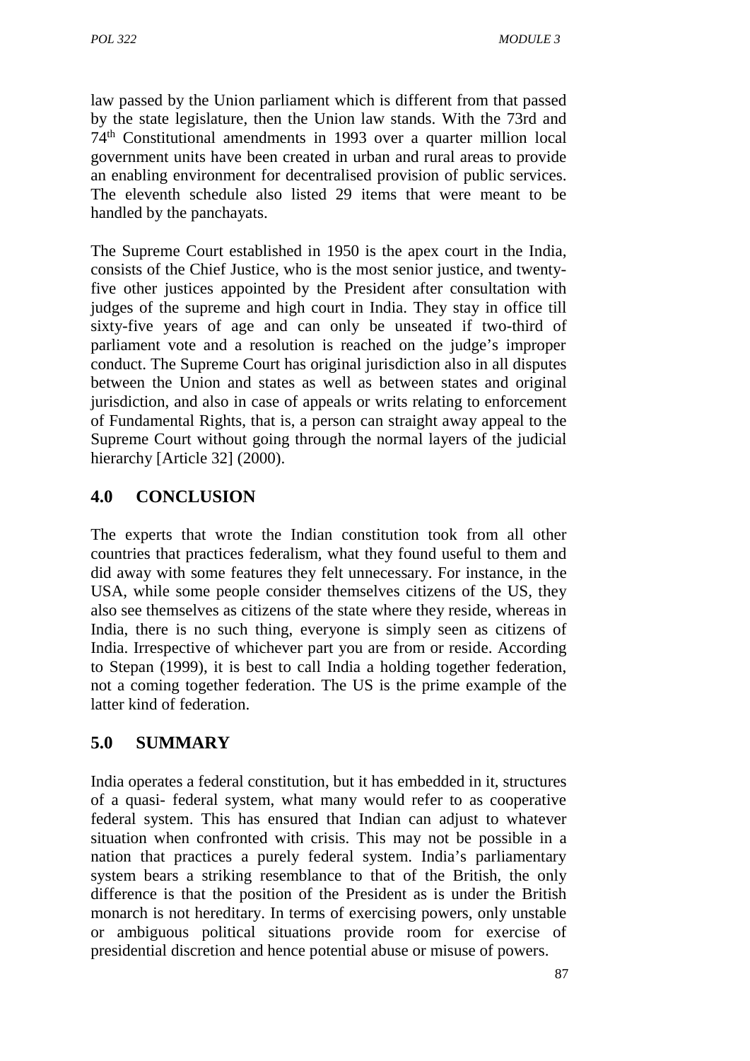law passed by the Union parliament which is different from that passed by the state legislature, then the Union law stands. With the 73rd and 74th Constitutional amendments in 1993 over a quarter million local government units have been created in urban and rural areas to provide an enabling environment for decentralised provision of public services. The eleventh schedule also listed 29 items that were meant to be handled by the panchayats.

The Supreme Court established in 1950 is the apex court in the India, consists of the Chief Justice, who is the most senior justice, and twenty-five other justices appointed by the President after consultation with judges of the supreme and high court in India. They stay in office till sixty-five years of age and can only be unseated if two-third of parliament vote and a resolution is reached on the judge's improper conduct. The Supreme Court has original jurisdiction also in all disputes between the Union and states as well as between states and original jurisdiction, and also in case of appeals or writs relating to enforcement of Fundamental Rights, that is, a person can straight away appeal to the Supreme Court without going through the normal layers of the judicial hierarchy [Article 32] (2000).

## 4.0 CONCLUSION

The experts that wrote the Indian constitution took from all other countries that practices federalism, what they found useful to them and did away with some features they felt unnecessary. For instance, in the USA, while some people consider themselves citizens of the US, they also see themselves as citizens of the state where they reside, whereas in India, there is no such thing, everyone is simply seen as citizens of India. Irrespective of whichever part you are from or reside. According to Stepan (1999), it is best to call India a holding together federation, not a coming together federation. The US is the prime example of the latter kind of federation.

## 5.0 SUMMARY

India operates a federal constitution, but it has embedded in it, structures of a quasi- federal system, what many would refer to as cooperative federal system. This has ensured that Indian can adjust to whatever situation when confronted with crisis. This may not be possible in a nation that practices a purely federal system. India's parliamentary system bears a striking resemblance to that of the British, the only difference is that the position of the President as is under the British monarch is not hereditary. In terms of exercising powers, only unstable or ambiguous political situations provide room for exercise of presidential discretion and hence potential abuse or misuse of powers.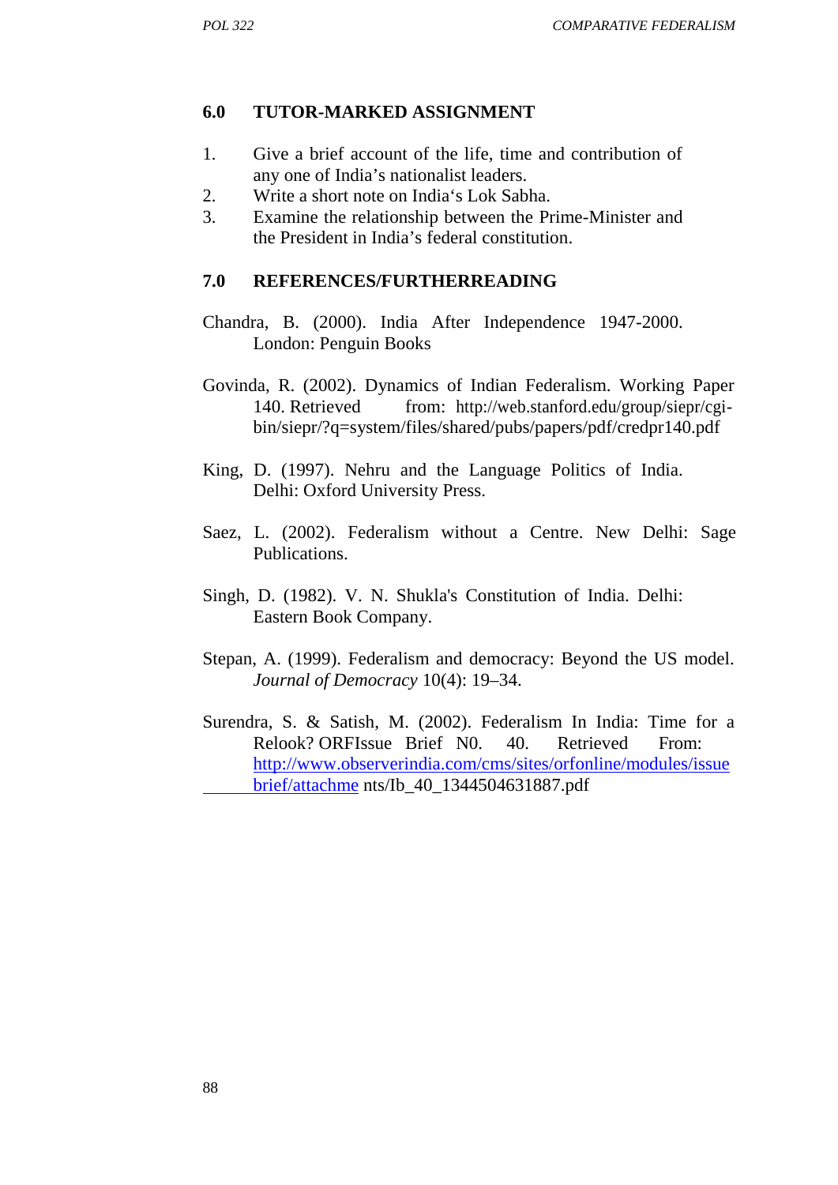## 6.0 TUTOR-MARKED ASSIGNMENT

1. Give a brief account of the life, time and contribution of any one of India's nationalist leaders.
2. Write a short note on India's Lok Sabha.
3. Examine the relationship between the Prime-Minister and the President in India's federal constitution.

## 7.0 REFERENCES/FURTHERREADING

Chandra, B. (2000). India After Independence 1947-2000. London: Penguin Books

Govinda, R. (2002). Dynamics of Indian Federalism. Working Paper 140. Retrieved from: http://web.stanford.edu/group/siepr/cgi-bin/siepr/?q=system/files/shared/pubs/papers/pdf/credpr140.pdf

King, D. (1997). Nehru and the Language Politics of India. Delhi: Oxford University Press.

Saez, L. (2002). Federalism without a Centre. New Delhi: Sage Publications.

Singh, D. (1982). V. N. Shukla's Constitution of India. Delhi: Eastern Book Company.

Stepan, A. (1999). Federalism and democracy: Beyond the US model. *Journal of Democracy* 10(4): 19–34.

Surendra, S. & Satish, M. (2002). Federalism In India: Time for a Relook? ORFIssue Brief N0. 40. Retrieved From: http://www.observerindia.com/cms/sites/orfonline/modules/issuebrief/attachme nts/Ib_40_1344504631887.pdf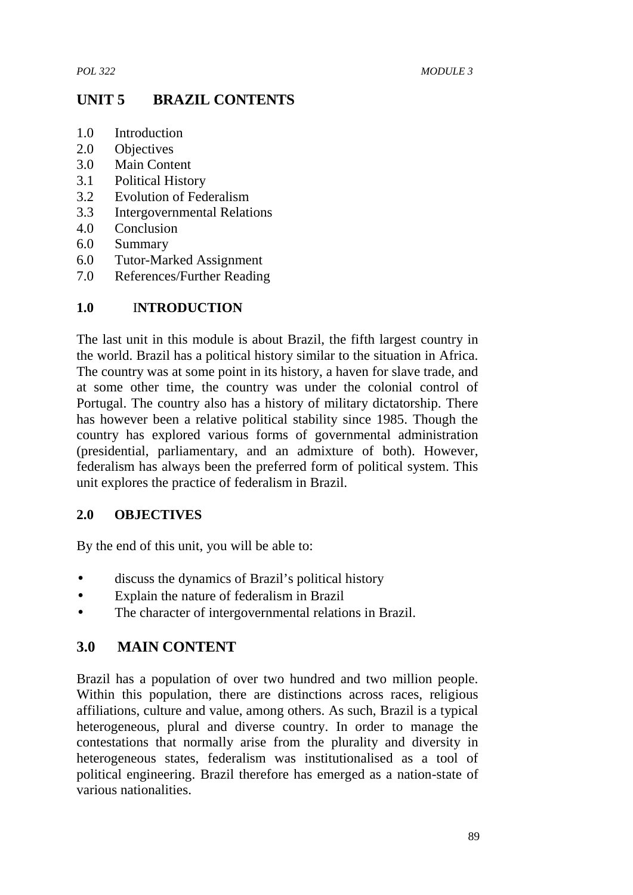# UNIT 5 BRAZIL CONTENTS

1.0 Introduction
2.0 Objectives
3.0 Main Content
3.1 Political History
3.2 Evolution of Federalism
3.3 Intergovernmental Relations
4.0 Conclusion
6.0 Summary
6.0 Tutor-Marked Assignment
7.0 References/Further Reading

## 1.0 INTRODUCTION

The last unit in this module is about Brazil, the fifth largest country in the world. Brazil has a political history similar to the situation in Africa. The country was at some point in its history, a haven for slave trade, and at some other time, the country was under the colonial control of Portugal. The country also has a history of military dictatorship. There has however been a relative political stability since 1985. Though the country has explored various forms of governmental administration (presidential, parliamentary, and an admixture of both). However, federalism has always been the preferred form of political system. This unit explores the practice of federalism in Brazil.

## 2.0 OBJECTIVES

By the end of this unit, you will be able to:

- discuss the dynamics of Brazil's political history
- Explain the nature of federalism in Brazil
- The character of intergovernmental relations in Brazil.

## 3.0 MAIN CONTENT

Brazil has a population of over two hundred and two million people. Within this population, there are distinctions across races, religious affiliations, culture and value, among others. As such, Brazil is a typical heterogeneous, plural and diverse country. In order to manage the contestations that normally arise from the plurality and diversity in heterogeneous states, federalism was institutionalised as a tool of political engineering. Brazil therefore has emerged as a nation-state of various nationalities.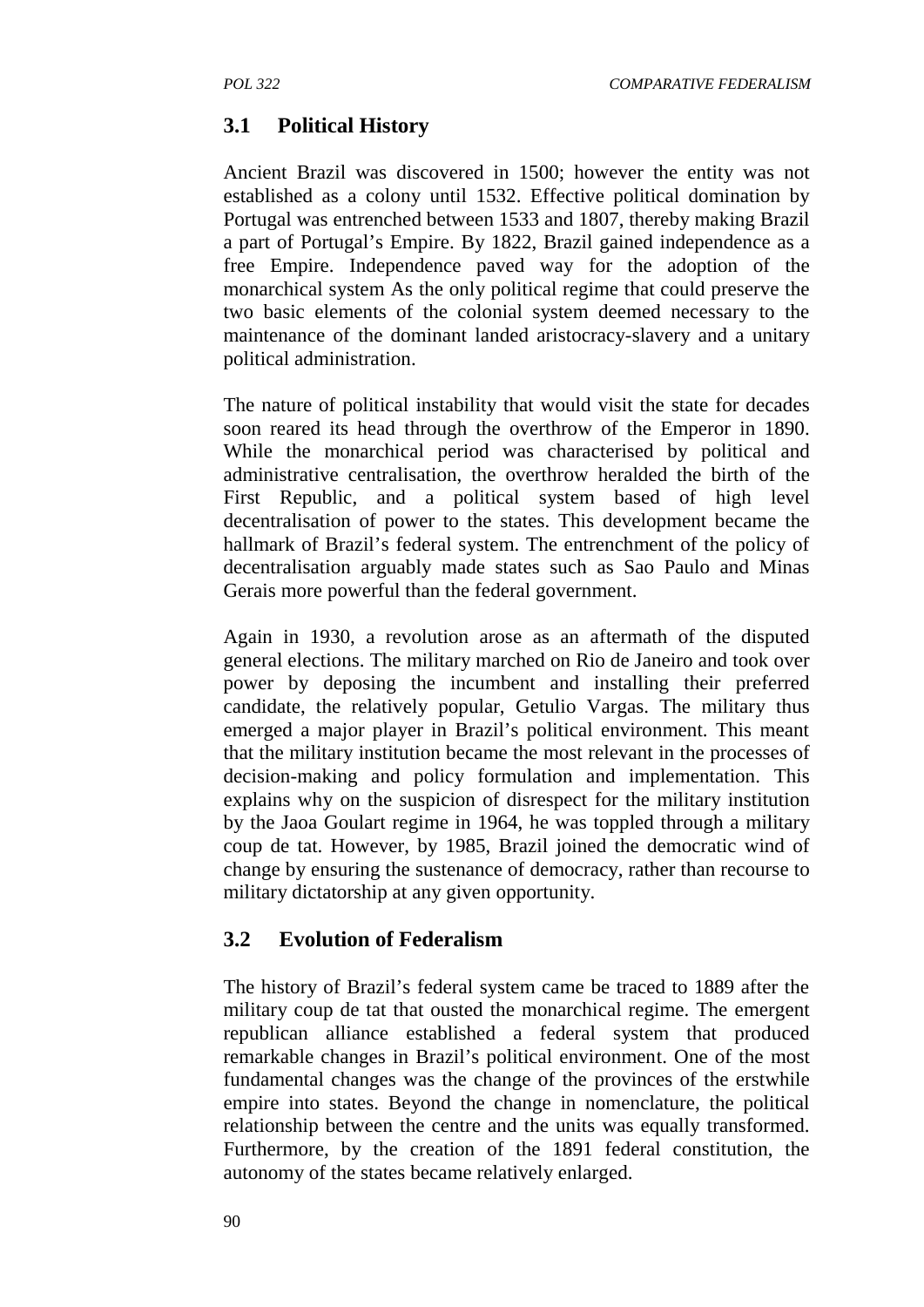## 3.1 Political History

Ancient Brazil was discovered in 1500; however the entity was not established as a colony until 1532. Effective political domination by Portugal was entrenched between 1533 and 1807, thereby making Brazil a part of Portugal's Empire. By 1822, Brazil gained independence as a free Empire. Independence paved way for the adoption of the monarchical system As the only political regime that could preserve the two basic elements of the colonial system deemed necessary to the maintenance of the dominant landed aristocracy-slavery and a unitary political administration.

The nature of political instability that would visit the state for decades soon reared its head through the overthrow of the Emperor in 1890. While the monarchical period was characterised by political and administrative centralisation, the overthrow heralded the birth of the First Republic, and a political system based of high level decentralisation of power to the states. This development became the hallmark of Brazil's federal system. The entrenchment of the policy of decentralisation arguably made states such as Sao Paulo and Minas Gerais more powerful than the federal government.

Again in 1930, a revolution arose as an aftermath of the disputed general elections. The military marched on Rio de Janeiro and took over power by deposing the incumbent and installing their preferred candidate, the relatively popular, Getulio Vargas. The military thus emerged a major player in Brazil's political environment. This meant that the military institution became the most relevant in the processes of decision-making and policy formulation and implementation. This explains why on the suspicion of disrespect for the military institution by the Jaoa Goulart regime in 1964, he was toppled through a military coup de tat. However, by 1985, Brazil joined the democratic wind of change by ensuring the sustenance of democracy, rather than recourse to military dictatorship at any given opportunity.

## 3.2 Evolution of Federalism

The history of Brazil's federal system came be traced to 1889 after the military coup de tat that ousted the monarchical regime. The emergent republican alliance established a federal system that produced remarkable changes in Brazil's political environment. One of the most fundamental changes was the change of the provinces of the erstwhile empire into states. Beyond the change in nomenclature, the political relationship between the centre and the units was equally transformed. Furthermore, by the creation of the 1891 federal constitution, the autonomy of the states became relatively enlarged.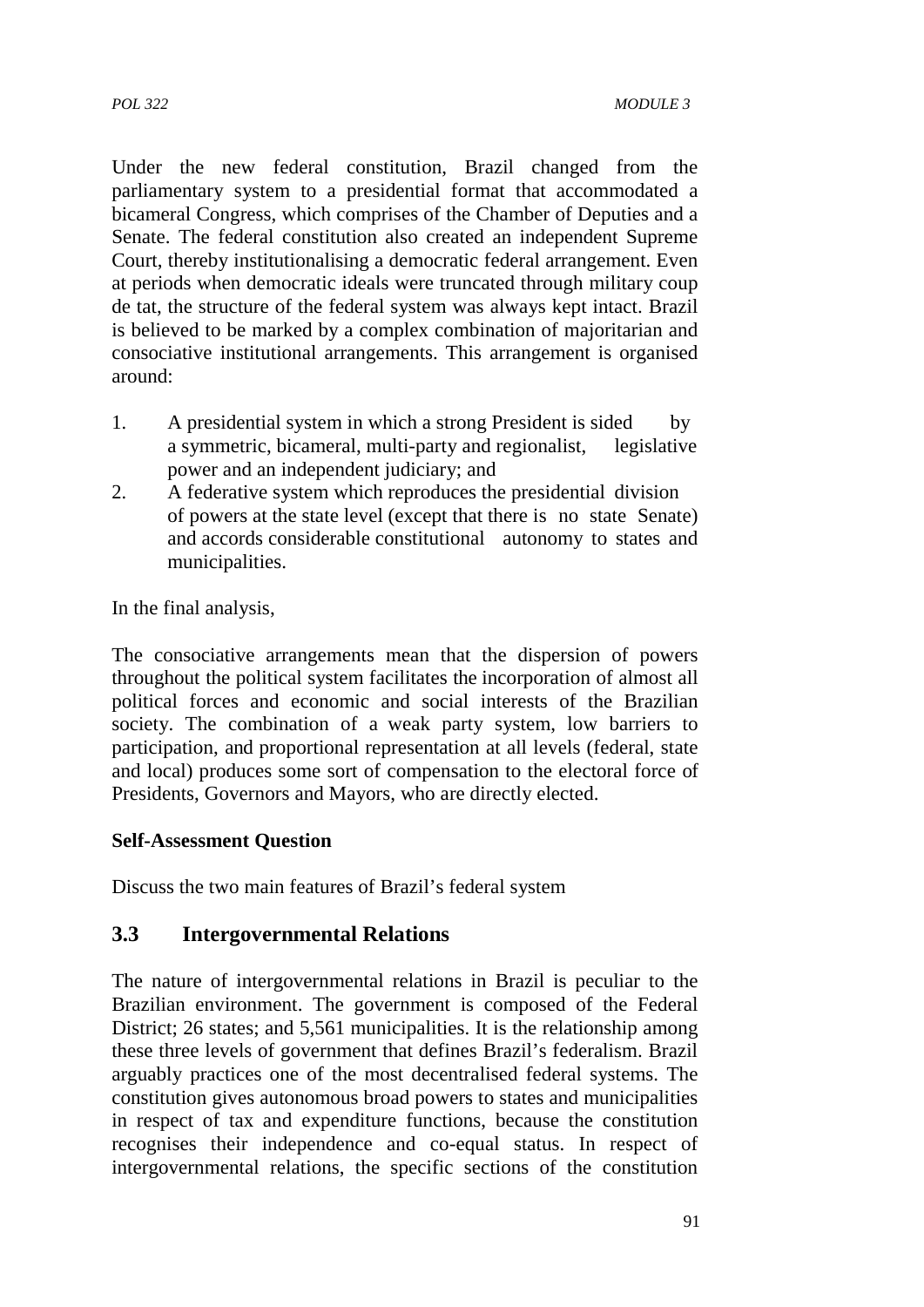Under the new federal constitution, Brazil changed from the parliamentary system to a presidential format that accommodated a bicameral Congress, which comprises of the Chamber of Deputies and a Senate. The federal constitution also created an independent Supreme Court, thereby institutionalising a democratic federal arrangement. Even at periods when democratic ideals were truncated through military coup de tat, the structure of the federal system was always kept intact. Brazil is believed to be marked by a complex combination of majoritarian and consociative institutional arrangements. This arrangement is organised around:

1. A presidential system in which a strong President is sided by a symmetric, bicameral, multi-party and regionalist, legislative power and an independent judiciary; and
2. A federative system which reproduces the presidential division of powers at the state level (except that there is no state Senate) and accords considerable constitutional autonomy to states and municipalities.

In the final analysis,

The consociative arrangements mean that the dispersion of powers throughout the political system facilitates the incorporation of almost all political forces and economic and social interests of the Brazilian society. The combination of a weak party system, low barriers to participation, and proportional representation at all levels (federal, state and local) produces some sort of compensation to the electoral force of Presidents, Governors and Mayors, who are directly elected.

**Self-Assessment Question**

Discuss the two main features of Brazil's federal system

## 3.3 Intergovernmental Relations

The nature of intergovernmental relations in Brazil is peculiar to the Brazilian environment. The government is composed of the Federal District; 26 states; and 5,561 municipalities. It is the relationship among these three levels of government that defines Brazil's federalism. Brazil arguably practices one of the most decentralised federal systems. The constitution gives autonomous broad powers to states and municipalities in respect of tax and expenditure functions, because the constitution recognises their independence and co-equal status. In respect of intergovernmental relations, the specific sections of the constitution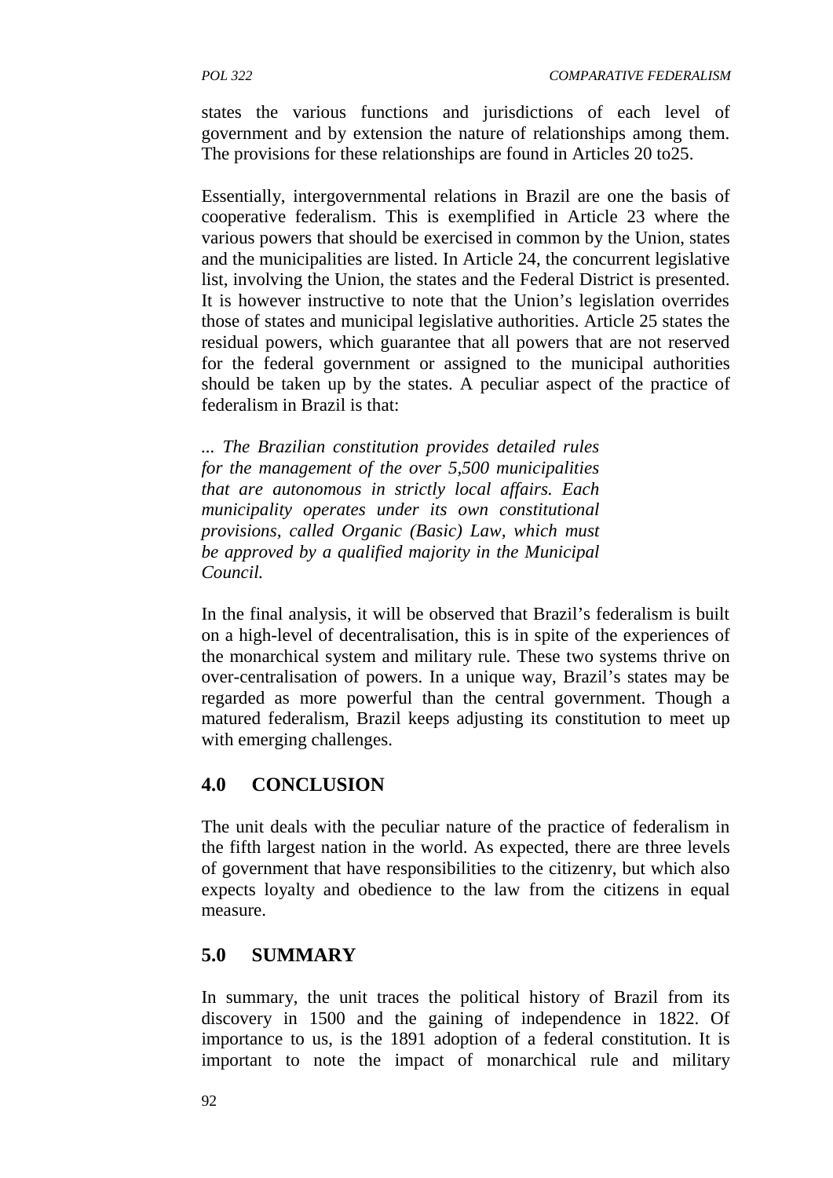states the various functions and jurisdictions of each level of government and by extension the nature of relationships among them. The provisions for these relationships are found in Articles 20 to25.

Essentially, intergovernmental relations in Brazil are one the basis of cooperative federalism. This is exemplified in Article 23 where the various powers that should be exercised in common by the Union, states and the municipalities are listed. In Article 24, the concurrent legislative list, involving the Union, the states and the Federal District is presented. It is however instructive to note that the Union's legislation overrides those of states and municipal legislative authorities. Article 25 states the residual powers, which guarantee that all powers that are not reserved for the federal government or assigned to the municipal authorities should be taken up by the states. A peculiar aspect of the practice of federalism in Brazil is that:

> *... The Brazilian constitution provides detailed rules for the management of the over 5,500 municipalities that are autonomous in strictly local affairs. Each municipality operates under its own constitutional provisions, called Organic (Basic) Law, which must be approved by a qualified majority in the Municipal Council.*

In the final analysis, it will be observed that Brazil's federalism is built on a high-level of decentralisation, this is in spite of the experiences of the monarchical system and military rule. These two systems thrive on over-centralisation of powers. In a unique way, Brazil's states may be regarded as more powerful than the central government. Though a matured federalism, Brazil keeps adjusting its constitution to meet up with emerging challenges.

## 4.0 CONCLUSION

The unit deals with the peculiar nature of the practice of federalism in the fifth largest nation in the world. As expected, there are three levels of government that have responsibilities to the citizenry, but which also expects loyalty and obedience to the law from the citizens in equal measure.

## 5.0 SUMMARY

In summary, the unit traces the political history of Brazil from its discovery in 1500 and the gaining of independence in 1822. Of importance to us, is the 1891 adoption of a federal constitution. It is important to note the impact of monarchical rule and military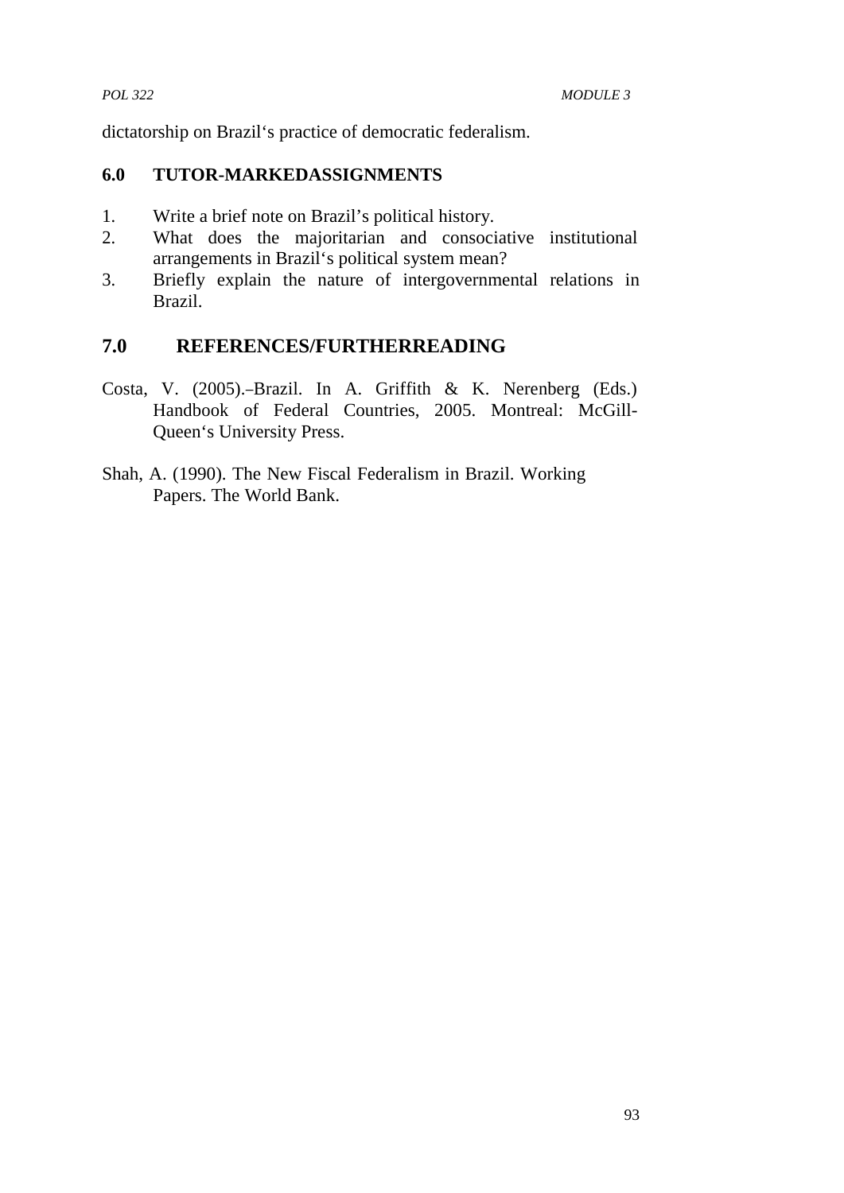dictatorship on Brazil‘s practice of democratic federalism.

## 6.0 TUTOR-MARKEDASSIGNMENTS

1. Write a brief note on Brazil’s political history.
2. What does the majoritarian and consociative institutional arrangements in Brazil‘s political system mean?
3. Briefly explain the nature of intergovernmental relations in Brazil.

## 7.0 REFERENCES/FURTHERREADING

Costa, V. (2005).–Brazil. In A. Griffith & K. Nerenberg (Eds.) Handbook of Federal Countries, 2005. Montreal: McGill-Queen‘s University Press.

Shah, A. (1990). The New Fiscal Federalism in Brazil. Working Papers. The World Bank.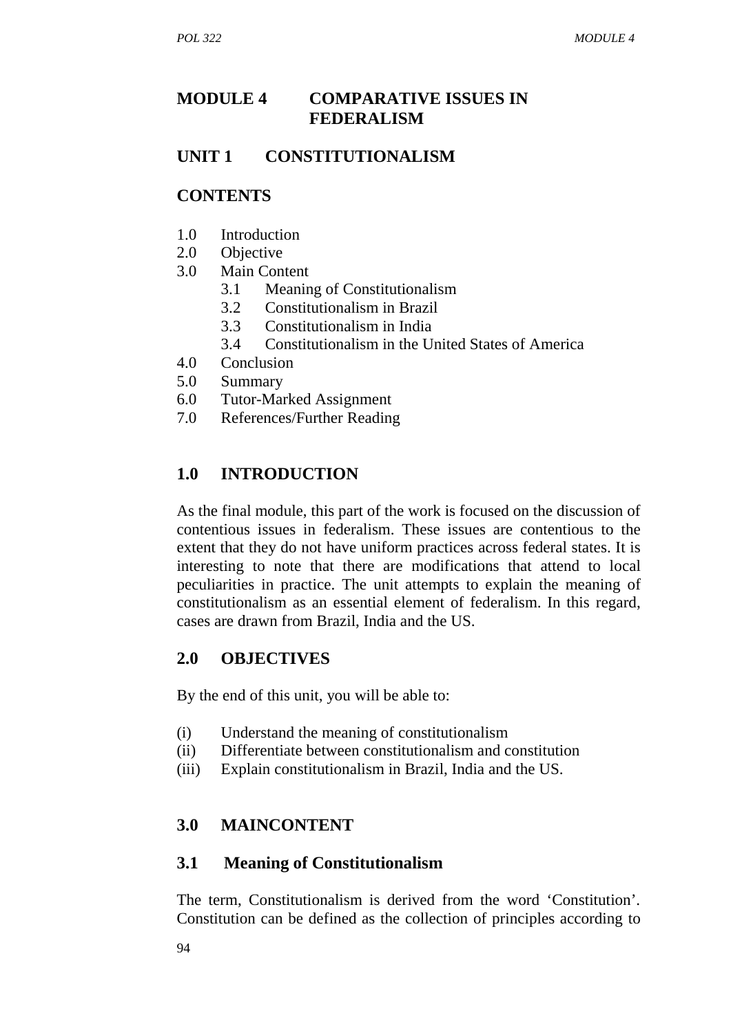# MODULE 4 COMPARATIVE ISSUES IN FEDERALISM

## UNIT 1 CONSTITUTIONALISM

### CONTENTS

1.0 Introduction
2.0 Objective
3.0 Main Content
    3.1 Meaning of Constitutionalism
    3.2 Constitutionalism in Brazil
    3.3 Constitutionalism in India
    3.4 Constitutionalism in the United States of America
4.0 Conclusion
5.0 Summary
6.0 Tutor-Marked Assignment
7.0 References/Further Reading

### 1.0 INTRODUCTION

As the final module, this part of the work is focused on the discussion of contentious issues in federalism. These issues are contentious to the extent that they do not have uniform practices across federal states. It is interesting to note that there are modifications that attend to local peculiarities in practice. The unit attempts to explain the meaning of constitutionalism as an essential element of federalism. In this regard, cases are drawn from Brazil, India and the US.

### 2.0 OBJECTIVES

By the end of this unit, you will be able to:

(i) Understand the meaning of constitutionalism
(ii) Differentiate between constitutionalism and constitution
(iii) Explain constitutionalism in Brazil, India and the US.

### 3.0 MAINCONTENT

#### 3.1 Meaning of Constitutionalism

The term, Constitutionalism is derived from the word 'Constitution'. Constitution can be defined as the collection of principles according to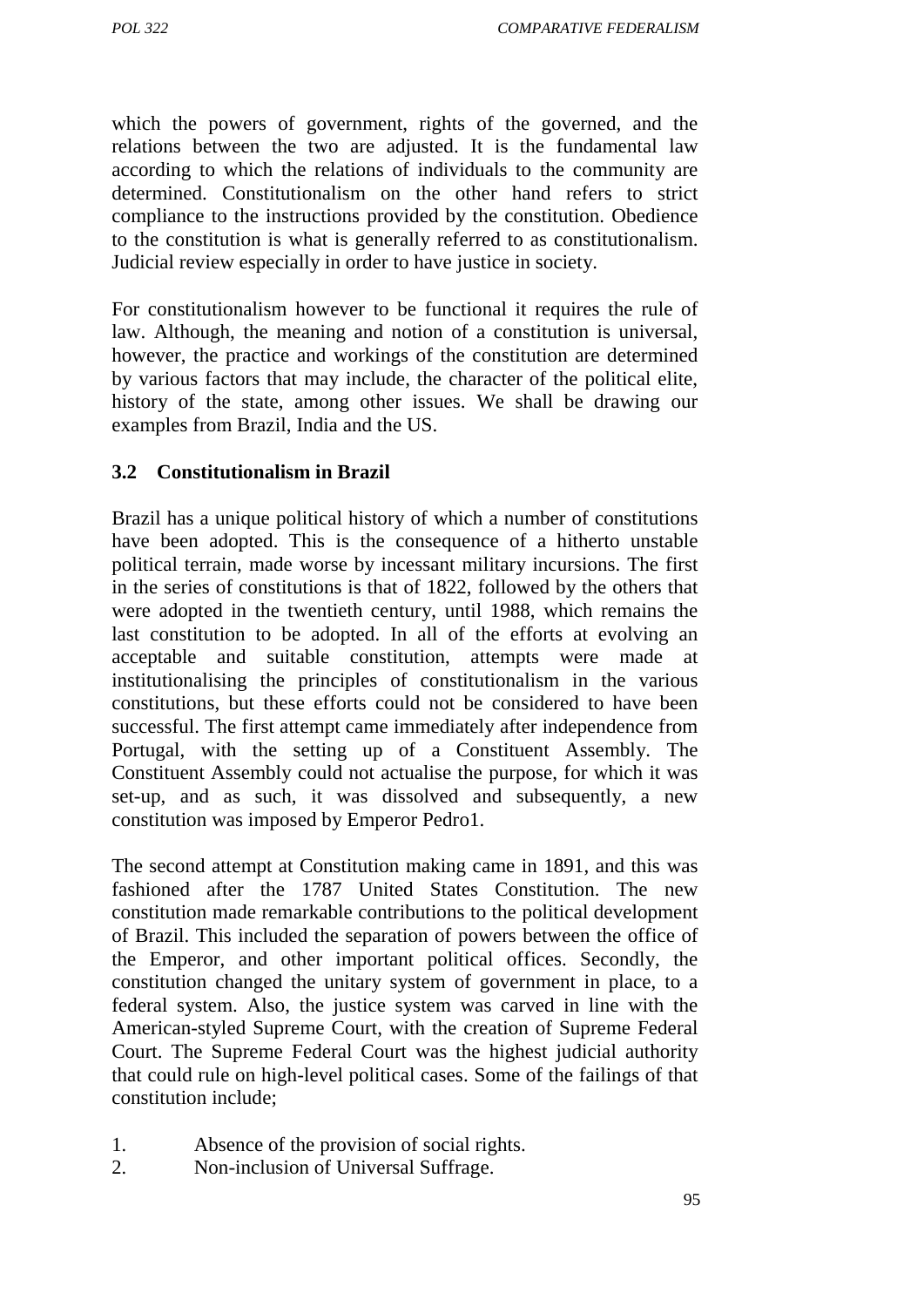which the powers of government, rights of the governed, and the relations between the two are adjusted. It is the fundamental law according to which the relations of individuals to the community are determined. Constitutionalism on the other hand refers to strict compliance to the instructions provided by the constitution. Obedience to the constitution is what is generally referred to as constitutionalism. Judicial review especially in order to have justice in society.

For constitutionalism however to be functional it requires the rule of law. Although, the meaning and notion of a constitution is universal, however, the practice and workings of the constitution are determined by various factors that may include, the character of the political elite, history of the state, among other issues. We shall be drawing our examples from Brazil, India and the US.

### 3.2 Constitutionalism in Brazil

Brazil has a unique political history of which a number of constitutions have been adopted. This is the consequence of a hitherto unstable political terrain, made worse by incessant military incursions. The first in the series of constitutions is that of 1822, followed by the others that were adopted in the twentieth century, until 1988, which remains the last constitution to be adopted. In all of the efforts at evolving an acceptable and suitable constitution, attempts were made at institutionalising the principles of constitutionalism in the various constitutions, but these efforts could not be considered to have been successful. The first attempt came immediately after independence from Portugal, with the setting up of a Constituent Assembly. The Constituent Assembly could not actualise the purpose, for which it was set-up, and as such, it was dissolved and subsequently, a new constitution was imposed by Emperor Pedro1.

The second attempt at Constitution making came in 1891, and this was fashioned after the 1787 United States Constitution. The new constitution made remarkable contributions to the political development of Brazil. This included the separation of powers between the office of the Emperor, and other important political offices. Secondly, the constitution changed the unitary system of government in place, to a federal system. Also, the justice system was carved in line with the American-styled Supreme Court, with the creation of Supreme Federal Court. The Supreme Federal Court was the highest judicial authority that could rule on high-level political cases. Some of the failings of that constitution include;

1. Absence of the provision of social rights.
2. Non-inclusion of Universal Suffrage.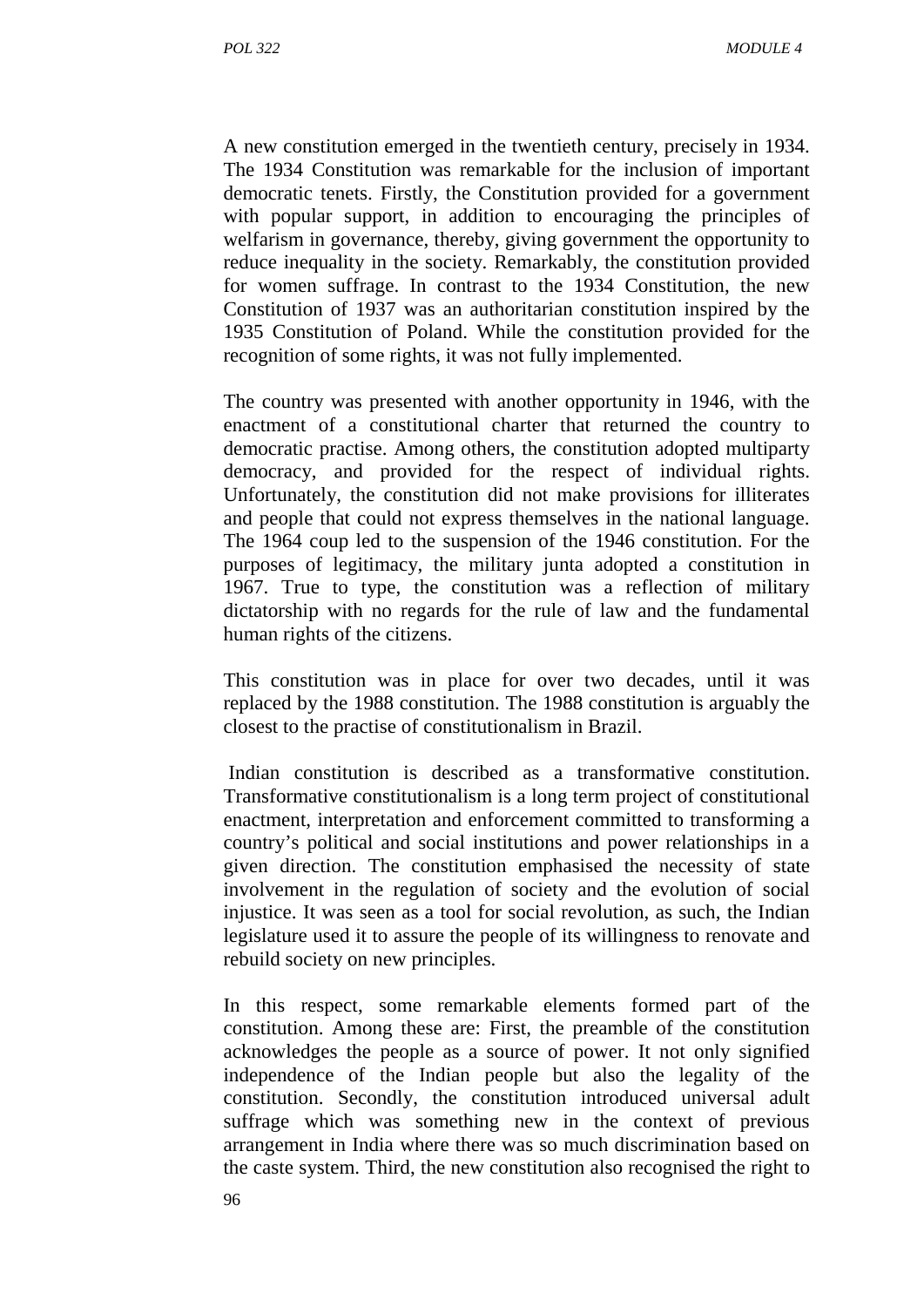A new constitution emerged in the twentieth century, precisely in 1934. The 1934 Constitution was remarkable for the inclusion of important democratic tenets. Firstly, the Constitution provided for a government with popular support, in addition to encouraging the principles of welfarism in governance, thereby, giving government the opportunity to reduce inequality in the society. Remarkably, the constitution provided for women suffrage. In contrast to the 1934 Constitution, the new Constitution of 1937 was an authoritarian constitution inspired by the 1935 Constitution of Poland. While the constitution provided for the recognition of some rights, it was not fully implemented.

The country was presented with another opportunity in 1946, with the enactment of a constitutional charter that returned the country to democratic practise. Among others, the constitution adopted multiparty democracy, and provided for the respect of individual rights. Unfortunately, the constitution did not make provisions for illiterates and people that could not express themselves in the national language. The 1964 coup led to the suspension of the 1946 constitution. For the purposes of legitimacy, the military junta adopted a constitution in 1967. True to type, the constitution was a reflection of military dictatorship with no regards for the rule of law and the fundamental human rights of the citizens.

This constitution was in place for over two decades, until it was replaced by the 1988 constitution. The 1988 constitution is arguably the closest to the practise of constitutionalism in Brazil.

Indian constitution is described as a transformative constitution. Transformative constitutionalism is a long term project of constitutional enactment, interpretation and enforcement committed to transforming a country's political and social institutions and power relationships in a given direction. The constitution emphasised the necessity of state involvement in the regulation of society and the evolution of social injustice. It was seen as a tool for social revolution, as such, the Indian legislature used it to assure the people of its willingness to renovate and rebuild society on new principles.

In this respect, some remarkable elements formed part of the constitution. Among these are: First, the preamble of the constitution acknowledges the people as a source of power. It not only signified independence of the Indian people but also the legality of the constitution. Secondly, the constitution introduced universal adult suffrage which was something new in the context of previous arrangement in India where there was so much discrimination based on the caste system. Third, the new constitution also recognised the right to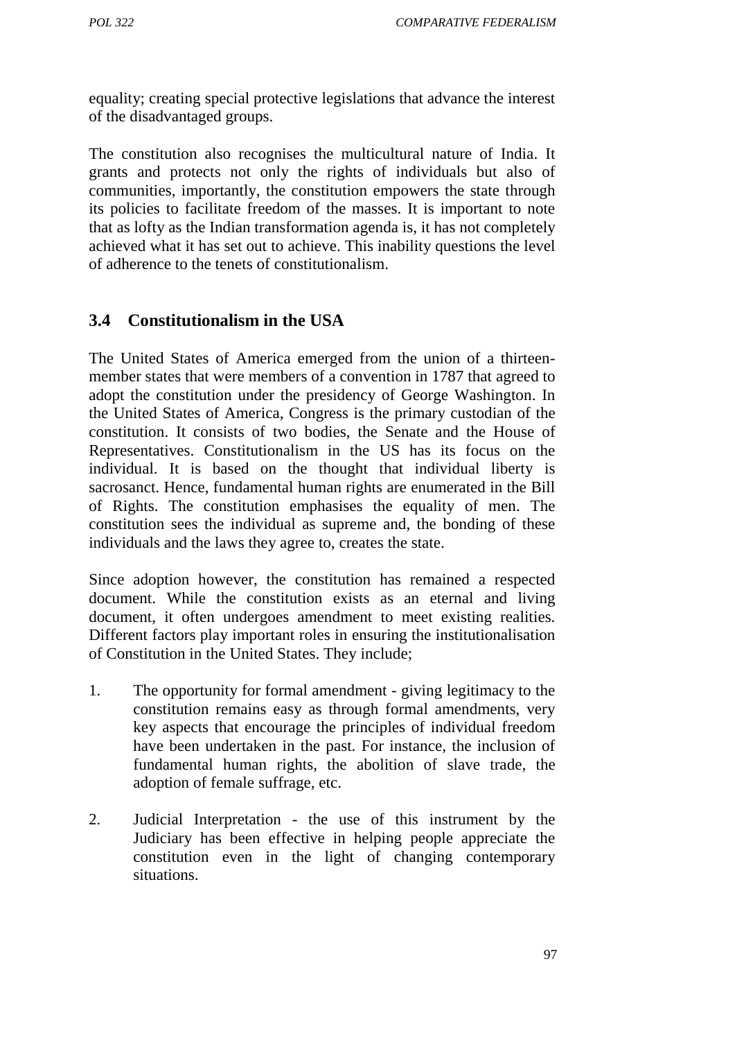equality; creating special protective legislations that advance the interest of the disadvantaged groups.

The constitution also recognises the multicultural nature of India. It grants and protects not only the rights of individuals but also of communities, importantly, the constitution empowers the state through its policies to facilitate freedom of the masses. It is important to note that as lofty as the Indian transformation agenda is, it has not completely achieved what it has set out to achieve. This inability questions the level of adherence to the tenets of constitutionalism.

### 3.4 Constitutionalism in the USA

The United States of America emerged from the union of a thirteen-member states that were members of a convention in 1787 that agreed to adopt the constitution under the presidency of George Washington. In the United States of America, Congress is the primary custodian of the constitution. It consists of two bodies, the Senate and the House of Representatives. Constitutionalism in the US has its focus on the individual. It is based on the thought that individual liberty is sacrosanct. Hence, fundamental human rights are enumerated in the Bill of Rights. The constitution emphasises the equality of men. The constitution sees the individual as supreme and, the bonding of these individuals and the laws they agree to, creates the state.

Since adoption however, the constitution has remained a respected document. While the constitution exists as an eternal and living document, it often undergoes amendment to meet existing realities. Different factors play important roles in ensuring the institutionalisation of Constitution in the United States. They include;

1. The opportunity for formal amendment - giving legitimacy to the constitution remains easy as through formal amendments, very key aspects that encourage the principles of individual freedom have been undertaken in the past. For instance, the inclusion of fundamental human rights, the abolition of slave trade, the adoption of female suffrage, etc.

2. Judicial Interpretation - the use of this instrument by the Judiciary has been effective in helping people appreciate the constitution even in the light of changing contemporary situations.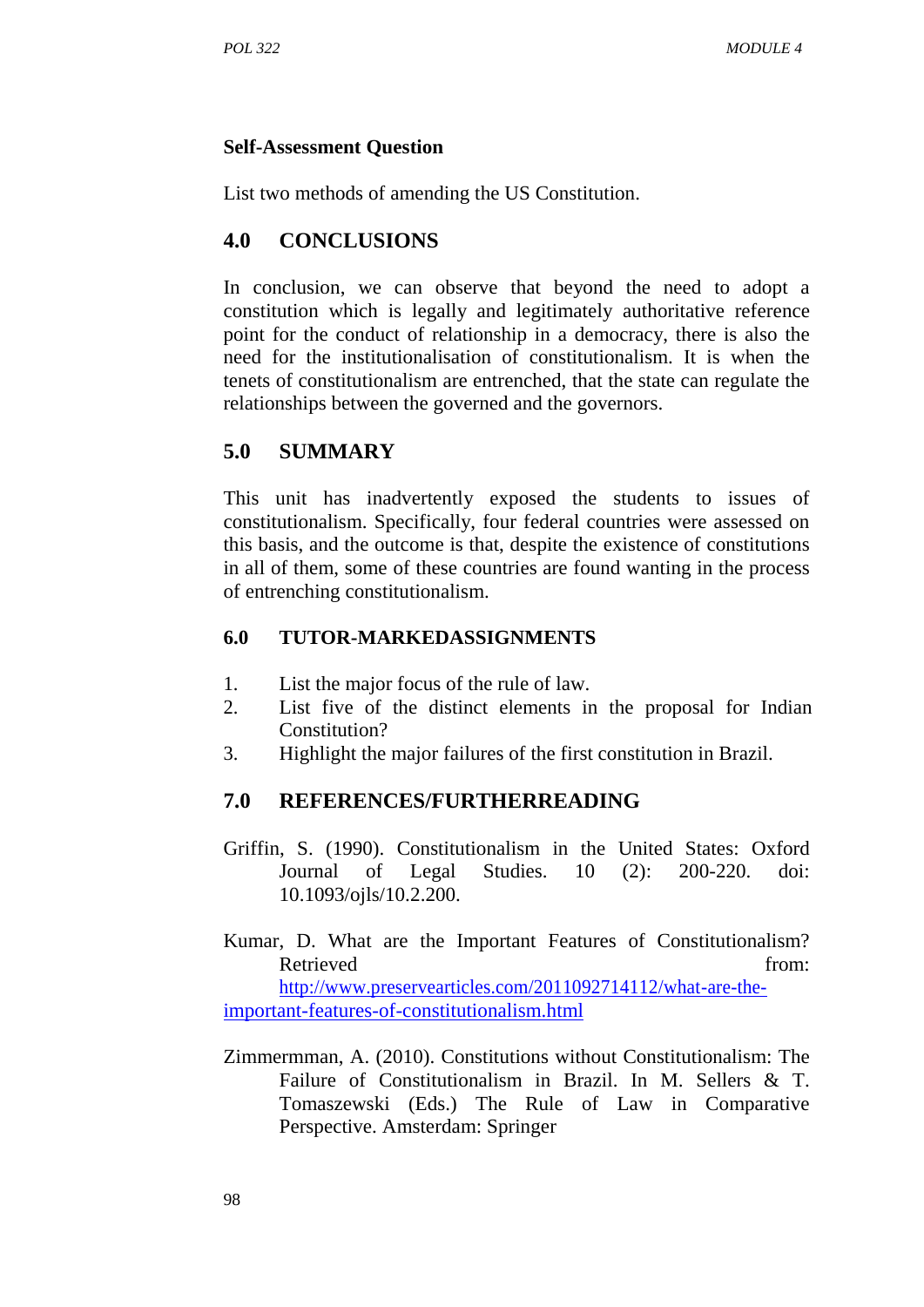**Self-Assessment Question**

List two methods of amending the US Constitution.

## 4.0 CONCLUSIONS

In conclusion, we can observe that beyond the need to adopt a constitution which is legally and legitimately authoritative reference point for the conduct of relationship in a democracy, there is also the need for the institutionalisation of constitutionalism. It is when the tenets of constitutionalism are entrenched, that the state can regulate the relationships between the governed and the governors.

## 5.0 SUMMARY

This unit has inadvertently exposed the students to issues of constitutionalism. Specifically, four federal countries were assessed on this basis, and the outcome is that, despite the existence of constitutions in all of them, some of these countries are found wanting in the process of entrenching constitutionalism.

### 6.0 TUTOR-MARKEDASSIGNMENTS

1. List the major focus of the rule of law.
2. List five of the distinct elements in the proposal for Indian Constitution?
3. Highlight the major failures of the first constitution in Brazil.

## 7.0 REFERENCES/FURTHERREADING

Griffin, S. (1990). Constitutionalism in the United States: Oxford Journal of Legal Studies. 10 (2): 200-220. doi: 10.1093/ojls/10.2.200.

Kumar, D. What are the Important Features of Constitutionalism? Retrieved from: http://www.preservearticles.com/2011092714112/what-are-the-important-features-of-constitutionalism.html

Zimmermman, A. (2010). Constitutions without Constitutionalism: The Failure of Constitutionalism in Brazil. In M. Sellers & T. Tomaszewski (Eds.) The Rule of Law in Comparative Perspective. Amsterdam: Springer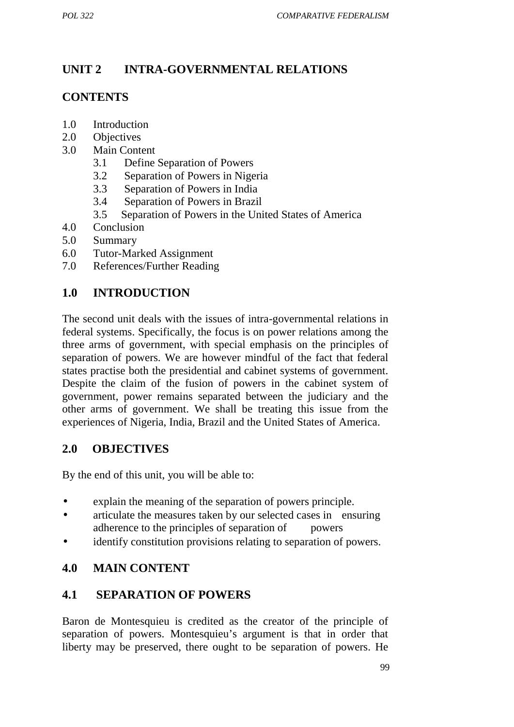# UNIT 2 INTRA-GOVERNMENTAL RELATIONS

## CONTENTS

1.0 Introduction
2.0 Objectives
3.0 Main Content
    3.1 Define Separation of Powers
    3.2 Separation of Powers in Nigeria
    3.3 Separation of Powers in India
    3.4 Separation of Powers in Brazil
    3.5 Separation of Powers in the United States of America
4.0 Conclusion
5.0 Summary
6.0 Tutor-Marked Assignment
7.0 References/Further Reading

## 1.0 INTRODUCTION

The second unit deals with the issues of intra-governmental relations in federal systems. Specifically, the focus is on power relations among the three arms of government, with special emphasis on the principles of separation of powers. We are however mindful of the fact that federal states practise both the presidential and cabinet systems of government. Despite the claim of the fusion of powers in the cabinet system of government, power remains separated between the judiciary and the other arms of government. We shall be treating this issue from the experiences of Nigeria, India, Brazil and the United States of America.

## 2.0 OBJECTIVES

By the end of this unit, you will be able to:

- explain the meaning of the separation of powers principle.
- articulate the measures taken by our selected cases in ensuring adherence to the principles of separation of powers
- identify constitution provisions relating to separation of powers.

## 4.0 MAIN CONTENT

## 4.1 SEPARATION OF POWERS

Baron de Montesquieu is credited as the creator of the principle of separation of powers. Montesquieu's argument is that in order that liberty may be preserved, there ought to be separation of powers. He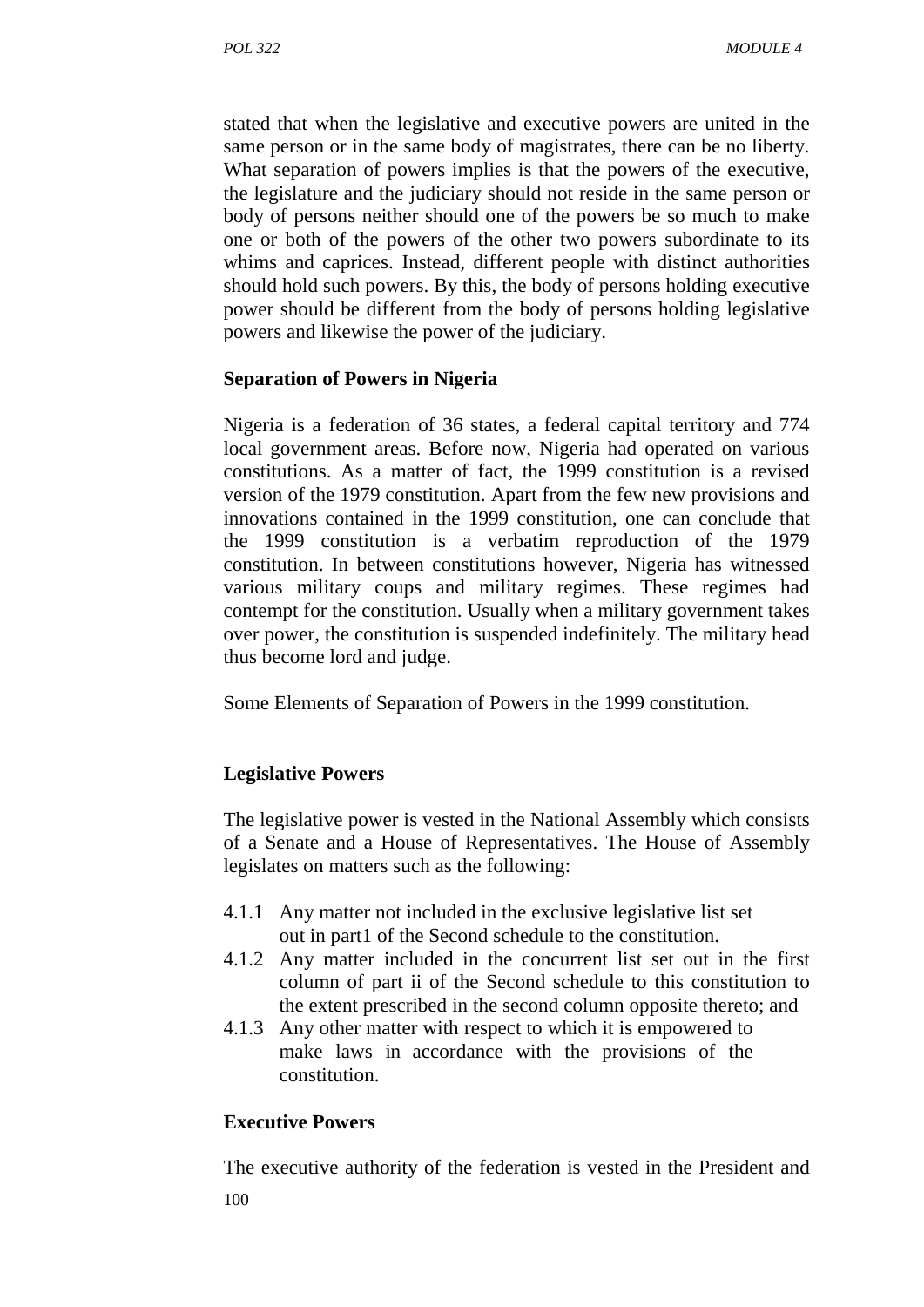stated that when the legislative and executive powers are united in the same person or in the same body of magistrates, there can be no liberty. What separation of powers implies is that the powers of the executive, the legislature and the judiciary should not reside in the same person or body of persons neither should one of the powers be so much to make one or both of the powers of the other two powers subordinate to its whims and caprices. Instead, different people with distinct authorities should hold such powers. By this, the body of persons holding executive power should be different from the body of persons holding legislative powers and likewise the power of the judiciary.

**Separation of Powers in Nigeria**

Nigeria is a federation of 36 states, a federal capital territory and 774 local government areas. Before now, Nigeria had operated on various constitutions. As a matter of fact, the 1999 constitution is a revised version of the 1979 constitution. Apart from the few new provisions and innovations contained in the 1999 constitution, one can conclude that the 1999 constitution is a verbatim reproduction of the 1979 constitution. In between constitutions however, Nigeria has witnessed various military coups and military regimes. These regimes had contempt for the constitution. Usually when a military government takes over power, the constitution is suspended indefinitely. The military head thus become lord and judge.

Some Elements of Separation of Powers in the 1999 constitution.

**Legislative Powers**

The legislative power is vested in the National Assembly which consists of a Senate and a House of Representatives. The House of Assembly legislates on matters such as the following:

4.1.1 Any matter not included in the exclusive legislative list set out in part1 of the Second schedule to the constitution.
4.1.2 Any matter included in the concurrent list set out in the first column of part ii of the Second schedule to this constitution to the extent prescribed in the second column opposite thereto; and
4.1.3 Any other matter with respect to which it is empowered to make laws in accordance with the provisions of the constitution.

**Executive Powers**

The executive authority of the federation is vested in the President and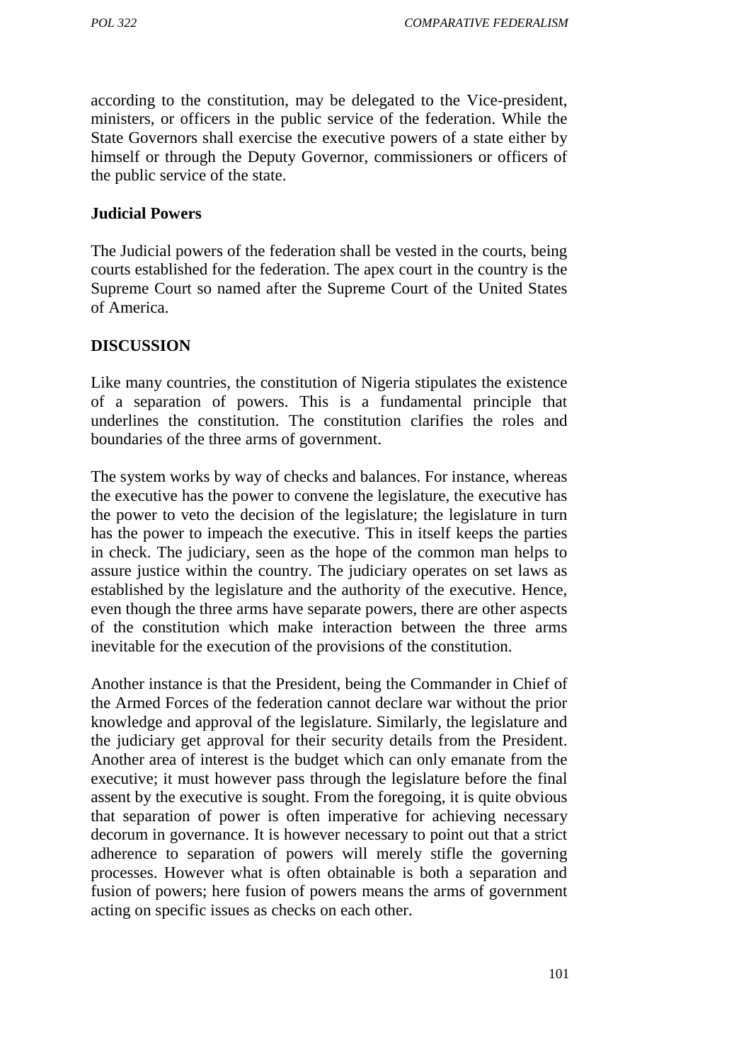according to the constitution, may be delegated to the Vice-president, ministers, or officers in the public service of the federation. While the State Governors shall exercise the executive powers of a state either by himself or through the Deputy Governor, commissioners or officers of the public service of the state.

**Judicial Powers**

The Judicial powers of the federation shall be vested in the courts, being courts established for the federation. The apex court in the country is the Supreme Court so named after the Supreme Court of the United States of America.

**DISCUSSION**

Like many countries, the constitution of Nigeria stipulates the existence of a separation of powers. This is a fundamental principle that underlines the constitution. The constitution clarifies the roles and boundaries of the three arms of government.

The system works by way of checks and balances. For instance, whereas the executive has the power to convene the legislature, the executive has the power to veto the decision of the legislature; the legislature in turn has the power to impeach the executive. This in itself keeps the parties in check. The judiciary, seen as the hope of the common man helps to assure justice within the country. The judiciary operates on set laws as established by the legislature and the authority of the executive. Hence, even though the three arms have separate powers, there are other aspects of the constitution which make interaction between the three arms inevitable for the execution of the provisions of the constitution.

Another instance is that the President, being the Commander in Chief of the Armed Forces of the federation cannot declare war without the prior knowledge and approval of the legislature. Similarly, the legislature and the judiciary get approval for their security details from the President. Another area of interest is the budget which can only emanate from the executive; it must however pass through the legislature before the final assent by the executive is sought. From the foregoing, it is quite obvious that separation of power is often imperative for achieving necessary decorum in governance. It is however necessary to point out that a strict adherence to separation of powers will merely stifle the governing processes. However what is often obtainable is both a separation and fusion of powers; here fusion of powers means the arms of government acting on specific issues as checks on each other.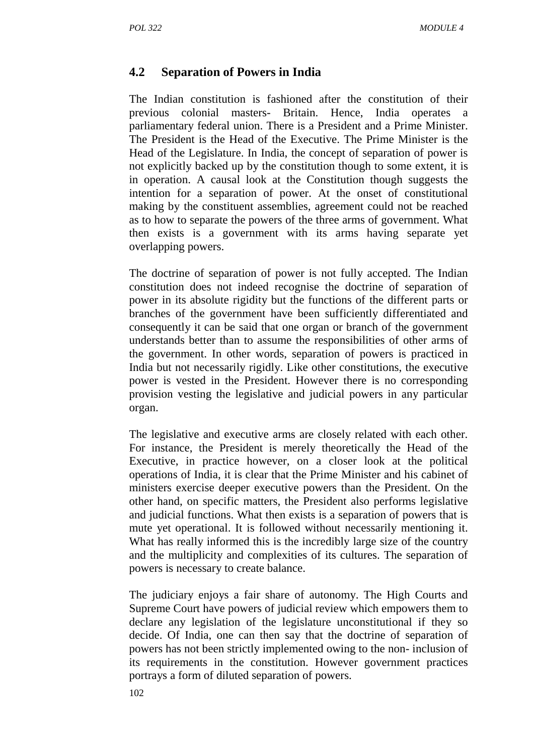## 4.2 Separation of Powers in India

The Indian constitution is fashioned after the constitution of their previous colonial masters- Britain. Hence, India operates a parliamentary federal union. There is a President and a Prime Minister. The President is the Head of the Executive. The Prime Minister is the Head of the Legislature. In India, the concept of separation of power is not explicitly backed up by the constitution though to some extent, it is in operation. A causal look at the Constitution though suggests the intention for a separation of power. At the onset of constitutional making by the constituent assemblies, agreement could not be reached as to how to separate the powers of the three arms of government. What then exists is a government with its arms having separate yet overlapping powers.

The doctrine of separation of power is not fully accepted. The Indian constitution does not indeed recognise the doctrine of separation of power in its absolute rigidity but the functions of the different parts or branches of the government have been sufficiently differentiated and consequently it can be said that one organ or branch of the government understands better than to assume the responsibilities of other arms of the government. In other words, separation of powers is practiced in India but not necessarily rigidly. Like other constitutions, the executive power is vested in the President. However there is no corresponding provision vesting the legislative and judicial powers in any particular organ.

The legislative and executive arms are closely related with each other. For instance, the President is merely theoretically the Head of the Executive, in practice however, on a closer look at the political operations of India, it is clear that the Prime Minister and his cabinet of ministers exercise deeper executive powers than the President. On the other hand, on specific matters, the President also performs legislative and judicial functions. What then exists is a separation of powers that is mute yet operational. It is followed without necessarily mentioning it. What has really informed this is the incredibly large size of the country and the multiplicity and complexities of its cultures. The separation of powers is necessary to create balance.

The judiciary enjoys a fair share of autonomy. The High Courts and Supreme Court have powers of judicial review which empowers them to declare any legislation of the legislature unconstitutional if they so decide. Of India, one can then say that the doctrine of separation of powers has not been strictly implemented owing to the non- inclusion of its requirements in the constitution. However government practices portrays a form of diluted separation of powers.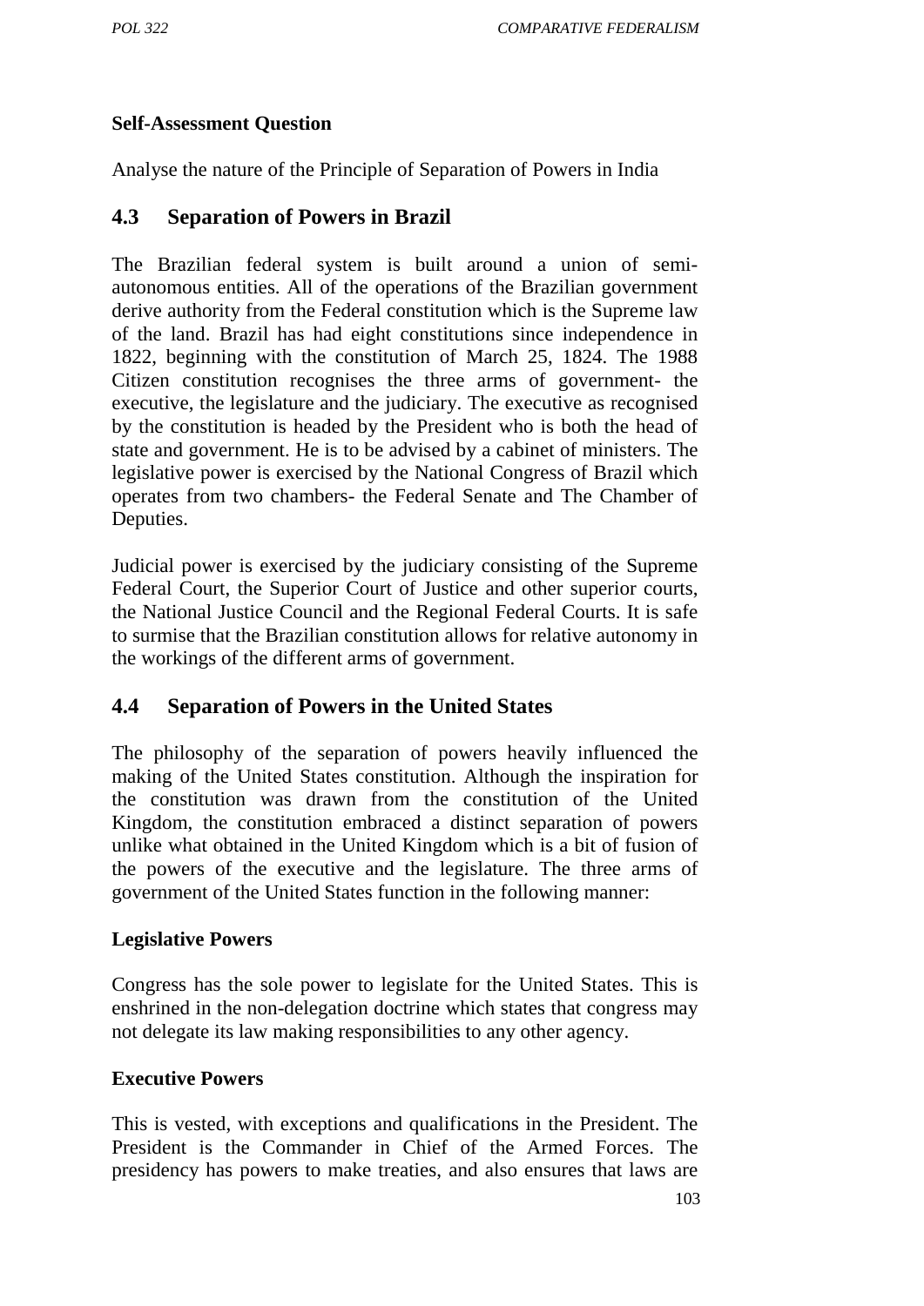**Self-Assessment Question**

Analyse the nature of the Principle of Separation of Powers in India

## 4.3 Separation of Powers in Brazil

The Brazilian federal system is built around a union of semi-autonomous entities. All of the operations of the Brazilian government derive authority from the Federal constitution which is the Supreme law of the land. Brazil has had eight constitutions since independence in 1822, beginning with the constitution of March 25, 1824. The 1988 Citizen constitution recognises the three arms of government- the executive, the legislature and the judiciary. The executive as recognised by the constitution is headed by the President who is both the head of state and government. He is to be advised by a cabinet of ministers. The legislative power is exercised by the National Congress of Brazil which operates from two chambers- the Federal Senate and The Chamber of Deputies.

Judicial power is exercised by the judiciary consisting of the Supreme Federal Court, the Superior Court of Justice and other superior courts, the National Justice Council and the Regional Federal Courts. It is safe to surmise that the Brazilian constitution allows for relative autonomy in the workings of the different arms of government.

## 4.4 Separation of Powers in the United States

The philosophy of the separation of powers heavily influenced the making of the United States constitution. Although the inspiration for the constitution was drawn from the constitution of the United Kingdom, the constitution embraced a distinct separation of powers unlike what obtained in the United Kingdom which is a bit of fusion of the powers of the executive and the legislature. The three arms of government of the United States function in the following manner:

**Legislative Powers**

Congress has the sole power to legislate for the United States. This is enshrined in the non-delegation doctrine which states that congress may not delegate its law making responsibilities to any other agency.

**Executive Powers**

This is vested, with exceptions and qualifications in the President. The President is the Commander in Chief of the Armed Forces. The presidency has powers to make treaties, and also ensures that laws are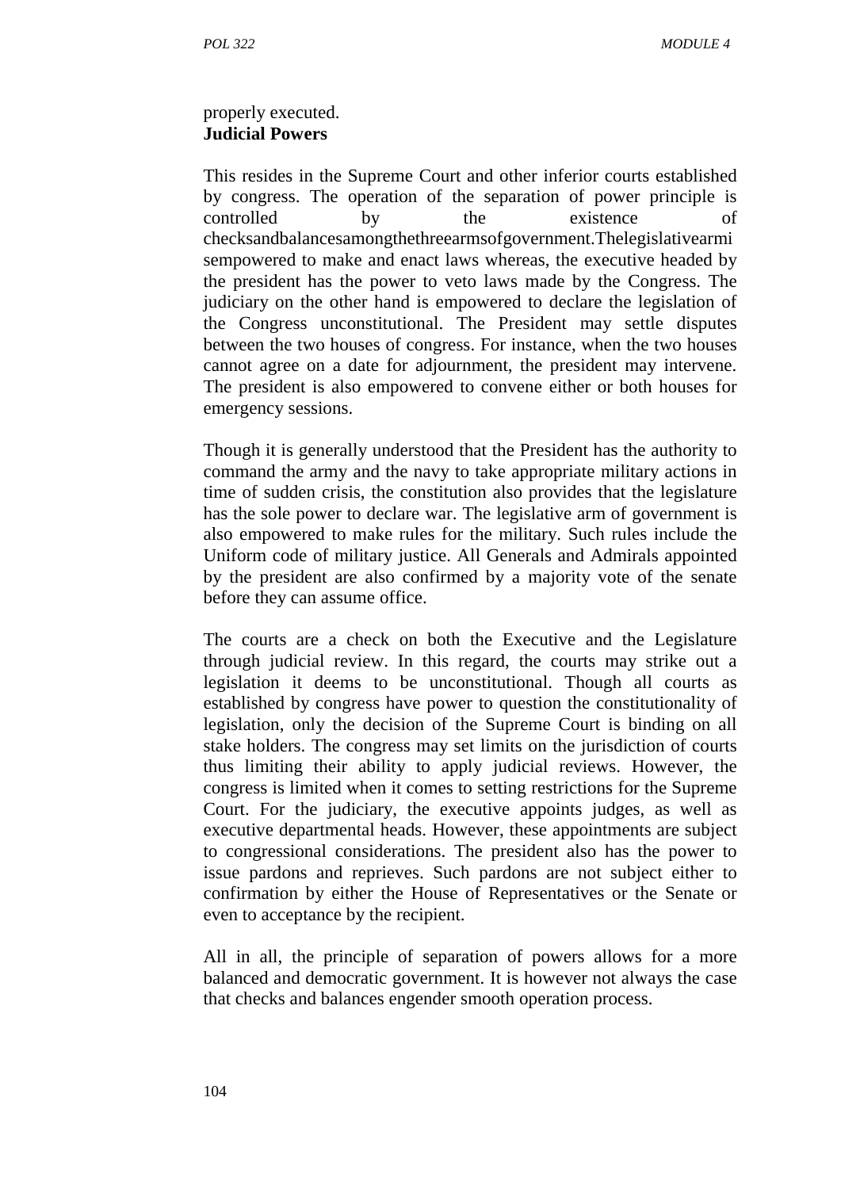properly executed.

**Judicial Powers**

This resides in the Supreme Court and other inferior courts established by congress. The operation of the separation of power principle is controlled by the existence of checksandbalancesamongthethreearmsofgovernment.Thelegislativearmi sempowered to make and enact laws whereas, the executive headed by the president has the power to veto laws made by the Congress. The judiciary on the other hand is empowered to declare the legislation of the Congress unconstitutional. The President may settle disputes between the two houses of congress. For instance, when the two houses cannot agree on a date for adjournment, the president may intervene. The president is also empowered to convene either or both houses for emergency sessions.

Though it is generally understood that the President has the authority to command the army and the navy to take appropriate military actions in time of sudden crisis, the constitution also provides that the legislature has the sole power to declare war. The legislative arm of government is also empowered to make rules for the military. Such rules include the Uniform code of military justice. All Generals and Admirals appointed by the president are also confirmed by a majority vote of the senate before they can assume office.

The courts are a check on both the Executive and the Legislature through judicial review. In this regard, the courts may strike out a legislation it deems to be unconstitutional. Though all courts as established by congress have power to question the constitutionality of legislation, only the decision of the Supreme Court is binding on all stake holders. The congress may set limits on the jurisdiction of courts thus limiting their ability to apply judicial reviews. However, the congress is limited when it comes to setting restrictions for the Supreme Court. For the judiciary, the executive appoints judges, as well as executive departmental heads. However, these appointments are subject to congressional considerations. The president also has the power to issue pardons and reprieves. Such pardons are not subject either to confirmation by either the House of Representatives or the Senate or even to acceptance by the recipient.

All in all, the principle of separation of powers allows for a more balanced and democratic government. It is however not always the case that checks and balances engender smooth operation process.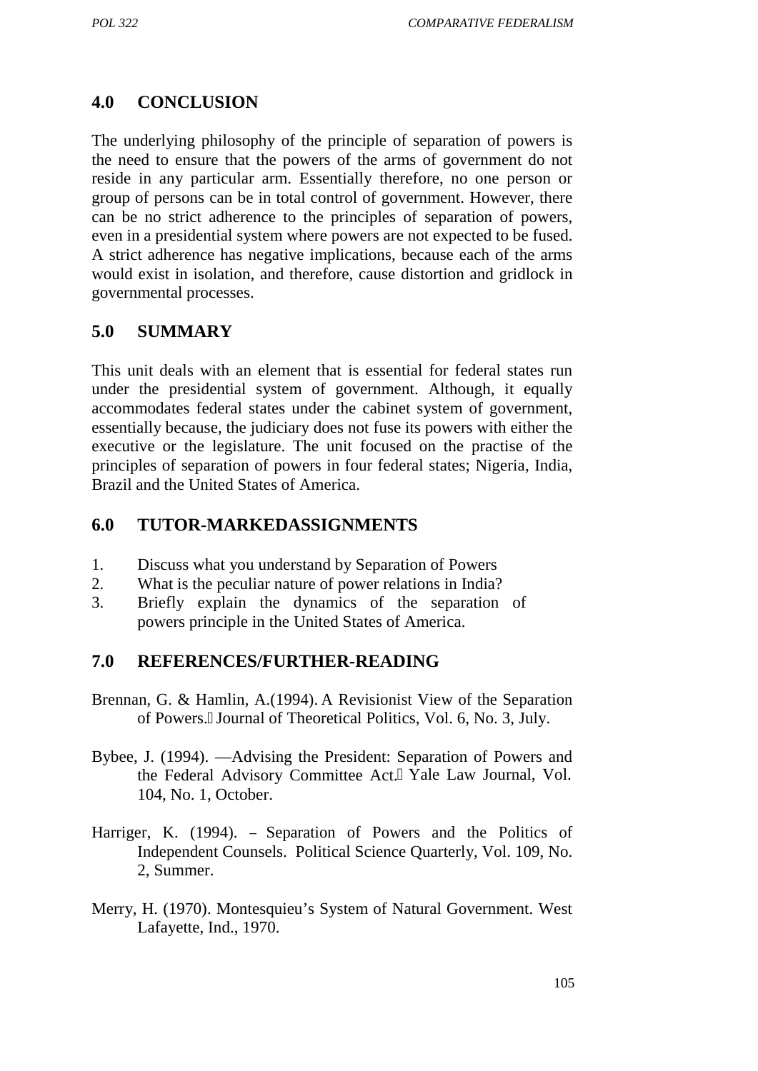## 4.0 CONCLUSION

The underlying philosophy of the principle of separation of powers is the need to ensure that the powers of the arms of government do not reside in any particular arm. Essentially therefore, no one person or group of persons can be in total control of government. However, there can be no strict adherence to the principles of separation of powers, even in a presidential system where powers are not expected to be fused. A strict adherence has negative implications, because each of the arms would exist in isolation, and therefore, cause distortion and gridlock in governmental processes.

## 5.0 SUMMARY

This unit deals with an element that is essential for federal states run under the presidential system of government. Although, it equally accommodates federal states under the cabinet system of government, essentially because, the judiciary does not fuse its powers with either the executive or the legislature. The unit focused on the practise of the principles of separation of powers in four federal states; Nigeria, India, Brazil and the United States of America.

## 6.0 TUTOR-MARKEDASSIGNMENTS

1. Discuss what you understand by Separation of Powers
2. What is the peculiar nature of power relations in India?
3. Briefly explain the dynamics of the separation of powers principle in the United States of America.

## 7.0 REFERENCES/FURTHER-READING

Brennan, G. & Hamlin, A.(1994). A Revisionist View of the Separation of Powers.‖ Journal of Theoretical Politics, Vol. 6, No. 3, July.

Bybee, J. (1994). ―Advising the President: Separation of Powers and the Federal Advisory Committee Act.‖ Yale Law Journal, Vol. 104, No. 1, October.

Harriger, K. (1994). – Separation of Powers and the Politics of Independent Counsels. Political Science Quarterly, Vol. 109, No. 2, Summer.

Merry, H. (1970). Montesquieu's System of Natural Government. West Lafayette, Ind., 1970.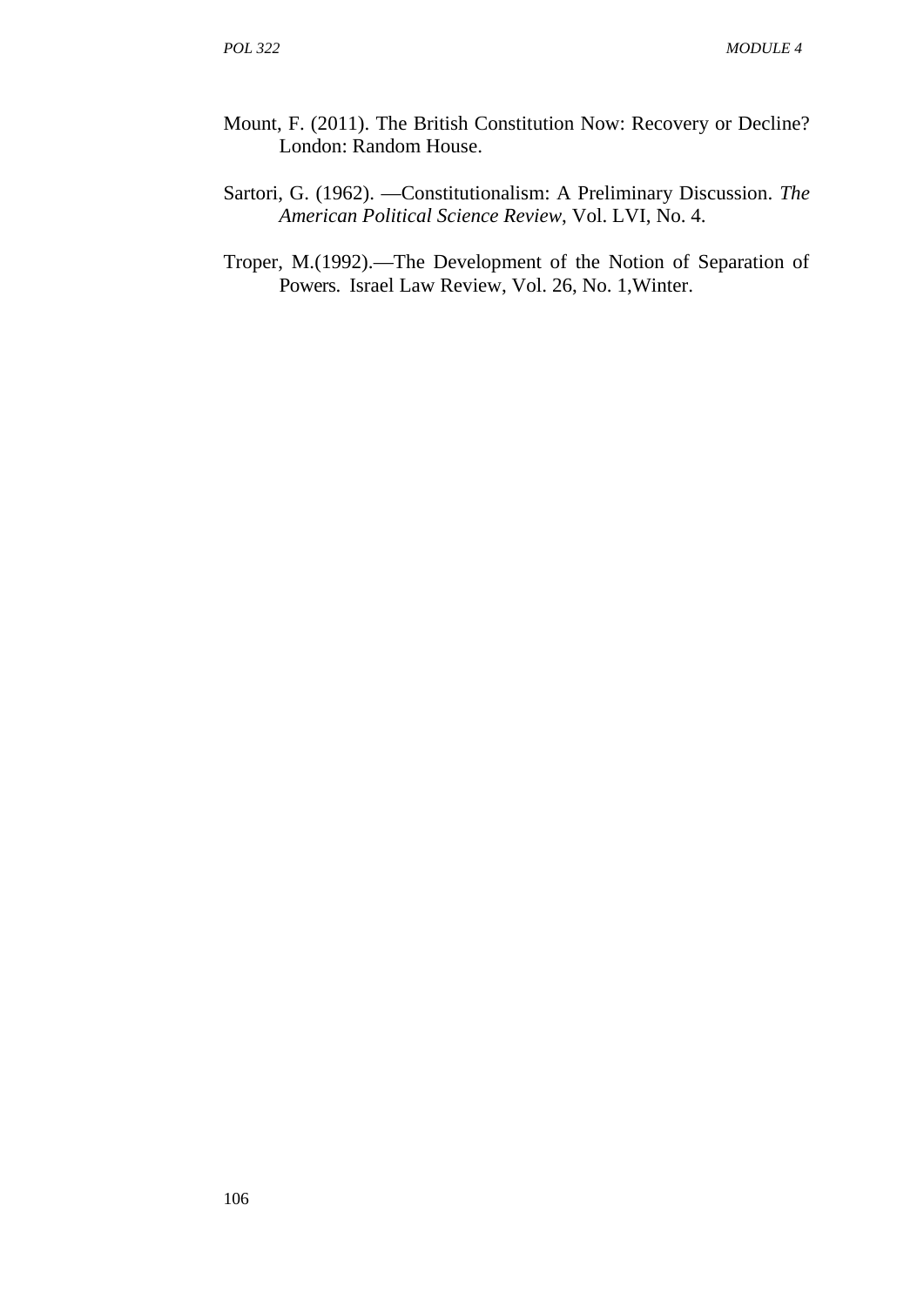Mount, F. (2011). The British Constitution Now: Recovery or Decline? London: Random House.

Sartori, G. (1962). —Constitutionalism: A Preliminary Discussion. *The American Political Science Review*, Vol. LVI, No. 4.

Troper, M.(1992).—The Development of the Notion of Separation of Powers*.* Israel Law Review, Vol. 26, No. 1,Winter.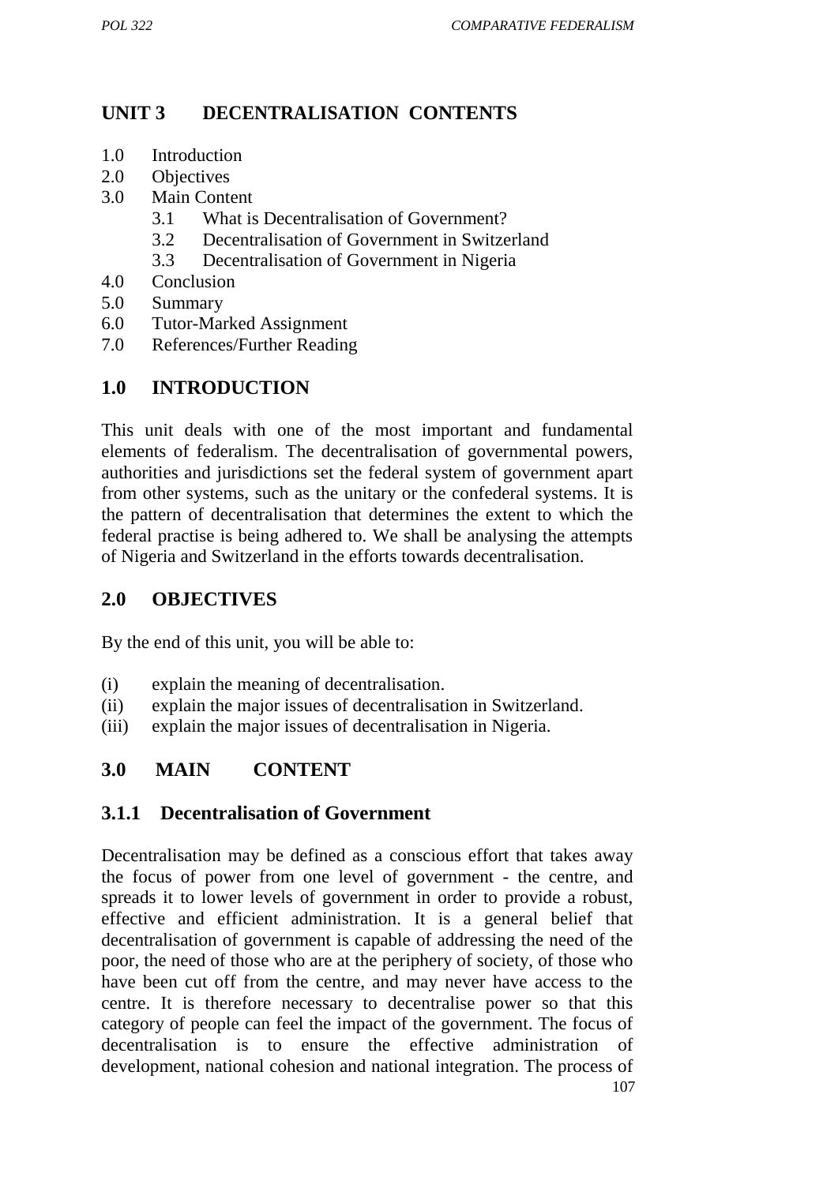# UNIT 3 DECENTRALISATION CONTENTS

1.0 Introduction
2.0 Objectives
3.0 Main Content
    3.1 What is Decentralisation of Government?
    3.2 Decentralisation of Government in Switzerland
    3.3 Decentralisation of Government in Nigeria
4.0 Conclusion
5.0 Summary
6.0 Tutor-Marked Assignment
7.0 References/Further Reading

## 1.0 INTRODUCTION

This unit deals with one of the most important and fundamental elements of federalism. The decentralisation of governmental powers, authorities and jurisdictions set the federal system of government apart from other systems, such as the unitary or the confederal systems. It is the pattern of decentralisation that determines the extent to which the federal practise is being adhered to. We shall be analysing the attempts of Nigeria and Switzerland in the efforts towards decentralisation.

## 2.0 OBJECTIVES

By the end of this unit, you will be able to:

(i) explain the meaning of decentralisation.
(ii) explain the major issues of decentralisation in Switzerland.
(iii) explain the major issues of decentralisation in Nigeria.

## 3.0 MAIN CONTENT

### 3.1.1 Decentralisation of Government

Decentralisation may be defined as a conscious effort that takes away the focus of power from one level of government - the centre, and spreads it to lower levels of government in order to provide a robust, effective and efficient administration. It is a general belief that decentralisation of government is capable of addressing the need of the poor, the need of those who are at the periphery of society, of those who have been cut off from the centre, and may never have access to the centre. It is therefore necessary to decentralise power so that this category of people can feel the impact of the government. The focus of decentralisation is to ensure the effective administration of development, national cohesion and national integration. The process of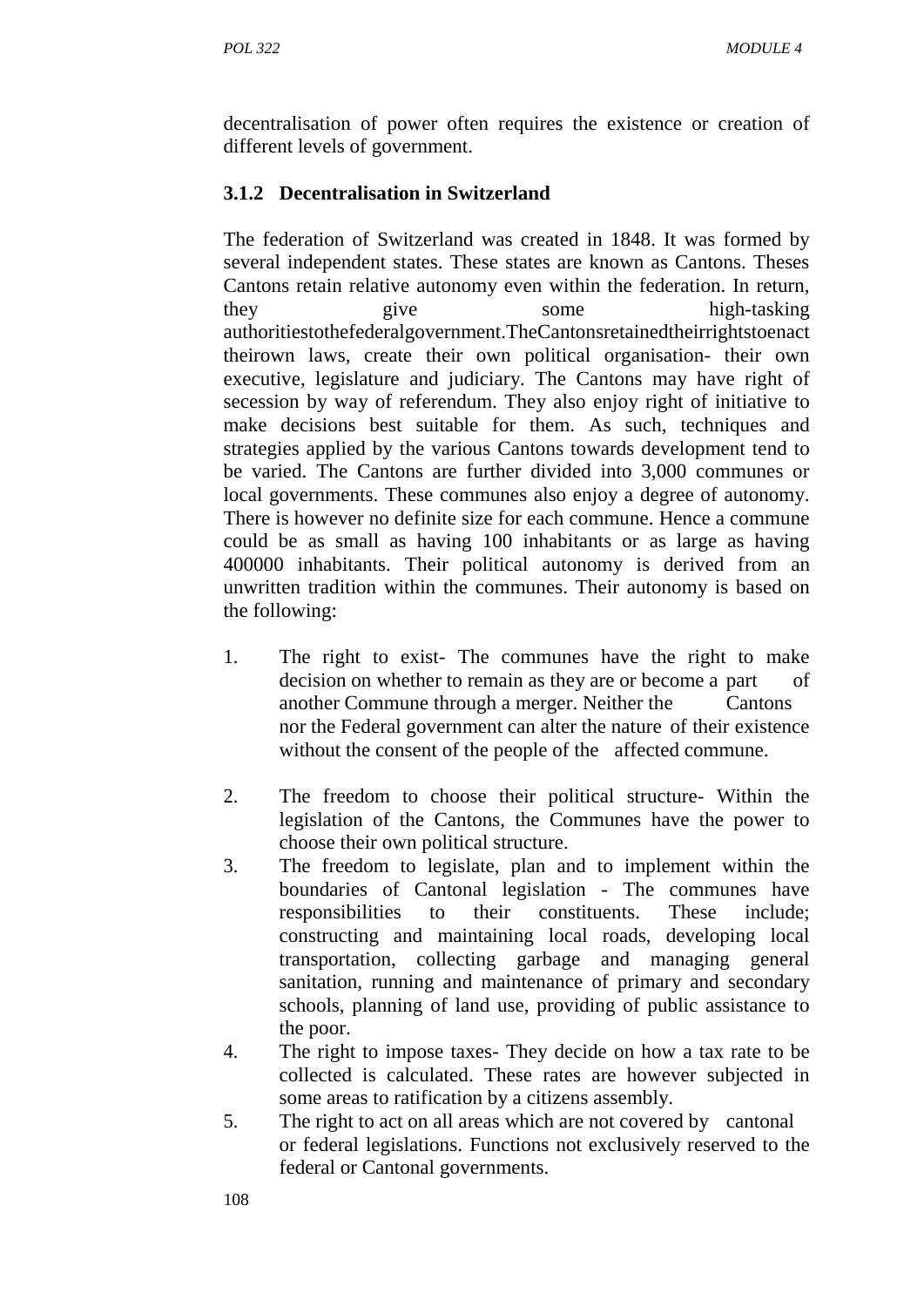decentralisation of power often requires the existence or creation of different levels of government.

### 3.1.2 Decentralisation in Switzerland

The federation of Switzerland was created in 1848. It was formed by several independent states. These states are known as Cantons. Theses Cantons retain relative autonomy even within the federation. In return, they give some high-tasking authoritiestothefederalgovernment.TheCantonsretainedtheirrightstoenact theirown laws, create their own political organisation- their own executive, legislature and judiciary. The Cantons may have right of secession by way of referendum. They also enjoy right of initiative to make decisions best suitable for them. As such, techniques and strategies applied by the various Cantons towards development tend to be varied. The Cantons are further divided into 3,000 communes or local governments. These communes also enjoy a degree of autonomy. There is however no definite size for each commune. Hence a commune could be as small as having 100 inhabitants or as large as having 400000 inhabitants. Their political autonomy is derived from an unwritten tradition within the communes. Their autonomy is based on the following:

1. The right to exist- The communes have the right to make decision on whether to remain as they are or become a part of another Commune through a merger. Neither the Cantons nor the Federal government can alter the nature of their existence without the consent of the people of the affected commune.

2. The freedom to choose their political structure- Within the legislation of the Cantons, the Communes have the power to choose their own political structure.
3. The freedom to legislate, plan and to implement within the boundaries of Cantonal legislation - The communes have responsibilities to their constituents. These include; constructing and maintaining local roads, developing local transportation, collecting garbage and managing general sanitation, running and maintenance of primary and secondary schools, planning of land use, providing of public assistance to the poor.
4. The right to impose taxes- They decide on how a tax rate to be collected is calculated. These rates are however subjected in some areas to ratification by a citizens assembly.
5. The right to act on all areas which are not covered by cantonal or federal legislations. Functions not exclusively reserved to the federal or Cantonal governments.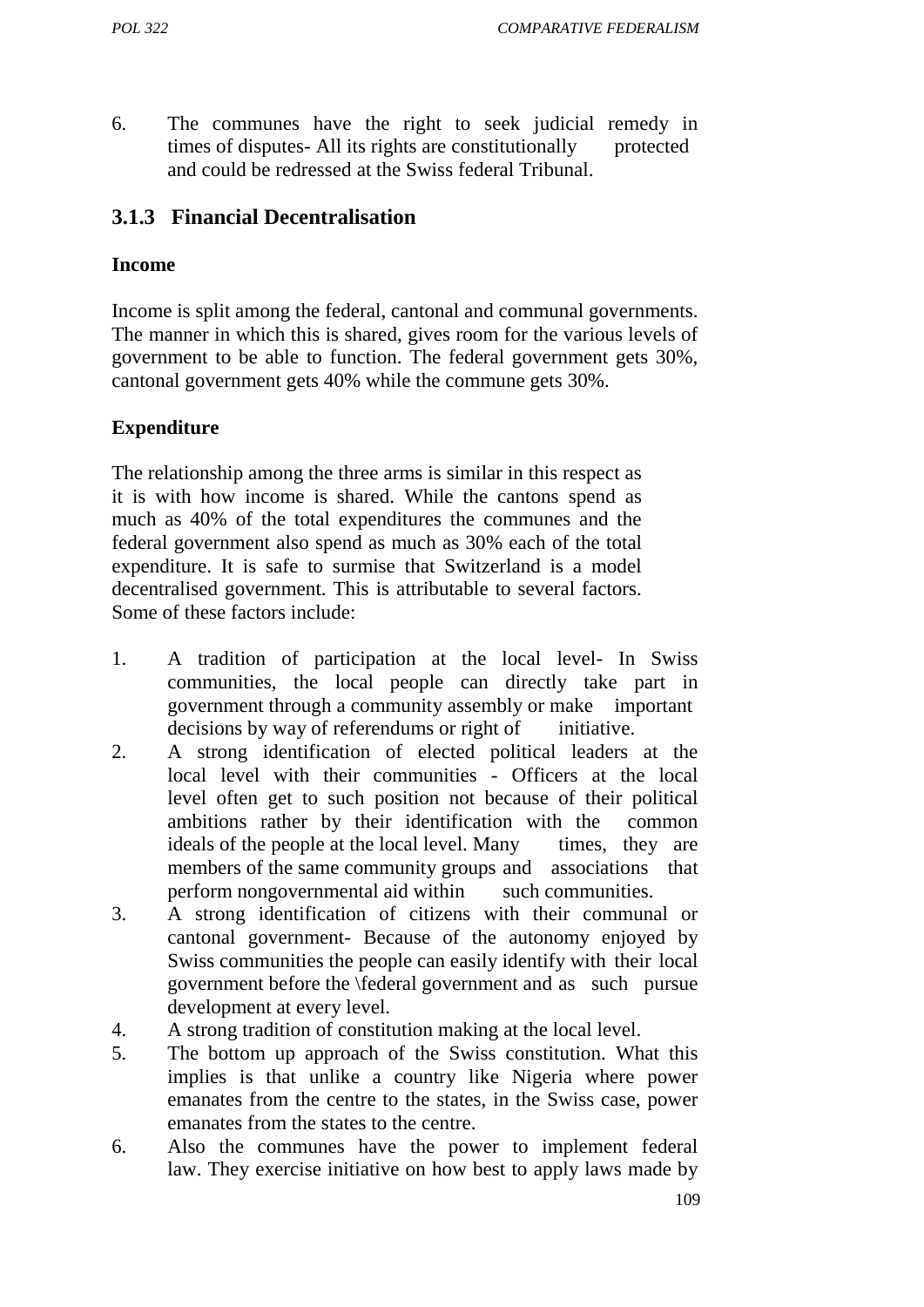6. The communes have the right to seek judicial remedy in times of disputes- All its rights are constitutionally protected and could be redressed at the Swiss federal Tribunal.

### 3.1.3 Financial Decentralisation

**Income**

Income is split among the federal, cantonal and communal governments. The manner in which this is shared, gives room for the various levels of government to be able to function. The federal government gets 30%, cantonal government gets 40% while the commune gets 30%.

**Expenditure**

The relationship among the three arms is similar in this respect as it is with how income is shared. While the cantons spend as much as 40% of the total expenditures the communes and the federal government also spend as much as 30% each of the total expenditure. It is safe to surmise that Switzerland is a model decentralised government. This is attributable to several factors. Some of these factors include:

1. A tradition of participation at the local level- In Swiss communities, the local people can directly take part in government through a community assembly or make important decisions by way of referendums or right of initiative.
2. A strong identification of elected political leaders at the local level with their communities - Officers at the local level often get to such position not because of their political ambitions rather by their identification with the common ideals of the people at the local level. Many times, they are members of the same community groups and associations that perform nongovernmental aid within such communities.
3. A strong identification of citizens with their communal or cantonal government- Because of the autonomy enjoyed by Swiss communities the people can easily identify with their local government before the \federal government and as such pursue development at every level.
4. A strong tradition of constitution making at the local level.
5. The bottom up approach of the Swiss constitution. What this implies is that unlike a country like Nigeria where power emanates from the centre to the states, in the Swiss case, power emanates from the states to the centre.
6. Also the communes have the power to implement federal law. They exercise initiative on how best to apply laws made by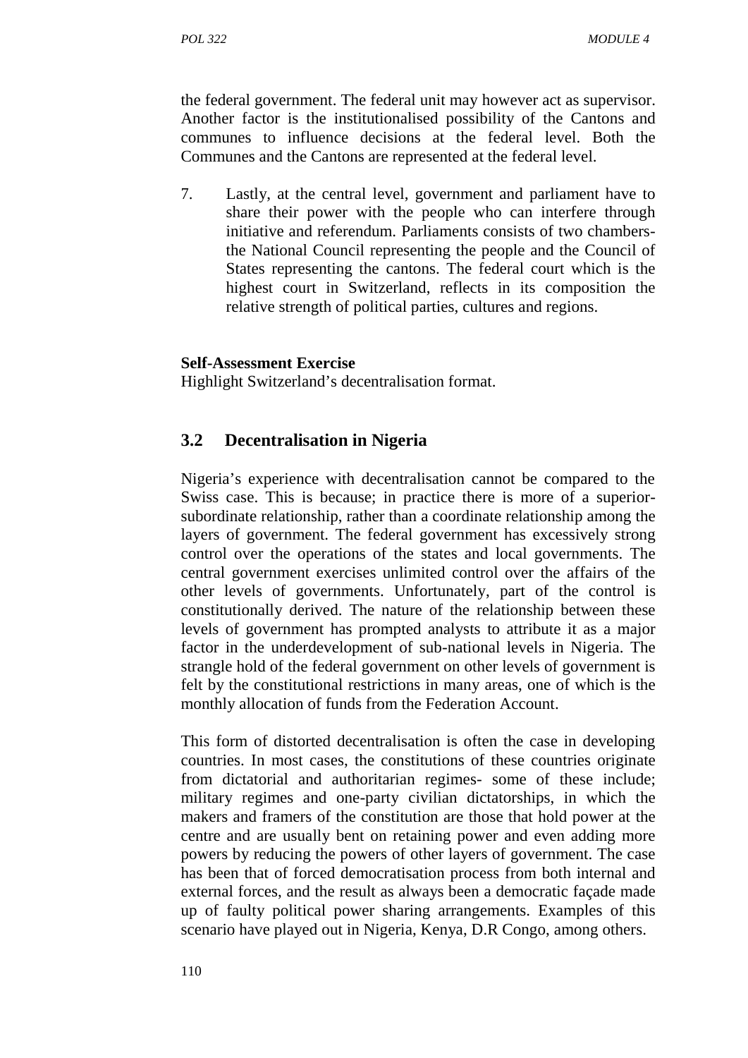the federal government. The federal unit may however act as supervisor. Another factor is the institutionalised possibility of the Cantons and communes to influence decisions at the federal level. Both the Communes and the Cantons are represented at the federal level.

7. Lastly, at the central level, government and parliament have to share their power with the people who can interfere through initiative and referendum. Parliaments consists of two chambers- the National Council representing the people and the Council of States representing the cantons. The federal court which is the highest court in Switzerland, reflects in its composition the relative strength of political parties, cultures and regions.

**Self-Assessment Exercise**
Highlight Switzerland's decentralisation format.

## 3.2 Decentralisation in Nigeria

Nigeria's experience with decentralisation cannot be compared to the Swiss case. This is because; in practice there is more of a superior-subordinate relationship, rather than a coordinate relationship among the layers of government. The federal government has excessively strong control over the operations of the states and local governments. The central government exercises unlimited control over the affairs of the other levels of governments. Unfortunately, part of the control is constitutionally derived. The nature of the relationship between these levels of government has prompted analysts to attribute it as a major factor in the underdevelopment of sub-national levels in Nigeria. The strangle hold of the federal government on other levels of government is felt by the constitutional restrictions in many areas, one of which is the monthly allocation of funds from the Federation Account.

This form of distorted decentralisation is often the case in developing countries. In most cases, the constitutions of these countries originate from dictatorial and authoritarian regimes- some of these include; military regimes and one-party civilian dictatorships, in which the makers and framers of the constitution are those that hold power at the centre and are usually bent on retaining power and even adding more powers by reducing the powers of other layers of government. The case has been that of forced democratisation process from both internal and external forces, and the result as always been a democratic façade made up of faulty political power sharing arrangements. Examples of this scenario have played out in Nigeria, Kenya, D.R Congo, among others.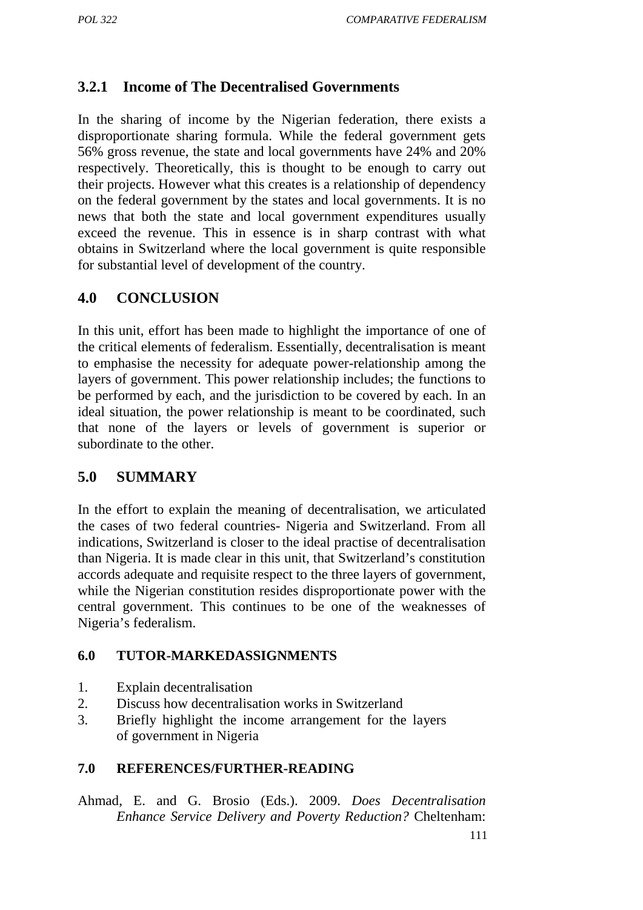### 3.2.1 Income of The Decentralised Governments

In the sharing of income by the Nigerian federation, there exists a disproportionate sharing formula. While the federal government gets 56% gross revenue, the state and local governments have 24% and 20% respectively. Theoretically, this is thought to be enough to carry out their projects. However what this creates is a relationship of dependency on the federal government by the states and local governments. It is no news that both the state and local government expenditures usually exceed the revenue. This in essence is in sharp contrast with what obtains in Switzerland where the local government is quite responsible for substantial level of development of the country.

## 4.0 CONCLUSION

In this unit, effort has been made to highlight the importance of one of the critical elements of federalism. Essentially, decentralisation is meant to emphasise the necessity for adequate power-relationship among the layers of government. This power relationship includes; the functions to be performed by each, and the jurisdiction to be covered by each. In an ideal situation, the power relationship is meant to be coordinated, such that none of the layers or levels of government is superior or subordinate to the other.

## 5.0 SUMMARY

In the effort to explain the meaning of decentralisation, we articulated the cases of two federal countries- Nigeria and Switzerland. From all indications, Switzerland is closer to the ideal practise of decentralisation than Nigeria. It is made clear in this unit, that Switzerland's constitution accords adequate and requisite respect to the three layers of government, while the Nigerian constitution resides disproportionate power with the central government. This continues to be one of the weaknesses of Nigeria's federalism.

### 6.0 TUTOR-MARKEDASSIGNMENTS

1. Explain decentralisation
2. Discuss how decentralisation works in Switzerland
3. Briefly highlight the income arrangement for the layers of government in Nigeria

### 7.0 REFERENCES/FURTHER-READING

Ahmad, E. and G. Brosio (Eds.). 2009. *Does Decentralisation Enhance Service Delivery and Poverty Reduction?* Cheltenham: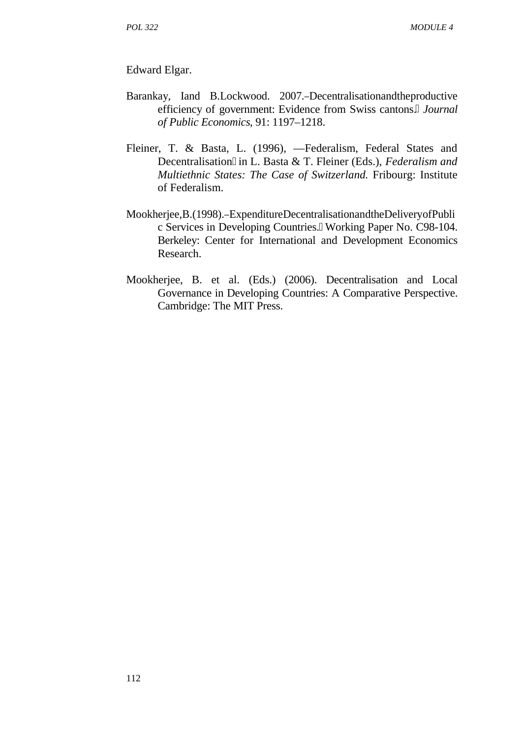Edward Elgar.

Barankay, Iand B.Lockwood. 2007.–Decentralisationandtheproductive efficiency of government: Evidence from Swiss cantons. *Journal of Public Economics*, 91: 1197–1218.

Fleiner, T. & Basta, L. (1996), ―Federalism, Federal States and Decentralisation in L. Basta & T. Fleiner (Eds.), *Federalism and Multiethnic States: The Case of Switzerland.* Fribourg: Institute of Federalism.

Mookherjee,B.(1998).–ExpenditureDecentralisationandtheDeliveryofPublic Services in Developing Countries. Working Paper No. C98-104. Berkeley: Center for International and Development Economics Research.

Mookherjee, B. et al. (Eds.) (2006). Decentralisation and Local Governance in Developing Countries: A Comparative Perspective. Cambridge: The MIT Press.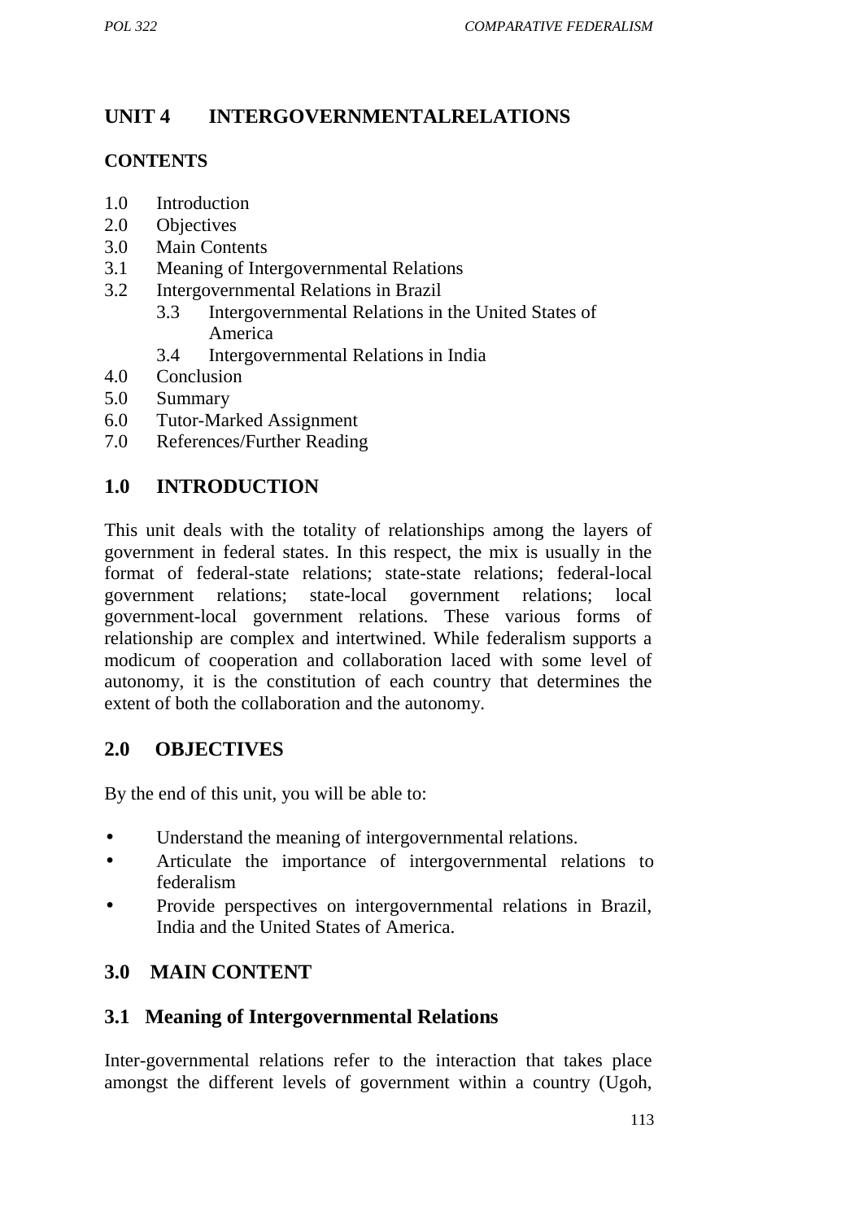## UNIT 4 INTERGOVERNMENTALRELATIONS

### CONTENTS

1.0 Introduction
2.0 Objectives
3.0 Main Contents
3.1 Meaning of Intergovernmental Relations
3.2 Intergovernmental Relations in Brazil
 3.3 Intergovernmental Relations in the United States of America
 3.4 Intergovernmental Relations in India
4.0 Conclusion
5.0 Summary
6.0 Tutor-Marked Assignment
7.0 References/Further Reading

## 1.0 INTRODUCTION

This unit deals with the totality of relationships among the layers of government in federal states. In this respect, the mix is usually in the format of federal-state relations; state-state relations; federal-local government relations; state-local government relations; local government-local government relations. These various forms of relationship are complex and intertwined. While federalism supports a modicum of cooperation and collaboration laced with some level of autonomy, it is the constitution of each country that determines the extent of both the collaboration and the autonomy.

## 2.0 OBJECTIVES

By the end of this unit, you will be able to:

- Understand the meaning of intergovernmental relations.
- Articulate the importance of intergovernmental relations to federalism
- Provide perspectives on intergovernmental relations in Brazil, India and the United States of America.

## 3.0 MAIN CONTENT

### 3.1 Meaning of Intergovernmental Relations

Inter-governmental relations refer to the interaction that takes place amongst the different levels of government within a country (Ugoh,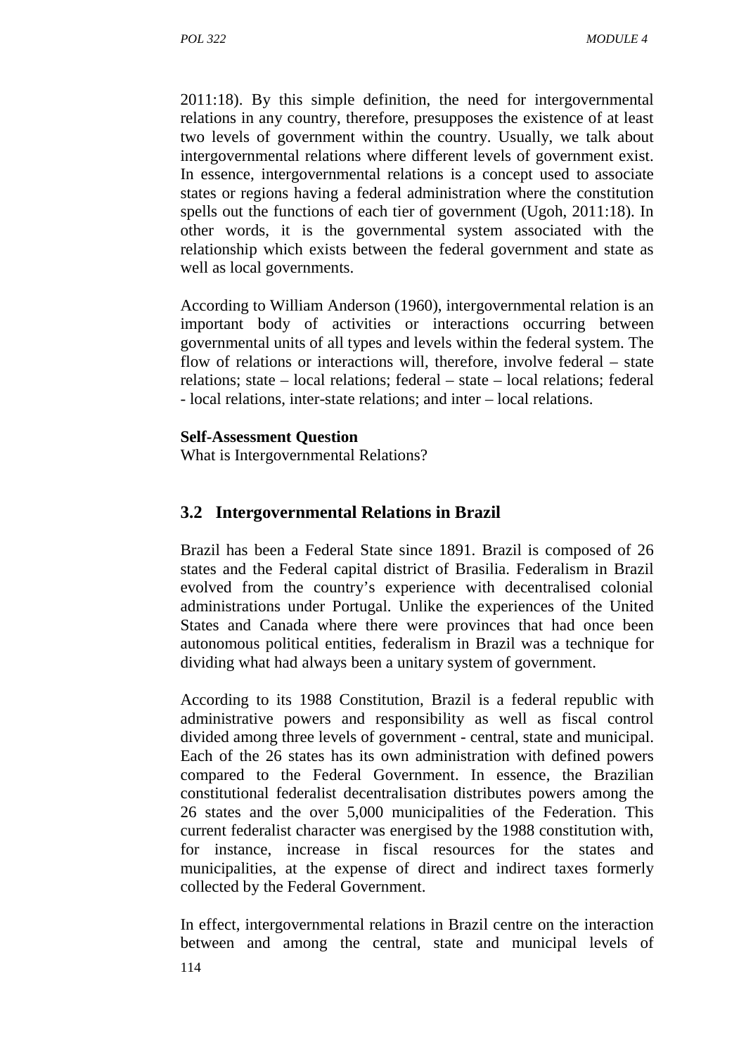2011:18). By this simple definition, the need for intergovernmental relations in any country, therefore, presupposes the existence of at least two levels of government within the country. Usually, we talk about intergovernmental relations where different levels of government exist. In essence, intergovernmental relations is a concept used to associate states or regions having a federal administration where the constitution spells out the functions of each tier of government (Ugoh, 2011:18). In other words, it is the governmental system associated with the relationship which exists between the federal government and state as well as local governments.

According to William Anderson (1960), intergovernmental relation is an important body of activities or interactions occurring between governmental units of all types and levels within the federal system. The flow of relations or interactions will, therefore, involve federal – state relations; state – local relations; federal – state – local relations; federal - local relations, inter-state relations; and inter – local relations.

**Self-Assessment Question**
What is Intergovernmental Relations?

## 3.2 Intergovernmental Relations in Brazil

Brazil has been a Federal State since 1891. Brazil is composed of 26 states and the Federal capital district of Brasilia. Federalism in Brazil evolved from the country's experience with decentralised colonial administrations under Portugal. Unlike the experiences of the United States and Canada where there were provinces that had once been autonomous political entities, federalism in Brazil was a technique for dividing what had always been a unitary system of government.

According to its 1988 Constitution, Brazil is a federal republic with administrative powers and responsibility as well as fiscal control divided among three levels of government - central, state and municipal. Each of the 26 states has its own administration with defined powers compared to the Federal Government. In essence, the Brazilian constitutional federalist decentralisation distributes powers among the 26 states and the over 5,000 municipalities of the Federation. This current federalist character was energised by the 1988 constitution with, for instance, increase in fiscal resources for the states and municipalities, at the expense of direct and indirect taxes formerly collected by the Federal Government.

In effect, intergovernmental relations in Brazil centre on the interaction between and among the central, state and municipal levels of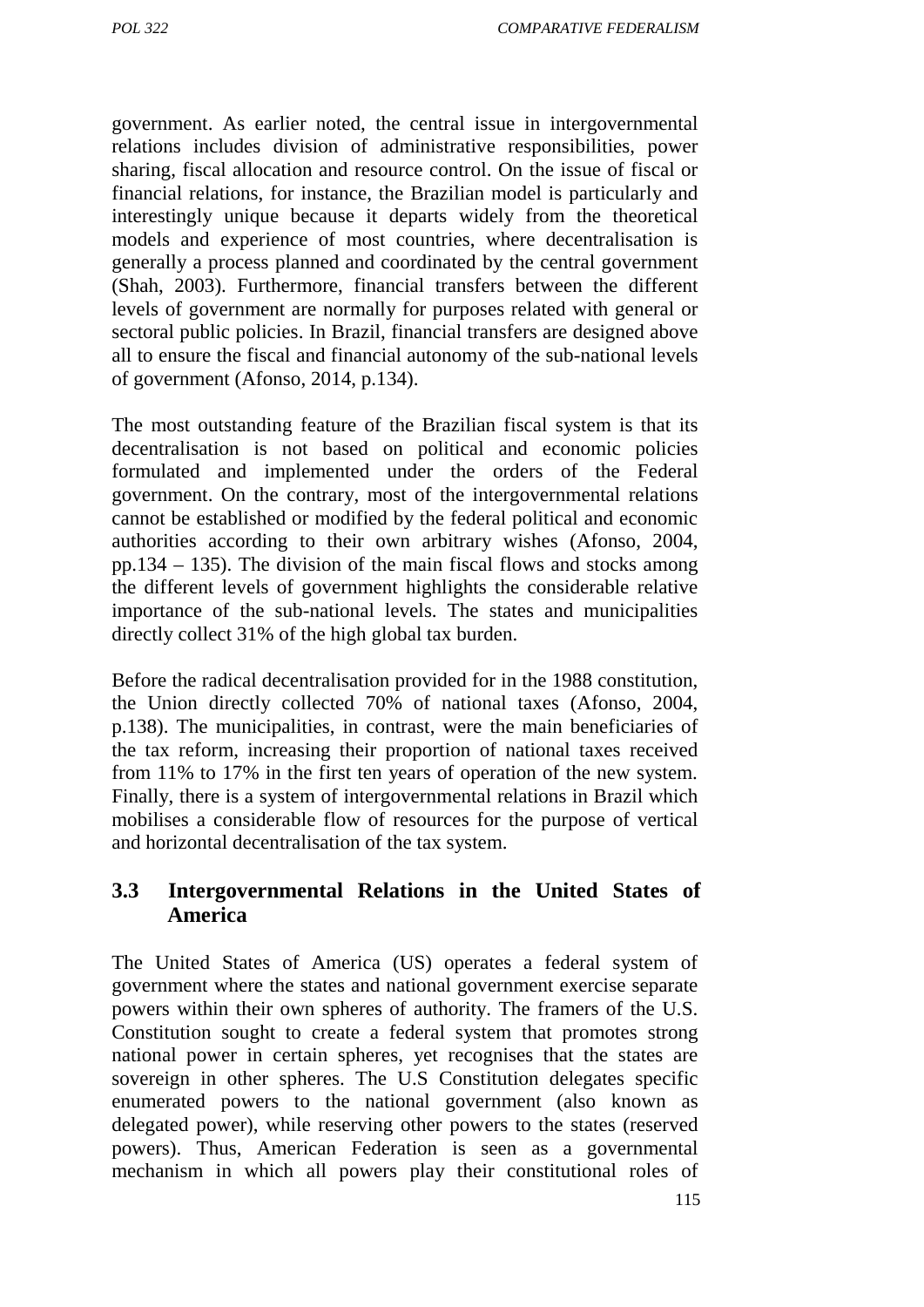government. As earlier noted, the central issue in intergovernmental relations includes division of administrative responsibilities, power sharing, fiscal allocation and resource control. On the issue of fiscal or financial relations, for instance, the Brazilian model is particularly and interestingly unique because it departs widely from the theoretical models and experience of most countries, where decentralisation is generally a process planned and coordinated by the central government (Shah, 2003). Furthermore, financial transfers between the different levels of government are normally for purposes related with general or sectoral public policies. In Brazil, financial transfers are designed above all to ensure the fiscal and financial autonomy of the sub-national levels of government (Afonso, 2014, p.134).

The most outstanding feature of the Brazilian fiscal system is that its decentralisation is not based on political and economic policies formulated and implemented under the orders of the Federal government. On the contrary, most of the intergovernmental relations cannot be established or modified by the federal political and economic authorities according to their own arbitrary wishes (Afonso, 2004, pp.134 – 135). The division of the main fiscal flows and stocks among the different levels of government highlights the considerable relative importance of the sub-national levels. The states and municipalities directly collect 31% of the high global tax burden.

Before the radical decentralisation provided for in the 1988 constitution, the Union directly collected 70% of national taxes (Afonso, 2004, p.138). The municipalities, in contrast, were the main beneficiaries of the tax reform, increasing their proportion of national taxes received from 11% to 17% in the first ten years of operation of the new system. Finally, there is a system of intergovernmental relations in Brazil which mobilises a considerable flow of resources for the purpose of vertical and horizontal decentralisation of the tax system.

## 3.3 Intergovernmental Relations in the United States of America

The United States of America (US) operates a federal system of government where the states and national government exercise separate powers within their own spheres of authority. The framers of the U.S. Constitution sought to create a federal system that promotes strong national power in certain spheres, yet recognises that the states are sovereign in other spheres. The U.S Constitution delegates specific enumerated powers to the national government (also known as delegated power), while reserving other powers to the states (reserved powers). Thus, American Federation is seen as a governmental mechanism in which all powers play their constitutional roles of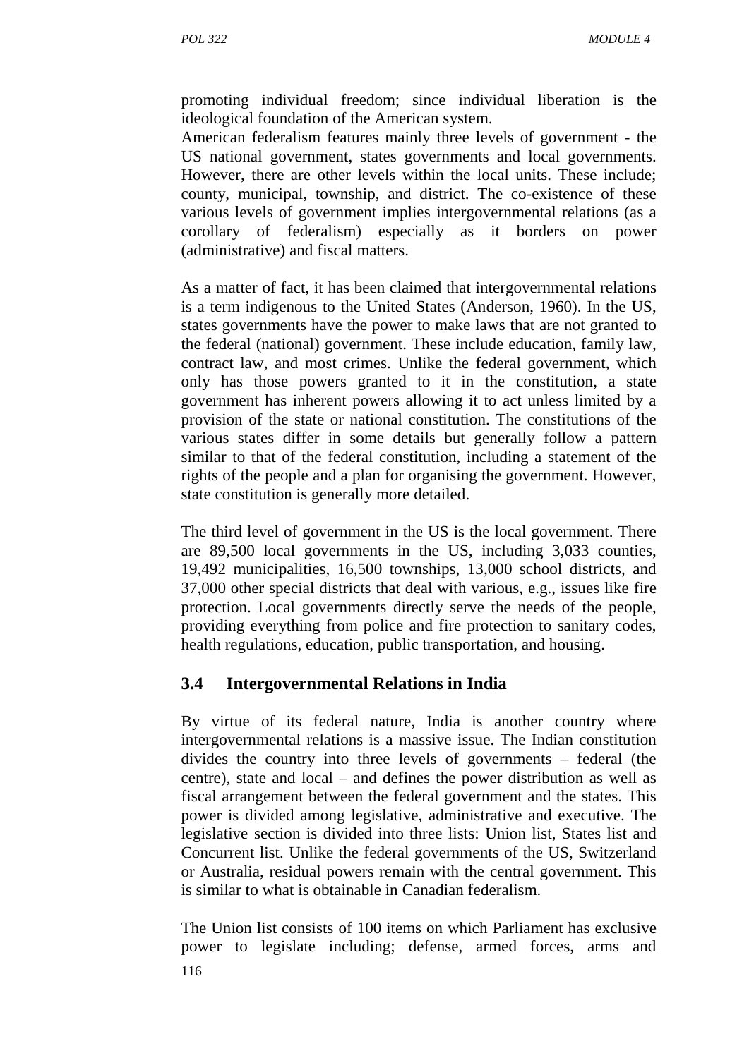promoting individual freedom; since individual liberation is the ideological foundation of the American system.
American federalism features mainly three levels of government - the US national government, states governments and local governments. However, there are other levels within the local units. These include; county, municipal, township, and district. The co-existence of these various levels of government implies intergovernmental relations (as a corollary of federalism) especially as it borders on power (administrative) and fiscal matters.

As a matter of fact, it has been claimed that intergovernmental relations is a term indigenous to the United States (Anderson, 1960). In the US, states governments have the power to make laws that are not granted to the federal (national) government. These include education, family law, contract law, and most crimes. Unlike the federal government, which only has those powers granted to it in the constitution, a state government has inherent powers allowing it to act unless limited by a provision of the state or national constitution. The constitutions of the various states differ in some details but generally follow a pattern similar to that of the federal constitution, including a statement of the rights of the people and a plan for organising the government. However, state constitution is generally more detailed.

The third level of government in the US is the local government. There are 89,500 local governments in the US, including 3,033 counties, 19,492 municipalities, 16,500 townships, 13,000 school districts, and 37,000 other special districts that deal with various, e.g., issues like fire protection. Local governments directly serve the needs of the people, providing everything from police and fire protection to sanitary codes, health regulations, education, public transportation, and housing.

## 3.4 Intergovernmental Relations in India

By virtue of its federal nature, India is another country where intergovernmental relations is a massive issue. The Indian constitution divides the country into three levels of governments – federal (the centre), state and local – and defines the power distribution as well as fiscal arrangement between the federal government and the states. This power is divided among legislative, administrative and executive. The legislative section is divided into three lists: Union list, States list and Concurrent list. Unlike the federal governments of the US, Switzerland or Australia, residual powers remain with the central government. This is similar to what is obtainable in Canadian federalism.

The Union list consists of 100 items on which Parliament has exclusive power to legislate including; defense, armed forces, arms and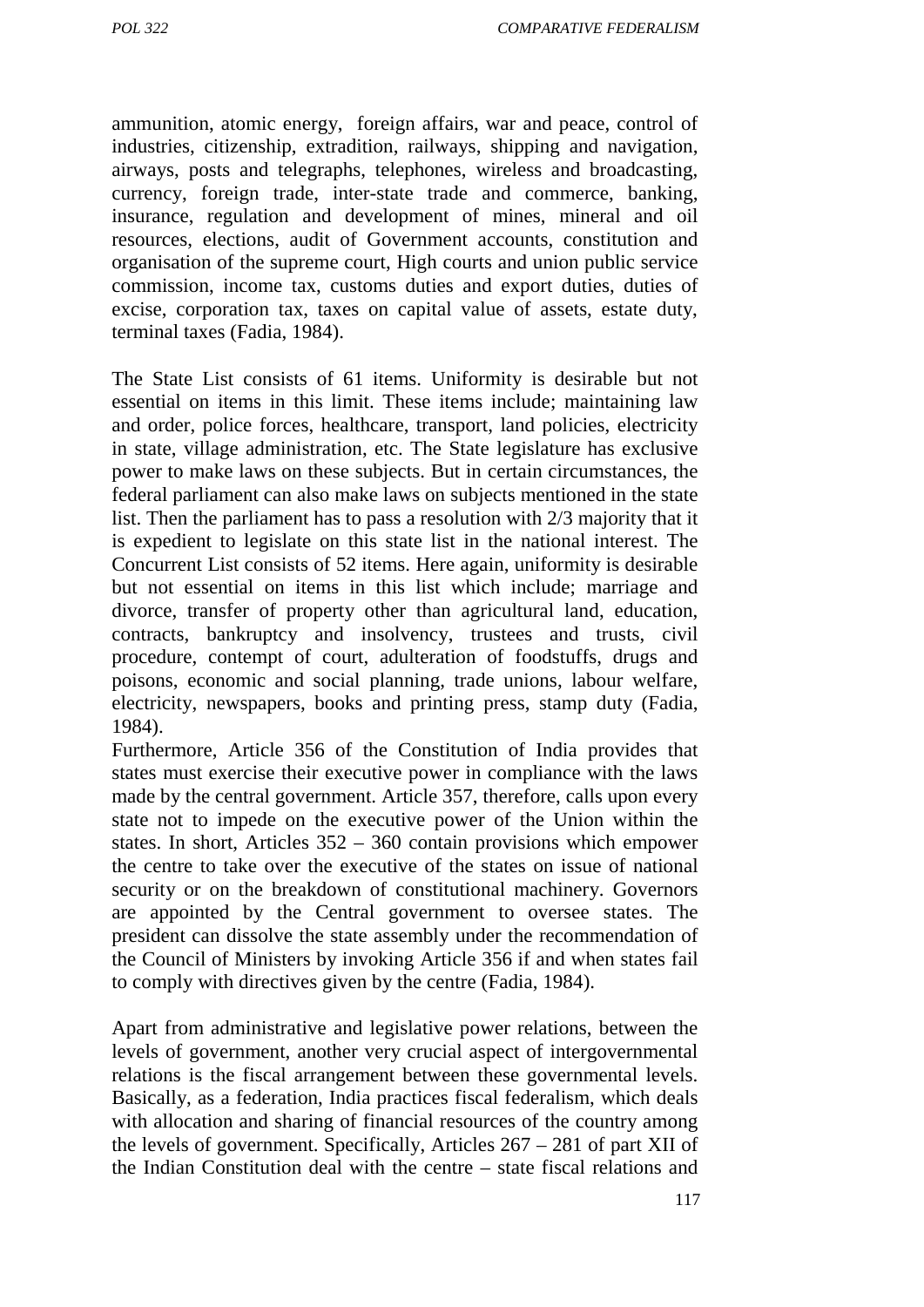ammunition, atomic energy, foreign affairs, war and peace, control of industries, citizenship, extradition, railways, shipping and navigation, airways, posts and telegraphs, telephones, wireless and broadcasting, currency, foreign trade, inter-state trade and commerce, banking, insurance, regulation and development of mines, mineral and oil resources, elections, audit of Government accounts, constitution and organisation of the supreme court, High courts and union public service commission, income tax, customs duties and export duties, duties of excise, corporation tax, taxes on capital value of assets, estate duty, terminal taxes (Fadia, 1984).

The State List consists of 61 items. Uniformity is desirable but not essential on items in this limit. These items include; maintaining law and order, police forces, healthcare, transport, land policies, electricity in state, village administration, etc. The State legislature has exclusive power to make laws on these subjects. But in certain circumstances, the federal parliament can also make laws on subjects mentioned in the state list. Then the parliament has to pass a resolution with 2/3 majority that it is expedient to legislate on this state list in the national interest. The Concurrent List consists of 52 items. Here again, uniformity is desirable but not essential on items in this list which include; marriage and divorce, transfer of property other than agricultural land, education, contracts, bankruptcy and insolvency, trustees and trusts, civil procedure, contempt of court, adulteration of foodstuffs, drugs and poisons, economic and social planning, trade unions, labour welfare, electricity, newspapers, books and printing press, stamp duty (Fadia, 1984).

Furthermore, Article 356 of the Constitution of India provides that states must exercise their executive power in compliance with the laws made by the central government. Article 357, therefore, calls upon every state not to impede on the executive power of the Union within the states. In short, Articles 352 – 360 contain provisions which empower the centre to take over the executive of the states on issue of national security or on the breakdown of constitutional machinery. Governors are appointed by the Central government to oversee states. The president can dissolve the state assembly under the recommendation of the Council of Ministers by invoking Article 356 if and when states fail to comply with directives given by the centre (Fadia, 1984).

Apart from administrative and legislative power relations, between the levels of government, another very crucial aspect of intergovernmental relations is the fiscal arrangement between these governmental levels. Basically, as a federation, India practices fiscal federalism, which deals with allocation and sharing of financial resources of the country among the levels of government. Specifically, Articles 267 – 281 of part XII of the Indian Constitution deal with the centre – state fiscal relations and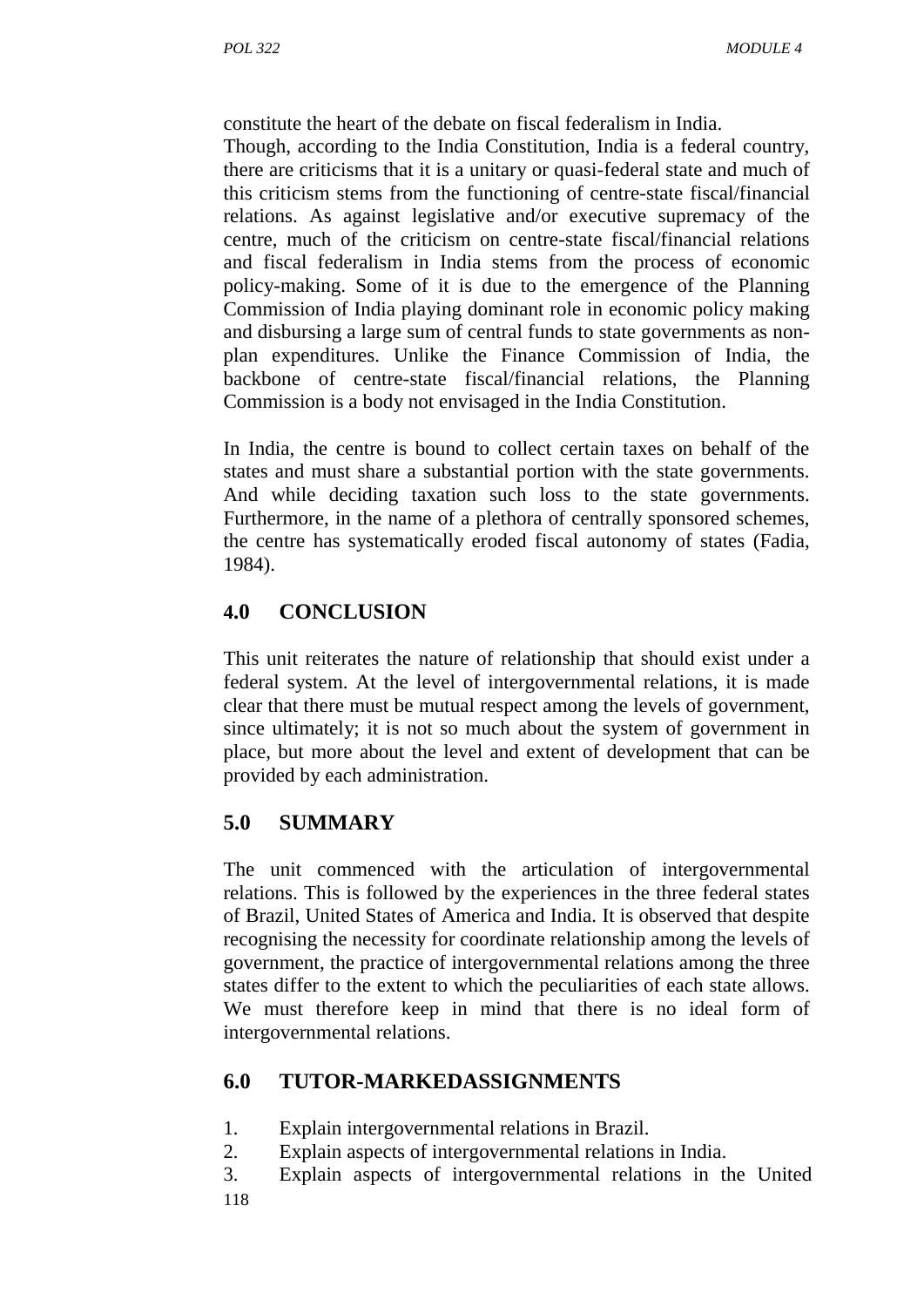constitute the heart of the debate on fiscal federalism in India.
Though, according to the India Constitution, India is a federal country, there are criticisms that it is a unitary or quasi-federal state and much of this criticism stems from the functioning of centre-state fiscal/financial relations. As against legislative and/or executive supremacy of the centre, much of the criticism on centre-state fiscal/financial relations and fiscal federalism in India stems from the process of economic policy-making. Some of it is due to the emergence of the Planning Commission of India playing dominant role in economic policy making and disbursing a large sum of central funds to state governments as non-plan expenditures. Unlike the Finance Commission of India, the backbone of centre-state fiscal/financial relations, the Planning Commission is a body not envisaged in the India Constitution.

In India, the centre is bound to collect certain taxes on behalf of the states and must share a substantial portion with the state governments. And while deciding taxation such loss to the state governments. Furthermore, in the name of a plethora of centrally sponsored schemes, the centre has systematically eroded fiscal autonomy of states (Fadia, 1984).

## 4.0 CONCLUSION

This unit reiterates the nature of relationship that should exist under a federal system. At the level of intergovernmental relations, it is made clear that there must be mutual respect among the levels of government, since ultimately; it is not so much about the system of government in place, but more about the level and extent of development that can be provided by each administration.

## 5.0 SUMMARY

The unit commenced with the articulation of intergovernmental relations. This is followed by the experiences in the three federal states of Brazil, United States of America and India. It is observed that despite recognising the necessity for coordinate relationship among the levels of government, the practice of intergovernmental relations among the three states differ to the extent to which the peculiarities of each state allows. We must therefore keep in mind that there is no ideal form of intergovernmental relations.

## 6.0 TUTOR-MARKEDASSIGNMENTS

1. Explain intergovernmental relations in Brazil.
2. Explain aspects of intergovernmental relations in India.
3. Explain aspects of intergovernmental relations in the United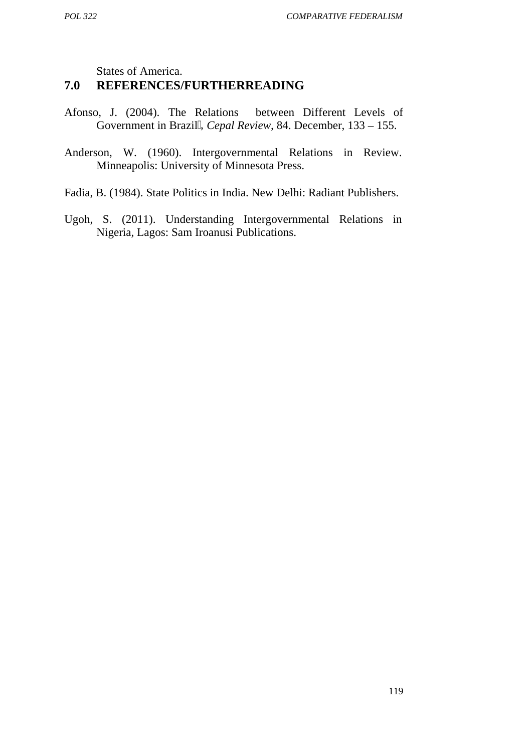States of America.

## 7.0 REFERENCES/FURTHERREADING

Afonso, J. (2004). The Relations between Different Levels of Government in Brazil, *Cepal Review*, 84. December, 133 – 155.

Anderson, W. (1960). Intergovernmental Relations in Review. Minneapolis: University of Minnesota Press.

Fadia, B. (1984). State Politics in India. New Delhi: Radiant Publishers.

Ugoh, S. (2011). Understanding Intergovernmental Relations in Nigeria, Lagos: Sam Iroanusi Publications.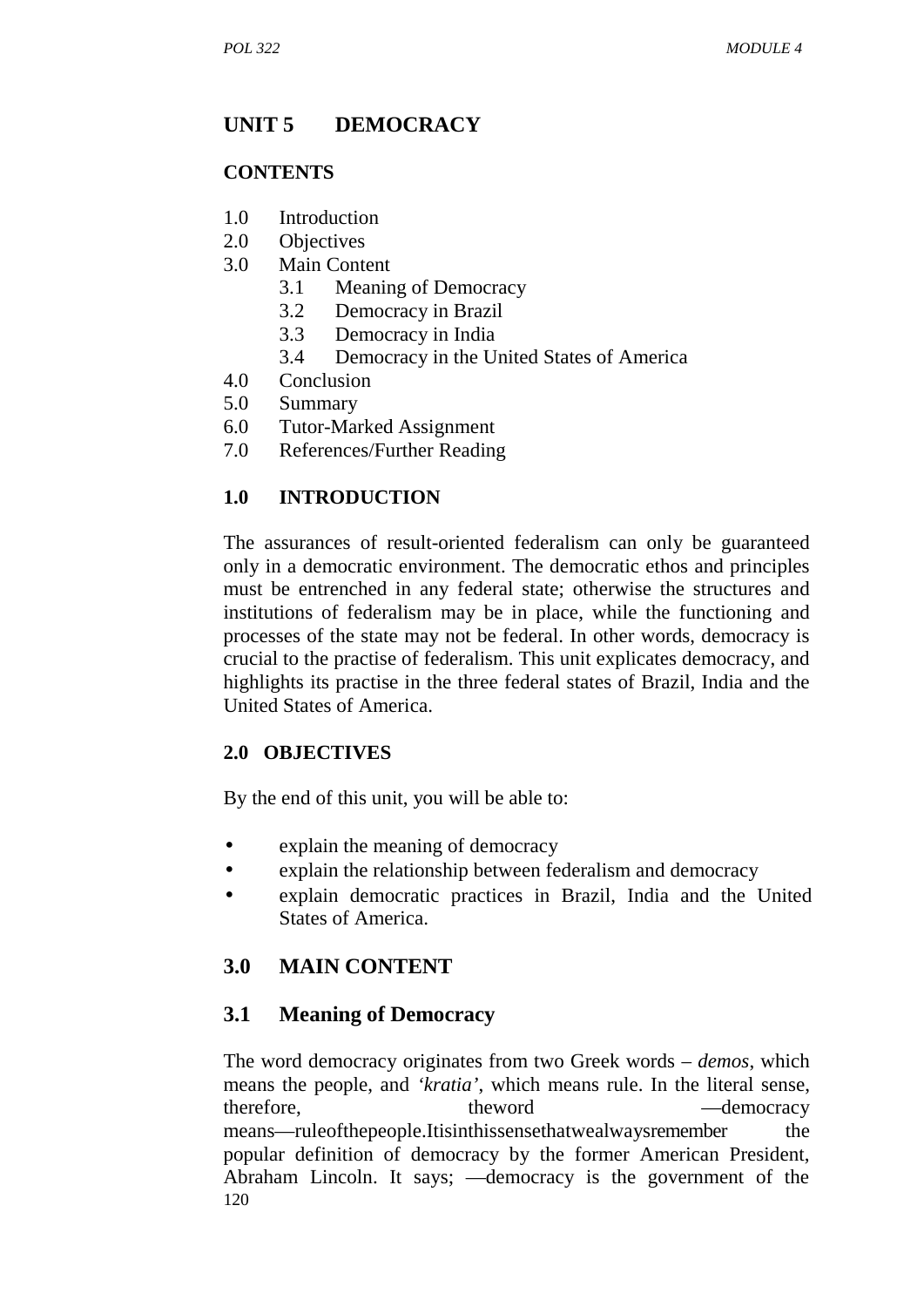## UNIT 5 DEMOCRACY

### CONTENTS

1.0 Introduction
2.0 Objectives
3.0 Main Content
    3.1 Meaning of Democracy
    3.2 Democracy in Brazil
    3.3 Democracy in India
    3.4 Democracy in the United States of America
4.0 Conclusion
5.0 Summary
6.0 Tutor-Marked Assignment
7.0 References/Further Reading

### 1.0 INTRODUCTION

The assurances of result-oriented federalism can only be guaranteed only in a democratic environment. The democratic ethos and principles must be entrenched in any federal state; otherwise the structures and institutions of federalism may be in place, while the functioning and processes of the state may not be federal. In other words, democracy is crucial to the practise of federalism. This unit explicates democracy, and highlights its practise in the three federal states of Brazil, India and the United States of America.

### 2.0 OBJECTIVES

By the end of this unit, you will be able to:

- explain the meaning of democracy
- explain the relationship between federalism and democracy
- explain democratic practices in Brazil, India and the United States of America.

## 3.0 MAIN CONTENT

### 3.1 Meaning of Democracy

The word democracy originates from two Greek words – *demos*, which means the people, and *'kratia'*, which means rule. In the literal sense, therefore, theword —democracy means—ruleofthepeople.Itisinthissensethatwealwaysremember the popular definition of democracy by the former American President, Abraham Lincoln. It says; —democracy is the government of the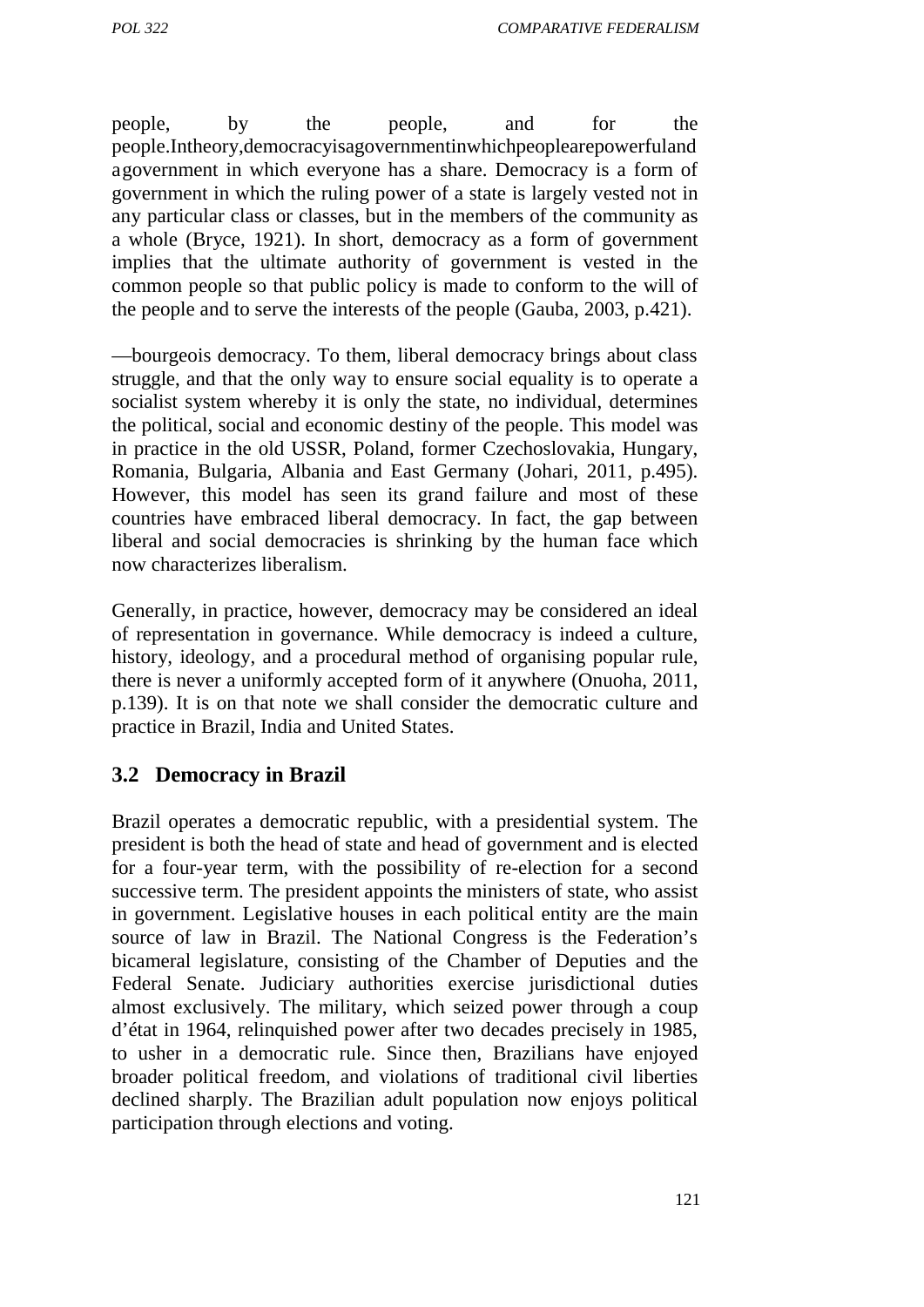people, by the people, and for the people.Intheory,democracyisagovernmentinwhichpeoplearepowerfuland agovernment in which everyone has a share. Democracy is a form of government in which the ruling power of a state is largely vested not in any particular class or classes, but in the members of the community as a whole (Bryce, 1921). In short, democracy as a form of government implies that the ultimate authority of government is vested in the common people so that public policy is made to conform to the will of the people and to serve the interests of the people (Gauba, 2003, p.421).

—bourgeois democracy. To them, liberal democracy brings about class struggle, and that the only way to ensure social equality is to operate a socialist system whereby it is only the state, no individual, determines the political, social and economic destiny of the people. This model was in practice in the old USSR, Poland, former Czechoslovakia, Hungary, Romania, Bulgaria, Albania and East Germany (Johari, 2011, p.495). However, this model has seen its grand failure and most of these countries have embraced liberal democracy. In fact, the gap between liberal and social democracies is shrinking by the human face which now characterizes liberalism.

Generally, in practice, however, democracy may be considered an ideal of representation in governance. While democracy is indeed a culture, history, ideology, and a procedural method of organising popular rule, there is never a uniformly accepted form of it anywhere (Onuoha, 2011, p.139). It is on that note we shall consider the democratic culture and practice in Brazil, India and United States.

## 3.2 Democracy in Brazil

Brazil operates a democratic republic, with a presidential system. The president is both the head of state and head of government and is elected for a four-year term, with the possibility of re-election for a second successive term. The president appoints the ministers of state, who assist in government. Legislative houses in each political entity are the main source of law in Brazil. The National Congress is the Federation's bicameral legislature, consisting of the Chamber of Deputies and the Federal Senate. Judiciary authorities exercise jurisdictional duties almost exclusively. The military, which seized power through a coup d'état in 1964, relinquished power after two decades precisely in 1985, to usher in a democratic rule. Since then, Brazilians have enjoyed broader political freedom, and violations of traditional civil liberties declined sharply. The Brazilian adult population now enjoys political participation through elections and voting.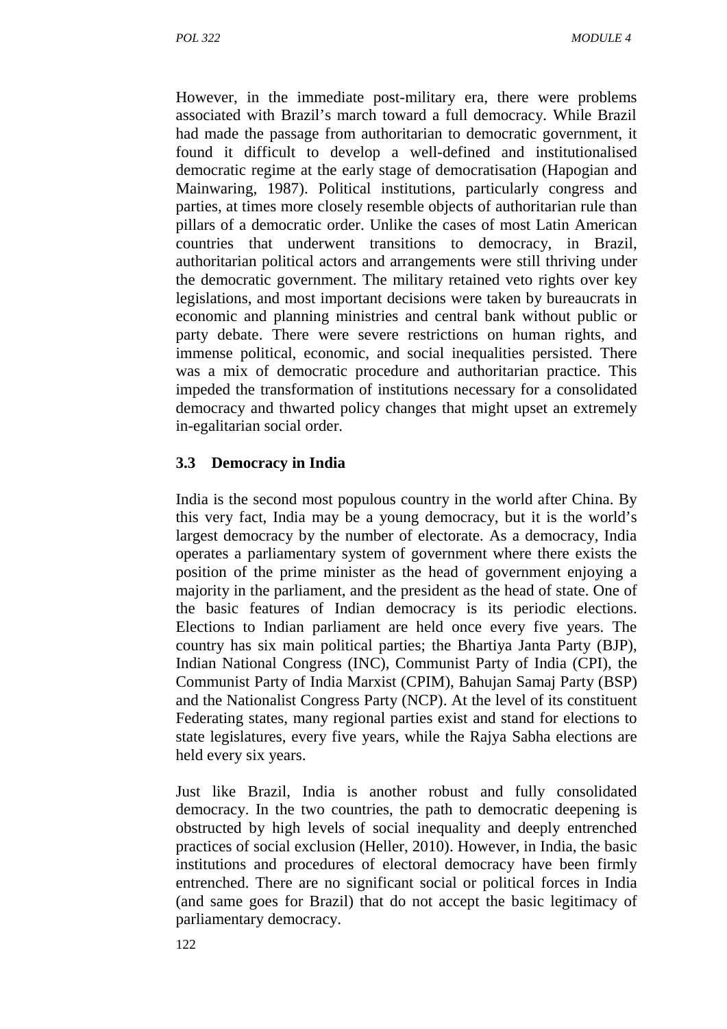However, in the immediate post-military era, there were problems associated with Brazil's march toward a full democracy. While Brazil had made the passage from authoritarian to democratic government, it found it difficult to develop a well-defined and institutionalised democratic regime at the early stage of democratisation (Hapogian and Mainwaring, 1987). Political institutions, particularly congress and parties, at times more closely resemble objects of authoritarian rule than pillars of a democratic order. Unlike the cases of most Latin American countries that underwent transitions to democracy, in Brazil, authoritarian political actors and arrangements were still thriving under the democratic government. The military retained veto rights over key legislations, and most important decisions were taken by bureaucrats in economic and planning ministries and central bank without public or party debate. There were severe restrictions on human rights, and immense political, economic, and social inequalities persisted. There was a mix of democratic procedure and authoritarian practice. This impeded the transformation of institutions necessary for a consolidated democracy and thwarted policy changes that might upset an extremely in-egalitarian social order.

### 3.3 Democracy in India

India is the second most populous country in the world after China. By this very fact, India may be a young democracy, but it is the world's largest democracy by the number of electorate. As a democracy, India operates a parliamentary system of government where there exists the position of the prime minister as the head of government enjoying a majority in the parliament, and the president as the head of state. One of the basic features of Indian democracy is its periodic elections. Elections to Indian parliament are held once every five years. The country has six main political parties; the Bhartiya Janta Party (BJP), Indian National Congress (INC), Communist Party of India (CPI), the Communist Party of India Marxist (CPIM), Bahujan Samaj Party (BSP) and the Nationalist Congress Party (NCP). At the level of its constituent Federating states, many regional parties exist and stand for elections to state legislatures, every five years, while the Rajya Sabha elections are held every six years.

Just like Brazil, India is another robust and fully consolidated democracy. In the two countries, the path to democratic deepening is obstructed by high levels of social inequality and deeply entrenched practices of social exclusion (Heller, 2010). However, in India, the basic institutions and procedures of electoral democracy have been firmly entrenched. There are no significant social or political forces in India (and same goes for Brazil) that do not accept the basic legitimacy of parliamentary democracy.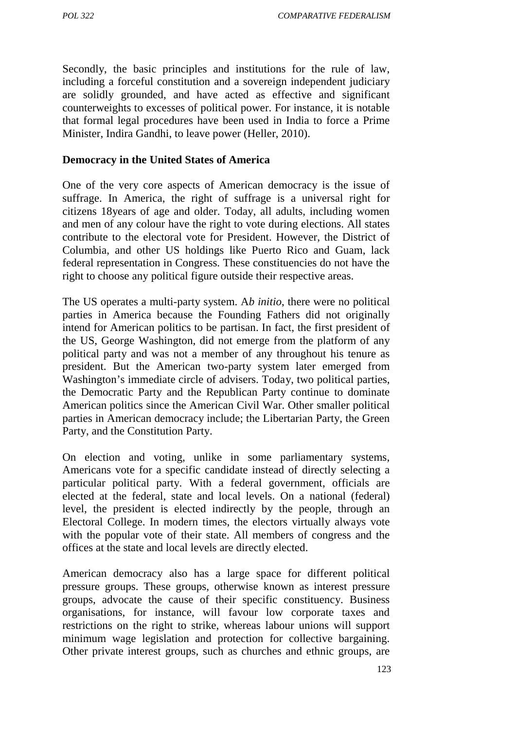Secondly, the basic principles and institutions for the rule of law, including a forceful constitution and a sovereign independent judiciary are solidly grounded, and have acted as effective and significant counterweights to excesses of political power. For instance, it is notable that formal legal procedures have been used in India to force a Prime Minister, Indira Gandhi, to leave power (Heller, 2010).

**Democracy in the United States of America**

One of the very core aspects of American democracy is the issue of suffrage. In America, the right of suffrage is a universal right for citizens 18years of age and older. Today, all adults, including women and men of any colour have the right to vote during elections. All states contribute to the electoral vote for President. However, the District of Columbia, and other US holdings like Puerto Rico and Guam, lack federal representation in Congress. These constituencies do not have the right to choose any political figure outside their respective areas.

The US operates a multi-party system. A*b initio*, there were no political parties in America because the Founding Fathers did not originally intend for American politics to be partisan. In fact, the first president of the US, George Washington, did not emerge from the platform of any political party and was not a member of any throughout his tenure as president. But the American two-party system later emerged from Washington's immediate circle of advisers. Today, two political parties, the Democratic Party and the Republican Party continue to dominate American politics since the American Civil War. Other smaller political parties in American democracy include; the Libertarian Party, the Green Party, and the Constitution Party.

On election and voting, unlike in some parliamentary systems, Americans vote for a specific candidate instead of directly selecting a particular political party. With a federal government, officials are elected at the federal, state and local levels. On a national (federal) level, the president is elected indirectly by the people, through an Electoral College. In modern times, the electors virtually always vote with the popular vote of their state. All members of congress and the offices at the state and local levels are directly elected.

American democracy also has a large space for different political pressure groups. These groups, otherwise known as interest pressure groups, advocate the cause of their specific constituency. Business organisations, for instance, will favour low corporate taxes and restrictions on the right to strike, whereas labour unions will support minimum wage legislation and protection for collective bargaining. Other private interest groups, such as churches and ethnic groups, are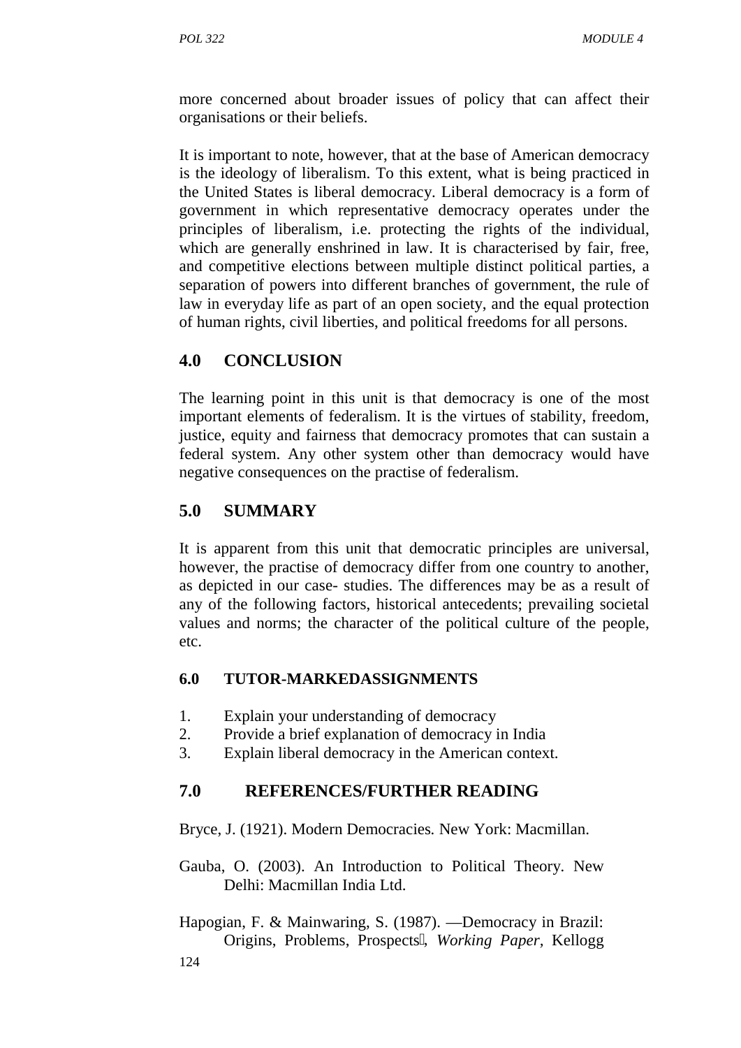more concerned about broader issues of policy that can affect their organisations or their beliefs.

It is important to note, however, that at the base of American democracy is the ideology of liberalism. To this extent, what is being practiced in the United States is liberal democracy. Liberal democracy is a form of government in which representative democracy operates under the principles of liberalism, i.e. protecting the rights of the individual, which are generally enshrined in law. It is characterised by fair, free, and competitive elections between multiple distinct political parties, a separation of powers into different branches of government, the rule of law in everyday life as part of an open society, and the equal protection of human rights, civil liberties, and political freedoms for all persons.

## 4.0 CONCLUSION

The learning point in this unit is that democracy is one of the most important elements of federalism. It is the virtues of stability, freedom, justice, equity and fairness that democracy promotes that can sustain a federal system. Any other system other than democracy would have negative consequences on the practise of federalism.

## 5.0 SUMMARY

It is apparent from this unit that democratic principles are universal, however, the practise of democracy differ from one country to another, as depicted in our case- studies. The differences may be as a result of any of the following factors, historical antecedents; prevailing societal values and norms; the character of the political culture of the people, etc.

### 6.0 TUTOR-MARKEDASSIGNMENTS

1. Explain your understanding of democracy
2. Provide a brief explanation of democracy in India
3. Explain liberal democracy in the American context.

## 7.0 REFERENCES/FURTHER READING

Bryce, J. (1921). Modern Democracies. New York: Macmillan.

Gauba, O. (2003). An Introduction to Political Theory. New Delhi: Macmillan India Ltd.

Hapogian, F. & Mainwaring, S. (1987). ―Democracy in Brazil: Origins, Problems, Prospects‖, *Working Paper*, Kellogg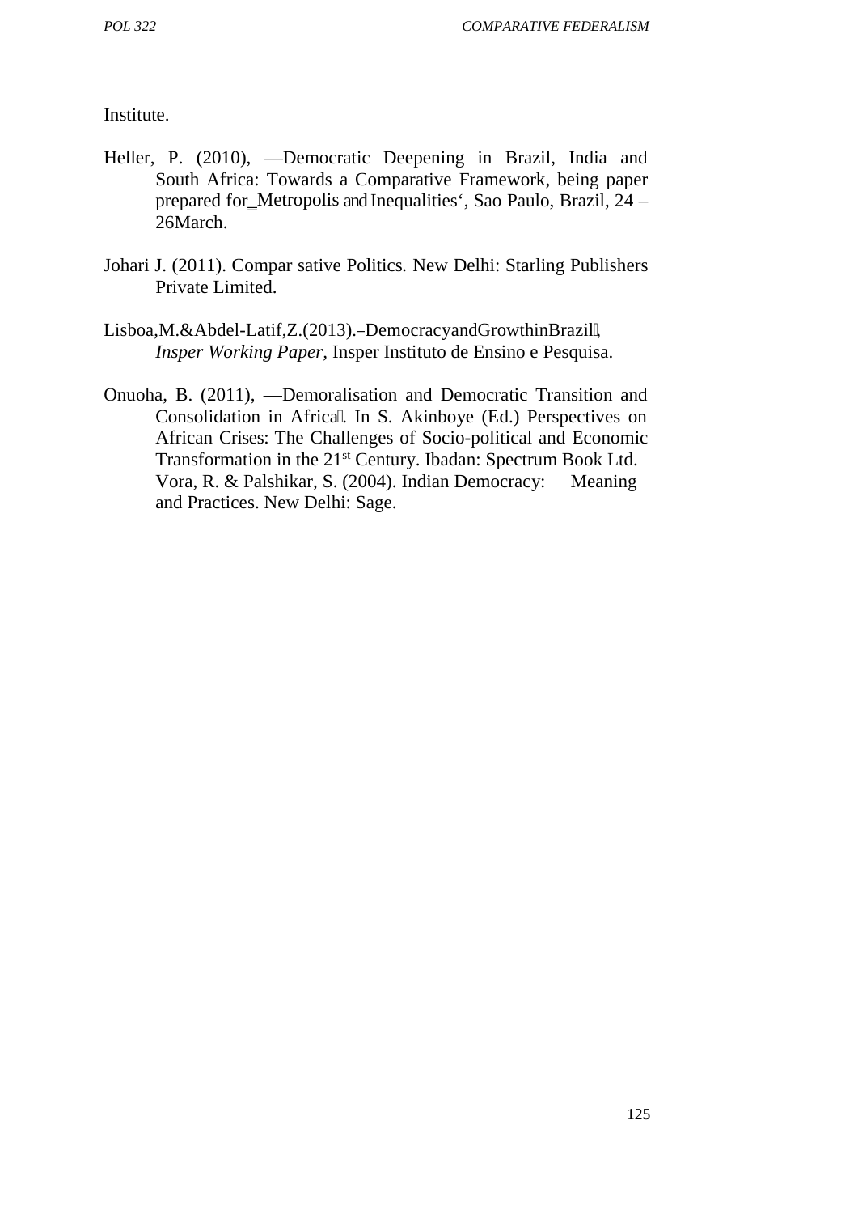Institute.

Heller, P. (2010), ―Democratic Deepening in Brazil, India and South Africa: Towards a Comparative Framework, being paper prepared for‗Metropolis and Inequalities', Sao Paulo, Brazil, 24 – 26March.

Johari J. (2011). Compar sative Politics. New Delhi: Starling Publishers Private Limited.

Lisboa,M.&Abdel-Latif,Z.(2013).–DemocracyandGrowthinBrazil‖, *Insper Working Paper*, Insper Instituto de Ensino e Pesquisa.

Onuoha, B. (2011), ―Demoralisation and Democratic Transition and Consolidation in Africa‖. In S. Akinboye (Ed.) Perspectives on African Crises: The Challenges of Socio-political and Economic Transformation in the 21st Century. Ibadan: Spectrum Book Ltd. Vora, R. & Palshikar, S. (2004). Indian Democracy: Meaning and Practices. New Delhi: Sage.